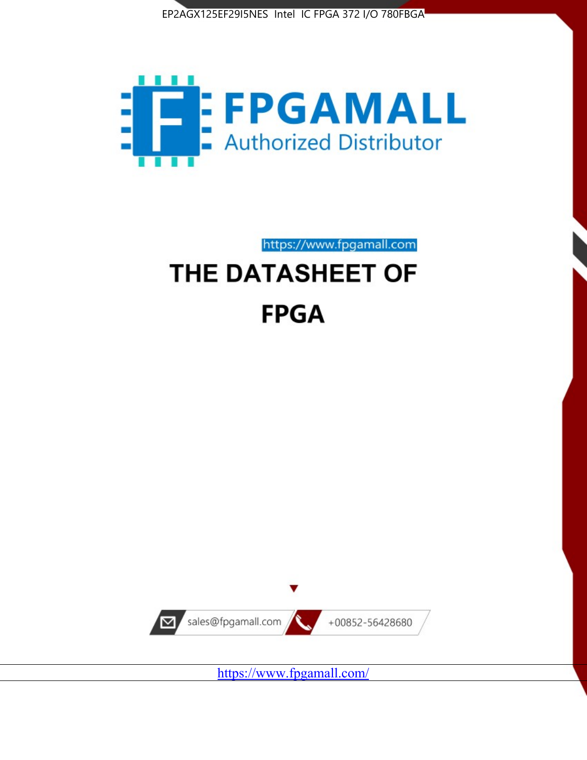EP2AGX125EF29I5NES Intel IC FPGA 372 I/O 780FBGA

FPGAMALL

Authorized Distributor

https://www.fpgamall.com

# THE DATASHEET OF

# FPGA

sales@fpgamall.com

+00852-56428680

https://www.fpgamall.com/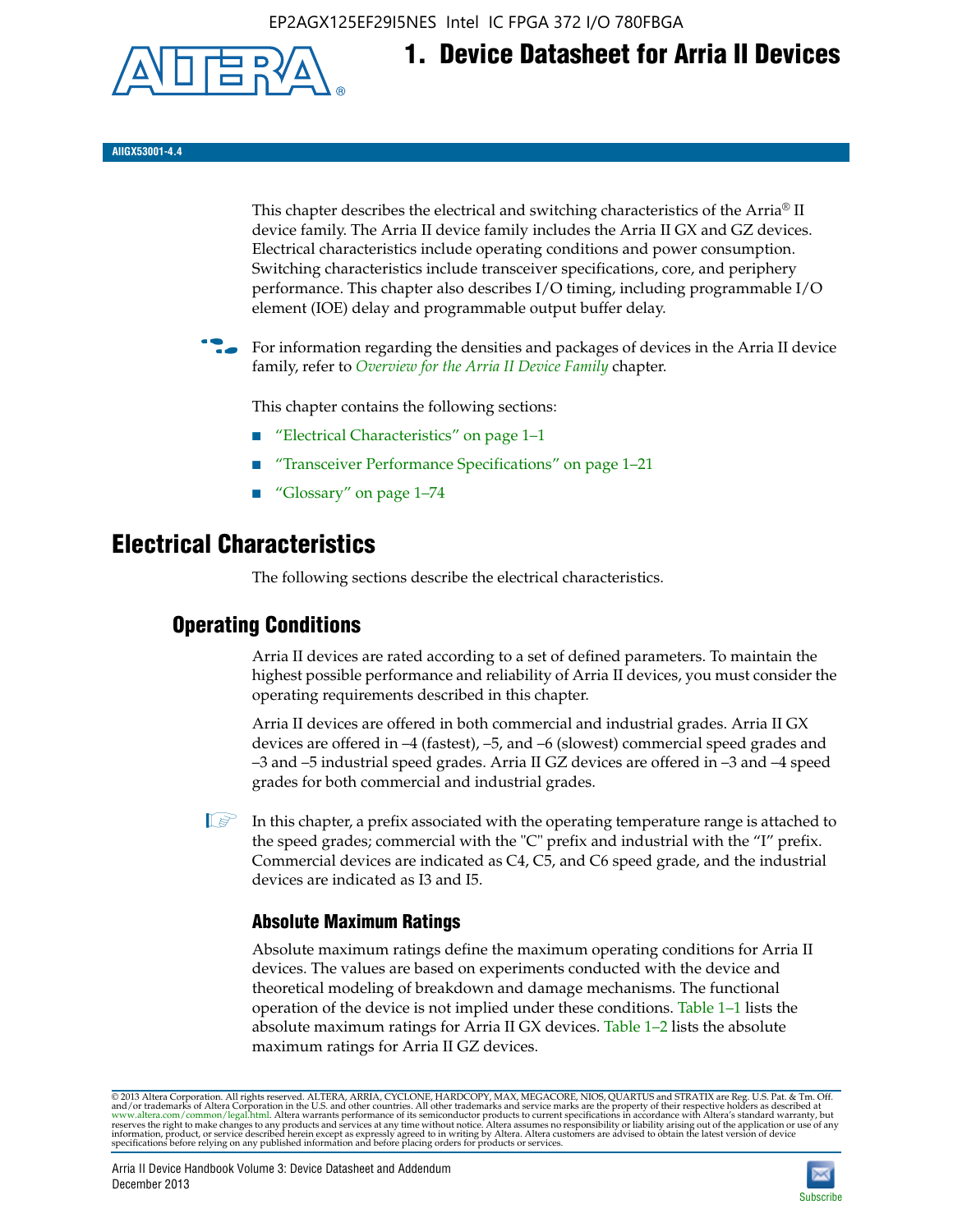# 1. Device Datasheet for Arria II Devices

AIIGX53001-4.4

This chapter describes the electrical and switching characteristics of the Arria® II device family. The Arria II device family includes the Arria II GX and GZ devices. Electrical characteristics include operating conditions and power consumption. Switching characteristics include transceiver specifications, core, and periphery performance. This chapter also describes I/O timing, including programmable I/O element (IOE) delay and programmable output buffer delay.

For information regarding the densities and packages of devices in the Arria II device family, refer to *Overview for the Arria II Device Family* chapter.

This chapter contains the following sections:

- "Electrical Characteristics" on page 1–1
- "Transceiver Performance Specifications" on page 1–21
- "Glossary" on page 1–74

## Electrical Characteristics

The following sections describe the electrical characteristics.

### Operating Conditions

Arria II devices are rated according to a set of defined parameters. To maintain the highest possible performance and reliability of Arria II devices, you must consider the operating requirements described in this chapter.

Arria II devices are offered in both commercial and industrial grades. Arria II GX devices are offered in –4 (fastest), –5, and –6 (slowest) commercial speed grades and –3 and –5 industrial speed grades. Arria II GZ devices are offered in –3 and –4 speed grades for both commercial and industrial grades.

In this chapter, a prefix associated with the operating temperature range is attached to the speed grades; commercial with the "C" prefix and industrial with the "I" prefix. Commercial devices are indicated as C4, C5, and C6 speed grade, and the industrial devices are indicated as I3 and I5.

#### Absolute Maximum Ratings

Absolute maximum ratings define the maximum operating conditions for Arria II devices. The values are based on experiments conducted with the device and theoretical modeling of breakdown and damage mechanisms. The functional operation of the device is not implied under these conditions. Table 1–1 lists the absolute maximum ratings for Arria II GX devices. Table 1–2 lists the absolute maximum ratings for Arria II GZ devices.

© 2013 Altera Corporation. All rights reserved. ALTERA, ARRIA, CYCLONE, HARDCOPY, MAX, MEGACORE, NIOS, QUARTUS and STRATIX are Reg. U.S. Pat. & Tm. Off. and/or trademarks of Altera Corporation in the U.S. and other countries. All other trademarks and service marks are the property of their respective holders as described at www.altera.com/common/legal.html. Altera warrants performance of its semiconductor products to current specifications in accordance with Altera's standard warranty, but reserves the right to make changes to any products and services at any time without notice. Altera assumes no responsibility or liability arising out of the application or use of any information, product, or service described herein except as expressly agreed to in writing by Altera. Altera customers are advised to obtain the latest version of device specifications before relying on any published information and before placing orders for products or services.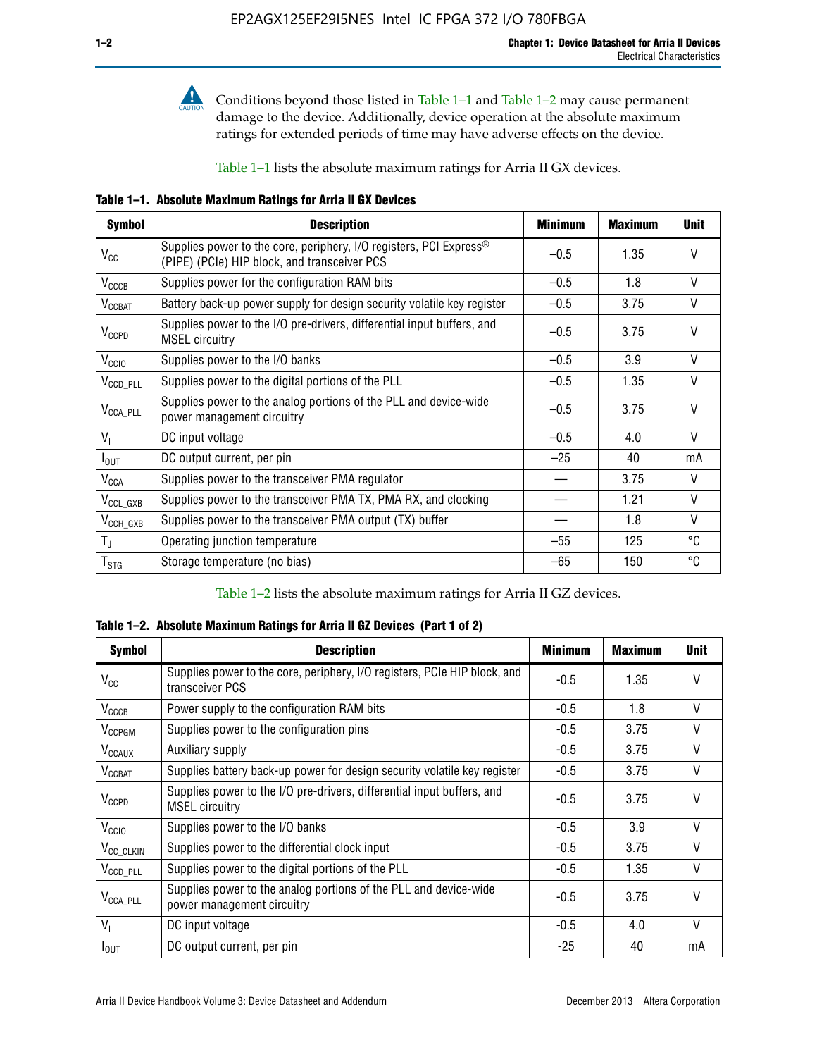Conditions beyond those listed in Table 1–1 and Table 1–2 may cause permanent damage to the device. Additionally, device operation at the absolute maximum ratings for extended periods of time may have adverse effects on the device.

Table 1–1 lists the absolute maximum ratings for Arria II GX devices.

**Table 1–1. Absolute Maximum Ratings for Arria II GX Devices**

| Symbol | Description | Minimum | Maximum | Unit |
|---|---|---|---|---|
| $V_{CC}$ | Supplies power to the core, periphery, I/O registers, PCI Express® (PIPE) (PCIe) HIP block, and transceiver PCS | –0.5 | 1.35 | V |
| $V_{CCCB}$ | Supplies power for the configuration RAM bits | –0.5 | 1.8 | V |
| $V_{CCBAT}$ | Battery back-up power supply for design security volatile key register | –0.5 | 3.75 | V |
| $V_{CCPD}$ | Supplies power to the I/O pre-drivers, differential input buffers, and MSEL circuitry | –0.5 | 3.75 | V |
| $V_{CCIO}$ | Supplies power to the I/O banks | –0.5 | 3.9 | V |
| $V_{CCD\_PLL}$ | Supplies power to the digital portions of the PLL | –0.5 | 1.35 | V |
| $V_{CCA\_PLL}$ | Supplies power to the analog portions of the PLL and device-wide power management circuitry | –0.5 | 3.75 | V |
| $V_I$ | DC input voltage | –0.5 | 4.0 | V |
| $I_{OUT}$ | DC output current, per pin | –25 | 40 | mA |
| $V_{CCA}$ | Supplies power to the transceiver PMA regulator | — | 3.75 | V |
| $V_{CCL\_GXB}$ | Supplies power to the transceiver PMA TX, PMA RX, and clocking | — | 1.21 | V |
| $V_{CCH\_GXB}$ | Supplies power to the transceiver PMA output (TX) buffer | — | 1.8 | V |
| $T_J$ | Operating junction temperature | –55 | 125 | °C |
| $T_{STG}$ | Storage temperature (no bias) | –65 | 150 | °C |

Table 1–2 lists the absolute maximum ratings for Arria II GZ devices.

**Table 1–2. Absolute Maximum Ratings for Arria II GZ Devices (Part 1 of 2)**

| Symbol | Description | Minimum | Maximum | Unit |
|---|---|---|---|---|
| $V_{CC}$ | Supplies power to the core, periphery, I/O registers, PCIe HIP block, and transceiver PCS | -0.5 | 1.35 | V |
| $V_{CCCB}$ | Power supply to the configuration RAM bits | -0.5 | 1.8 | V |
| $V_{CCPGM}$ | Supplies power to the configuration pins | -0.5 | 3.75 | V |
| $V_{CCAUX}$ | Auxiliary supply | -0.5 | 3.75 | V |
| $V_{CCBAT}$ | Supplies battery back-up power for design security volatile key register | -0.5 | 3.75 | V |
| $V_{CCPD}$ | Supplies power to the I/O pre-drivers, differential input buffers, and MSEL circuitry | -0.5 | 3.75 | V |
| $V_{CCIO}$ | Supplies power to the I/O banks | -0.5 | 3.9 | V |
| $V_{CC\_CLKIN}$ | Supplies power to the differential clock input | -0.5 | 3.75 | V |
| $V_{CCD\_PLL}$ | Supplies power to the digital portions of the PLL | -0.5 | 1.35 | V |
| $V_{CCA\_PLL}$ | Supplies power to the analog portions of the PLL and device-wide power management circuitry | -0.5 | 3.75 | V |
| $V_I$ | DC input voltage | -0.5 | 4.0 | V |
| $I_{OUT}$ | DC output current, per pin | -25 | 40 | mA |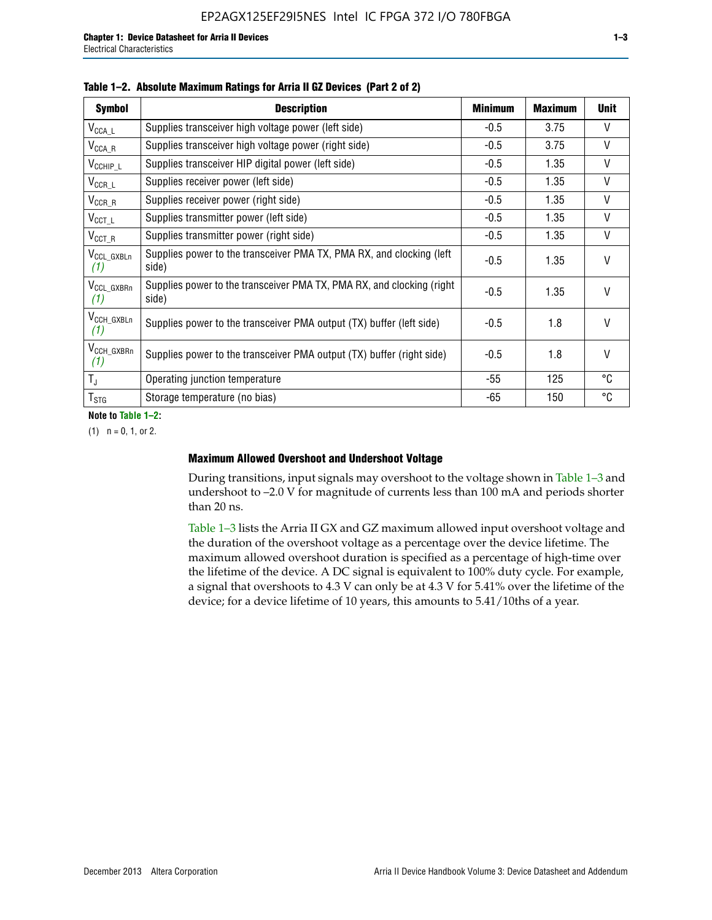**Table 1–2. Absolute Maximum Ratings for Arria II GZ Devices (Part 2 of 2)**

| Symbol | Description | Minimum | Maximum | Unit |
|---|---|---|---|---|
| $V_{CCA\_L}$ | Supplies transceiver high voltage power (left side) | -0.5 | 3.75 | V |
| $V_{CCA\_R}$ | Supplies transceiver high voltage power (right side) | -0.5 | 3.75 | V |
| $V_{CCHIP\_L}$ | Supplies transceiver HIP digital power (left side) | -0.5 | 1.35 | V |
| $V_{CCR\_L}$ | Supplies receiver power (left side) | -0.5 | 1.35 | V |
| $V_{CCR\_R}$ | Supplies receiver power (right side) | -0.5 | 1.35 | V |
| $V_{CCT\_L}$ | Supplies transmitter power (left side) | -0.5 | 1.35 | V |
| $V_{CCT\_R}$ | Supplies transmitter power (right side) | -0.5 | 1.35 | V |
| $V_{CCL\_GXBLn}$ *(1)* | Supplies power to the transceiver PMA TX, PMA RX, and clocking (left side) | -0.5 | 1.35 | V |
| $V_{CCL\_GXBRn}$ *(1)* | Supplies power to the transceiver PMA TX, PMA RX, and clocking (right side) | -0.5 | 1.35 | V |
| $V_{CCH\_GXBLn}$ *(1)* | Supplies power to the transceiver PMA output (TX) buffer (left side) | -0.5 | 1.8 | V |
| $V_{CCH\_GXBRn}$ *(1)* | Supplies power to the transceiver PMA output (TX) buffer (right side) | -0.5 | 1.8 | V |
| $T_J$ | Operating junction temperature | -55 | 125 | °C |
| $T_{STG}$ | Storage temperature (no bias) | -65 | 150 | °C |

**Note to Table 1–2:**

(1) n = 0, 1, or 2.

### Maximum Allowed Overshoot and Undershoot Voltage

During transitions, input signals may overshoot to the voltage shown in Table 1–3 and undershoot to –2.0 V for magnitude of currents less than 100 mA and periods shorter than 20 ns.

Table 1–3 lists the Arria II GX and GZ maximum allowed input overshoot voltage and the duration of the overshoot voltage as a percentage over the device lifetime. The maximum allowed overshoot duration is specified as a percentage of high-time over the lifetime of the device. A DC signal is equivalent to 100% duty cycle. For example, a signal that overshoots to 4.3 V can only be at 4.3 V for 5.41% over the lifetime of the device; for a device lifetime of 10 years, this amounts to 5.41/10ths of a year.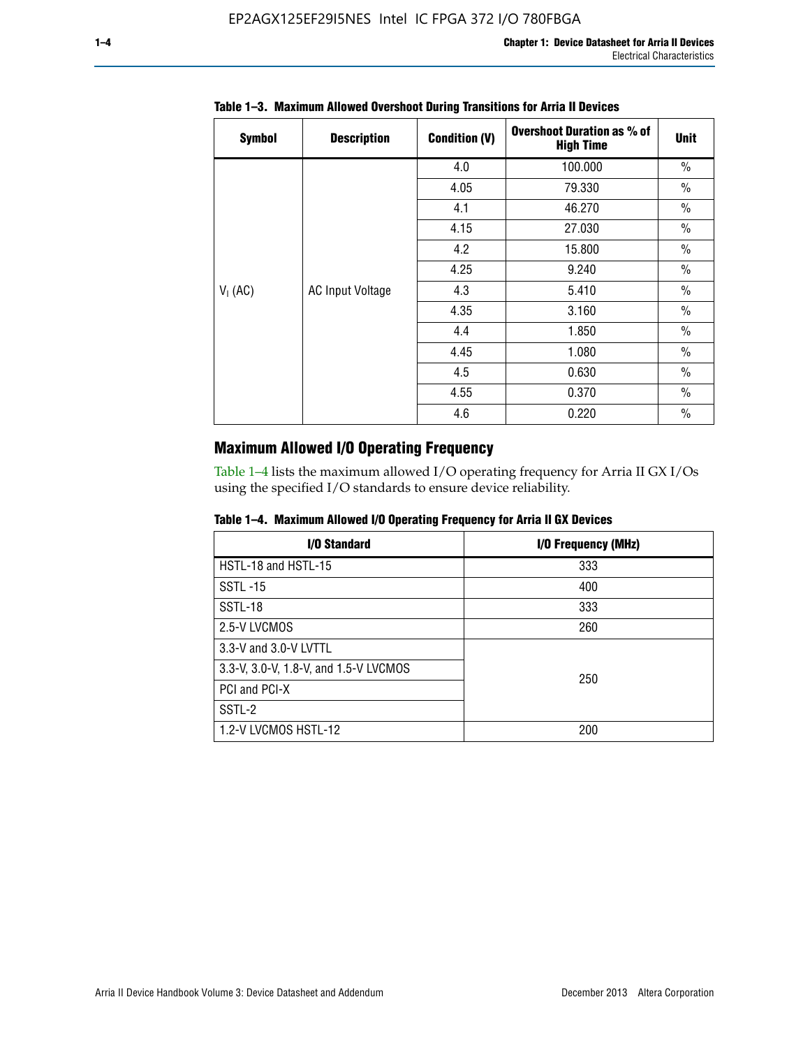**Table 1–3. Maximum Allowed Overshoot During Transitions for Arria II Devices**

| Symbol | Description | Condition (V) | Overshoot Duration as % of High Time | Unit |
|---|---|---|---|---|
| $V_I$ (AC) | AC Input Voltage | 4.0 | 100.000 | % |
| | | 4.05 | 79.330 | % |
| | | 4.1 | 46.270 | % |
| | | 4.15 | 27.030 | % |
| | | 4.2 | 15.800 | % |
| | | 4.25 | 9.240 | % |
| | | 4.3 | 5.410 | % |
| | | 4.35 | 3.160 | % |
| | | 4.4 | 1.850 | % |
| | | 4.45 | 1.080 | % |
| | | 4.5 | 0.630 | % |
| | | 4.55 | 0.370 | % |
| | | 4.6 | 0.220 | % |

## Maximum Allowed I/O Operating Frequency

Table 1–4 lists the maximum allowed I/O operating frequency for Arria II GX I/Os using the specified I/O standards to ensure device reliability.

**Table 1–4. Maximum Allowed I/O Operating Frequency for Arria II GX Devices**

| I/O Standard | I/O Frequency (MHz) |
|---|---|
| HSTL-18 and HSTL-15 | 333 |
| SSTL -15 | 400 |
| SSTL-18 | 333 |
| 2.5-V LVCMOS | 260 |
| 3.3-V and 3.0-V LVTTL | 250 |
| 3.3-V, 3.0-V, 1.8-V, and 1.5-V LVCMOS | |
| PCI and PCI-X | |
| SSTL-2 | |
| 1.2-V LVCMOS HSTL-12 | 200 |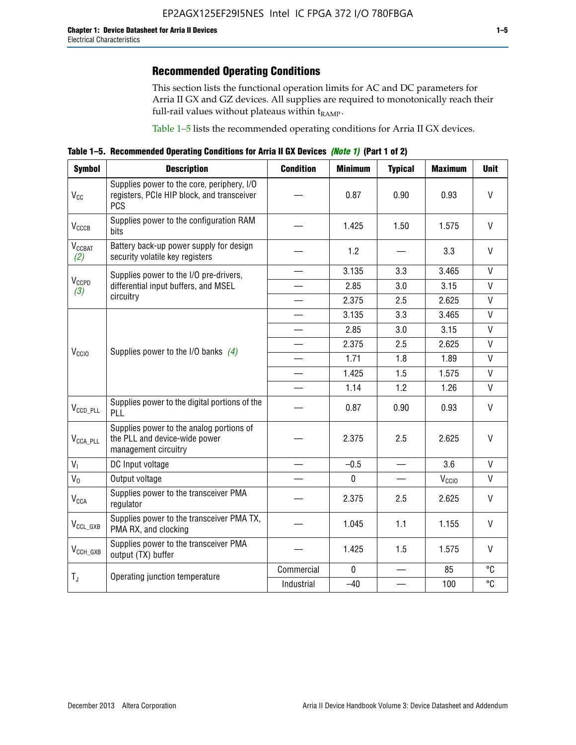## Recommended Operating Conditions

This section lists the functional operation limits for AC and DC parameters for Arria II GX and GZ devices. All supplies are required to monotonically reach their full-rail values without plateaus within $t_{RAMP}$.

Table 1–5 lists the recommended operating conditions for Arria II GX devices.

**Table 1–5. Recommended Operating Conditions for Arria II GX Devices *(Note 1)* (Part 1 of 2)**

| Symbol | Description | Condition | Minimum | Typical | Maximum | Unit |
|---|---|---|---|---|---|---|
| $V_{CC}$ | Supplies power to the core, periphery, I/O registers, PCIe HIP block, and transceiver PCS | — | 0.87 | 0.90 | 0.93 | V |
| $V_{CCCB}$ | Supplies power to the configuration RAM bits | — | 1.425 | 1.50 | 1.575 | V |
| $V_{CCBAT}$ *(2)* | Battery back-up power supply for design security volatile key registers | — | 1.2 | — | 3.3 | V |
| $V_{CCPD}$ *(3)* | Supplies power to the I/O pre-drivers, differential input buffers, and MSEL circuitry | — | 3.135 | 3.3 | 3.465 | V |
| | | — | 2.85 | 3.0 | 3.15 | V |
| | | — | 2.375 | 2.5 | 2.625 | V |
| $V_{CCIO}$ | Supplies power to the I/O banks *(4)* | — | 3.135 | 3.3 | 3.465 | V |
| | | — | 2.85 | 3.0 | 3.15 | V |
| | | — | 2.375 | 2.5 | 2.625 | V |
| | | — | 1.71 | 1.8 | 1.89 | V |
| | | — | 1.425 | 1.5 | 1.575 | V |
| | | — | 1.14 | 1.2 | 1.26 | V |
| $V_{CCD\_PLL}$ | Supplies power to the digital portions of the PLL | — | 0.87 | 0.90 | 0.93 | V |
| $V_{CCA\_PLL}$ | Supplies power to the analog portions of the PLL and device-wide power management circuitry | — | 2.375 | 2.5 | 2.625 | V |
| $V_I$ | DC Input voltage | — | –0.5 | — | 3.6 | V |
| $V_O$ | Output voltage | — | 0 | — | $V_{CCIO}$ | V |
| $V_{CCA}$ | Supplies power to the transceiver PMA regulator | — | 2.375 | 2.5 | 2.625 | V |
| $V_{CCL\_GXB}$ | Supplies power to the transceiver PMA TX, PMA RX, and clocking | — | 1.045 | 1.1 | 1.155 | V |
| $V_{CCH\_GXB}$ | Supplies power to the transceiver PMA output (TX) buffer | — | 1.425 | 1.5 | 1.575 | V |
| $T_J$ | Operating junction temperature | Commercial | 0 | — | 85 | °C |
| | | Industrial | –40 | — | 100 | °C |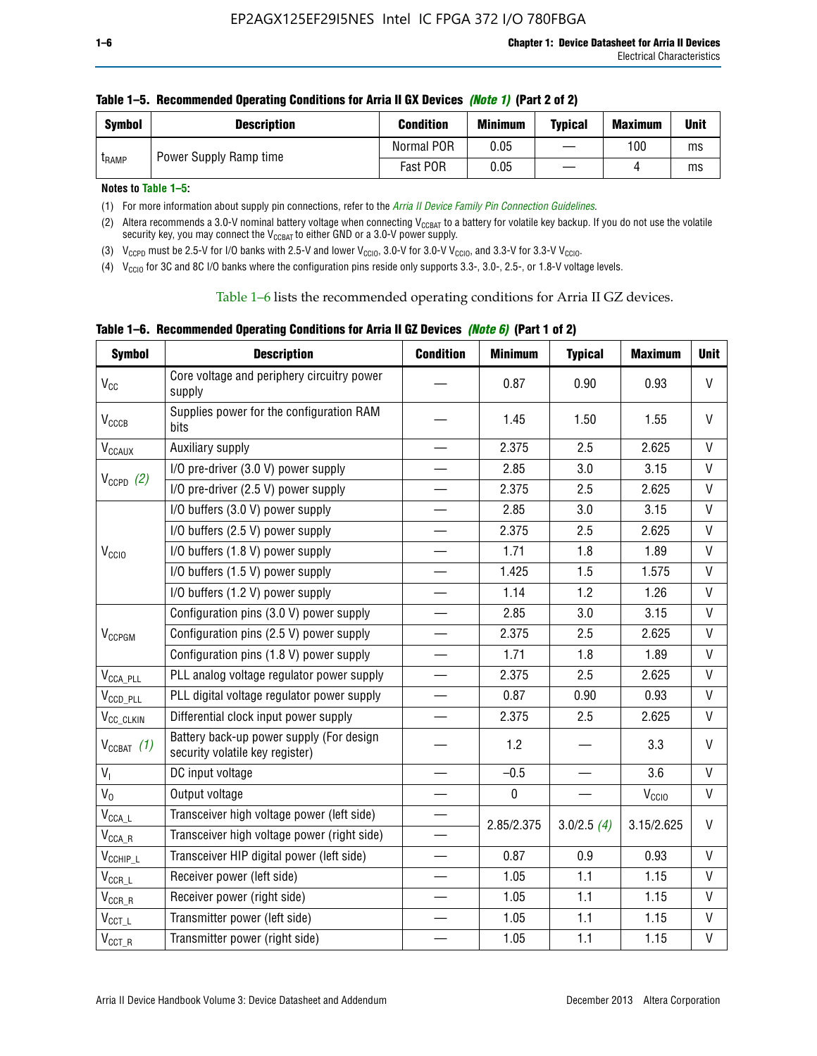**Table 1–5. Recommended Operating Conditions for Arria II GX Devices *(Note 1)* (Part 2 of 2)**

| Symbol | Description | Condition | Minimum | Typical | Maximum | Unit |
|---|---|---|---|---|---|---|
| $t_{RAMP}$ | Power Supply Ramp time | Normal POR | 0.05 | — | 100 | ms |
| | | Fast POR | 0.05 | — | 4 | ms |

**Notes to Table 1–5:**

(1) For more information about supply pin connections, refer to the *Arria II Device Family Pin Connection Guidelines*.

(2) Altera recommends a 3.0-V nominal battery voltage when connecting $V_{CCBAT}$ to a battery for volatile key backup. If you do not use the volatile security key, you may connect the $V_{CCBAT}$ to either GND or a 3.0-V power supply.

(3) $V_{CCPD}$ must be 2.5-V for I/O banks with 2.5-V and lower $V_{CCIO}$, 3.0-V for 3.0-V $V_{CCIO}$, and 3.3-V for 3.3-V $V_{CCIO}$.

(4) $V_{CCIO}$ for 3C and 8C I/O banks where the configuration pins reside only supports 3.3-, 3.0-, 2.5-, or 1.8-V voltage levels.

Table 1–6 lists the recommended operating conditions for Arria II GZ devices.

**Table 1–6. Recommended Operating Conditions for Arria II GZ Devices *(Note 6)* (Part 1 of 2)**

| Symbol | Description | Condition | Minimum | Typical | Maximum | Unit |
|---|---|---|---|---|---|---|
| $V_{CC}$ | Core voltage and periphery circuitry power supply | — | 0.87 | 0.90 | 0.93 | V |
| $V_{CCCB}$ | Supplies power for the configuration RAM bits | — | 1.45 | 1.50 | 1.55 | V |
| $V_{CCAUX}$ | Auxiliary supply | — | 2.375 | 2.5 | 2.625 | V |
| $V_{CCPD}$ *(2)* | I/O pre-driver (3.0 V) power supply | — | 2.85 | 3.0 | 3.15 | V |
| | I/O pre-driver (2.5 V) power supply | — | 2.375 | 2.5 | 2.625 | V |
| $V_{CCIO}$ | I/O buffers (3.0 V) power supply | — | 2.85 | 3.0 | 3.15 | V |
| | I/O buffers (2.5 V) power supply | — | 2.375 | 2.5 | 2.625 | V |
| | I/O buffers (1.8 V) power supply | — | 1.71 | 1.8 | 1.89 | V |
| | I/O buffers (1.5 V) power supply | — | 1.425 | 1.5 | 1.575 | V |
| | I/O buffers (1.2 V) power supply | — | 1.14 | 1.2 | 1.26 | V |
| $V_{CCPGM}$ | Configuration pins (3.0 V) power supply | — | 2.85 | 3.0 | 3.15 | V |
| | Configuration pins (2.5 V) power supply | — | 2.375 | 2.5 | 2.625 | V |
| | Configuration pins (1.8 V) power supply | — | 1.71 | 1.8 | 1.89 | V |
| $V_{CCA\_PLL}$ | PLL analog voltage regulator power supply | — | 2.375 | 2.5 | 2.625 | V |
| $V_{CCD\_PLL}$ | PLL digital voltage regulator power supply | — | 0.87 | 0.90 | 0.93 | V |
| $V_{CC\_CLKIN}$ | Differential clock input power supply | — | 2.375 | 2.5 | 2.625 | V |
| $V_{CCBAT}$ *(1)* | Battery back-up power supply (For design security volatile key register) | — | 1.2 | — | 3.3 | V |
| $V_I$ | DC input voltage | — | –0.5 | — | 3.6 | V |
| $V_O$ | Output voltage | — | 0 | — | $V_{CCIO}$ | V |
| $V_{CCA\_L}$ | Transceiver high voltage power (left side) | — | 2.85/2.375 | 3.0/2.5 *(4)* | 3.15/2.625 | V |
| $V_{CCA\_R}$ | Transceiver high voltage power (right side) | — | | | | |
| $V_{CCHIP\_L}$ | Transceiver HIP digital power (left side) | — | 0.87 | 0.9 | 0.93 | V |
| $V_{CCR\_L}$ | Receiver power (left side) | — | 1.05 | 1.1 | 1.15 | V |
| $V_{CCR\_R}$ | Receiver power (right side) | — | 1.05 | 1.1 | 1.15 | V |
| $V_{CCT\_L}$ | Transmitter power (left side) | — | 1.05 | 1.1 | 1.15 | V |
| $V_{CCT\_R}$ | Transmitter power (right side) | — | 1.05 | 1.1 | 1.15 | V |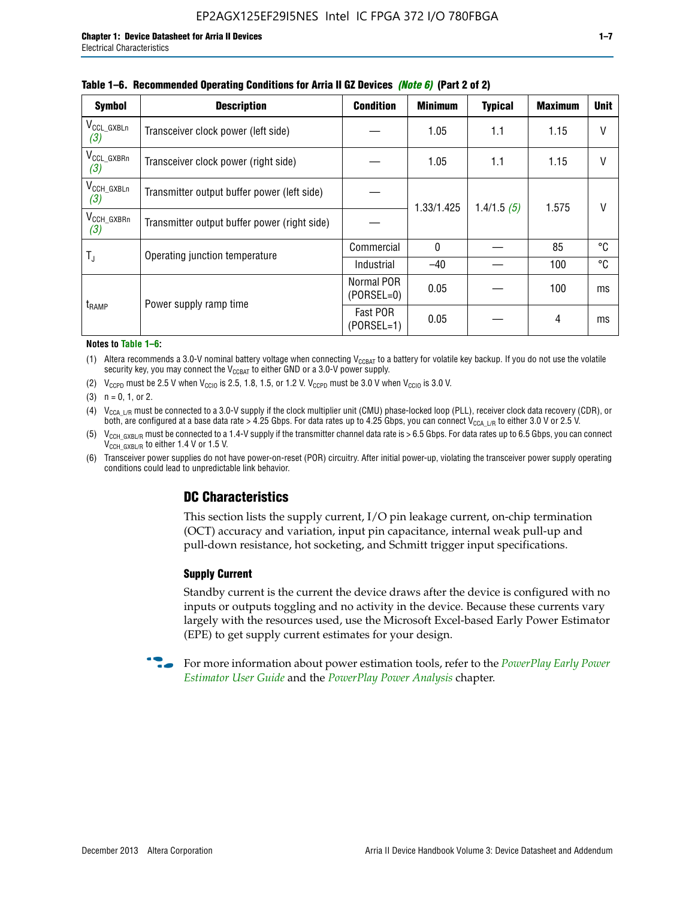**Table 1–6. Recommended Operating Conditions for Arria II GZ Devices *(Note 6)* (Part 2 of 2)**

| Symbol | Description | Condition | Minimum | Typical | Maximum | Unit |
|---|---|---|---|---|---|---|
| $V_{CCL\_GXBLn}$ *(3)* | Transceiver clock power (left side) | — | 1.05 | 1.1 | 1.15 | V |
| $V_{CCL\_GXBRn}$ *(3)* | Transceiver clock power (right side) | — | 1.05 | 1.1 | 1.15 | V |
| $V_{CCH\_GXBLn}$ *(3)* | Transmitter output buffer power (left side) | — | 1.33/1.425 | 1.4/1.5 *(5)* | 1.575 | V |
| $V_{CCH\_GXBRn}$ *(3)* | Transmitter output buffer power (right side) | — | | | | |
| $T_J$ | Operating junction temperature | Commercial | 0 | — | 85 | °C |
| | | Industrial | –40 | — | 100 | °C |
| $t_{RAMP}$ | Power supply ramp time | Normal POR (PORSEL=0) | 0.05 | — | 100 | ms |
| | | Fast POR (PORSEL=1) | 0.05 | — | 4 | ms |

**Notes to Table 1–6:**

(1) Altera recommends a 3.0-V nominal battery voltage when connecting $V_{CCBAT}$ to a battery for volatile key backup. If you do not use the volatile security key, you may connect the $V_{CCBAT}$ to either GND or a 3.0-V power supply.

(2) $V_{CCPD}$ must be 2.5 V when $V_{CCIO}$ is 2.5, 1.8, 1.5, or 1.2 V. $V_{CCPD}$ must be 3.0 V when $V_{CCIO}$ is 3.0 V.

(3) n = 0, 1, or 2.

(4) $V_{CCA\_L/R}$ must be connected to a 3.0-V supply if the clock multiplier unit (CMU) phase-locked loop (PLL), receiver clock data recovery (CDR), or both, are configured at a base data rate > 4.25 Gbps. For data rates up to 4.25 Gbps, you can connect $V_{CCA\_L/R}$ to either 3.0 V or 2.5 V.

(5) $V_{CCH\_GXBL/R}$ must be connected to a 1.4-V supply if the transmitter channel data rate is > 6.5 Gbps. For data rates up to 6.5 Gbps, you can connect $V_{CCH\_GXBL/R}$ to either 1.4 V or 1.5 V.

(6) Transceiver power supplies do not have power-on-reset (POR) circuitry. After initial power-up, violating the transceiver power supply operating conditions could lead to unpredictable link behavior.

## DC Characteristics

This section lists the supply current, I/O pin leakage current, on-chip termination (OCT) accuracy and variation, input pin capacitance, internal weak pull-up and pull-down resistance, hot socketing, and Schmitt trigger input specifications.

### Supply Current

Standby current is the current the device draws after the device is configured with no inputs or outputs toggling and no activity in the device. Because these currents vary largely with the resources used, use the Microsoft Excel-based Early Power Estimator (EPE) to get supply current estimates for your design.

For more information about power estimation tools, refer to the *PowerPlay Early Power Estimator User Guide* and the *PowerPlay Power Analysis* chapter.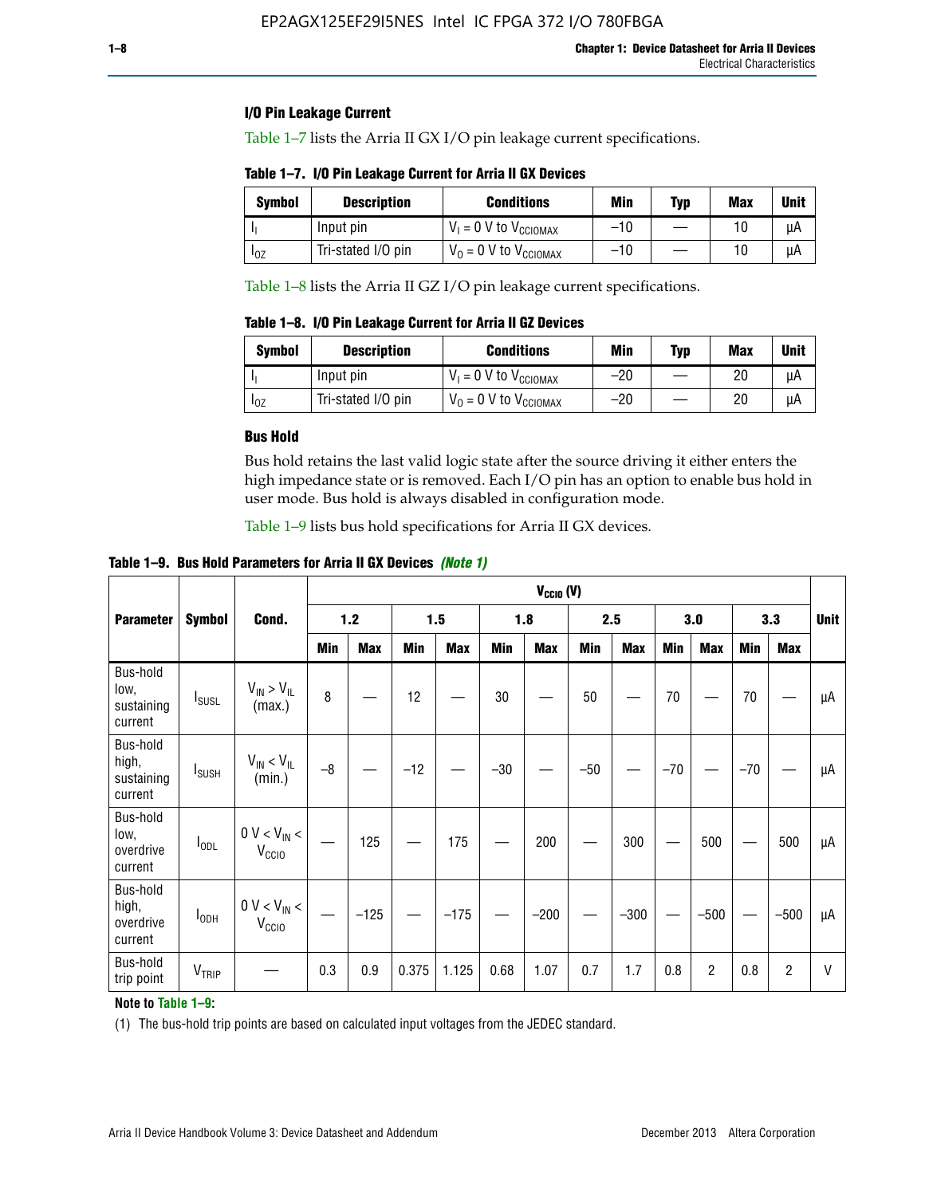### I/O Pin Leakage Current

Table 1–7 lists the Arria II GX I/O pin leakage current specifications.

**Table 1–7. I/O Pin Leakage Current for Arria II GX Devices**

| Symbol | Description | Conditions | Min | Typ | Max | Unit |
|---|---|---|---|---|---|---|
| $I_I$ | Input pin | $V_I$ = 0 V to $V_{CCIOMAX}$ | –10 | — | 10 | µA |
| $I_{OZ}$ | Tri-stated I/O pin | $V_O$ = 0 V to $V_{CCIOMAX}$ | –10 | — | 10 | µA |

Table 1–8 lists the Arria II GZ I/O pin leakage current specifications.

**Table 1–8. I/O Pin Leakage Current for Arria II GZ Devices**

| Symbol | Description | Conditions | Min | Typ | Max | Unit |
|---|---|---|---|---|---|---|
| $I_I$ | Input pin | $V_I$ = 0 V to $V_{CCIOMAX}$ | –20 | — | 20 | µA |
| $I_{OZ}$ | Tri-stated I/O pin | $V_O$ = 0 V to $V_{CCIOMAX}$ | –20 | — | 20 | µA |

### Bus Hold

Bus hold retains the last valid logic state after the source driving it either enters the high impedance state or is removed. Each I/O pin has an option to enable bus hold in user mode. Bus hold is always disabled in configuration mode.

Table 1–9 lists bus hold specifications for Arria II GX devices.

**Table 1–9. Bus Hold Parameters for Arria II GX Devices** *(Note 1)*

| Parameter | Symbol | Cond. | $V_{CCIO}$ (V) | | | | | | | | | | | | Unit |
|---|---|---|---|---|---|---|---|---|---|---|---|---|---|---|---|
| | | | 1.2 | | 1.5 | | 1.8 | | 2.5 | | 3.0 | | 3.3 | | |
| | | | Min | Max | Min | Max | Min | Max | Min | Max | Min | Max | Min | Max | |
| Bus-hold low, sustaining current | $I_{SUSL}$ | $V_{IN} > V_{IL}$ (max.) | 8 | — | 12 | — | 30 | — | 50 | — | 70 | — | 70 | — | µA |
| Bus-hold high, sustaining current | $I_{SUSH}$ | $V_{IN} < V_{IL}$ (min.) | –8 | — | –12 | — | –30 | — | –50 | — | –70 | — | –70 | — | µA |
| Bus-hold low, overdrive current | $I_{ODL}$ | 0 V < $V_{IN}$ < $V_{CCIO}$ | — | 125 | — | 175 | — | 200 | — | 300 | — | 500 | — | 500 | µA |
| Bus-hold high, overdrive current | $I_{ODH}$ | 0 V < $V_{IN}$ < $V_{CCIO}$ | — | –125 | — | –175 | — | –200 | — | –300 | — | –500 | — | –500 | µA |
| Bus-hold trip point | $V_{TRIP}$ | — | 0.3 | 0.9 | 0.375 | 1.125 | 0.68 | 1.07 | 0.7 | 1.7 | 0.8 | 2 | 0.8 | 2 | V |

**Note to Table 1–9:**

(1) The bus-hold trip points are based on calculated input voltages from the JEDEC standard.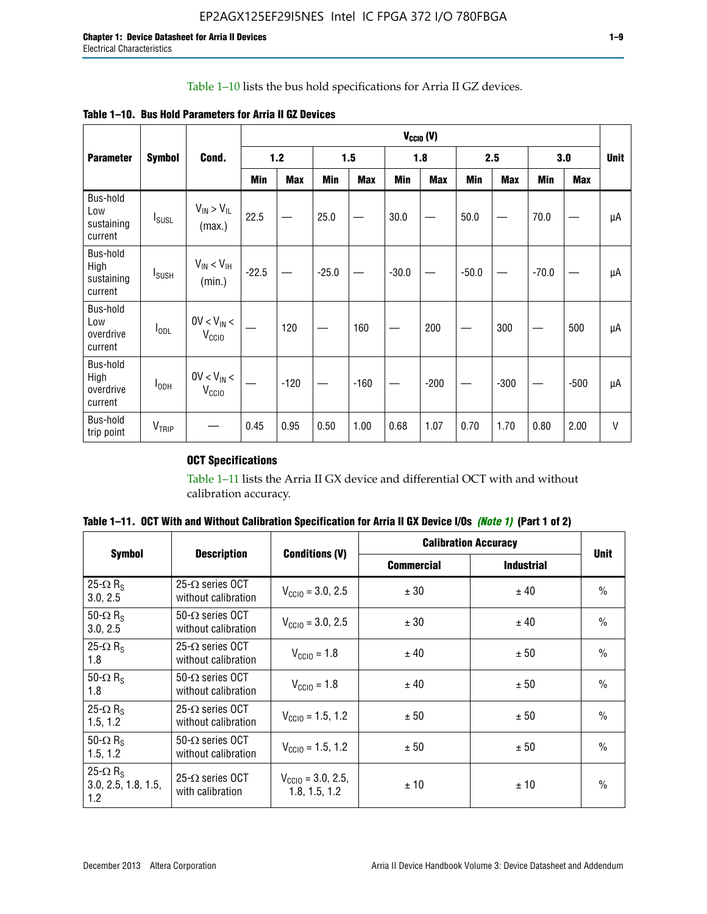Table 1–10 lists the bus hold specifications for Arria II GZ devices.

**Table 1–10. Bus Hold Parameters for Arria II GZ Devices**

| Parameter | Symbol | Cond. | $V_{CCIO}$ (V) | | | | | | | | | | Unit |
|---|---|---|---|---|---|---|---|---|---|---|---|---|---|
| | | | 1.2 | | 1.5 | | 1.8 | | 2.5 | | 3.0 | | |
| | | | Min | Max | Min | Max | Min | Max | Min | Max | Min | Max | |
| Bus-hold Low sustaining current | $I_{SUSL}$ | $V_{IN} > V_{IL}$ (max.) | 22.5 | — | 25.0 | — | 30.0 | — | 50.0 | — | 70.0 | — | µA |
| Bus-hold High sustaining current | $I_{SUSH}$ | $V_{IN} < V_{IH}$ (min.) | -22.5 | — | -25.0 | — | -30.0 | — | -50.0 | — | -70.0 | — | µA |
| Bus-hold Low overdrive current | $I_{ODL}$ | $0V < V_{IN} < V_{CCIO}$ | — | 120 | — | 160 | — | 200 | — | 300 | — | 500 | µA |
| Bus-hold High overdrive current | $I_{ODH}$ | $0V < V_{IN} < V_{CCIO}$ | — | -120 | — | -160 | — | -200 | — | -300 | — | -500 | µA |
| Bus-hold trip point | $V_{TRIP}$ | — | 0.45 | 0.95 | 0.50 | 1.00 | 0.68 | 1.07 | 0.70 | 1.70 | 0.80 | 2.00 | V |

### OCT Specifications

Table 1–11 lists the Arria II GX device and differential OCT with and without calibration accuracy.

**Table 1–11. OCT With and Without Calibration Specification for Arria II GX Device I/Os** *(Note 1)* **(Part 1 of 2)**

| Symbol | Description | Conditions (V) | Calibration Accuracy | | Unit |
|---|---|---|---|---|---|
| | | | Commercial | Industrial | |
| 25-Ω $R_S$ 3.0, 2.5 | 25-Ω series OCT without calibration | $V_{CCIO}$ = 3.0, 2.5 | ± 30 | ± 40 | % |
| 50-Ω $R_S$ 3.0, 2.5 | 50-Ω series OCT without calibration | $V_{CCIO}$ = 3.0, 2.5 | ± 30 | ± 40 | % |
| 25-Ω $R_S$ 1.8 | 25-Ω series OCT without calibration | $V_{CCIO}$ = 1.8 | ± 40 | ± 50 | % |
| 50-Ω $R_S$ 1.8 | 50-Ω series OCT without calibration | $V_{CCIO}$ = 1.8 | ± 40 | ± 50 | % |
| 25-Ω $R_S$ 1.5, 1.2 | 25-Ω series OCT without calibration | $V_{CCIO}$ = 1.5, 1.2 | ± 50 | ± 50 | % |
| 50-Ω $R_S$ 1.5, 1.2 | 50-Ω series OCT without calibration | $V_{CCIO}$ = 1.5, 1.2 | ± 50 | ± 50 | % |
| 25-Ω $R_S$ 3.0, 2.5, 1.8, 1.5, 1.2 | 25-Ω series OCT with calibration | $V_{CCIO}$ = 3.0, 2.5, 1.8, 1.5, 1.2 | ± 10 | ± 10 | % |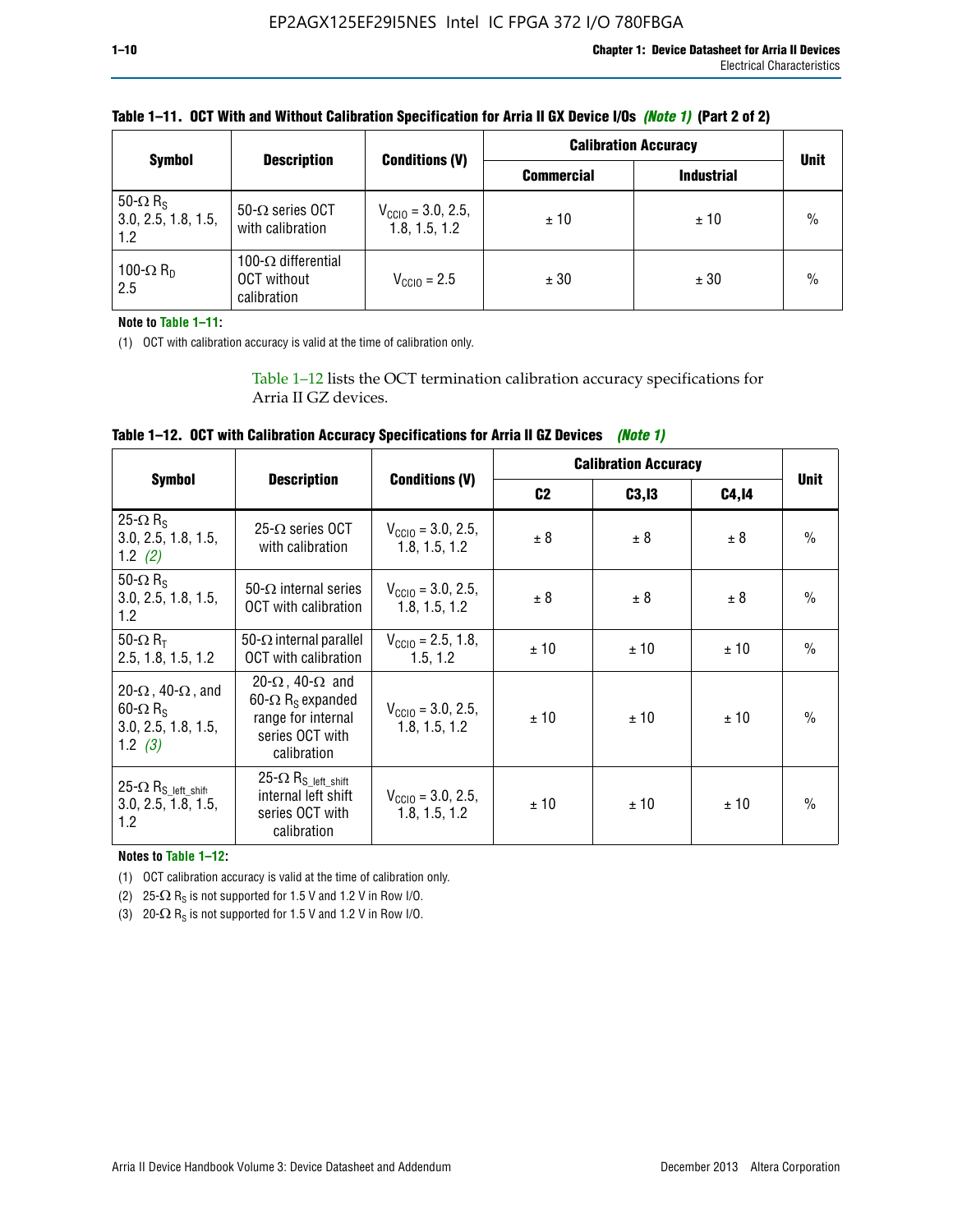**Table 1–11. OCT With and Without Calibration Specification for Arria II GX Device I/Os *(Note 1)* (Part 2 of 2)**

| Symbol | Description | Conditions (V) | Calibration Accuracy | | Unit |
|---|---|---|---|---|---|
| | | | Commercial | Industrial | |
| 50-Ω $R_S$ 3.0, 2.5, 1.8, 1.5, 1.2 | 50-Ω series OCT with calibration | $V_{CCIO}$ = 3.0, 2.5, 1.8, 1.5, 1.2 | ± 10 | ± 10 | % |
| 100-Ω $R_D$ 2.5 | 100-Ω differential OCT without calibration | $V_{CCIO}$ = 2.5 | ± 30 | ± 30 | % |

**Note to Table 1–11:**

(1) OCT with calibration accuracy is valid at the time of calibration only.

Table 1–12 lists the OCT termination calibration accuracy specifications for Arria II GZ devices.

**Table 1–12. OCT with Calibration Accuracy Specifications for Arria II GZ Devices *(Note 1)***

| Symbol | Description | Conditions (V) | Calibration Accuracy | | | Unit |
|---|---|---|---|---|---|---|
| | | | C2 | C3,I3 | C4,I4 | |
| 25-Ω $R_S$ 3.0, 2.5, 1.8, 1.5, 1.2 *(2)* | 25-Ω series OCT with calibration | $V_{CCIO}$ = 3.0, 2.5, 1.8, 1.5, 1.2 | ± 8 | ± 8 | ± 8 | % |
| 50-Ω $R_S$ 3.0, 2.5, 1.8, 1.5, 1.2 | 50-Ω internal series OCT with calibration | $V_{CCIO}$ = 3.0, 2.5, 1.8, 1.5, 1.2 | ± 8 | ± 8 | ± 8 | % |
| 50-Ω $R_T$ 2.5, 1.8, 1.5, 1.2 | 50-Ω internal parallel OCT with calibration | $V_{CCIO}$ = 2.5, 1.8, 1.5, 1.2 | ± 10 | ± 10 | ± 10 | % |
| 20-Ω, 40-Ω, and 60-Ω $R_S$ 3.0, 2.5, 1.8, 1.5, 1.2 *(3)* | 20-Ω, 40-Ω and 60-Ω $R_S$ expanded range for internal series OCT with calibration | $V_{CCIO}$ = 3.0, 2.5, 1.8, 1.5, 1.2 | ± 10 | ± 10 | ± 10 | % |
| 25-Ω $R_{S\_left\_shift}$ 3.0, 2.5, 1.8, 1.5, 1.2 | 25-Ω $R_{S\_left\_shift}$ internal left shift series OCT with calibration | $V_{CCIO}$ = 3.0, 2.5, 1.8, 1.5, 1.2 | ± 10 | ± 10 | ± 10 | % |

**Notes to Table 1–12:**

(1) OCT calibration accuracy is valid at the time of calibration only.

(2) 25-Ω $R_S$ is not supported for 1.5 V and 1.2 V in Row I/O.

(3) 20-Ω $R_S$ is not supported for 1.5 V and 1.2 V in Row I/O.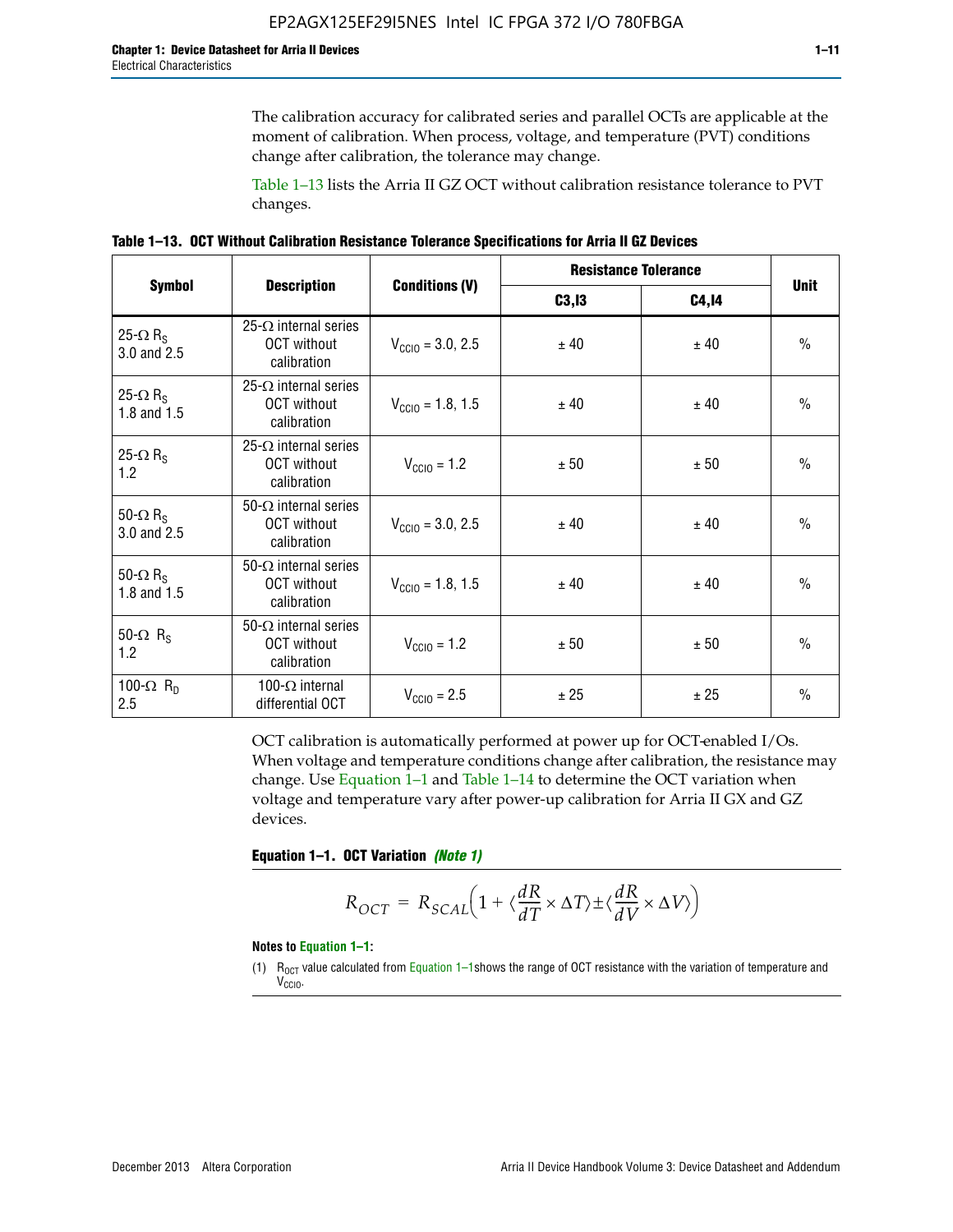The calibration accuracy for calibrated series and parallel OCTs are applicable at the moment of calibration. When process, voltage, and temperature (PVT) conditions change after calibration, the tolerance may change.

Table 1–13 lists the Arria II GZ OCT without calibration resistance tolerance to PVT changes.

**Table 1–13. OCT Without Calibration Resistance Tolerance Specifications for Arria II GZ Devices**

| Symbol | Description | Conditions (V) | Resistance Tolerance | | Unit |
|---|---|---|---|---|---|
| | | | C3,I3 | C4,I4 | |
| 25-Ω $R_S$ 3.0 and 2.5 | 25-Ω internal series OCT without calibration | $V_{CCIO}$ = 3.0, 2.5 | ± 40 | ± 40 | % |
| 25-Ω $R_S$ 1.8 and 1.5 | 25-Ω internal series OCT without calibration | $V_{CCIO}$ = 1.8, 1.5 | ± 40 | ± 40 | % |
| 25-Ω $R_S$ 1.2 | 25-Ω internal series OCT without calibration | $V_{CCIO}$ = 1.2 | ± 50 | ± 50 | % |
| 50-Ω $R_S$ 3.0 and 2.5 | 50-Ω internal series OCT without calibration | $V_{CCIO}$ = 3.0, 2.5 | ± 40 | ± 40 | % |
| 50-Ω $R_S$ 1.8 and 1.5 | 50-Ω internal series OCT without calibration | $V_{CCIO}$ = 1.8, 1.5 | ± 40 | ± 40 | % |
| 50-Ω $R_S$ 1.2 | 50-Ω internal series OCT without calibration | $V_{CCIO}$ = 1.2 | ± 50 | ± 50 | % |
| 100-Ω $R_D$ 2.5 | 100-Ω internal differential OCT | $V_{CCIO}$ = 2.5 | ± 25 | ± 25 | % |

OCT calibration is automatically performed at power up for OCT-enabled I/Os. When voltage and temperature conditions change after calibration, the resistance may change. Use Equation 1–1 and Table 1–14 to determine the OCT variation when voltage and temperature vary after power-up calibration for Arria II GX and GZ devices.

**Equation 1–1. OCT Variation** ***(Note 1)***

$$R_{OCT} = R_{SCAL}\left(1 + \langle \frac{dR}{dT} \times \Delta T \rangle \pm \langle \frac{dR}{dV} \times \Delta V \rangle\right)$$

**Notes to Equation 1–1:**

(1) $R_{OCT}$ value calculated from Equation 1–1shows the range of OCT resistance with the variation of temperature and $V_{CCIO}$.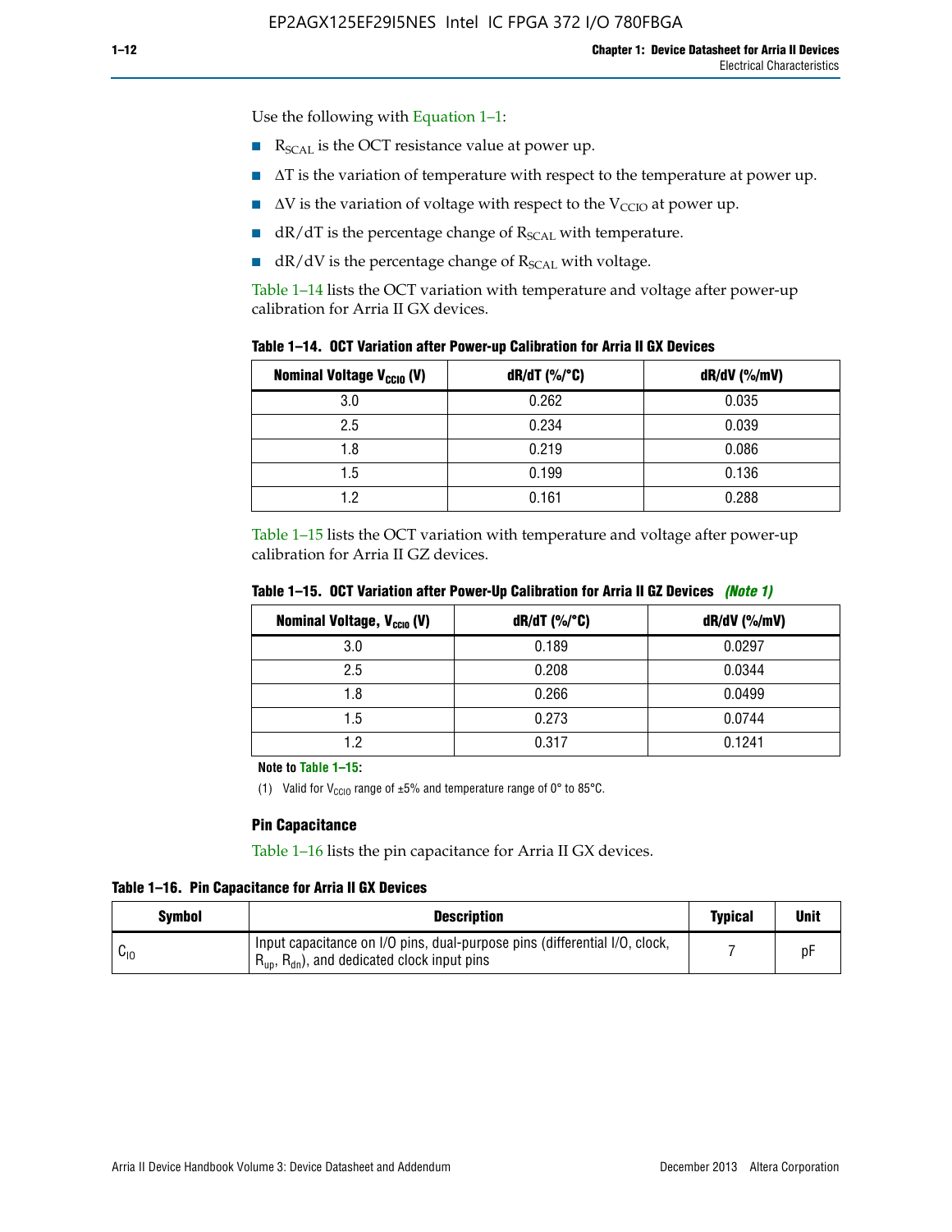Use the following with Equation 1–1:

- $R_{SCAL}$ is the OCT resistance value at power up.
- $\Delta T$ is the variation of temperature with respect to the temperature at power up.
- $\Delta V$ is the variation of voltage with respect to the $V_{CCIO}$ at power up.
- dR/dT is the percentage change of $R_{SCAL}$ with temperature.
- dR/dV is the percentage change of $R_{SCAL}$ with voltage.

Table 1–14 lists the OCT variation with temperature and voltage after power-up calibration for Arria II GX devices.

**Table 1–14. OCT Variation after Power-up Calibration for Arria II GX Devices**

| Nominal Voltage $V_{CCIO}$ (V) | dR/dT (%/°C) | dR/dV (%/mV) |
|---|---|---|
| 3.0 | 0.262 | 0.035 |
| 2.5 | 0.234 | 0.039 |
| 1.8 | 0.219 | 0.086 |
| 1.5 | 0.199 | 0.136 |
| 1.2 | 0.161 | 0.288 |

Table 1–15 lists the OCT variation with temperature and voltage after power-up calibration for Arria II GZ devices.

**Table 1–15. OCT Variation after Power-Up Calibration for Arria II GZ Devices** *(Note 1)*

| Nominal Voltage, $V_{CCIO}$ (V) | dR/dT (%/°C) | dR/dV (%/mV) |
|---|---|---|
| 3.0 | 0.189 | 0.0297 |
| 2.5 | 0.208 | 0.0344 |
| 1.8 | 0.266 | 0.0499 |
| 1.5 | 0.273 | 0.0744 |
| 1.2 | 0.317 | 0.1241 |

**Note to Table 1–15:**

(1) Valid for $V_{CCIO}$ range of ±5% and temperature range of 0° to 85°C.

### Pin Capacitance

Table 1–16 lists the pin capacitance for Arria II GX devices.

**Table 1–16. Pin Capacitance for Arria II GX Devices**

| Symbol | Description | Typical | Unit |
|---|---|---|---|
| $C_{IO}$ | Input capacitance on I/O pins, dual-purpose pins (differential I/O, clock, $R_{up}$, $R_{dn}$), and dedicated clock input pins | 7 | pF |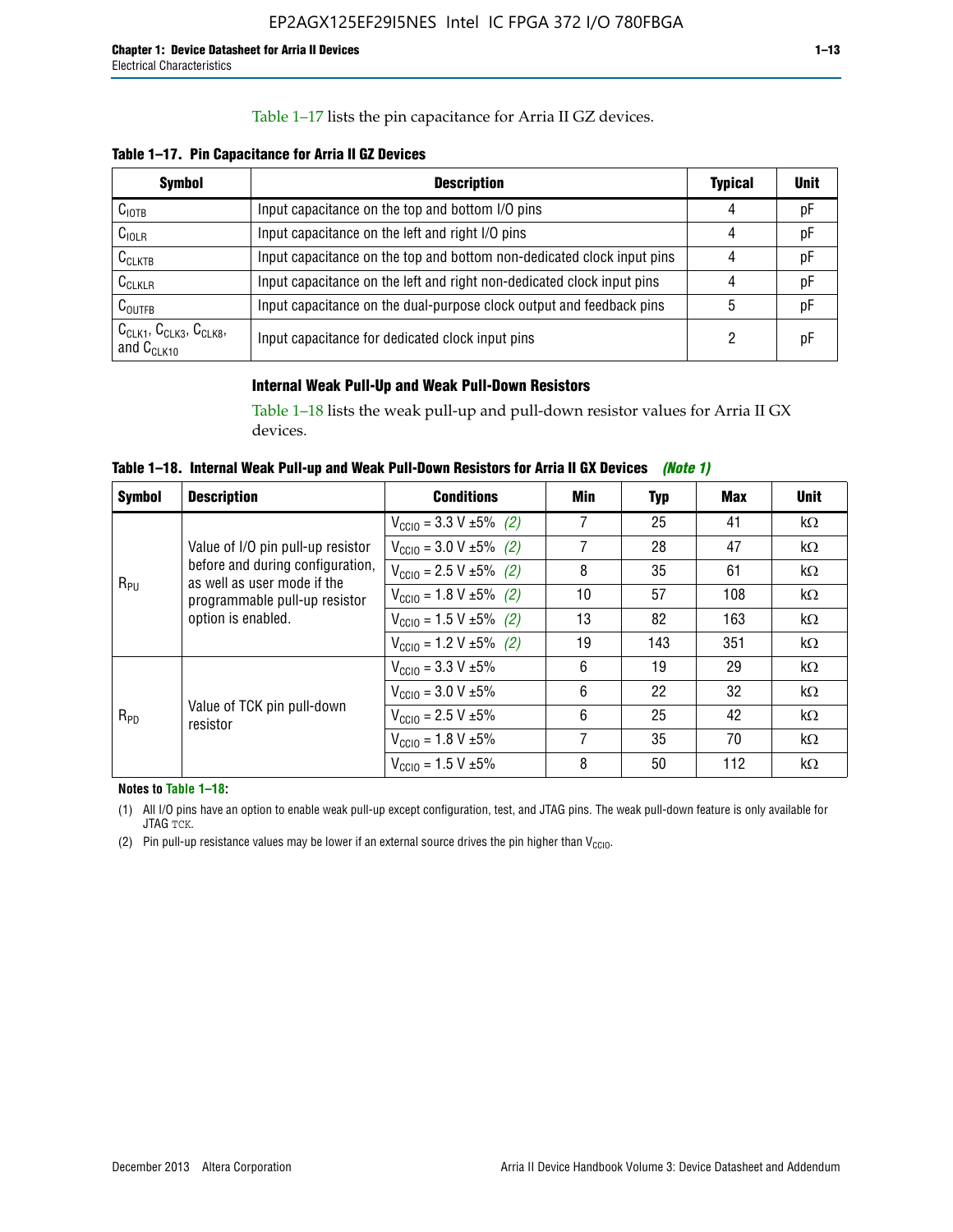Table 1–17 lists the pin capacitance for Arria II GZ devices.

**Table 1–17. Pin Capacitance for Arria II GZ Devices**

| Symbol | Description | Typical | Unit |
|---|---|---|---|
| $C_{IOTB}$ | Input capacitance on the top and bottom I/O pins | 4 | pF |
| $C_{IOLR}$ | Input capacitance on the left and right I/O pins | 4 | pF |
| $C_{CLKTB}$ | Input capacitance on the top and bottom non-dedicated clock input pins | 4 | pF |
| $C_{CLKLR}$ | Input capacitance on the left and right non-dedicated clock input pins | 4 | pF |
| $C_{OUTFB}$ | Input capacitance on the dual-purpose clock output and feedback pins | 5 | pF |
| $C_{CLK1}$, $C_{CLK3}$, $C_{CLK8}$, and $C_{CLK10}$ | Input capacitance for dedicated clock input pins | 2 | pF |

### Internal Weak Pull-Up and Weak Pull-Down Resistors

Table 1–18 lists the weak pull-up and pull-down resistor values for Arria II GX devices.

**Table 1–18. Internal Weak Pull-up and Weak Pull-Down Resistors for Arria II GX Devices** *(Note 1)*

| Symbol | Description | Conditions | Min | Typ | Max | Unit |
|---|---|---|---|---|---|---|
| $R_{PU}$ | Value of I/O pin pull-up resistor before and during configuration, as well as user mode if the programmable pull-up resistor option is enabled. | $V_{CCIO}$ = 3.3 V ±5% *(2)* | 7 | 25 | 41 | kΩ |
| | | $V_{CCIO}$ = 3.0 V ±5% *(2)* | 7 | 28 | 47 | kΩ |
| | | $V_{CCIO}$ = 2.5 V ±5% *(2)* | 8 | 35 | 61 | kΩ |
| | | $V_{CCIO}$ = 1.8 V ±5% *(2)* | 10 | 57 | 108 | kΩ |
| | | $V_{CCIO}$ = 1.5 V ±5% *(2)* | 13 | 82 | 163 | kΩ |
| | | $V_{CCIO}$ = 1.2 V ±5% *(2)* | 19 | 143 | 351 | kΩ |
| $R_{PD}$ | Value of TCK pin pull-down resistor | $V_{CCIO}$ = 3.3 V ±5% | 6 | 19 | 29 | kΩ |
| | | $V_{CCIO}$ = 3.0 V ±5% | 6 | 22 | 32 | kΩ |
| | | $V_{CCIO}$ = 2.5 V ±5% | 6 | 25 | 42 | kΩ |
| | | $V_{CCIO}$ = 1.8 V ±5% | 7 | 35 | 70 | kΩ |
| | | $V_{CCIO}$ = 1.5 V ±5% | 8 | 50 | 112 | kΩ |

**Notes to Table 1–18:**

(1) All I/O pins have an option to enable weak pull-up except configuration, test, and JTAG pins. The weak pull-down feature is only available for JTAG TCK.

(2) Pin pull-up resistance values may be lower if an external source drives the pin higher than $V_{CCIO}$.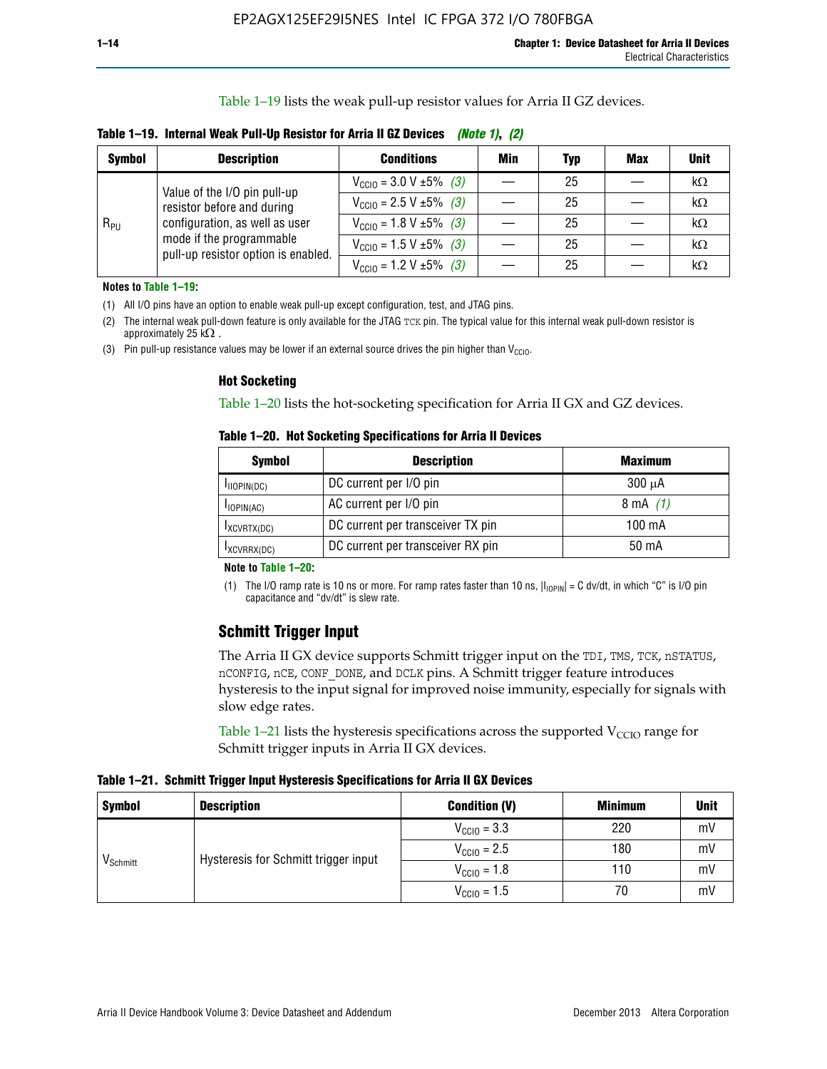Table 1–19 lists the weak pull-up resistor values for Arria II GZ devices.

**Table 1–19. Internal Weak Pull-Up Resistor for Arria II GZ Devices** *(Note 1)*, *(2)*

| Symbol | Description | Conditions | Min | Typ | Max | Unit |
|---|---|---|---|---|---|---|
| $R_{PU}$ | Value of the I/O pin pull-up resistor before and during configuration, as well as user mode if the programmable pull-up resistor option is enabled. | $V_{CCIO}$ = 3.0 V ±5% *(3)* | — | 25 | — | kΩ |
| | | $V_{CCIO}$ = 2.5 V ±5% *(3)* | — | 25 | — | kΩ |
| | | $V_{CCIO}$ = 1.8 V ±5% *(3)* | — | 25 | — | kΩ |
| | | $V_{CCIO}$ = 1.5 V ±5% *(3)* | — | 25 | — | kΩ |
| | | $V_{CCIO}$ = 1.2 V ±5% *(3)* | — | 25 | — | kΩ |

**Notes to Table 1–19:**

(1) All I/O pins have an option to enable weak pull-up except configuration, test, and JTAG pins.

(2) The internal weak pull-down feature is only available for the JTAG TCK pin. The typical value for this internal weak pull-down resistor is approximately 25 kΩ .

(3) Pin pull-up resistance values may be lower if an external source drives the pin higher than $V_{CCIO}$.

### Hot Socketing

Table 1–20 lists the hot-socketing specification for Arria II GX and GZ devices.

**Table 1–20. Hot Socketing Specifications for Arria II Devices**

| Symbol | Description | Maximum |
|---|---|---|
| $I_{IIOPIN(DC)}$ | DC current per I/O pin | 300 μA |
| $I_{IOPIN(AC)}$ | AC current per I/O pin | 8 mA *(1)* |
| $I_{XCVRTX(DC)}$ | DC current per transceiver TX pin | 100 mA |
| $I_{XCVRRX(DC)}$ | DC current per transceiver RX pin | 50 mA |

**Note to Table 1–20:**

(1) The I/O ramp rate is 10 ns or more. For ramp rates faster than 10 ns, $|I_{IOPIN}|$ = C dv/dt, in which "C" is I/O pin capacitance and "dv/dt" is slew rate.

## Schmitt Trigger Input

The Arria II GX device supports Schmitt trigger input on the TDI, TMS, TCK, nSTATUS, nCONFIG, nCE, CONF_DONE, and DCLK pins. A Schmitt trigger feature introduces hysteresis to the input signal for improved noise immunity, especially for signals with slow edge rates.

Table 1–21 lists the hysteresis specifications across the supported $V_{CCIO}$ range for Schmitt trigger inputs in Arria II GX devices.

**Table 1–21. Schmitt Trigger Input Hysteresis Specifications for Arria II GX Devices**

| Symbol | Description | Condition (V) | Minimum | Unit |
|---|---|---|---|---|
| $V_{Schmitt}$ | Hysteresis for Schmitt trigger input | $V_{CCIO}$ = 3.3 | 220 | mV |
| | | $V_{CCIO}$ = 2.5 | 180 | mV |
| | | $V_{CCIO}$ = 1.8 | 110 | mV |
| | | $V_{CCIO}$ = 1.5 | 70 | mV |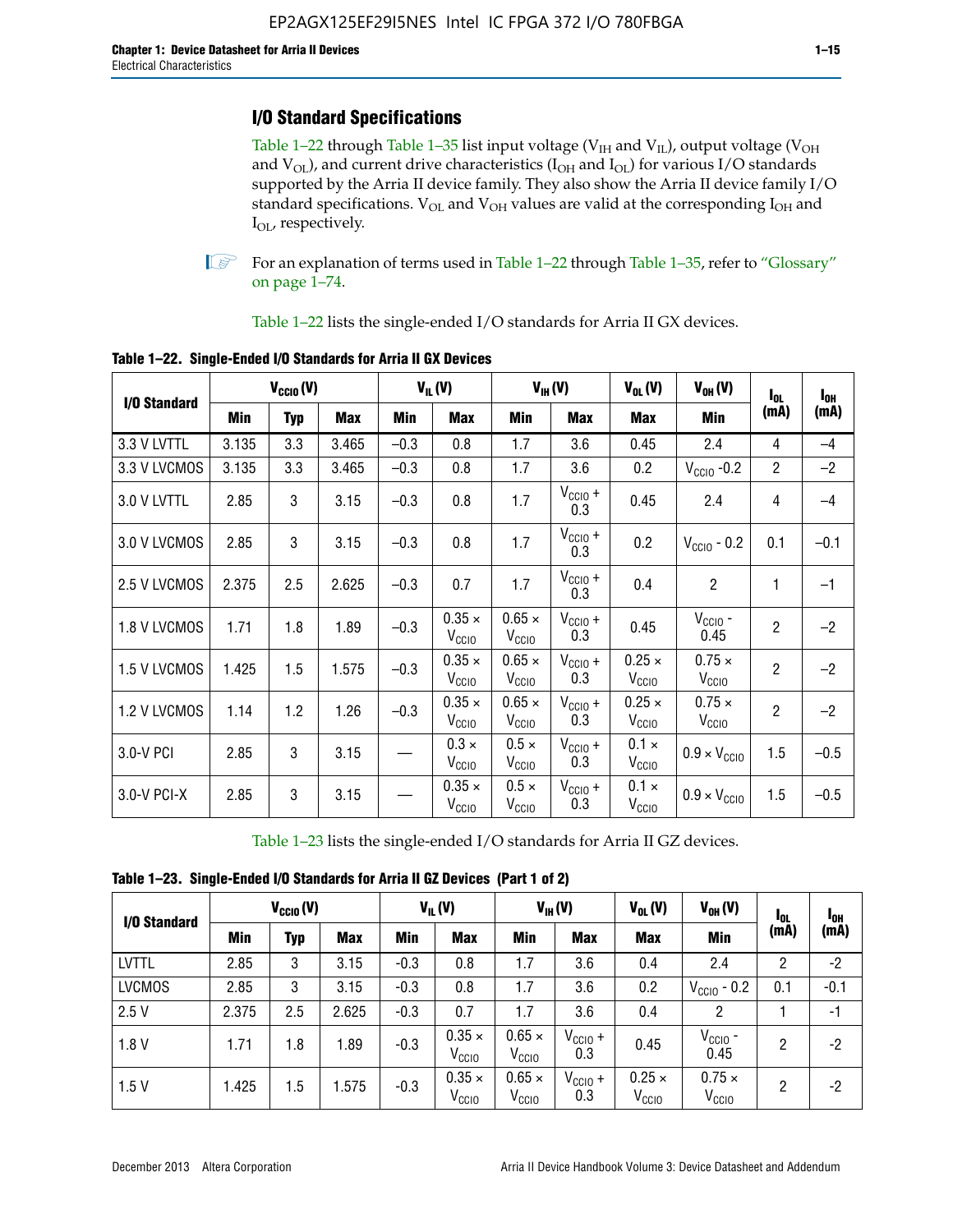## I/O Standard Specifications

Table 1–22 through Table 1–35 list input voltage ($V_{IH}$ and $V_{IL}$), output voltage ($V_{OH}$ and $V_{OL}$), and current drive characteristics ($I_{OH}$ and $I_{OL}$) for various I/O standards supported by the Arria II device family. They also show the Arria II device family I/O standard specifications. $V_{OL}$ and $V_{OH}$ values are valid at the corresponding $I_{OH}$ and $I_{OL}$, respectively.

For an explanation of terms used in Table 1–22 through Table 1–35, refer to "Glossary" on page 1–74.

Table 1–22 lists the single-ended I/O standards for Arria II GX devices.

**Table 1–22. Single-Ended I/O Standards for Arria II GX Devices**

| I/O Standard | $V_{CCIO}$ (V) | | | $V_{IL}$ (V) | | $V_{IH}$ (V) | | $V_{OL}$ (V) | $V_{OH}$ (V) | $I_{OL}$ (mA) | $I_{OH}$ (mA) |
|---|---|---|---|---|---|---|---|---|---|---|---|
| | Min | Typ | Max | Min | Max | Min | Max | Max | Min | | |
| 3.3 V LVTTL | 3.135 | 3.3 | 3.465 | –0.3 | 0.8 | 1.7 | 3.6 | 0.45 | 2.4 | 4 | –4 |
| 3.3 V LVCMOS | 3.135 | 3.3 | 3.465 | –0.3 | 0.8 | 1.7 | 3.6 | 0.2 | $V_{CCIO}$ -0.2 | 2 | –2 |
| 3.0 V LVTTL | 2.85 | 3 | 3.15 | –0.3 | 0.8 | 1.7 | $V_{CCIO}$ + 0.3 | 0.45 | 2.4 | 4 | –4 |
| 3.0 V LVCMOS | 2.85 | 3 | 3.15 | –0.3 | 0.8 | 1.7 | $V_{CCIO}$ + 0.3 | 0.2 | $V_{CCIO}$ - 0.2 | 0.1 | –0.1 |
| 2.5 V LVCMOS | 2.375 | 2.5 | 2.625 | –0.3 | 0.7 | 1.7 | $V_{CCIO}$ + 0.3 | 0.4 | 2 | 1 | –1 |
| 1.8 V LVCMOS | 1.71 | 1.8 | 1.89 | –0.3 | 0.35 × $V_{CCIO}$ | 0.65 × $V_{CCIO}$ | $V_{CCIO}$ + 0.3 | 0.45 | $V_{CCIO}$ - 0.45 | 2 | –2 |
| 1.5 V LVCMOS | 1.425 | 1.5 | 1.575 | –0.3 | 0.35 × $V_{CCIO}$ | 0.65 × $V_{CCIO}$ | $V_{CCIO}$ + 0.3 | 0.25 × $V_{CCIO}$ | 0.75 × $V_{CCIO}$ | 2 | –2 |
| 1.2 V LVCMOS | 1.14 | 1.2 | 1.26 | –0.3 | 0.35 × $V_{CCIO}$ | 0.65 × $V_{CCIO}$ | $V_{CCIO}$ + 0.3 | 0.25 × $V_{CCIO}$ | 0.75 × $V_{CCIO}$ | 2 | –2 |
| 3.0-V PCI | 2.85 | 3 | 3.15 | — | 0.3 × $V_{CCIO}$ | 0.5 × $V_{CCIO}$ | $V_{CCIO}$ + 0.3 | 0.1 × $V_{CCIO}$ | 0.9 × $V_{CCIO}$ | 1.5 | –0.5 |
| 3.0-V PCI-X | 2.85 | 3 | 3.15 | — | 0.35 × $V_{CCIO}$ | 0.5 × $V_{CCIO}$ | $V_{CCIO}$ + 0.3 | 0.1 × $V_{CCIO}$ | 0.9 × $V_{CCIO}$ | 1.5 | –0.5 |

Table 1–23 lists the single-ended I/O standards for Arria II GZ devices.

**Table 1–23. Single-Ended I/O Standards for Arria II GZ Devices (Part 1 of 2)**

| I/O Standard | $V_{CCIO}$ (V) | | | $V_{IL}$ (V) | | $V_{IH}$ (V) | | $V_{OL}$ (V) | $V_{OH}$ (V) | $I_{OL}$ (mA) | $I_{OH}$ (mA) |
|---|---|---|---|---|---|---|---|---|---|---|---|
| | Min | Typ | Max | Min | Max | Min | Max | Max | Min | | |
| LVTTL | 2.85 | 3 | 3.15 | -0.3 | 0.8 | 1.7 | 3.6 | 0.4 | 2.4 | 2 | -2 |
| LVCMOS | 2.85 | 3 | 3.15 | -0.3 | 0.8 | 1.7 | 3.6 | 0.2 | $V_{CCIO}$ - 0.2 | 0.1 | -0.1 |
| 2.5 V | 2.375 | 2.5 | 2.625 | -0.3 | 0.7 | 1.7 | 3.6 | 0.4 | 2 | 1 | -1 |
| 1.8 V | 1.71 | 1.8 | 1.89 | -0.3 | 0.35 × $V_{CCIO}$ | 0.65 × $V_{CCIO}$ | $V_{CCIO}$ + 0.3 | 0.45 | $V_{CCIO}$ - 0.45 | 2 | -2 |
| 1.5 V | 1.425 | 1.5 | 1.575 | -0.3 | 0.35 × $V_{CCIO}$ | 0.65 × $V_{CCIO}$ | $V_{CCIO}$ + 0.3 | 0.25 × $V_{CCIO}$ | 0.75 × $V_{CCIO}$ | 2 | -2 |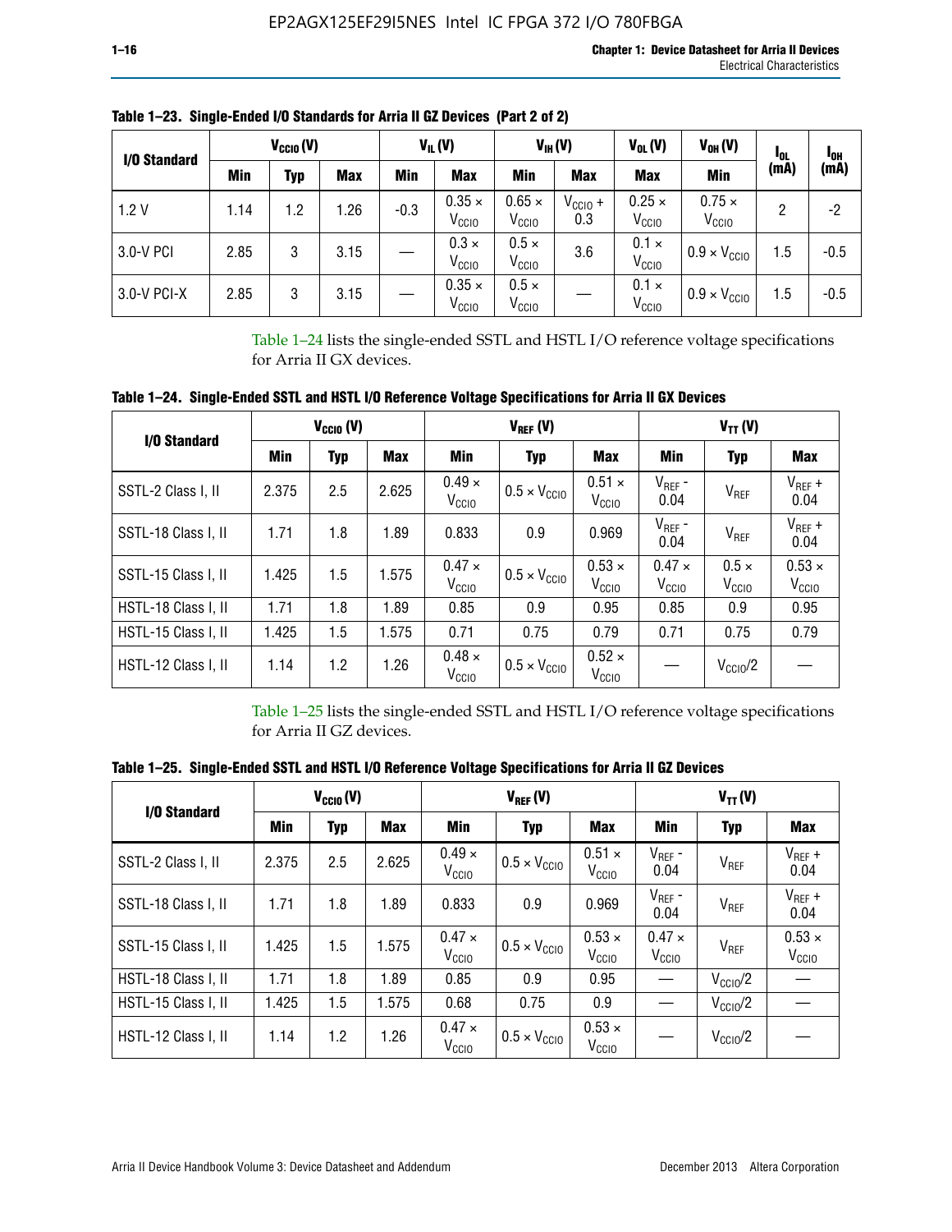**Table 1–23. Single-Ended I/O Standards for Arria II GZ Devices (Part 2 of 2)**

| I/O Standard | $V_{CCIO}$ (V) | | | $V_{IL}$ (V) | | $V_{IH}$ (V) | | $V_{OL}$ (V) | $V_{OH}$ (V) | $I_{OL}$ (mA) | $I_{OH}$ (mA) |
|---|---|---|---|---|---|---|---|---|---|---|---|
| | Min | Typ | Max | Min | Max | Min | Max | Max | Min | | |
| 1.2 V | 1.14 | 1.2 | 1.26 | -0.3 | $0.35 \times V_{CCIO}$ | $0.65 \times V_{CCIO}$ | $V_{CCIO} + 0.3$ | $0.25 \times V_{CCIO}$ | $0.75 \times V_{CCIO}$ | 2 | -2 |
| 3.0-V PCI | 2.85 | 3 | 3.15 | — | $0.3 \times V_{CCIO}$ | $0.5 \times V_{CCIO}$ | 3.6 | $0.1 \times V_{CCIO}$ | $0.9 \times V_{CCIO}$ | 1.5 | -0.5 |
| 3.0-V PCI-X | 2.85 | 3 | 3.15 | — | $0.35 \times V_{CCIO}$ | $0.5 \times V_{CCIO}$ | — | $0.1 \times V_{CCIO}$ | $0.9 \times V_{CCIO}$ | 1.5 | -0.5 |

Table 1–24 lists the single-ended SSTL and HSTL I/O reference voltage specifications for Arria II GX devices.

**Table 1–24. Single-Ended SSTL and HSTL I/O Reference Voltage Specifications for Arria II GX Devices**

| I/O Standard | $V_{CCIO}$ (V) | | | $V_{REF}$ (V) | | | $V_{TT}$ (V) | | |
|---|---|---|---|---|---|---|---|---|---|
| | Min | Typ | Max | Min | Typ | Max | Min | Typ | Max |
| SSTL-2 Class I, II | 2.375 | 2.5 | 2.625 | $0.49 \times V_{CCIO}$ | $0.5 \times V_{CCIO}$ | $0.51 \times V_{CCIO}$ | $V_{REF}$ - 0.04 | $V_{REF}$ | $V_{REF}$ + 0.04 |
| SSTL-18 Class I, II | 1.71 | 1.8 | 1.89 | 0.833 | 0.9 | 0.969 | $V_{REF}$ - 0.04 | $V_{REF}$ | $V_{REF}$ + 0.04 |
| SSTL-15 Class I, II | 1.425 | 1.5 | 1.575 | $0.47 \times V_{CCIO}$ | $0.5 \times V_{CCIO}$ | $0.53 \times V_{CCIO}$ | $0.47 \times V_{CCIO}$ | $0.5 \times V_{CCIO}$ | $0.53 \times V_{CCIO}$ |
| HSTL-18 Class I, II | 1.71 | 1.8 | 1.89 | 0.85 | 0.9 | 0.95 | 0.85 | 0.9 | 0.95 |
| HSTL-15 Class I, II | 1.425 | 1.5 | 1.575 | 0.71 | 0.75 | 0.79 | 0.71 | 0.75 | 0.79 |
| HSTL-12 Class I, II | 1.14 | 1.2 | 1.26 | $0.48 \times V_{CCIO}$ | $0.5 \times V_{CCIO}$ | $0.52 \times V_{CCIO}$ | — | $V_{CCIO}/2$ | — |

Table 1–25 lists the single-ended SSTL and HSTL I/O reference voltage specifications for Arria II GZ devices.

**Table 1–25. Single-Ended SSTL and HSTL I/O Reference Voltage Specifications for Arria II GZ Devices**

| I/O Standard | $V_{CCIO}$ (V) | | | $V_{REF}$ (V) | | | $V_{TT}$ (V) | | |
|---|---|---|---|---|---|---|---|---|---|
| | Min | Typ | Max | Min | Typ | Max | Min | Typ | Max |
| SSTL-2 Class I, II | 2.375 | 2.5 | 2.625 | $0.49 \times V_{CCIO}$ | $0.5 \times V_{CCIO}$ | $0.51 \times V_{CCIO}$ | $V_{REF}$ - 0.04 | $V_{REF}$ | $V_{REF}$ + 0.04 |
| SSTL-18 Class I, II | 1.71 | 1.8 | 1.89 | 0.833 | 0.9 | 0.969 | $V_{REF}$ - 0.04 | $V_{REF}$ | $V_{REF}$ + 0.04 |
| SSTL-15 Class I, II | 1.425 | 1.5 | 1.575 | $0.47 \times V_{CCIO}$ | $0.5 \times V_{CCIO}$ | $0.53 \times V_{CCIO}$ | $0.47 \times V_{CCIO}$ | $V_{REF}$ | $0.53 \times V_{CCIO}$ |
| HSTL-18 Class I, II | 1.71 | 1.8 | 1.89 | 0.85 | 0.9 | 0.95 | — | $V_{CCIO}/2$ | — |
| HSTL-15 Class I, II | 1.425 | 1.5 | 1.575 | 0.68 | 0.75 | 0.9 | — | $V_{CCIO}/2$ | — |
| HSTL-12 Class I, II | 1.14 | 1.2 | 1.26 | $0.47 \times V_{CCIO}$ | $0.5 \times V_{CCIO}$ | $0.53 \times V_{CCIO}$ | — | $V_{CCIO}/2$ | — |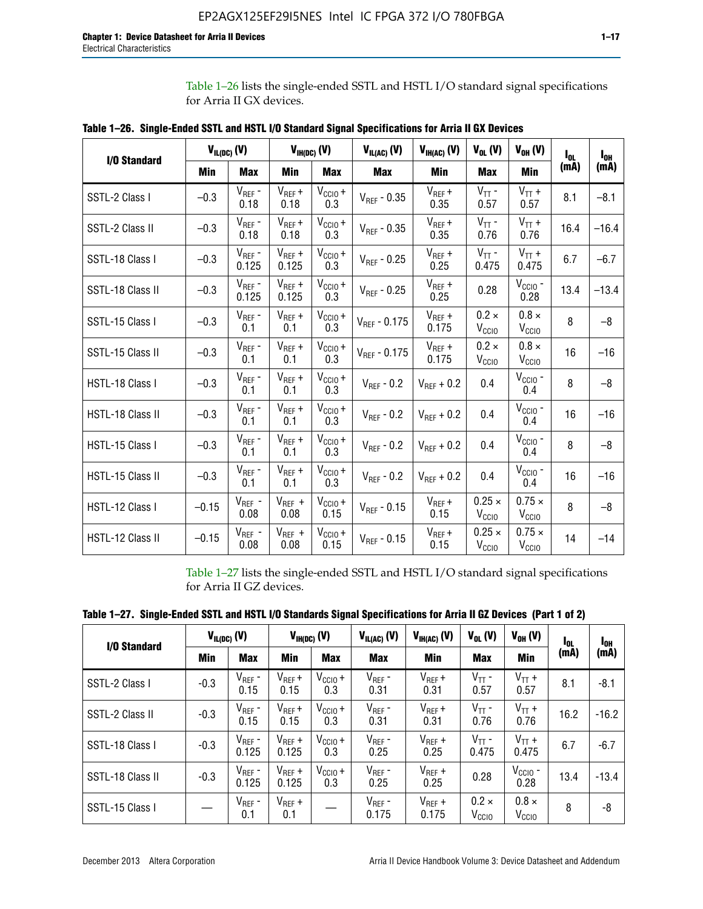Table 1–26 lists the single-ended SSTL and HSTL I/O standard signal specifications for Arria II GX devices.

**Table 1–26. Single-Ended SSTL and HSTL I/O Standard Signal Specifications for Arria II GX Devices**

| I/O Standard | $V_{IL(DC)}$ (V) | | $V_{IH(DC)}$ (V) | | $V_{IL(AC)}$ (V) | $V_{IH(AC)}$ (V) | $V_{OL}$ (V) | $V_{OH}$ (V) | $I_{OL}$ (mA) | $I_{OH}$ (mA) |
|---|---|---|---|---|---|---|---|---|---|---|
| | Min | Max | Min | Max | Max | Min | Max | Min | | |
| SSTL-2 Class I | –0.3 | $V_{REF}$ - 0.18 | $V_{REF}$ + 0.18 | $V_{CCIO}$ + 0.3 | $V_{REF}$ - 0.35 | $V_{REF}$ + 0.35 | $V_{TT}$ - 0.57 | $V_{TT}$ + 0.57 | 8.1 | –8.1 |
| SSTL-2 Class II | –0.3 | $V_{REF}$ - 0.18 | $V_{REF}$ + 0.18 | $V_{CCIO}$ + 0.3 | $V_{REF}$ - 0.35 | $V_{REF}$ + 0.35 | $V_{TT}$ - 0.76 | $V_{TT}$ + 0.76 | 16.4 | –16.4 |
| SSTL-18 Class I | –0.3 | $V_{REF}$ - 0.125 | $V_{REF}$ + 0.125 | $V_{CCIO}$ + 0.3 | $V_{REF}$ - 0.25 | $V_{REF}$ + 0.25 | $V_{TT}$ - 0.475 | $V_{TT}$ + 0.475 | 6.7 | –6.7 |
| SSTL-18 Class II | –0.3 | $V_{REF}$ - 0.125 | $V_{REF}$ + 0.125 | $V_{CCIO}$ + 0.3 | $V_{REF}$ - 0.25 | $V_{REF}$ + 0.25 | 0.28 | $V_{CCIO}$ - 0.28 | 13.4 | –13.4 |
| SSTL-15 Class I | –0.3 | $V_{REF}$ - 0.1 | $V_{REF}$ + 0.1 | $V_{CCIO}$ + 0.3 | $V_{REF}$ - 0.175 | $V_{REF}$ + 0.175 | 0.2 × $V_{CCIO}$ | 0.8 × $V_{CCIO}$ | 8 | –8 |
| SSTL-15 Class II | –0.3 | $V_{REF}$ - 0.1 | $V_{REF}$ + 0.1 | $V_{CCIO}$ + 0.3 | $V_{REF}$ - 0.175 | $V_{REF}$ + 0.175 | 0.2 × $V_{CCIO}$ | 0.8 × $V_{CCIO}$ | 16 | –16 |
| HSTL-18 Class I | –0.3 | $V_{REF}$ - 0.1 | $V_{REF}$ + 0.1 | $V_{CCIO}$ + 0.3 | $V_{REF}$ - 0.2 | $V_{REF}$ + 0.2 | 0.4 | $V_{CCIO}$ - 0.4 | 8 | –8 |
| HSTL-18 Class II | –0.3 | $V_{REF}$ - 0.1 | $V_{REF}$ + 0.1 | $V_{CCIO}$ + 0.3 | $V_{REF}$ - 0.2 | $V_{REF}$ + 0.2 | 0.4 | $V_{CCIO}$ - 0.4 | 16 | –16 |
| HSTL-15 Class I | –0.3 | $V_{REF}$ - 0.1 | $V_{REF}$ + 0.1 | $V_{CCIO}$ + 0.3 | $V_{REF}$ - 0.2 | $V_{REF}$ + 0.2 | 0.4 | $V_{CCIO}$ - 0.4 | 8 | –8 |
| HSTL-15 Class II | –0.3 | $V_{REF}$ - 0.1 | $V_{REF}$ + 0.1 | $V_{CCIO}$ + 0.3 | $V_{REF}$ - 0.2 | $V_{REF}$ + 0.2 | 0.4 | $V_{CCIO}$ - 0.4 | 16 | –16 |
| HSTL-12 Class I | –0.15 | $V_{REF}$ - 0.08 | $V_{REF}$ + 0.08 | $V_{CCIO}$ + 0.15 | $V_{REF}$ - 0.15 | $V_{REF}$ + 0.15 | 0.25 × $V_{CCIO}$ | 0.75 × $V_{CCIO}$ | 8 | –8 |
| HSTL-12 Class II | –0.15 | $V_{REF}$ - 0.08 | $V_{REF}$ + 0.08 | $V_{CCIO}$ + 0.15 | $V_{REF}$ - 0.15 | $V_{REF}$ + 0.15 | 0.25 × $V_{CCIO}$ | 0.75 × $V_{CCIO}$ | 14 | –14 |

Table 1–27 lists the single-ended SSTL and HSTL I/O standard signal specifications for Arria II GZ devices.

**Table 1–27. Single-Ended SSTL and HSTL I/O Standards Signal Specifications for Arria II GZ Devices (Part 1 of 2)**

| I/O Standard | $V_{IL(DC)}$ (V) | | $V_{IH(DC)}$ (V) | | $V_{IL(AC)}$ (V) | $V_{IH(AC)}$ (V) | $V_{OL}$ (V) | $V_{OH}$ (V) | $I_{OL}$ (mA) | $I_{OH}$ (mA) |
|---|---|---|---|---|---|---|---|---|---|---|
| | Min | Max | Min | Max | Max | Min | Max | Min | | |
| SSTL-2 Class I | -0.3 | $V_{REF}$ - 0.15 | $V_{REF}$ + 0.15 | $V_{CCIO}$ + 0.3 | $V_{REF}$ - 0.31 | $V_{REF}$ + 0.31 | $V_{TT}$ - 0.57 | $V_{TT}$ + 0.57 | 8.1 | -8.1 |
| SSTL-2 Class II | -0.3 | $V_{REF}$ - 0.15 | $V_{REF}$ + 0.15 | $V_{CCIO}$ + 0.3 | $V_{REF}$ - 0.31 | $V_{REF}$ + 0.31 | $V_{TT}$ - 0.76 | $V_{TT}$ + 0.76 | 16.2 | -16.2 |
| SSTL-18 Class I | -0.3 | $V_{REF}$ - 0.125 | $V_{REF}$ + 0.125 | $V_{CCIO}$ + 0.3 | $V_{REF}$ - 0.25 | $V_{REF}$ + 0.25 | $V_{TT}$ - 0.475 | $V_{TT}$ + 0.475 | 6.7 | -6.7 |
| SSTL-18 Class II | -0.3 | $V_{REF}$ - 0.125 | $V_{REF}$ + 0.125 | $V_{CCIO}$ + 0.3 | $V_{REF}$ - 0.25 | $V_{REF}$ + 0.25 | 0.28 | $V_{CCIO}$ - 0.28 | 13.4 | -13.4 |
| SSTL-15 Class I | — | $V_{REF}$ - 0.1 | $V_{REF}$ + 0.1 | — | $V_{REF}$ - 0.175 | $V_{REF}$ + 0.175 | 0.2 × $V_{CCIO}$ | 0.8 × $V_{CCIO}$ | 8 | -8 |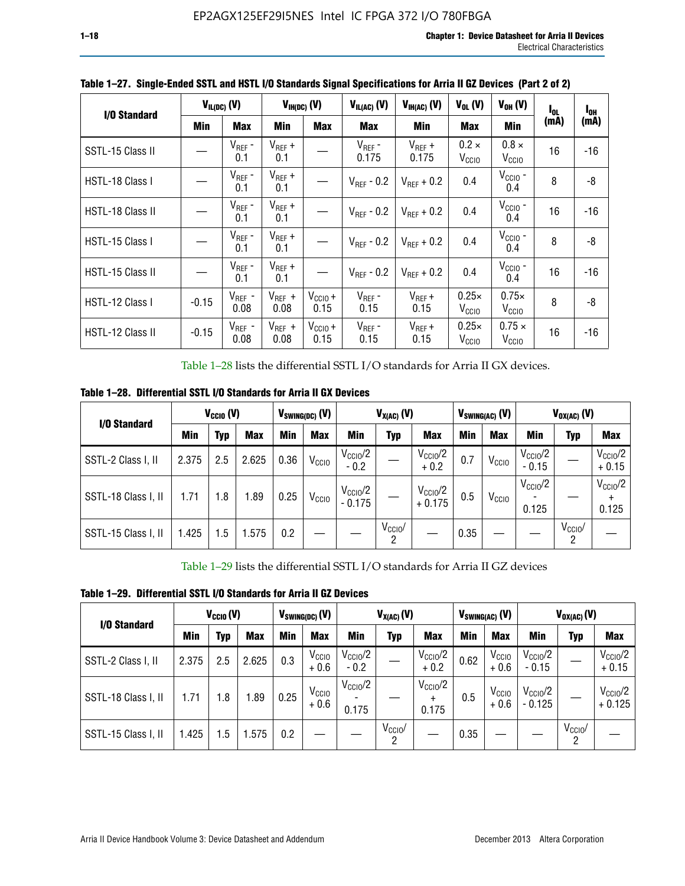**Table 1–27. Single-Ended SSTL and HSTL I/O Standards Signal Specifications for Arria II GZ Devices (Part 2 of 2)**

| I/O Standard | $V_{IL(DC)}$ (V) | | $V_{IH(DC)}$ (V) | | $V_{IL(AC)}$ (V) | $V_{IH(AC)}$ (V) | $V_{OL}$ (V) | $V_{OH}$ (V) | $I_{OL}$ (mA) | $I_{OH}$ (mA) |
|---|---|---|---|---|---|---|---|---|---|---|
| | Min | Max | Min | Max | Max | Min | Max | Min | | |
| SSTL-15 Class II | — | $V_{REF}$ - 0.1 | $V_{REF}$ + 0.1 | — | $V_{REF}$ - 0.175 | $V_{REF}$ + 0.175 | 0.2 × $V_{CCIO}$ | 0.8 × $V_{CCIO}$ | 16 | -16 |
| HSTL-18 Class I | — | $V_{REF}$ - 0.1 | $V_{REF}$ + 0.1 | — | $V_{REF}$ - 0.2 | $V_{REF}$ + 0.2 | 0.4 | $V_{CCIO}$ - 0.4 | 8 | -8 |
| HSTL-18 Class II | — | $V_{REF}$ - 0.1 | $V_{REF}$ + 0.1 | — | $V_{REF}$ - 0.2 | $V_{REF}$ + 0.2 | 0.4 | $V_{CCIO}$ - 0.4 | 16 | -16 |
| HSTL-15 Class I | — | $V_{REF}$ - 0.1 | $V_{REF}$ + 0.1 | — | $V_{REF}$ - 0.2 | $V_{REF}$ + 0.2 | 0.4 | $V_{CCIO}$ - 0.4 | 8 | -8 |
| HSTL-15 Class II | — | $V_{REF}$ - 0.1 | $V_{REF}$ + 0.1 | — | $V_{REF}$ - 0.2 | $V_{REF}$ + 0.2 | 0.4 | $V_{CCIO}$ - 0.4 | 16 | -16 |
| HSTL-12 Class I | -0.15 | $V_{REF}$ - 0.08 | $V_{REF}$ + 0.08 | $V_{CCIO}$ + 0.15 | $V_{REF}$ - 0.15 | $V_{REF}$ + 0.15 | 0.25× $V_{CCIO}$ | 0.75× $V_{CCIO}$ | 8 | -8 |
| HSTL-12 Class II | -0.15 | $V_{REF}$ - 0.08 | $V_{REF}$ + 0.08 | $V_{CCIO}$ + 0.15 | $V_{REF}$ - 0.15 | $V_{REF}$ + 0.15 | 0.25× $V_{CCIO}$ | 0.75 × $V_{CCIO}$ | 16 | -16 |

Table 1–28 lists the differential SSTL I/O standards for Arria II GX devices.

**Table 1–28. Differential SSTL I/O Standards for Arria II GX Devices**

| I/O Standard | $V_{CCIO}$ (V) | | | $V_{SWING(DC)}$ (V) | | $V_{X(AC)}$ (V) | | | $V_{SWING(AC)}$ (V) | | $V_{OX(AC)}$ (V) | | |
|---|---|---|---|---|---|---|---|---|---|---|---|---|---|
| | Min | Typ | Max | Min | Max | Min | Typ | Max | Min | Max | Min | Typ | Max |
| SSTL-2 Class I, II | 2.375 | 2.5 | 2.625 | 0.36 | $V_{CCIO}$ | $V_{CCIO}/2$ - 0.2 | — | $V_{CCIO}/2$ + 0.2 | 0.7 | $V_{CCIO}$ | $V_{CCIO}/2$ - 0.15 | — | $V_{CCIO}/2$ + 0.15 |
| SSTL-18 Class I, II | 1.71 | 1.8 | 1.89 | 0.25 | $V_{CCIO}$ | $V_{CCIO}/2$ - 0.175 | — | $V_{CCIO}/2$ + 0.175 | 0.5 | $V_{CCIO}$ | $V_{CCIO}/2$ - 0.125 | — | $V_{CCIO}/2$ + 0.125 |
| SSTL-15 Class I, II | 1.425 | 1.5 | 1.575 | 0.2 | — | — | $V_{CCIO}/2$ | — | 0.35 | — | — | $V_{CCIO}/2$ | — |

Table 1–29 lists the differential SSTL I/O standards for Arria II GZ devices

**Table 1–29. Differential SSTL I/O Standards for Arria II GZ Devices**

| I/O Standard | $V_{CCIO}$ (V) | | | $V_{SWING(DC)}$ (V) | | $V_{X(AC)}$ (V) | | | $V_{SWING(AC)}$ (V) | | $V_{OX(AC)}$ (V) | | |
|---|---|---|---|---|---|---|---|---|---|---|---|---|---|
| | Min | Typ | Max | Min | Max | Min | Typ | Max | Min | Max | Min | Typ | Max |
| SSTL-2 Class I, II | 2.375 | 2.5 | 2.625 | 0.3 | $V_{CCIO}$ + 0.6 | $V_{CCIO}/2$ - 0.2 | — | $V_{CCIO}/2$ + 0.2 | 0.62 | $V_{CCIO}$ + 0.6 | $V_{CCIO}/2$ - 0.15 | — | $V_{CCIO}/2$ + 0.15 |
| SSTL-18 Class I, II | 1.71 | 1.8 | 1.89 | 0.25 | $V_{CCIO}$ + 0.6 | $V_{CCIO}/2$ - 0.175 | — | $V_{CCIO}/2$ + 0.175 | 0.5 | $V_{CCIO}$ + 0.6 | $V_{CCIO}/2$ - 0.125 | — | $V_{CCIO}/2$ + 0.125 |
| SSTL-15 Class I, II | 1.425 | 1.5 | 1.575 | 0.2 | — | — | $V_{CCIO}/2$ | — | 0.35 | — | — | $V_{CCIO}/2$ | — |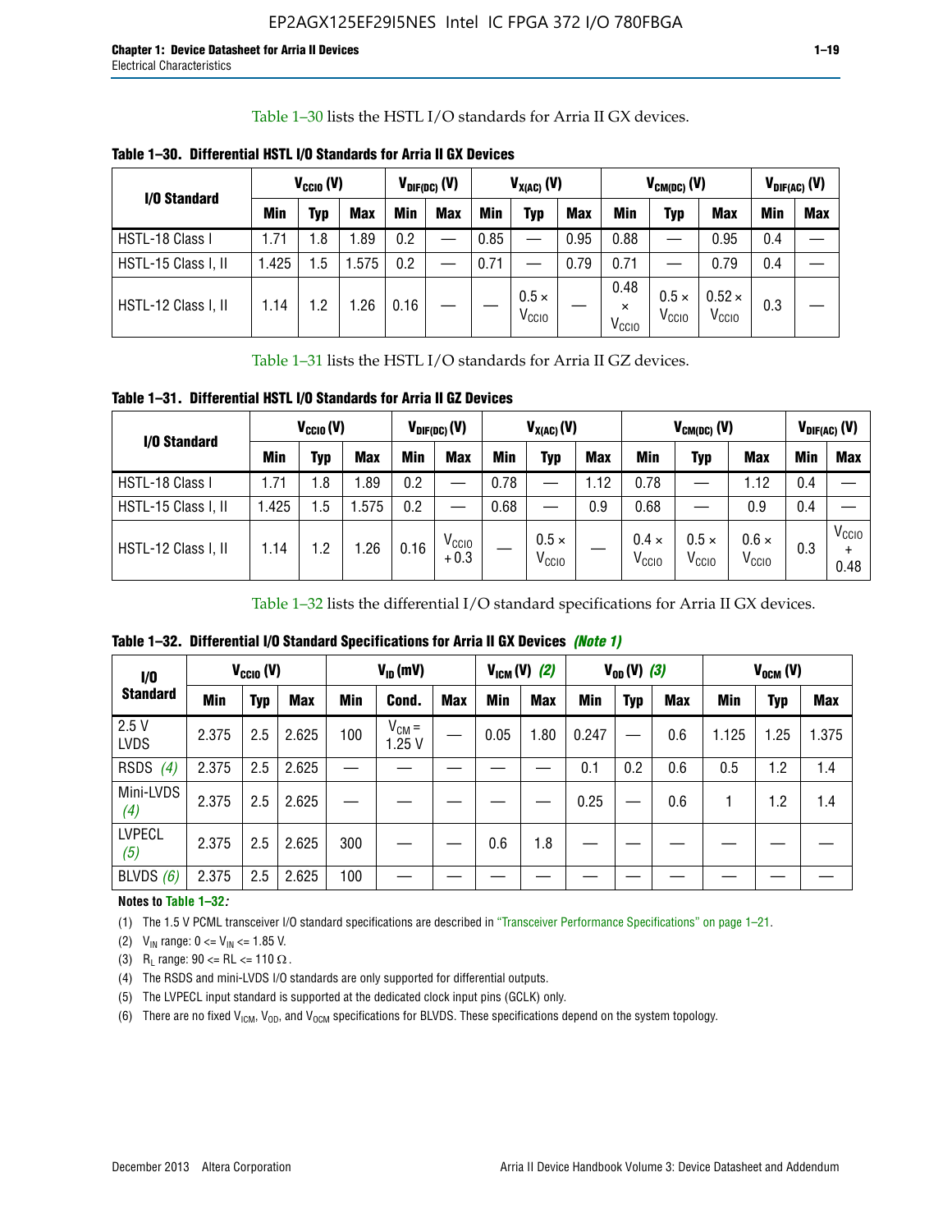Table 1–30 lists the HSTL I/O standards for Arria II GX devices.

**Table 1–30. Differential HSTL I/O Standards for Arria II GX Devices**

| I/O Standard | $V_{CCIO}$ (V) | | | $V_{DIF(DC)}$ (V) | | $V_{X(AC)}$ (V) | | | $V_{CM(DC)}$ (V) | | | $V_{DIF(AC)}$ (V) | |
|---|---|---|---|---|---|---|---|---|---|---|---|---|---|
| | Min | Typ | Max | Min | Max | Min | Typ | Max | Min | Typ | Max | Min | Max |
| HSTL-18 Class I | 1.71 | 1.8 | 1.89 | 0.2 | — | 0.85 | — | 0.95 | 0.88 | — | 0.95 | 0.4 | — |
| HSTL-15 Class I, II | 1.425 | 1.5 | 1.575 | 0.2 | — | 0.71 | — | 0.79 | 0.71 | — | 0.79 | 0.4 | — |
| HSTL-12 Class I, II | 1.14 | 1.2 | 1.26 | 0.16 | — | — | $0.5 \times V_{CCIO}$ | — | $0.48 \times V_{CCIO}$ | $0.5 \times V_{CCIO}$ | $0.52 \times V_{CCIO}$ | 0.3 | — |

Table 1–31 lists the HSTL I/O standards for Arria II GZ devices.

**Table 1–31. Differential HSTL I/O Standards for Arria II GZ Devices**

| I/O Standard | $V_{CCIO}$ (V) | | | $V_{DIF(DC)}$ (V) | | $V_{X(AC)}$ (V) | | | $V_{CM(DC)}$ (V) | | | $V_{DIF(AC)}$ (V) | |
|---|---|---|---|---|---|---|---|---|---|---|---|---|---|
| | Min | Typ | Max | Min | Max | Min | Typ | Max | Min | Typ | Max | Min | Max |
| HSTL-18 Class I | 1.71 | 1.8 | 1.89 | 0.2 | — | 0.78 | — | 1.12 | 0.78 | — | 1.12 | 0.4 | — |
| HSTL-15 Class I, II | 1.425 | 1.5 | 1.575 | 0.2 | — | 0.68 | — | 0.9 | 0.68 | — | 0.9 | 0.4 | — |
| HSTL-12 Class I, II | 1.14 | 1.2 | 1.26 | 0.16 | $V_{CCIO} + 0.3$ | — | $0.5 \times V_{CCIO}$ | — | $0.4 \times V_{CCIO}$ | $0.5 \times V_{CCIO}$ | $0.6 \times V_{CCIO}$ | 0.3 | $V_{CCIO} + 0.48$ |

Table 1–32 lists the differential I/O standard specifications for Arria II GX devices.

**Table 1–32. Differential I/O Standard Specifications for Arria II GX Devices** *(Note 1)*

| I/O Standard | $V_{CCIO}$ (V) | | | $V_{ID}$ (mV) | | | $V_{ICM}$ (V) *(2)* | | $V_{OD}$ (V) *(3)* | | | $V_{OCM}$ (V) | | |
|---|---|---|---|---|---|---|---|---|---|---|---|---|---|---|
| | Min | Typ | Max | Min | Cond. | Max | Min | Max | Min | Typ | Max | Min | Typ | Max |
| 2.5 V LVDS | 2.375 | 2.5 | 2.625 | 100 | $V_{CM}$ = 1.25 V | — | 0.05 | 1.80 | 0.247 | — | 0.6 | 1.125 | 1.25 | 1.375 |
| RSDS *(4)* | 2.375 | 2.5 | 2.625 | — | — | — | — | — | 0.1 | 0.2 | 0.6 | 0.5 | 1.2 | 1.4 |
| Mini-LVDS *(4)* | 2.375 | 2.5 | 2.625 | — | — | — | — | — | 0.25 | — | 0.6 | 1 | 1.2 | 1.4 |
| LVPECL *(5)* | 2.375 | 2.5 | 2.625 | 300 | — | — | 0.6 | 1.8 | — | — | — | — | — | — |
| BLVDS *(6)* | 2.375 | 2.5 | 2.625 | 100 | — | — | — | — | — | — | — | — | — | — |

**Notes to Table 1–32:**

(1) The 1.5 V PCML transceiver I/O standard specifications are described in "Transceiver Performance Specifications" on page 1–21.

(2) $V_{IN}$ range: 0 <= $V_{IN}$ <= 1.85 V.

(3) $R_L$ range: 90 <= RL <= 110 Ω.

(4) The RSDS and mini-LVDS I/O standards are only supported for differential outputs.

(5) The LVPECL input standard is supported at the dedicated clock input pins (GCLK) only.

(6) There are no fixed $V_{ICM}$, $V_{OD}$, and $V_{OCM}$ specifications for BLVDS. These specifications depend on the system topology.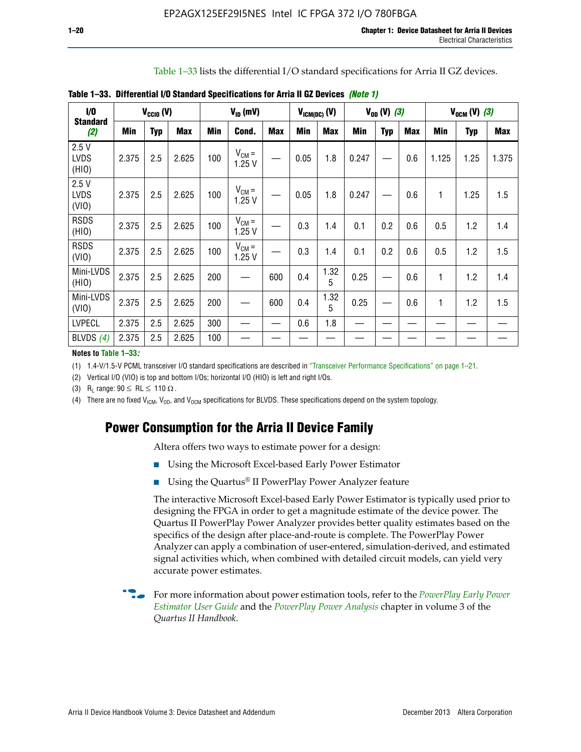Table 1–33 lists the differential I/O standard specifications for Arria II GZ devices.

**Table 1–33. Differential I/O Standard Specifications for Arria II GZ Devices *(Note 1)***

| I/O Standard *(2)* | $V_{CCIO}$ (V) | | | $V_{ID}$ (mV) | | | $V_{ICM(DC)}$ (V) | | $V_{OD}$ (V) *(3)* | | | $V_{OCM}$ (V) *(3)* | | |
|---|---|---|---|---|---|---|---|---|---|---|---|---|---|---|
| | Min | Typ | Max | Min | Cond. | Max | Min | Max | Min | Typ | Max | Min | Typ | Max |
| 2.5 V LVDS (HIO) | 2.375 | 2.5 | 2.625 | 100 | $V_{CM}$ = 1.25 V | — | 0.05 | 1.8 | 0.247 | — | 0.6 | 1.125 | 1.25 | 1.375 |
| 2.5 V LVDS (VIO) | 2.375 | 2.5 | 2.625 | 100 | $V_{CM}$ = 1.25 V | — | 0.05 | 1.8 | 0.247 | — | 0.6 | 1 | 1.25 | 1.5 |
| RSDS (HIO) | 2.375 | 2.5 | 2.625 | 100 | $V_{CM}$ = 1.25 V | — | 0.3 | 1.4 | 0.1 | 0.2 | 0.6 | 0.5 | 1.2 | 1.4 |
| RSDS (VIO) | 2.375 | 2.5 | 2.625 | 100 | $V_{CM}$ = 1.25 V | — | 0.3 | 1.4 | 0.1 | 0.2 | 0.6 | 0.5 | 1.2 | 1.5 |
| Mini-LVDS (HIO) | 2.375 | 2.5 | 2.625 | 200 | — | 600 | 0.4 | 1.325 | 0.25 | — | 0.6 | 1 | 1.2 | 1.4 |
| Mini-LVDS (VIO) | 2.375 | 2.5 | 2.625 | 200 | — | 600 | 0.4 | 1.325 | 0.25 | — | 0.6 | 1 | 1.2 | 1.5 |
| LVPECL | 2.375 | 2.5 | 2.625 | 300 | — | — | 0.6 | 1.8 | — | — | — | — | — | — |
| BLVDS *(4)* | 2.375 | 2.5 | 2.625 | 100 | — | — | — | — | — | — | — | — | — | — |

**Notes to Table 1–33:**

(1) 1.4-V/1.5-V PCML transceiver I/O standard specifications are described in "Transceiver Performance Specifications" on page 1–21.

(2) Vertical I/O (VIO) is top and bottom I/Os; horizontal I/O (HIO) is left and right I/Os.

(3) $R_L$ range: $90 \leq RL \leq 110\ \Omega$.

(4) There are no fixed $V_{ICM}$, $V_{OD}$, and $V_{OCM}$ specifications for BLVDS. These specifications depend on the system topology.

## Power Consumption for the Arria II Device Family

Altera offers two ways to estimate power for a design:

- Using the Microsoft Excel-based Early Power Estimator
- Using the Quartus® II PowerPlay Power Analyzer feature

The interactive Microsoft Excel-based Early Power Estimator is typically used prior to designing the FPGA in order to get a magnitude estimate of the device power. The Quartus II PowerPlay Power Analyzer provides better quality estimates based on the specifics of the design after place-and-route is complete. The PowerPlay Power Analyzer can apply a combination of user-entered, simulation-derived, and estimated signal activities which, when combined with detailed circuit models, can yield very accurate power estimates.

For more information about power estimation tools, refer to the *PowerPlay Early Power Estimator User Guide* and the *PowerPlay Power Analysis* chapter in volume 3 of the *Quartus II Handbook*.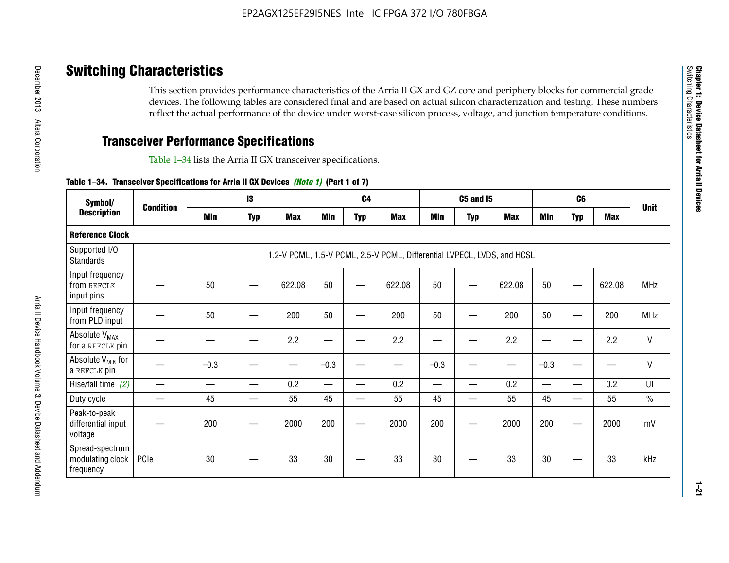# Switching Characteristics

This section provides performance characteristics of the Arria II GX and GZ core and periphery blocks for commercial grade devices. The following tables are considered final and are based on actual silicon characterization and testing. These numbers reflect the actual performance of the device under worst-case silicon process, voltage, and junction temperature conditions.

## Transceiver Performance Specifications

Table 1–34 lists the Arria II GX transceiver specifications.

**Table 1–34. Transceiver Specifications for Arria II GX Devices *(Note 1)* (Part 1 of 7)**

| Symbol/ Description | Condition | I3 | | | C4 | | | C5 and I5 | | | C6 | | | Unit |
|---|---|---|---|---|---|---|---|---|---|---|---|---|---|---|
| | | Min | Typ | Max | Min | Typ | Max | Min | Typ | Max | Min | Typ | Max | |
| **Reference Clock** | | | | | | | | | | | | | | |
| Supported I/O Standards | 1.2-V PCML, 1.5-V PCML, 2.5-V PCML, Differential LVPECL, LVDS, and HCSL | | | | | | | | | | | | | |
| Input frequency from REFCLK input pins | — | 50 | — | 622.08 | 50 | — | 622.08 | 50 | — | 622.08 | 50 | — | 622.08 | MHz |
| Input frequency from PLD input | — | 50 | — | 200 | 50 | — | 200 | 50 | — | 200 | 50 | — | 200 | MHz |
| Absolute $V_{MAX}$ for a REFCLK pin | — | — | — | 2.2 | — | — | 2.2 | — | — | 2.2 | — | — | 2.2 | V |
| Absolute $V_{MIN}$ for a REFCLK pin | — | –0.3 | — | — | –0.3 | — | — | –0.3 | — | — | –0.3 | — | — | V |
| Rise/fall time *(2)* | — | — | — | 0.2 | — | — | 0.2 | — | — | 0.2 | — | — | 0.2 | UI |
| Duty cycle | — | 45 | — | 55 | 45 | — | 55 | 45 | — | 55 | 45 | — | 55 | % |
| Peak-to-peak differential input voltage | — | 200 | — | 2000 | 200 | — | 2000 | 200 | — | 2000 | 200 | — | 2000 | mV |
| Spread-spectrum modulating clock frequency | PCIe | 30 | — | 33 | 30 | — | 33 | 30 | — | 33 | 30 | — | 33 | kHz |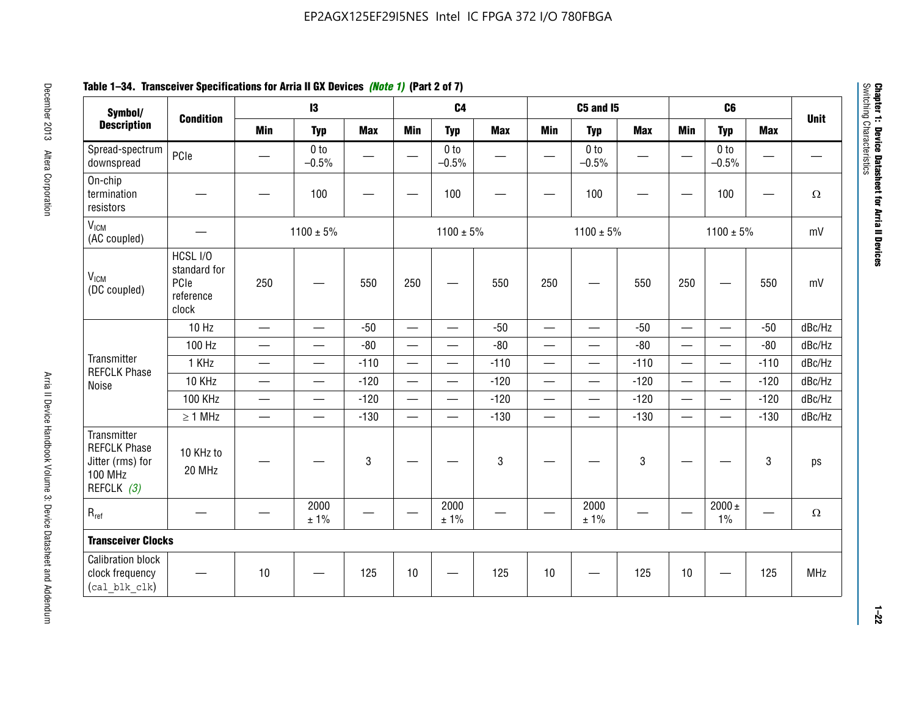## Table 1–34. Transceiver Specifications for Arria II GX Devices *(Note 1)* (Part 2 of 7)

| Symbol/ Description | Condition | I3 | | | C4 | | | C5 and I5 | | | C6 | | | Unit |
|---|---|---|---|---|---|---|---|---|---|---|---|---|---|---|
| | | Min | Typ | Max | Min | Typ | Max | Min | Typ | Max | Min | Typ | Max | |
| Spread-spectrum downspread | PCIe | — | 0 to –0.5% | — | — | 0 to –0.5% | — | — | 0 to –0.5% | — | — | 0 to –0.5% | — | — |
| On-chip termination resistors | — | — | 100 | — | — | 100 | — | — | 100 | — | — | 100 | — | Ω |
| $V_{ICM}$ (AC coupled) | — | 1100 ± 5% | | | 1100 ± 5% | | | 1100 ± 5% | | | 1100 ± 5% | | | mV |
| $V_{ICM}$ (DC coupled) | HCSL I/O standard for PCIe reference clock | 250 | — | 550 | 250 | — | 550 | 250 | — | 550 | 250 | — | 550 | mV |
| Transmitter REFCLK Phase Noise | 10 Hz | — | — | -50 | — | — | -50 | — | — | -50 | — | — | -50 | dBc/Hz |
| | 100 Hz | — | — | -80 | — | — | -80 | — | — | -80 | — | — | -80 | dBc/Hz |
| | 1 KHz | — | — | -110 | — | — | -110 | — | — | -110 | — | — | -110 | dBc/Hz |
| | 10 KHz | — | — | -120 | — | — | -120 | — | — | -120 | — | — | -120 | dBc/Hz |
| | 100 KHz | — | — | -120 | — | — | -120 | — | — | -120 | — | — | -120 | dBc/Hz |
| | ≥ 1 MHz | — | — | -130 | — | — | -130 | — | — | -130 | — | — | -130 | dBc/Hz |
| Transmitter REFCLK Phase Jitter (rms) for 100 MHz REFCLK *(3)* | 10 KHz to 20 MHz | — | — | 3 | — | — | 3 | — | — | 3 | — | — | 3 | ps |
| $R_{ref}$ | — | — | 2000 ± 1% | — | — | 2000 ± 1% | — | — | 2000 ± 1% | — | — | 2000 ± 1% | — | Ω |
| **Transceiver Clocks** | | | | | | | | | | | | | | |
| Calibration block clock frequency (cal_blk_clk) | — | 10 | — | 125 | 10 | — | 125 | 10 | — | 125 | 10 | — | 125 | MHz |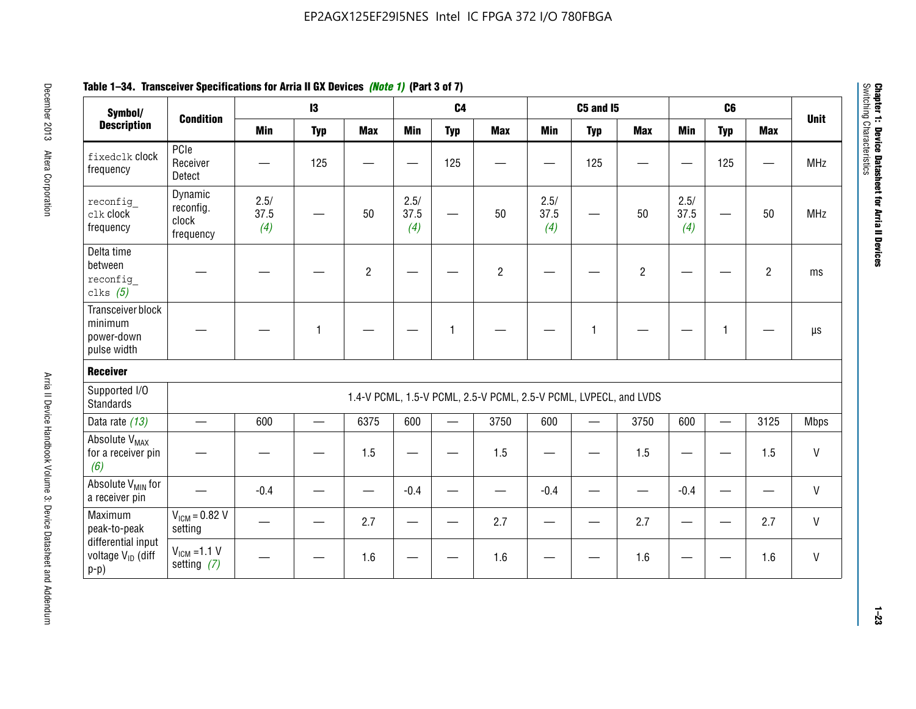**Table 1–34. Transceiver Specifications for Arria II GX Devices *(Note 1)* (Part 3 of 7)**

| Symbol/ Description | Condition | I3 | | | C4 | | | C5 and I5 | | | C6 | | | Unit |
|---|---|---|---|---|---|---|---|---|---|---|---|---|---|---|
| | | Min | Typ | Max | Min | Typ | Max | Min | Typ | Max | Min | Typ | Max | |
| `fixedclk` clock frequency | PCIe Receiver Detect | — | 125 | — | — | 125 | — | — | 125 | — | — | 125 | — | MHz |
| `reconfig_clk` clock frequency | Dynamic reconfig. clock frequency | 2.5/ 37.5 *(4)* | — | 50 | 2.5/ 37.5 *(4)* | — | 50 | 2.5/ 37.5 *(4)* | — | 50 | 2.5/ 37.5 *(4)* | — | 50 | MHz |
| Delta time between `reconfig_clks` *(5)* | — | — | — | 2 | — | — | 2 | — | — | 2 | — | — | 2 | ms |
| Transceiver block minimum power-down pulse width | — | — | 1 | — | — | 1 | — | — | 1 | — | — | 1 | — | µs |
| **Receiver** | | | | | | | | | | | | | | |
| Supported I/O Standards | 1.4-V PCML, 1.5-V PCML, 2.5-V PCML, 2.5-V PCML, LVPECL, and LVDS | | | | | | | | | | | | | |
| Data rate *(13)* | — | 600 | — | 6375 | 600 | — | 3750 | 600 | — | 3750 | 600 | — | 3125 | Mbps |
| Absolute $V_{MAX}$ for a receiver pin *(6)* | — | — | — | 1.5 | — | — | 1.5 | — | — | 1.5 | — | — | 1.5 | V |
| Absolute $V_{MIN}$ for a receiver pin | — | -0.4 | — | — | -0.4 | — | — | -0.4 | — | — | -0.4 | — | — | V |
| Maximum peak-to-peak differential input voltage $V_{ID}$ (diff p-p) | $V_{ICM}$ = 0.82 V setting | — | — | 2.7 | — | — | 2.7 | — | — | 2.7 | — | — | 2.7 | V |
| | $V_{ICM}$ =1.1 V setting *(7)* | — | — | 1.6 | — | — | 1.6 | — | — | 1.6 | — | — | 1.6 | V |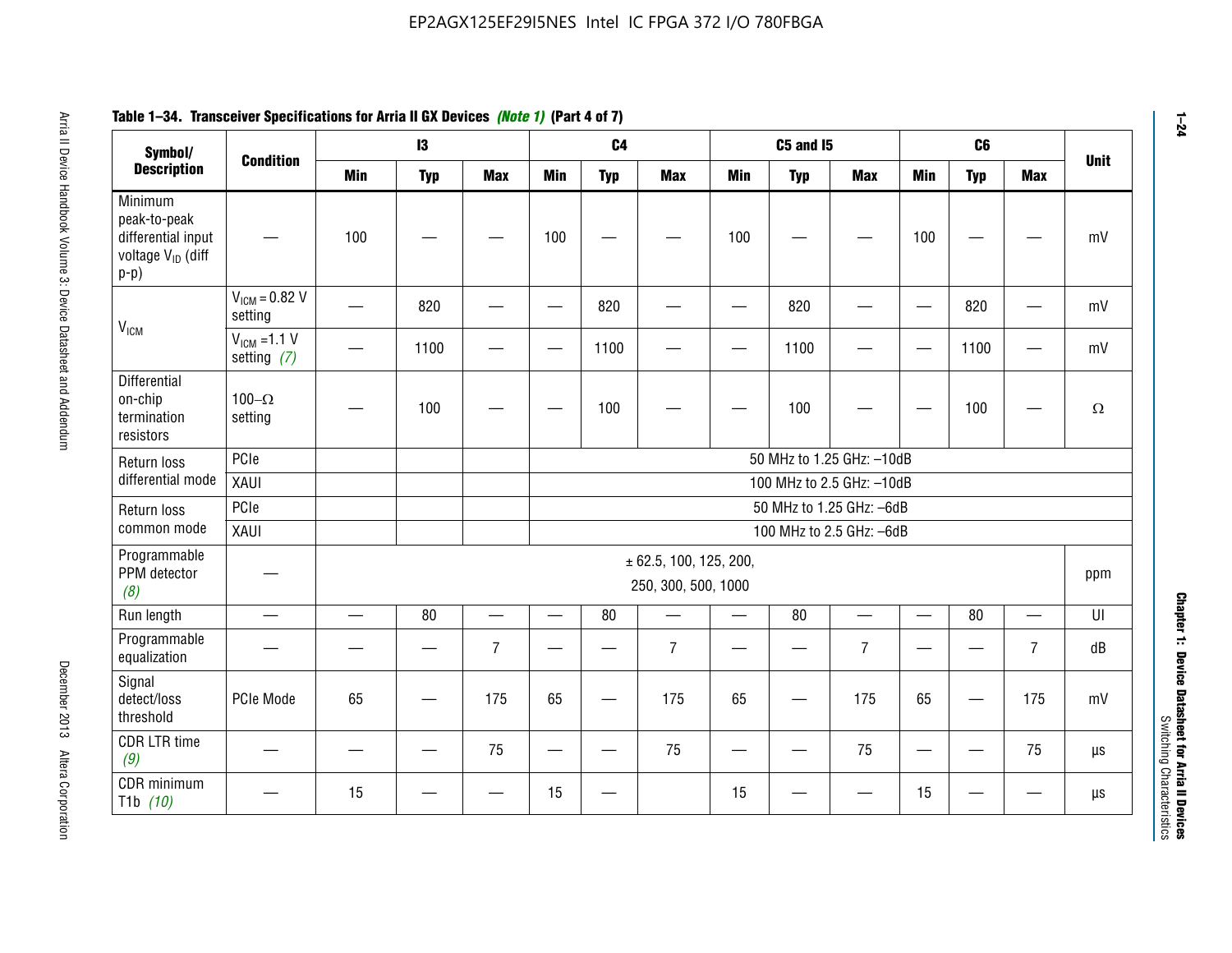**Table 1–34. Transceiver Specifications for Arria II GX Devices *(Note 1)* (Part 4 of 7)**

| Symbol/ Description | Condition | I3 | | | C4 | | | C5 and I5 | | | C6 | | | Unit |
|---|---|---|---|---|---|---|---|---|---|---|---|---|---|---|
| | | Min | Typ | Max | Min | Typ | Max | Min | Typ | Max | Min | Typ | Max | |
| Minimum peak-to-peak differential input voltage $V_{ID}$ (diff p-p) | — | 100 | — | — | 100 | — | — | 100 | — | — | 100 | — | — | mV |
| $V_{ICM}$ | $V_{ICM}$ = 0.82 V setting | — | 820 | — | — | 820 | — | — | 820 | — | — | 820 | — | mV |
| | $V_{ICM}$ =1.1 V setting *(7)* | — | 1100 | — | — | 1100 | — | — | 1100 | — | — | 1100 | — | mV |
| Differential on-chip termination resistors | 100–Ω setting | — | 100 | — | — | 100 | — | — | 100 | — | — | 100 | — | Ω |
| Return loss differential mode | PCIe | | | | 50 MHz to 1.25 GHz: –10dB | | | | | | | | | |
| | XAUI | | | | 100 MHz to 2.5 GHz: –10dB | | | | | | | | | |
| Return loss common mode | PCIe | | | | 50 MHz to 1.25 GHz: –6dB | | | | | | | | | |
| | XAUI | | | | 100 MHz to 2.5 GHz: –6dB | | | | | | | | | |
| Programmable PPM detector *(8)* | — | ± 62.5, 100, 125, 200, 250, 300, 500, 1000 | | | | | | | | | | | | ppm |
| Run length | — | — | 80 | — | — | 80 | — | — | 80 | — | — | 80 | — | UI |
| Programmable equalization | — | — | — | 7 | — | — | 7 | — | — | 7 | — | — | 7 | dB |
| Signal detect/loss threshold | PCIe Mode | 65 | — | 175 | 65 | — | 175 | 65 | — | 175 | 65 | — | 175 | mV |
| CDR LTR time *(9)* | — | — | — | 75 | — | — | 75 | — | — | 75 | — | — | 75 | µs |
| CDR minimum T1b *(10)* | — | 15 | — | — | 15 | — | | 15 | — | — | 15 | — | — | µs |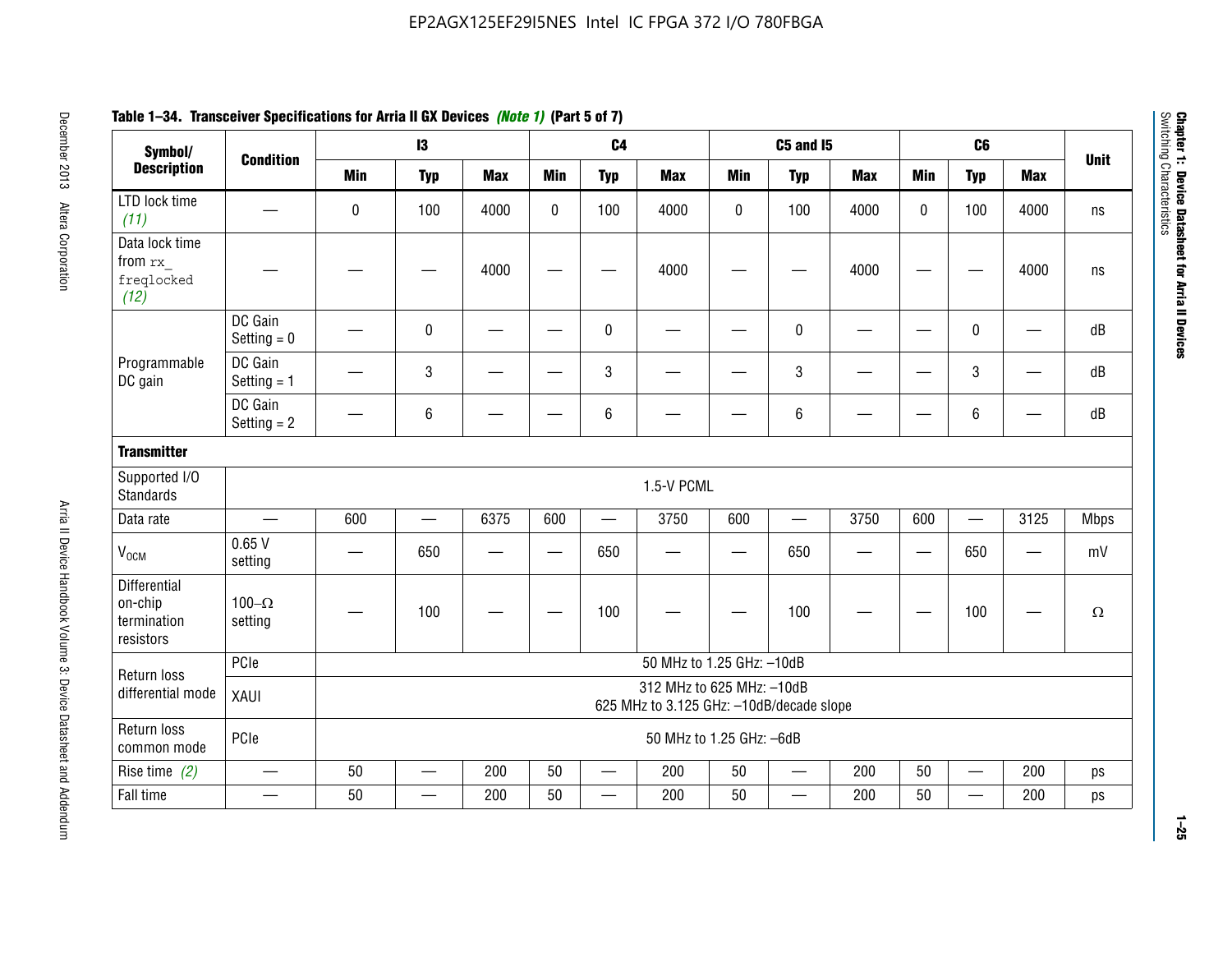**Table 1–34. Transceiver Specifications for Arria II GX Devices** *(Note 1)* **(Part 5 of 7)**

| Symbol/ Description | Condition | I3 | | | C4 | | | C5 and I5 | | | C6 | | | Unit |
|---|---|---|---|---|---|---|---|---|---|---|---|---|---|---|
| | | Min | Typ | Max | Min | Typ | Max | Min | Typ | Max | Min | Typ | Max | |
| LTD lock time *(11)* | — | 0 | 100 | 4000 | 0 | 100 | 4000 | 0 | 100 | 4000 | 0 | 100 | 4000 | ns |
| Data lock time from `rx_freqlocked` *(12)* | — | — | — | 4000 | — | — | 4000 | — | — | 4000 | — | — | 4000 | ns |
| Programmable DC gain | DC Gain Setting = 0 | — | 0 | — | — | 0 | — | — | 0 | — | — | 0 | — | dB |
| | DC Gain Setting = 1 | — | 3 | — | — | 3 | — | — | 3 | — | — | 3 | — | dB |
| | DC Gain Setting = 2 | — | 6 | — | — | 6 | — | — | 6 | — | — | 6 | — | dB |
| **Transmitter** | | | | | | | | | | | | | | |
| Supported I/O Standards | 1.5-V PCML | | | | | | | | | | | | | |
| Data rate | — | 600 | — | 6375 | 600 | — | 3750 | 600 | — | 3750 | 600 | — | 3125 | Mbps |
| $V_{OCM}$ | 0.65 V setting | — | 650 | — | — | 650 | — | — | 650 | — | — | 650 | — | mV |
| Differential on-chip termination resistors | 100–Ω setting | — | 100 | — | — | 100 | — | — | 100 | — | — | 100 | — | Ω |
| Return loss differential mode | PCIe | 50 MHz to 1.25 GHz: –10dB | | | | | | | | | | | | |
| | XAUI | 312 MHz to 625 MHz: –10dB<br>625 MHz to 3.125 GHz: –10dB/decade slope | | | | | | | | | | | | |
| Return loss common mode | PCIe | 50 MHz to 1.25 GHz: –6dB | | | | | | | | | | | | |
| Rise time *(2)* | — | 50 | — | 200 | 50 | — | 200 | 50 | — | 200 | 50 | — | 200 | ps |
| Fall time | — | 50 | — | 200 | 50 | — | 200 | 50 | — | 200 | 50 | — | 200 | ps |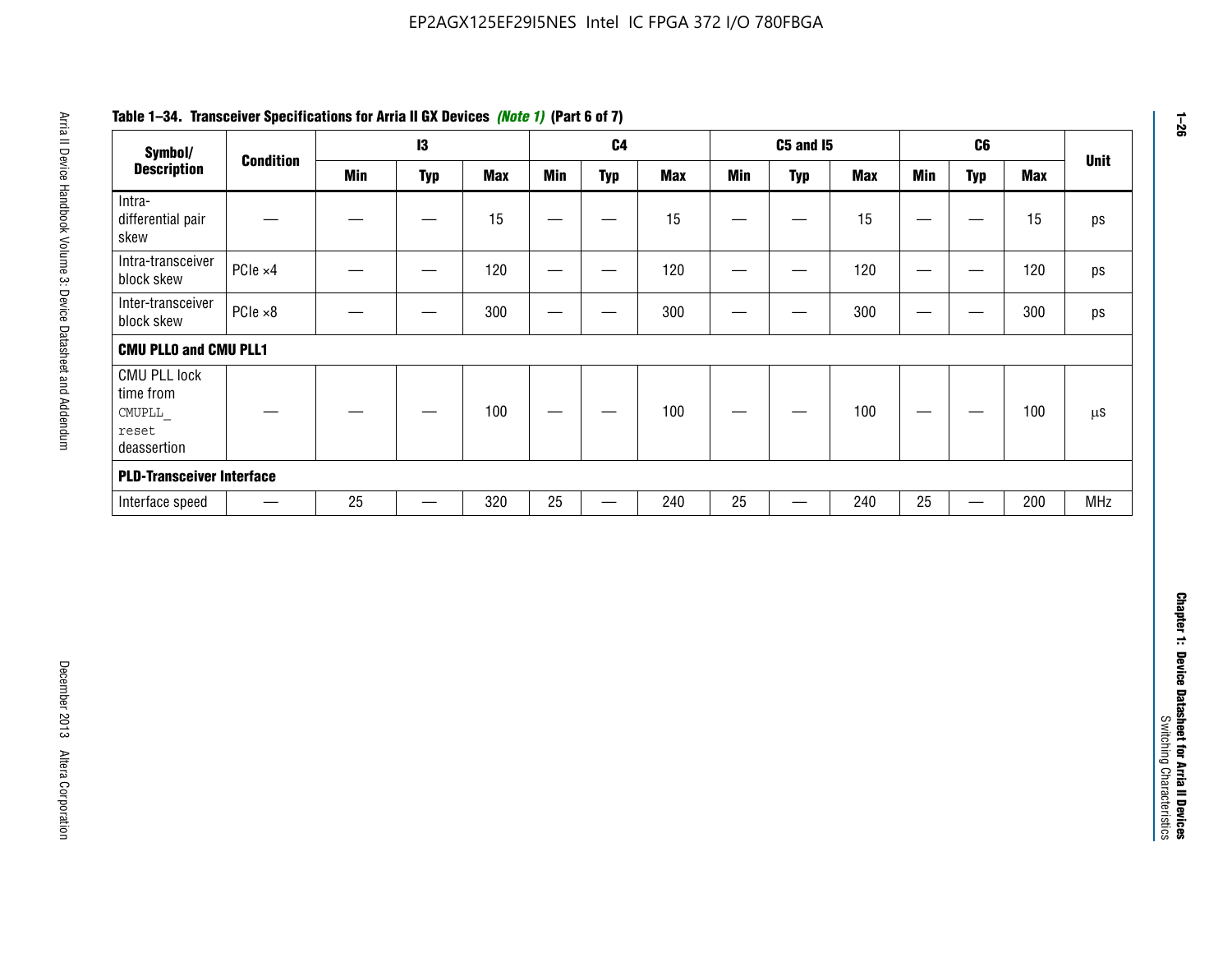**Table 1–34. Transceiver Specifications for Arria II GX Devices *(Note 1)* (Part 6 of 7)**

| Symbol/ Description | Condition | I3 | | | C4 | | | C5 and I5 | | | C6 | | | Unit |
|---|---|---|---|---|---|---|---|---|---|---|---|---|---|---|
| | | Min | Typ | Max | Min | Typ | Max | Min | Typ | Max | Min | Typ | Max | |
| Intra-differential pair skew | — | — | — | 15 | — | — | 15 | — | — | 15 | — | — | 15 | ps |
| Intra-transceiver block skew | PCIe ×4 | — | — | 120 | — | — | 120 | — | — | 120 | — | — | 120 | ps |
| Inter-transceiver block skew | PCIe ×8 | — | — | 300 | — | — | 300 | — | — | 300 | — | — | 300 | ps |
| **CMU PLL0 and CMU PLL1** | | | | | | | | | | | | | | |
| CMU PLL lock time from `CMUPLL_reset` deassertion | — | — | — | 100 | — | — | 100 | — | — | 100 | — | — | 100 | µs |
| **PLD-Transceiver Interface** | | | | | | | | | | | | | | |
| Interface speed | — | 25 | — | 320 | 25 | — | 240 | 25 | — | 240 | 25 | — | 200 | MHz |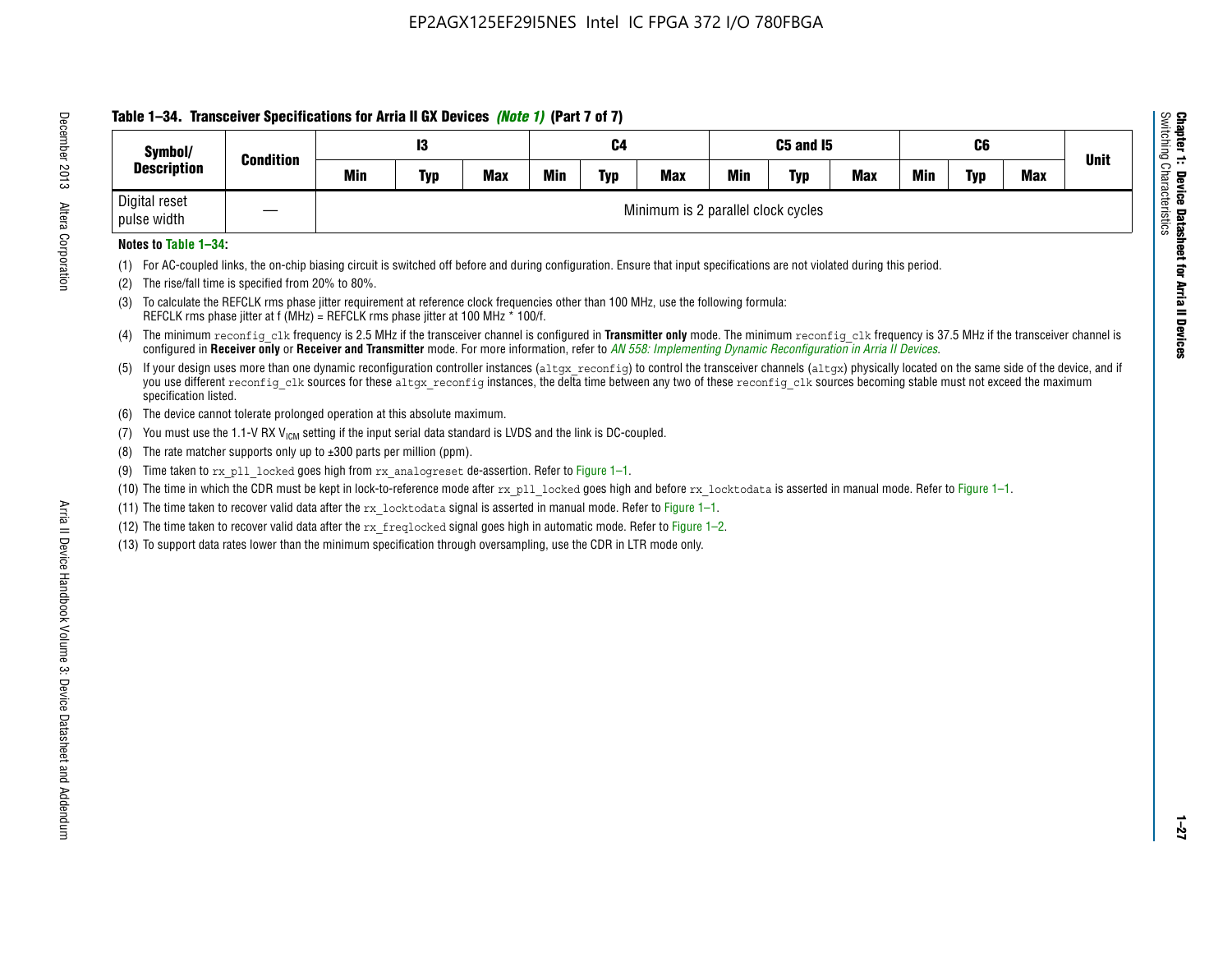**Table 1–34. Transceiver Specifications for Arria II GX Devices *(Note 1)* (Part 7 of 7)**

| Symbol/ Description | Condition | I3 | | | C4 | | | C5 and I5 | | | C6 | | | Unit |
|---|---|---|---|---|---|---|---|---|---|---|---|---|---|---|
| | | Min | Typ | Max | Min | Typ | Max | Min | Typ | Max | Min | Typ | Max | |
| Digital reset pulse width | — | Minimum is 2 parallel clock cycles | | | | | | | | | | | | |

**Notes to Table 1–34:**

(1) For AC-coupled links, the on-chip biasing circuit is switched off before and during configuration. Ensure that input specifications are not violated during this period.

(2) The rise/fall time is specified from 20% to 80%.

(3) To calculate the REFCLK rms phase jitter requirement at reference clock frequencies other than 100 MHz, use the following formula: REFCLK rms phase jitter at f (MHz) = REFCLK rms phase jitter at 100 MHz * 100/f.

(4) The minimum `reconfig_clk` frequency is 2.5 MHz if the transceiver channel is configured in **Transmitter only** mode. The minimum `reconfig_clk` frequency is 37.5 MHz if the transceiver channel is configured in **Receiver only** or **Receiver and Transmitter** mode. For more information, refer to *AN 558: Implementing Dynamic Reconfiguration in Arria II Devices*.

(5) If your design uses more than one dynamic reconfiguration controller instances (`altgx_reconfig`) to control the transceiver channels (`altgx`) physically located on the same side of the device, and if you use different `reconfig_clk` sources for these `altgx_reconfig` instances, the delta time between any two of these `reconfig_clk` sources becoming stable must not exceed the maximum specification listed.

(6) The device cannot tolerate prolonged operation at this absolute maximum.

(7) You must use the 1.1-V RX $V_{ICM}$ setting if the input serial data standard is LVDS and the link is DC-coupled.

(8) The rate matcher supports only up to ±300 parts per million (ppm).

(9) Time taken to `rx_pll_locked` goes high from `rx_analogreset` de-assertion. Refer to Figure 1–1.

(10) The time in which the CDR must be kept in lock-to-reference mode after `rx_pll_locked` goes high and before `rx_locktodata` is asserted in manual mode. Refer to Figure 1–1.

(11) The time taken to recover valid data after the `rx_locktodata` signal is asserted in manual mode. Refer to Figure 1–1.

(12) The time taken to recover valid data after the `rx_freqlocked` signal goes high in automatic mode. Refer to Figure 1–2.

(13) To support data rates lower than the minimum specification through oversampling, use the CDR in LTR mode only.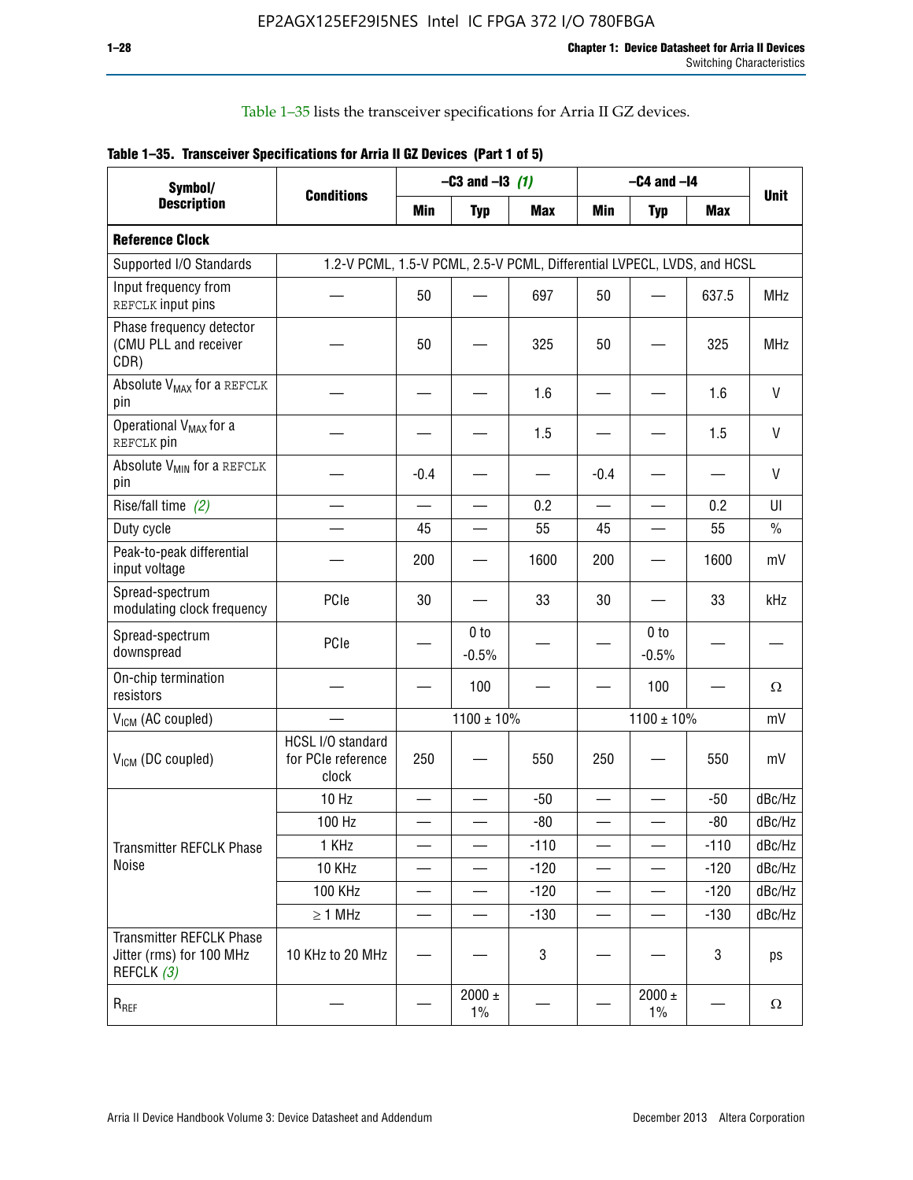Table 1–35 lists the transceiver specifications for Arria II GZ devices.

**Table 1–35. Transceiver Specifications for Arria II GZ Devices (Part 1 of 5)**

| Symbol/ Description | Conditions | –C3 and –I3 (1) | | | –C4 and –I4 | | | Unit |
|---|---|---|---|---|---|---|---|---|
| | | Min | Typ | Max | Min | Typ | Max | |
| **Reference Clock** | | | | | | | | |
| Supported I/O Standards | 1.2-V PCML, 1.5-V PCML, 2.5-V PCML, Differential LVPECL, LVDS, and HCSL | | | | | | | |
| Input frequency from REFCLK input pins | — | 50 | — | 697 | 50 | — | 637.5 | MHz |
| Phase frequency detector (CMU PLL and receiver CDR) | — | 50 | — | 325 | 50 | — | 325 | MHz |
| Absolute $V_{MAX}$ for a REFCLK pin | — | — | — | 1.6 | — | — | 1.6 | V |
| Operational $V_{MAX}$ for a REFCLK pin | — | — | — | 1.5 | — | — | 1.5 | V |
| Absolute $V_{MIN}$ for a REFCLK pin | — | -0.4 | — | — | -0.4 | — | — | V |
| Rise/fall time (2) | — | — | — | 0.2 | — | — | 0.2 | UI |
| Duty cycle | — | 45 | — | 55 | 45 | — | 55 | % |
| Peak-to-peak differential input voltage | — | 200 | — | 1600 | 200 | — | 1600 | mV |
| Spread-spectrum modulating clock frequency | PCIe | 30 | — | 33 | 30 | — | 33 | kHz |
| Spread-spectrum downspread | PCIe | — | 0 to -0.5% | — | — | 0 to -0.5% | — | — |
| On-chip termination resistors | — | — | 100 | — | — | 100 | — | Ω |
| $V_{ICM}$ (AC coupled) | — | 1100 ± 10% | | | 1100 ± 10% | | | mV |
| $V_{ICM}$ (DC coupled) | HCSL I/O standard for PCIe reference clock | 250 | — | 550 | 250 | — | 550 | mV |
| Transmitter REFCLK Phase Noise | 10 Hz | — | — | -50 | — | — | -50 | dBc/Hz |
| | 100 Hz | — | — | -80 | — | — | -80 | dBc/Hz |
| | 1 KHz | — | — | -110 | — | — | -110 | dBc/Hz |
| | 10 KHz | — | — | -120 | — | — | -120 | dBc/Hz |
| | 100 KHz | — | — | -120 | — | — | -120 | dBc/Hz |
| | ≥ 1 MHz | — | — | -130 | — | — | -130 | dBc/Hz |
| Transmitter REFCLK Phase Jitter (rms) for 100 MHz REFCLK (3) | 10 KHz to 20 MHz | — | — | 3 | — | — | 3 | ps |
| $R_{REF}$ | — | — | 2000 ± 1% | — | — | 2000 ± 1% | — | Ω |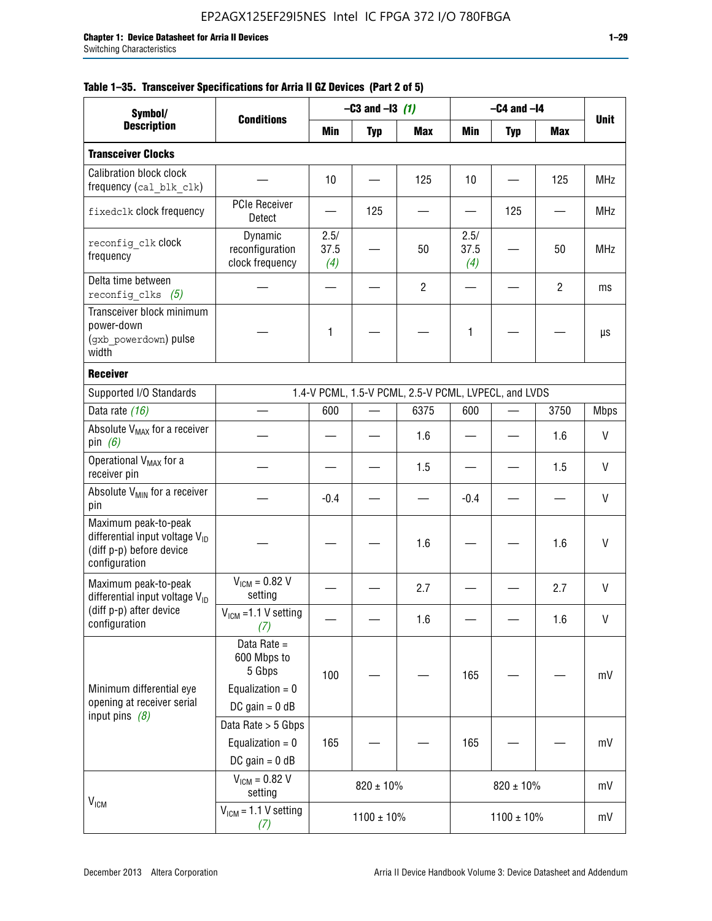**Table 1–35. Transceiver Specifications for Arria II GZ Devices (Part 2 of 5)**

| Symbol/ Description | Conditions | –C3 and –I3 (1) | | | –C4 and –I4 | | | Unit |
|---|---|---|---|---|---|---|---|---|
| | | Min | Typ | Max | Min | Typ | Max | |
| **Transceiver Clocks** | | | | | | | | |
| Calibration block clock frequency (cal_blk_clk) | — | 10 | — | 125 | 10 | — | 125 | MHz |
| fixedclk clock frequency | PCIe Receiver Detect | — | 125 | — | — | 125 | — | MHz |
| reconfig_clk clock frequency | Dynamic reconfiguration clock frequency | 2.5/ 37.5 (4) | — | 50 | 2.5/ 37.5 (4) | — | 50 | MHz |
| Delta time between reconfig_clks (5) | — | — | — | 2 | — | — | 2 | ms |
| Transceiver block minimum power-down (gxb_powerdown) pulse width | — | 1 | — | — | 1 | — | — | µs |
| **Receiver** | | | | | | | | |
| Supported I/O Standards | 1.4-V PCML, 1.5-V PCML, 2.5-V PCML, LVPECL, and LVDS | | | | | | | |
| Data rate (16) | — | 600 | — | 6375 | 600 | — | 3750 | Mbps |
| Absolute $V_{MAX}$ for a receiver pin (6) | — | — | — | 1.6 | — | — | 1.6 | V |
| Operational $V_{MAX}$ for a receiver pin | — | — | — | 1.5 | — | — | 1.5 | V |
| Absolute $V_{MIN}$ for a receiver pin | — | -0.4 | — | — | -0.4 | — | — | V |
| Maximum peak-to-peak differential input voltage $V_{ID}$ (diff p-p) before device configuration | — | — | — | 1.6 | — | — | 1.6 | V |
| Maximum peak-to-peak differential input voltage $V_{ID}$ (diff p-p) after device configuration | $V_{ICM}$ = 0.82 V setting | — | — | 2.7 | — | — | 2.7 | V |
| | $V_{ICM}$ =1.1 V setting (7) | — | — | 1.6 | — | — | 1.6 | V |
| Minimum differential eye opening at receiver serial input pins (8) | Data Rate = 600 Mbps to 5 Gbps<br>Equalization = 0<br>DC gain = 0 dB | 100 | — | — | 165 | — | — | mV |
| | Data Rate > 5 Gbps<br>Equalization = 0<br>DC gain = 0 dB | 165 | — | — | 165 | — | — | mV |
| $V_{ICM}$ | $V_{ICM}$ = 0.82 V setting | 820 ± 10% | | | 820 ± 10% | | | mV |
| | $V_{ICM}$ = 1.1 V setting (7) | 1100 ± 10% | | | 1100 ± 10% | | | mV |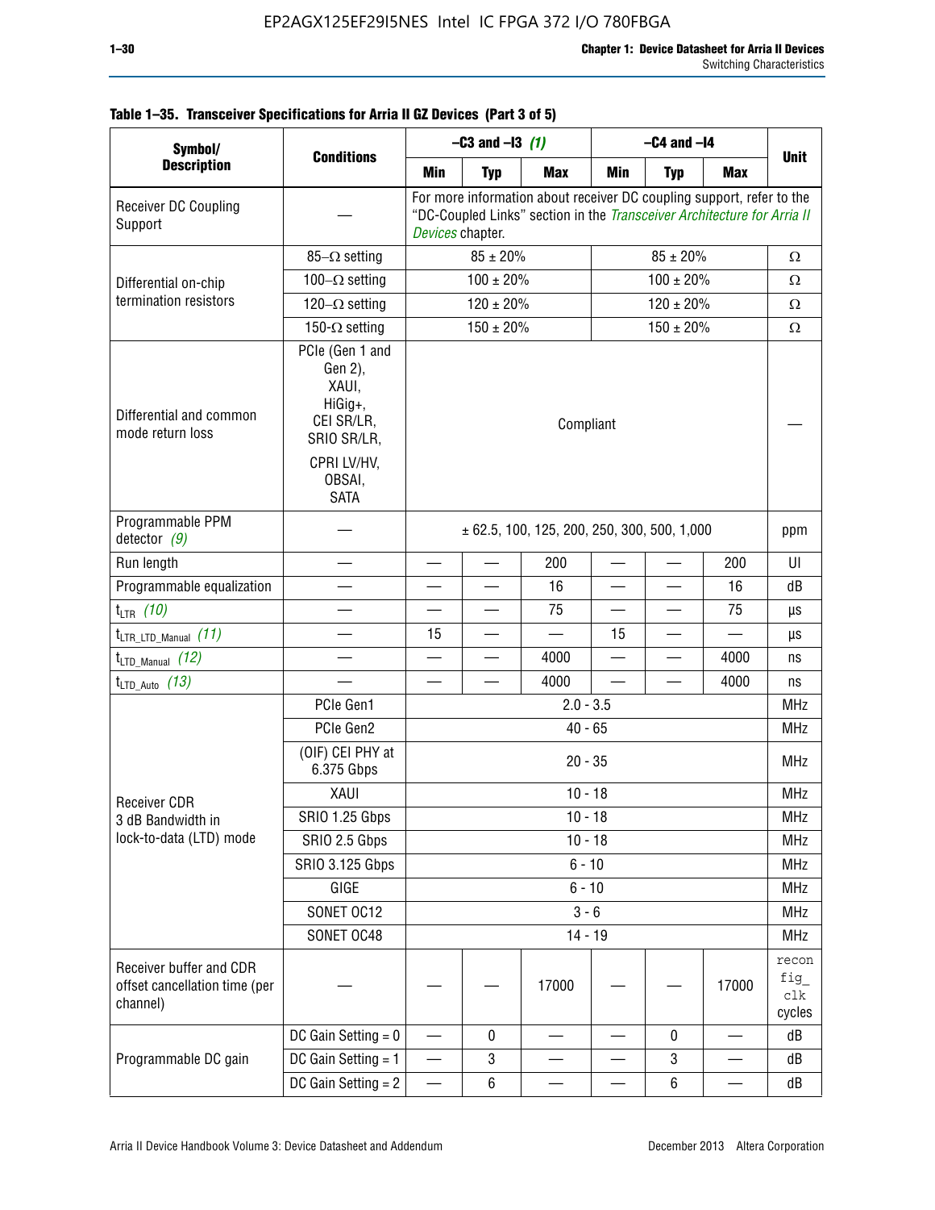**Table 1–35. Transceiver Specifications for Arria II GZ Devices (Part 3 of 5)**

| Symbol/ Description | Conditions | –C3 and –I3 *(1)* | | | –C4 and –I4 | | | Unit |
|---|---|---|---|---|---|---|---|---|
| | | Min | Typ | Max | Min | Typ | Max | |
| Receiver DC Coupling Support | — | For more information about receiver DC coupling support, refer to the "DC-Coupled Links" section in the *Transceiver Architecture for Arria II Devices* chapter. | | | | | | |
| Differential on-chip termination resistors | 85–Ω setting | 85 ± 20% | | | 85 ± 20% | | | Ω |
| | 100–Ω setting | 100 ± 20% | | | 100 ± 20% | | | Ω |
| | 120–Ω setting | 120 ± 20% | | | 120 ± 20% | | | Ω |
| | 150-Ω setting | 150 ± 20% | | | 150 ± 20% | | | Ω |
| Differential and common mode return loss | PCIe (Gen 1 and Gen 2), XAUI, HiGig+, CEI SR/LR, SRIO SR/LR, CPRI LV/HV, OBSAI, SATA | Compliant | | | | | | — |
| Programmable PPM detector *(9)* | — | ± 62.5, 100, 125, 200, 250, 300, 500, 1,000 | | | | | | ppm |
| Run length | — | — | — | 200 | — | — | 200 | UI |
| Programmable equalization | — | — | — | 16 | — | — | 16 | dB |
| $t_{LTR}$ *(10)* | — | — | — | 75 | — | — | 75 | µs |
| $t_{LTR\_LTD\_Manual}$ *(11)* | — | 15 | — | — | 15 | — | — | µs |
| $t_{LTD\_Manual}$ *(12)* | — | — | — | 4000 | — | — | 4000 | ns |
| $t_{LTD\_Auto}$ *(13)* | — | — | — | 4000 | — | — | 4000 | ns |
| Receiver CDR 3 dB Bandwidth in lock-to-data (LTD) mode | PCIe Gen1 | 2.0 - 3.5 | | | | | | MHz |
| | PCIe Gen2 | 40 - 65 | | | | | | MHz |
| | (OIF) CEI PHY at 6.375 Gbps | 20 - 35 | | | | | | MHz |
| | XAUI | 10 - 18 | | | | | | MHz |
| | SRIO 1.25 Gbps | 10 - 18 | | | | | | MHz |
| | SRIO 2.5 Gbps | 10 - 18 | | | | | | MHz |
| | SRIO 3.125 Gbps | 6 - 10 | | | | | | MHz |
| | GIGE | 6 - 10 | | | | | | MHz |
| | SONET OC12 | 3 - 6 | | | | | | MHz |
| | SONET OC48 | 14 - 19 | | | | | | MHz |
| Receiver buffer and CDR offset cancellation time (per channel) | — | — | — | 17000 | — | — | 17000 | reconfig_clk cycles |
| Programmable DC gain | DC Gain Setting = 0 | — | 0 | — | — | 0 | — | dB |
| | DC Gain Setting = 1 | — | 3 | — | — | 3 | — | dB |
| | DC Gain Setting = 2 | — | 6 | — | — | 6 | — | dB |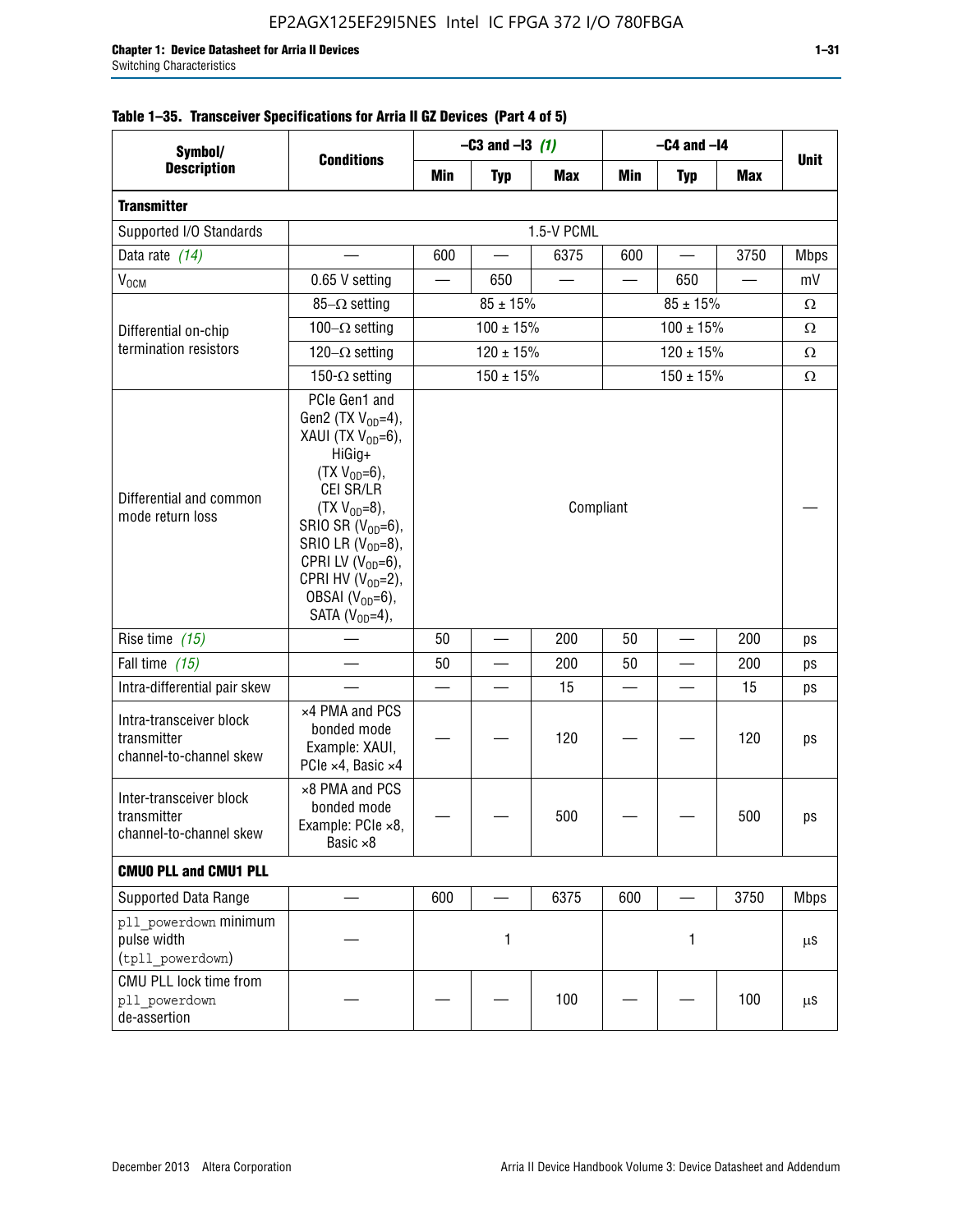**Table 1–35. Transceiver Specifications for Arria II GZ Devices (Part 4 of 5)**

| Symbol/ Description | Conditions | –C3 and –I3 *(1)* | | | –C4 and –I4 | | | Unit |
|---|---|---|---|---|---|---|---|---|
| | | Min | Typ | Max | Min | Typ | Max | |
| **Transmitter** | | | | | | | | |
| Supported I/O Standards | 1.5-V PCML | | | | | | | |
| Data rate *(14)* | — | 600 | — | 6375 | 600 | — | 3750 | Mbps |
| $V_{OCM}$ | 0.65 V setting | — | 650 | — | — | 650 | — | mV |
| Differential on-chip termination resistors | 85–Ω setting | 85 ± 15% | | | 85 ± 15% | | | Ω |
| | 100–Ω setting | 100 ± 15% | | | 100 ± 15% | | | Ω |
| | 120–Ω setting | 120 ± 15% | | | 120 ± 15% | | | Ω |
| | 150-Ω setting | 150 ± 15% | | | 150 ± 15% | | | Ω |
| Differential and common mode return loss | PCIe Gen1 and Gen2 (TX $V_{OD}$=4), XAUI (TX $V_{OD}$=6), HiGig+ (TX $V_{OD}$=6), CEI SR/LR (TX $V_{OD}$=8), SRIO SR ($V_{OD}$=6), SRIO LR ($V_{OD}$=8), CPRI LV ($V_{OD}$=6), CPRI HV ($V_{OD}$=2), OBSAI ($V_{OD}$=6), SATA ($V_{OD}$=4), | Compliant | | | | | | — |
| Rise time *(15)* | — | 50 | — | 200 | 50 | — | 200 | ps |
| Fall time *(15)* | — | 50 | — | 200 | 50 | — | 200 | ps |
| Intra-differential pair skew | — | — | — | 15 | — | — | 15 | ps |
| Intra-transceiver block transmitter channel-to-channel skew | ×4 PMA and PCS bonded mode Example: XAUI, PCIe ×4, Basic ×4 | — | — | 120 | — | — | 120 | ps |
| Inter-transceiver block transmitter channel-to-channel skew | ×8 PMA and PCS bonded mode Example: PCIe ×8, Basic ×8 | — | — | 500 | — | — | 500 | ps |
| **CMU0 PLL and CMU1 PLL** | | | | | | | | |
| Supported Data Range | — | 600 | — | 6375 | 600 | — | 3750 | Mbps |
| pll_powerdown minimum pulse width (tpll_powerdown) | — | 1 | | | 1 | | | µs |
| CMU PLL lock time from pll_powerdown de-assertion | — | — | — | 100 | — | — | 100 | µs |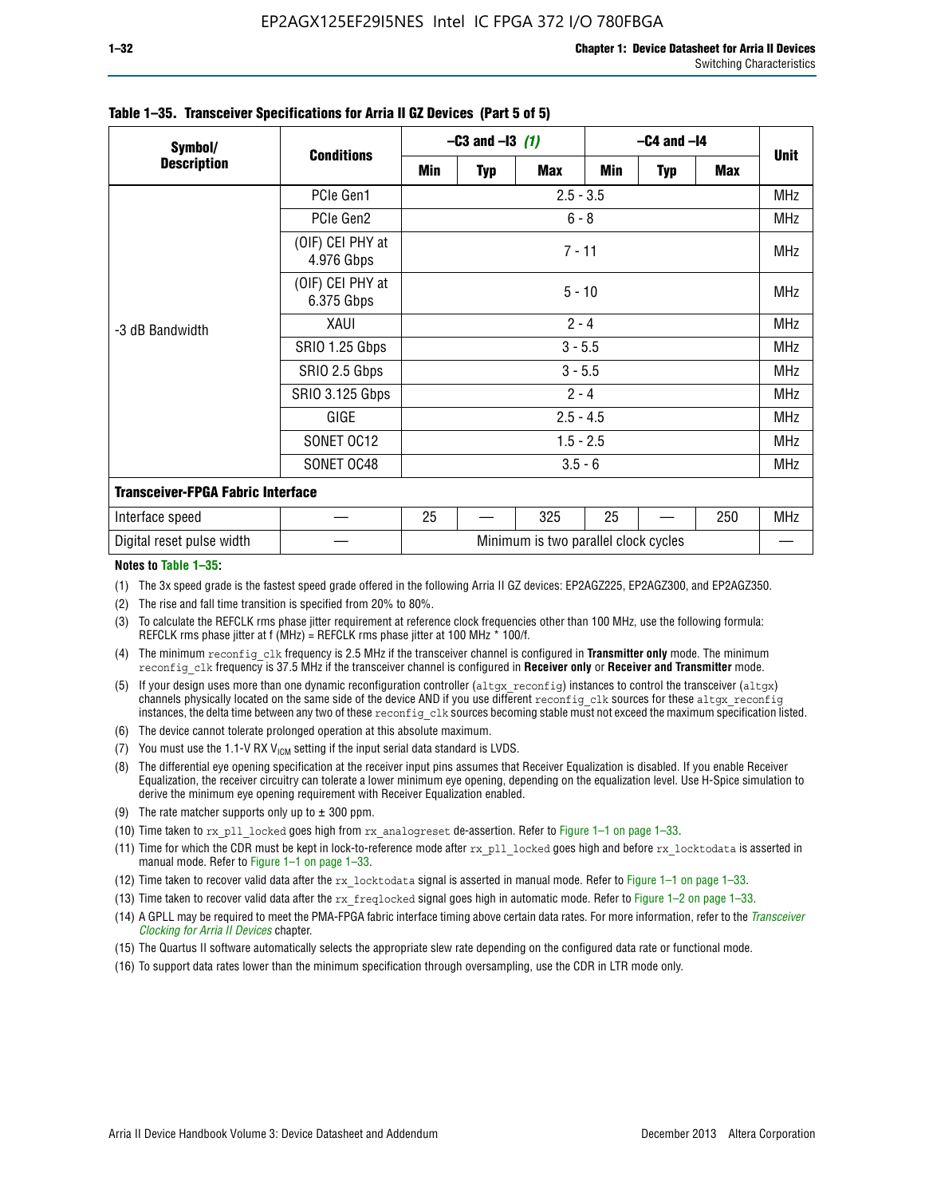**Table 1–35. Transceiver Specifications for Arria II GZ Devices (Part 5 of 5)**

| Symbol/ Description | Conditions | –C3 and –I3 *(1)* | | | –C4 and –I4 | | | Unit |
|---|---|---|---|---|---|---|---|---|
| | | Min | Typ | Max | Min | Typ | Max | |
| -3 dB Bandwidth | PCIe Gen1 | 2.5 - 3.5 | | | | | | MHz |
| | PCIe Gen2 | 6 - 8 | | | | | | MHz |
| | (OIF) CEI PHY at 4.976 Gbps | 7 - 11 | | | | | | MHz |
| | (OIF) CEI PHY at 6.375 Gbps | 5 - 10 | | | | | | MHz |
| | XAUI | 2 - 4 | | | | | | MHz |
| | SRIO 1.25 Gbps | 3 - 5.5 | | | | | | MHz |
| | SRIO 2.5 Gbps | 3 - 5.5 | | | | | | MHz |
| | SRIO 3.125 Gbps | 2 - 4 | | | | | | MHz |
| | GIGE | 2.5 - 4.5 | | | | | | MHz |
| | SONET OC12 | 1.5 - 2.5 | | | | | | MHz |
| | SONET OC48 | 3.5 - 6 | | | | | | MHz |
| **Transceiver-FPGA Fabric Interface** | | | | | | | | |
| Interface speed | — | 25 | — | 325 | 25 | — | 250 | MHz |
| Digital reset pulse width | — | Minimum is two parallel clock cycles | | | | | | — |

**Notes to Table 1–35:**

(1) The 3x speed grade is the fastest speed grade offered in the following Arria II GZ devices: EP2AGZ225, EP2AGZ300, and EP2AGZ350.

(2) The rise and fall time transition is specified from 20% to 80%.

(3) To calculate the REFCLK rms phase jitter requirement at reference clock frequencies other than 100 MHz, use the following formula: REFCLK rms phase jitter at f (MHz) = REFCLK rms phase jitter at 100 MHz * 100/f.

(4) The minimum `reconfig_clk` frequency is 2.5 MHz if the transceiver channel is configured in **Transmitter only** mode. The minimum `reconfig_clk` frequency is 37.5 MHz if the transceiver channel is configured in **Receiver only** or **Receiver and Transmitter** mode.

(5) If your design uses more than one dynamic reconfiguration controller (`altgx_reconfig`) instances to control the transceiver (`altgx`) channels physically located on the same side of the device AND if you use different `reconfig_clk` sources for these `altgx_reconfig` instances, the delta time between any two of these `reconfig_clk` sources becoming stable must not exceed the maximum specification listed.

(6) The device cannot tolerate prolonged operation at this absolute maximum.

(7) You must use the 1.1-V RX $V_{ICM}$ setting if the input serial data standard is LVDS.

(8) The differential eye opening specification at the receiver input pins assumes that Receiver Equalization is disabled. If you enable Receiver Equalization, the receiver circuitry can tolerate a lower minimum eye opening, depending on the equalization level. Use H-Spice simulation to derive the minimum eye opening requirement with Receiver Equalization enabled.

(9) The rate matcher supports only up to ± 300 ppm.

(10) Time taken to `rx_pll_locked` goes high from `rx_analogreset` de-assertion. Refer to Figure 1–1 on page 1–33.

(11) Time for which the CDR must be kept in lock-to-reference mode after `rx_pll_locked` goes high and before `rx_locktodata` is asserted in manual mode. Refer to Figure 1–1 on page 1–33.

(12) Time taken to recover valid data after the `rx_locktodata` signal is asserted in manual mode. Refer to Figure 1–1 on page 1–33.

(13) Time taken to recover valid data after the `rx_freqlocked` signal goes high in automatic mode. Refer to Figure 1–2 on page 1–33.

(14) A GPLL may be required to meet the PMA-FPGA fabric interface timing above certain data rates. For more information, refer to the *Transceiver Clocking for Arria II Devices* chapter.

(15) The Quartus II software automatically selects the appropriate slew rate depending on the configured data rate or functional mode.

(16) To support data rates lower than the minimum specification through oversampling, use the CDR in LTR mode only.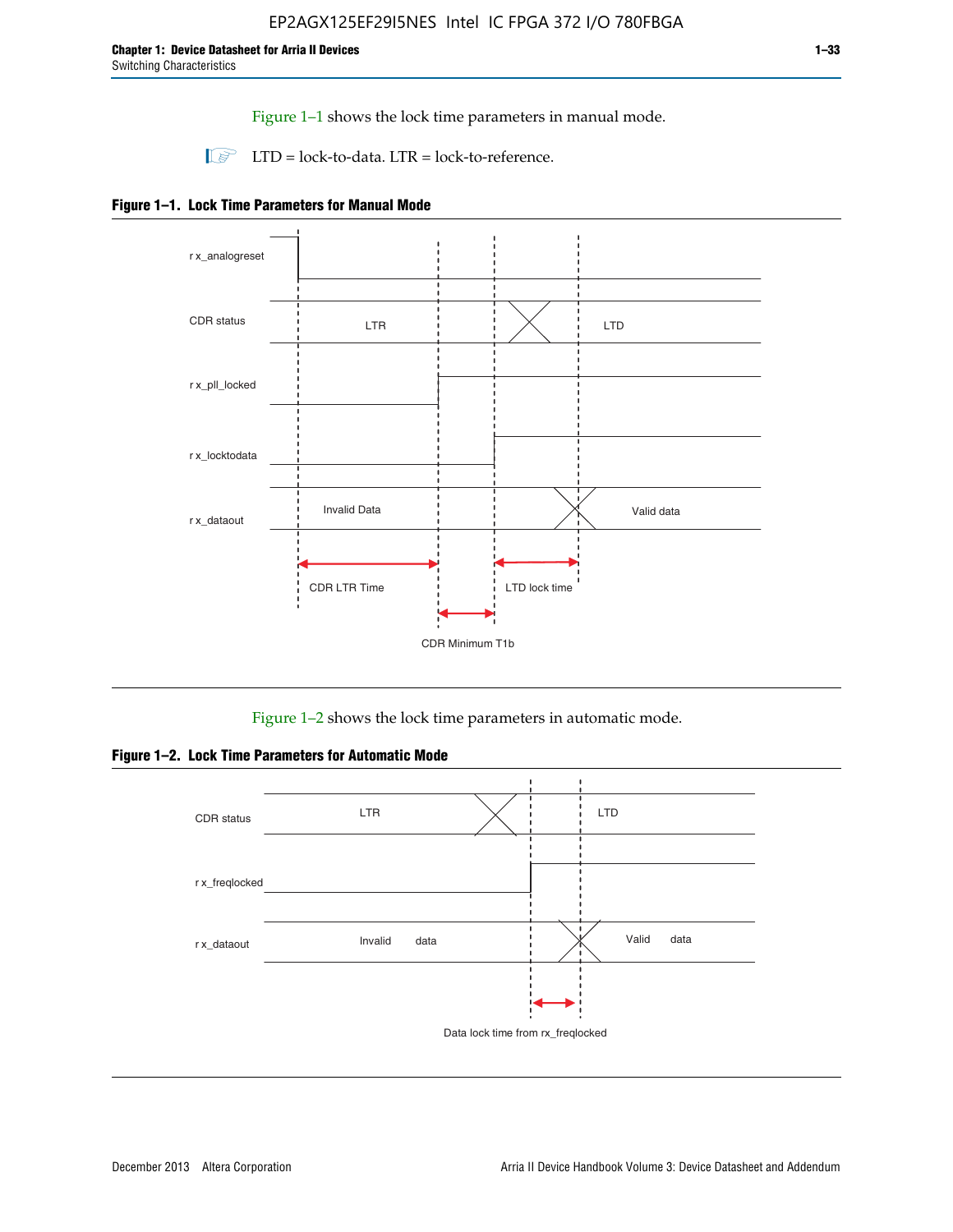Figure 1–1 shows the lock time parameters in manual mode.

LTD = lock-to-data. LTR = lock-to-reference.

**Figure 1–1. Lock Time Parameters for Manual Mode**

Figure 1–2 shows the lock time parameters in automatic mode.

**Figure 1–2. Lock Time Parameters for Automatic Mode**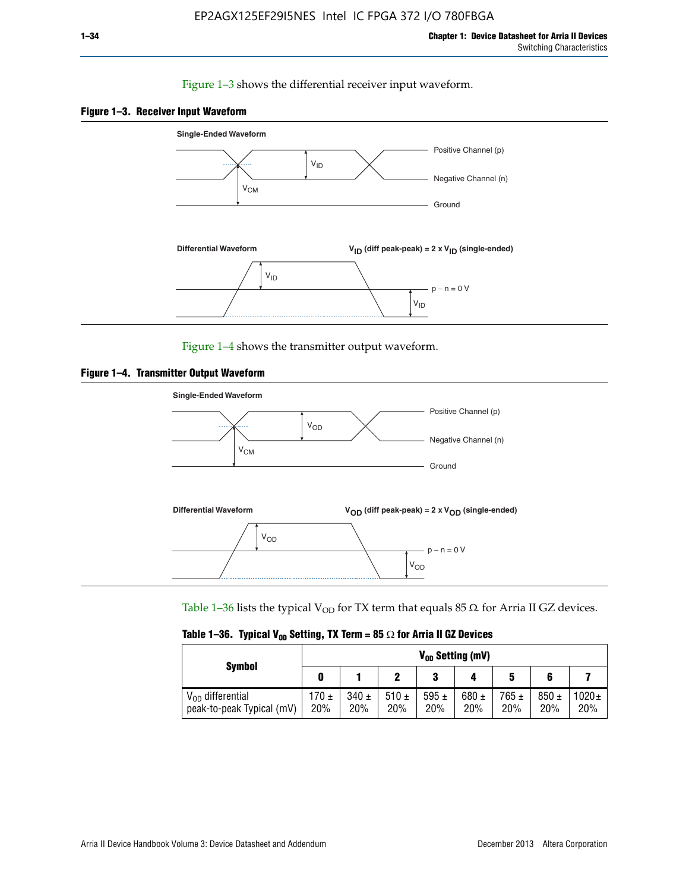Figure 1–3 shows the differential receiver input waveform.

**Figure 1–3. Receiver Input Waveform**

Single-Ended Waveform

Positive Channel (p)

Negative Channel (n)

Ground

$V_{ID}$

$V_{CM}$

Differential Waveform

$V_{ID}$ (diff peak-peak) = 2 x $V_{ID}$ (single-ended)

$V_{ID}$

p − n = 0 V

$V_{ID}$

Figure 1–4 shows the transmitter output waveform.

**Figure 1–4. Transmitter Output Waveform**

Single-Ended Waveform

Positive Channel (p)

Negative Channel (n)

Ground

$V_{OD}$

$V_{CM}$

Differential Waveform

$V_{OD}$ (diff peak-peak) = 2 x $V_{OD}$ (single-ended)

$V_{OD}$

p − n = 0 V

$V_{OD}$

Table 1–36 lists the typical $V_{OD}$ for TX term that equals 85 Ω for Arria II GZ devices.

**Table 1–36. Typical $V_{OD}$ Setting, TX Term = 85 Ω for Arria II GZ Devices**

| Symbol | $V_{OD}$ Setting (mV) | | | | | | | |
|---|---|---|---|---|---|---|---|---|
| | 0 | 1 | 2 | 3 | 4 | 5 | 6 | 7 |
| $V_{OD}$ differential peak-to-peak Typical (mV) | 170 ± 20% | 340 ± 20% | 510 ± 20% | 595 ± 20% | 680 ± 20% | 765 ± 20% | 850 ± 20% | 1020 ± 20% |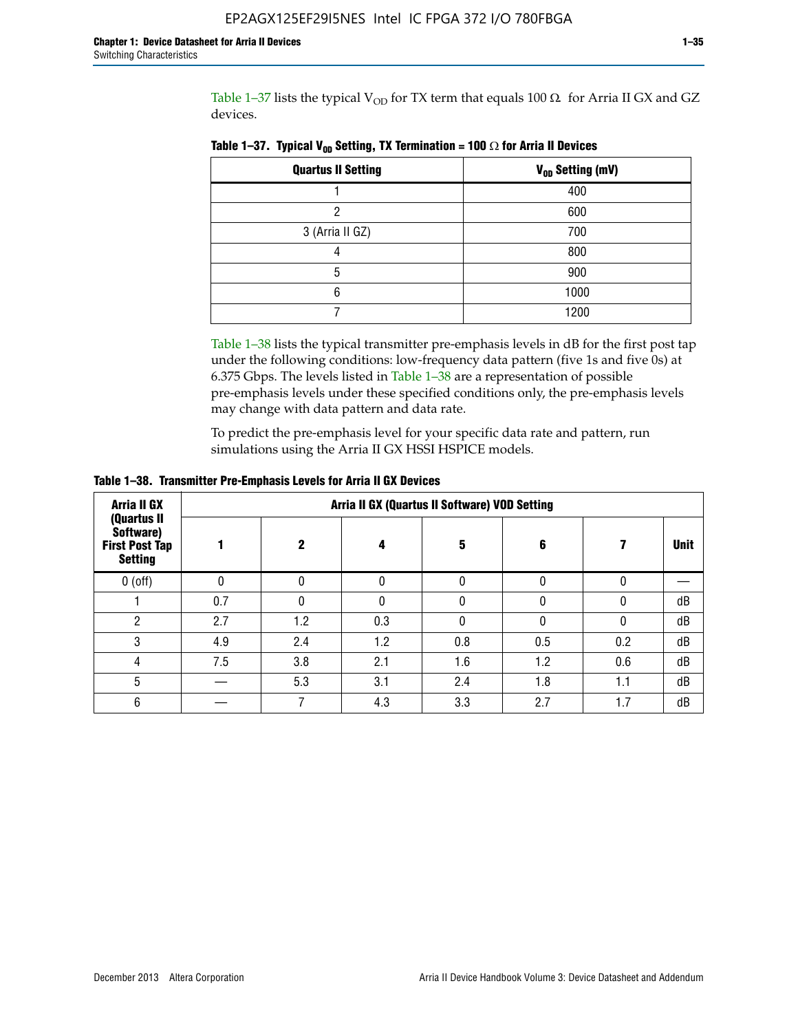Table 1–37 lists the typical $V_{OD}$ for TX term that equals 100 Ω for Arria II GX and GZ devices.

**Table 1–37. Typical $V_{OD}$ Setting, TX Termination = 100 Ω for Arria II Devices**

| Quartus II Setting | $V_{OD}$ Setting (mV) |
|---|---|
| 1 | 400 |
| 2 | 600 |
| 3 (Arria II GZ) | 700 |
| 4 | 800 |
| 5 | 900 |
| 6 | 1000 |
| 7 | 1200 |

Table 1–38 lists the typical transmitter pre-emphasis levels in dB for the first post tap under the following conditions: low-frequency data pattern (five 1s and five 0s) at 6.375 Gbps. The levels listed in Table 1–38 are a representation of possible pre-emphasis levels under these specified conditions only, the pre-emphasis levels may change with data pattern and data rate.

To predict the pre-emphasis level for your specific data rate and pattern, run simulations using the Arria II GX HSSI HSPICE models.

**Table 1–38. Transmitter Pre-Emphasis Levels for Arria II GX Devices**

| Arria II GX (Quartus II Software) First Post Tap Setting | Arria II GX (Quartus II Software) VOD Setting | | | | | | |
|---|---|---|---|---|---|---|---|
| | 1 | 2 | 4 | 5 | 6 | 7 | Unit |
| 0 (off) | 0 | 0 | 0 | 0 | 0 | 0 | — |
| 1 | 0.7 | 0 | 0 | 0 | 0 | 0 | dB |
| 2 | 2.7 | 1.2 | 0.3 | 0 | 0 | 0 | dB |
| 3 | 4.9 | 2.4 | 1.2 | 0.8 | 0.5 | 0.2 | dB |
| 4 | 7.5 | 3.8 | 2.1 | 1.6 | 1.2 | 0.6 | dB |
| 5 | — | 5.3 | 3.1 | 2.4 | 1.8 | 1.1 | dB |
| 6 | — | 7 | 4.3 | 3.3 | 2.7 | 1.7 | dB |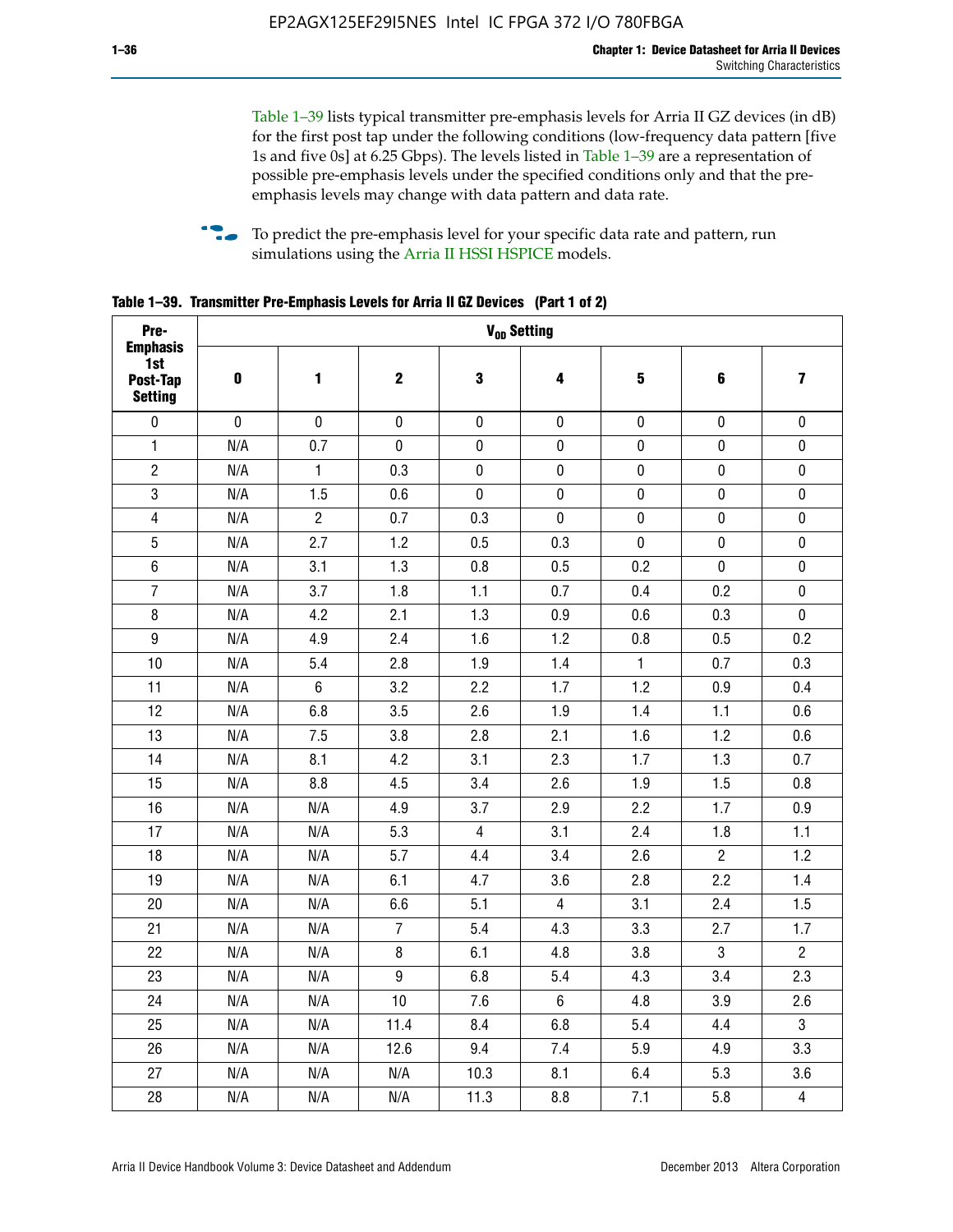Table 1–39 lists typical transmitter pre-emphasis levels for Arria II GZ devices (in dB) for the first post tap under the following conditions (low-frequency data pattern [five 1s and five 0s] at 6.25 Gbps). The levels listed in Table 1–39 are a representation of possible pre-emphasis levels under the specified conditions only and that the pre-emphasis levels may change with data pattern and data rate.

To predict the pre-emphasis level for your specific data rate and pattern, run simulations using the Arria II HSSI HSPICE models.

**Table 1–39. Transmitter Pre-Emphasis Levels for Arria II GZ Devices (Part 1 of 2)**

| Pre-Emphasis 1st Post-Tap Setting | $V_{OD}$ Setting | | | | | | | |
|---|---|---|---|---|---|---|---|---|
| | 0 | 1 | 2 | 3 | 4 | 5 | 6 | 7 |
| 0 | 0 | 0 | 0 | 0 | 0 | 0 | 0 | 0 |
| 1 | N/A | 0.7 | 0 | 0 | 0 | 0 | 0 | 0 |
| 2 | N/A | 1 | 0.3 | 0 | 0 | 0 | 0 | 0 |
| 3 | N/A | 1.5 | 0.6 | 0 | 0 | 0 | 0 | 0 |
| 4 | N/A | 2 | 0.7 | 0.3 | 0 | 0 | 0 | 0 |
| 5 | N/A | 2.7 | 1.2 | 0.5 | 0.3 | 0 | 0 | 0 |
| 6 | N/A | 3.1 | 1.3 | 0.8 | 0.5 | 0.2 | 0 | 0 |
| 7 | N/A | 3.7 | 1.8 | 1.1 | 0.7 | 0.4 | 0.2 | 0 |
| 8 | N/A | 4.2 | 2.1 | 1.3 | 0.9 | 0.6 | 0.3 | 0 |
| 9 | N/A | 4.9 | 2.4 | 1.6 | 1.2 | 0.8 | 0.5 | 0.2 |
| 10 | N/A | 5.4 | 2.8 | 1.9 | 1.4 | 1 | 0.7 | 0.3 |
| 11 | N/A | 6 | 3.2 | 2.2 | 1.7 | 1.2 | 0.9 | 0.4 |
| 12 | N/A | 6.8 | 3.5 | 2.6 | 1.9 | 1.4 | 1.1 | 0.6 |
| 13 | N/A | 7.5 | 3.8 | 2.8 | 2.1 | 1.6 | 1.2 | 0.6 |
| 14 | N/A | 8.1 | 4.2 | 3.1 | 2.3 | 1.7 | 1.3 | 0.7 |
| 15 | N/A | 8.8 | 4.5 | 3.4 | 2.6 | 1.9 | 1.5 | 0.8 |
| 16 | N/A | N/A | 4.9 | 3.7 | 2.9 | 2.2 | 1.7 | 0.9 |
| 17 | N/A | N/A | 5.3 | 4 | 3.1 | 2.4 | 1.8 | 1.1 |
| 18 | N/A | N/A | 5.7 | 4.4 | 3.4 | 2.6 | 2 | 1.2 |
| 19 | N/A | N/A | 6.1 | 4.7 | 3.6 | 2.8 | 2.2 | 1.4 |
| 20 | N/A | N/A | 6.6 | 5.1 | 4 | 3.1 | 2.4 | 1.5 |
| 21 | N/A | N/A | 7 | 5.4 | 4.3 | 3.3 | 2.7 | 1.7 |
| 22 | N/A | N/A | 8 | 6.1 | 4.8 | 3.8 | 3 | 2 |
| 23 | N/A | N/A | 9 | 6.8 | 5.4 | 4.3 | 3.4 | 2.3 |
| 24 | N/A | N/A | 10 | 7.6 | 6 | 4.8 | 3.9 | 2.6 |
| 25 | N/A | N/A | 11.4 | 8.4 | 6.8 | 5.4 | 4.4 | 3 |
| 26 | N/A | N/A | 12.6 | 9.4 | 7.4 | 5.9 | 4.9 | 3.3 |
| 27 | N/A | N/A | N/A | 10.3 | 8.1 | 6.4 | 5.3 | 3.6 |
| 28 | N/A | N/A | N/A | 11.3 | 8.8 | 7.1 | 5.8 | 4 |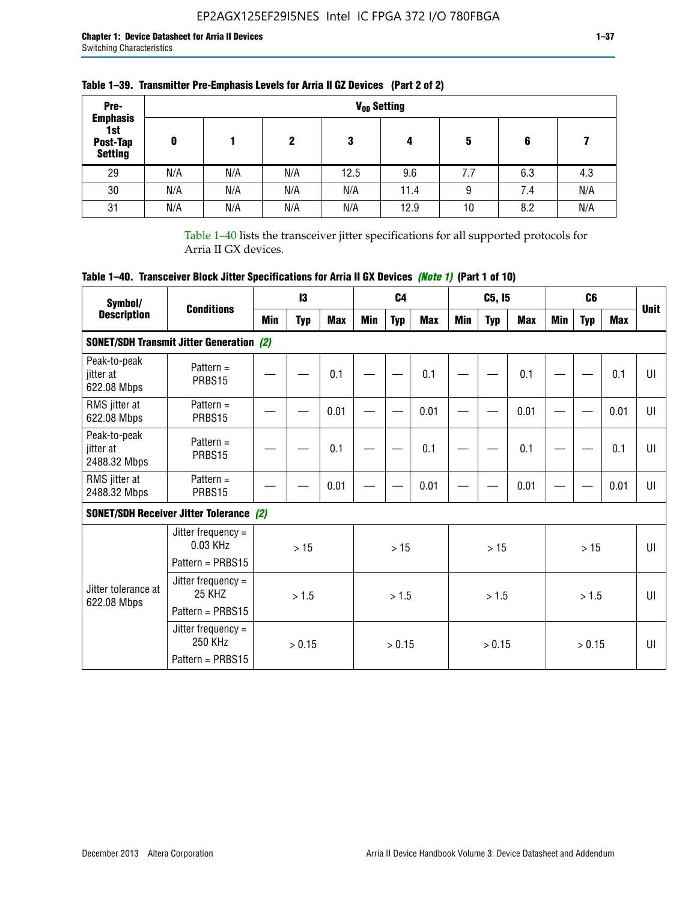**Table 1–39. Transmitter Pre-Emphasis Levels for Arria II GZ Devices (Part 2 of 2)**

| Pre-Emphasis 1st Post-Tap Setting | $V_{OD}$ Setting | | | | | | | |
|---|---|---|---|---|---|---|---|---|
| | 0 | 1 | 2 | 3 | 4 | 5 | 6 | 7 |
| 29 | N/A | N/A | N/A | 12.5 | 9.6 | 7.7 | 6.3 | 4.3 |
| 30 | N/A | N/A | N/A | N/A | 11.4 | 9 | 7.4 | N/A |
| 31 | N/A | N/A | N/A | N/A | 12.9 | 10 | 8.2 | N/A |

Table 1–40 lists the transceiver jitter specifications for all supported protocols for Arria II GX devices.

**Table 1–40. Transceiver Block Jitter Specifications for Arria II GX Devices *(Note 1)* (Part 1 of 10)**

| Symbol/ Description | Conditions | I3 | | | C4 | | | C5, I5 | | | C6 | | | Unit |
|---|---|---|---|---|---|---|---|---|---|---|---|---|---|---|
| | | Min | Typ | Max | Min | Typ | Max | Min | Typ | Max | Min | Typ | Max | |
| **SONET/SDH Transmit Jitter Generation *(2)*** | | | | | | | | | | | | | | |
| Peak-to-peak jitter at 622.08 Mbps | Pattern = PRBS15 | — | — | 0.1 | — | — | 0.1 | — | — | 0.1 | — | — | 0.1 | UI |
| RMS jitter at 622.08 Mbps | Pattern = PRBS15 | — | — | 0.01 | — | — | 0.01 | — | — | 0.01 | — | — | 0.01 | UI |
| Peak-to-peak jitter at 2488.32 Mbps | Pattern = PRBS15 | — | — | 0.1 | — | — | 0.1 | — | — | 0.1 | — | — | 0.1 | UI |
| RMS jitter at 2488.32 Mbps | Pattern = PRBS15 | — | — | 0.01 | — | — | 0.01 | — | — | 0.01 | — | — | 0.01 | UI |
| **SONET/SDH Receiver Jitter Tolerance *(2)*** | | | | | | | | | | | | | | |
| Jitter tolerance at 622.08 Mbps | Jitter frequency = 0.03 KHz Pattern = PRBS15 | > 15 | | | > 15 | | | > 15 | | | > 15 | | | UI |
| | Jitter frequency = 25 KHZ Pattern = PRBS15 | > 1.5 | | | > 1.5 | | | > 1.5 | | | > 1.5 | | | UI |
| | Jitter frequency = 250 KHz Pattern = PRBS15 | > 0.15 | | | > 0.15 | | | > 0.15 | | | > 0.15 | | | UI |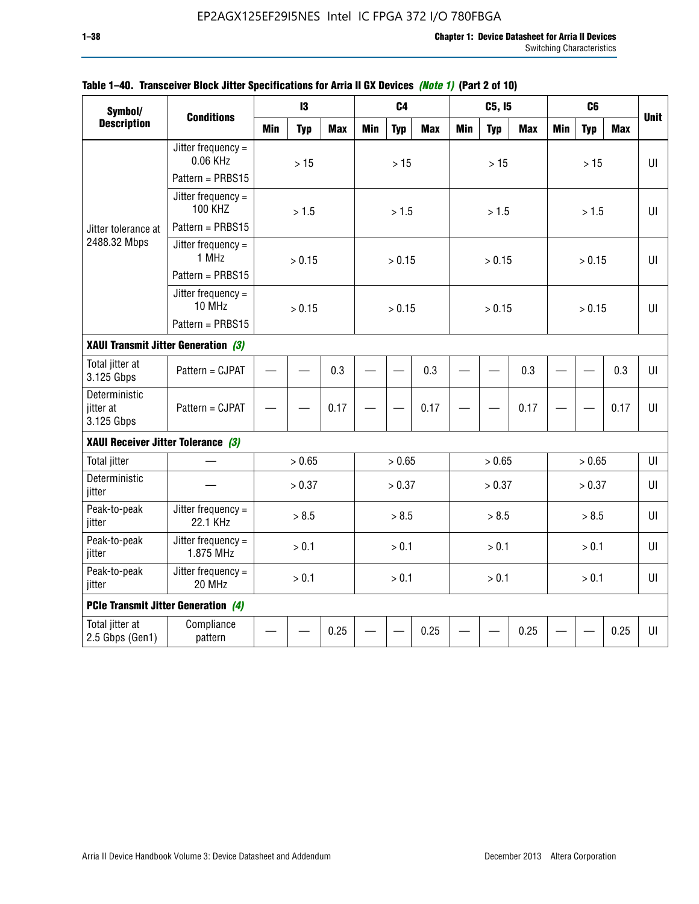**Table 1–40. Transceiver Block Jitter Specifications for Arria II GX Devices *(Note 1)* (Part 2 of 10)**

| Symbol/ Description | Conditions | I3 | | | C4 | | | C5, I5 | | | C6 | | | Unit |
|---|---|---|---|---|---|---|---|---|---|---|---|---|---|---|
| | | Min | Typ | Max | Min | Typ | Max | Min | Typ | Max | Min | Typ | Max | |
| Jitter tolerance at 2488.32 Mbps | Jitter frequency = 0.06 KHz Pattern = PRBS15 | | > 15 | | | > 15 | | | > 15 | | | > 15 | | UI |
| | Jitter frequency = 100 KHZ Pattern = PRBS15 | | > 1.5 | | | > 1.5 | | | > 1.5 | | | > 1.5 | | UI |
| | Jitter frequency = 1 MHz Pattern = PRBS15 | | > 0.15 | | | > 0.15 | | | > 0.15 | | | > 0.15 | | UI |
| | Jitter frequency = 10 MHz Pattern = PRBS15 | | > 0.15 | | | > 0.15 | | | > 0.15 | | | > 0.15 | | UI |
| **XAUI Transmit Jitter Generation *(3)*** | | | | | | | | | | | | | | |
| Total jitter at 3.125 Gbps | Pattern = CJPAT | — | — | 0.3 | — | — | 0.3 | — | — | 0.3 | — | — | 0.3 | UI |
| Deterministic jitter at 3.125 Gbps | Pattern = CJPAT | — | — | 0.17 | — | — | 0.17 | — | — | 0.17 | — | — | 0.17 | UI |
| **XAUI Receiver Jitter Tolerance *(3)*** | | | | | | | | | | | | | | |
| Total jitter | — | | > 0.65 | | | > 0.65 | | | > 0.65 | | | > 0.65 | | UI |
| Deterministic jitter | — | | > 0.37 | | | > 0.37 | | | > 0.37 | | | > 0.37 | | UI |
| Peak-to-peak jitter | Jitter frequency = 22.1 KHz | | > 8.5 | | | > 8.5 | | | > 8.5 | | | > 8.5 | | UI |
| Peak-to-peak jitter | Jitter frequency = 1.875 MHz | | > 0.1 | | | > 0.1 | | | > 0.1 | | | > 0.1 | | UI |
| Peak-to-peak jitter | Jitter frequency = 20 MHz | | > 0.1 | | | > 0.1 | | | > 0.1 | | | > 0.1 | | UI |
| **PCIe Transmit Jitter Generation *(4)*** | | | | | | | | | | | | | | |
| Total jitter at 2.5 Gbps (Gen1) | Compliance pattern | — | — | 0.25 | — | — | 0.25 | — | — | 0.25 | — | — | 0.25 | UI |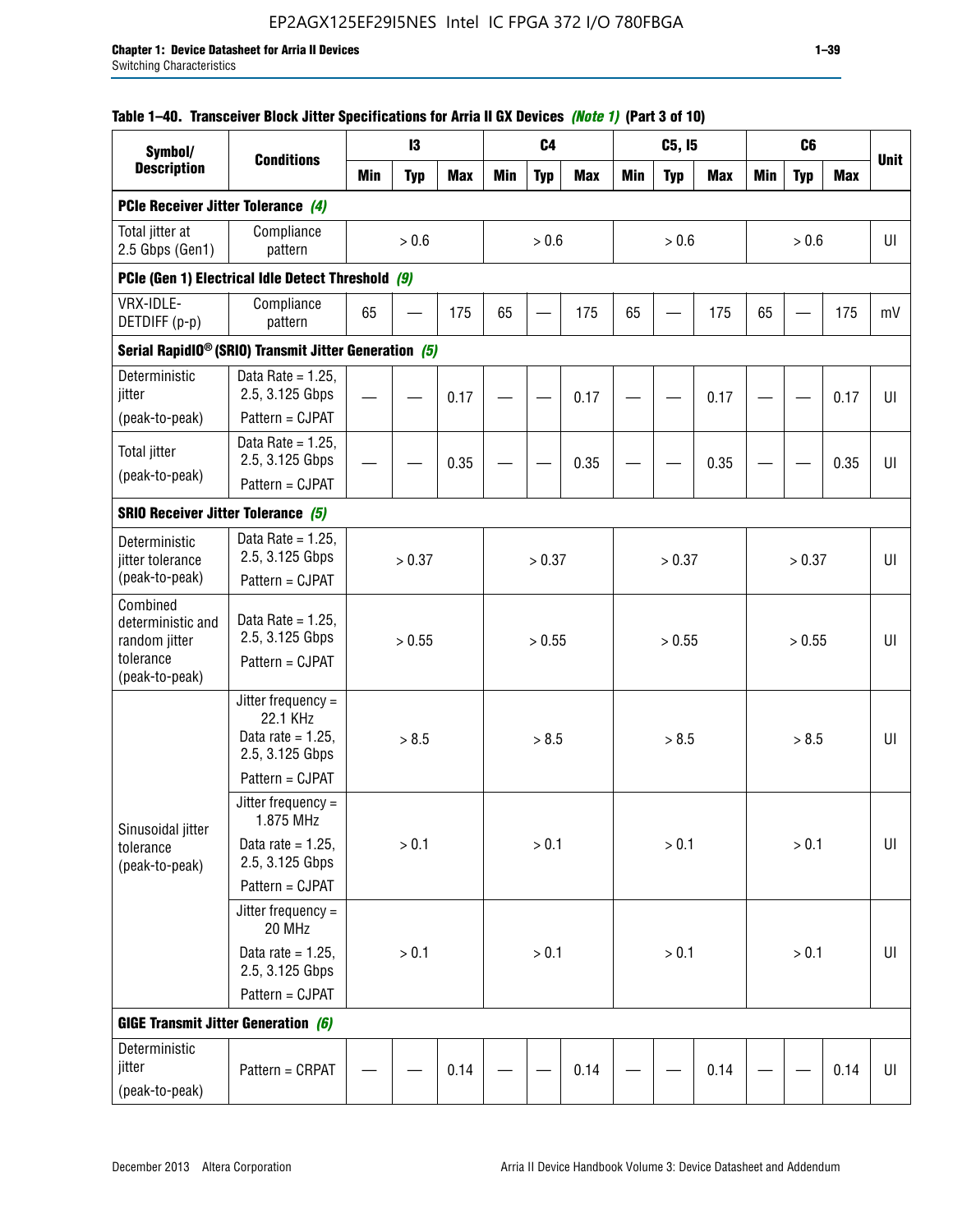**Table 1–40. Transceiver Block Jitter Specifications for Arria II GX Devices *(Note 1)* (Part 3 of 10)**

| Symbol/ Description | Conditions | I3 | | | C4 | | | C5, I5 | | | C6 | | | Unit |
|---|---|---|---|---|---|---|---|---|---|---|---|---|---|---|
| | | Min | Typ | Max | Min | Typ | Max | Min | Typ | Max | Min | Typ | Max | |
| **PCIe Receiver Jitter Tolerance *(4)*** | | | | | | | | | | | | | | |
| Total jitter at 2.5 Gbps (Gen1) | Compliance pattern | | > 0.6 | | | > 0.6 | | | > 0.6 | | | > 0.6 | | UI |
| **PCIe (Gen 1) Electrical Idle Detect Threshold *(9)*** | | | | | | | | | | | | | | |
| VRX-IDLE-DETDIFF (p-p) | Compliance pattern | 65 | — | 175 | 65 | — | 175 | 65 | — | 175 | 65 | — | 175 | mV |
| **Serial RapidIO® (SRIO) Transmit Jitter Generation *(5)*** | | | | | | | | | | | | | | |
| Deterministic jitter (peak-to-peak) | Data Rate = 1.25, 2.5, 3.125 Gbps Pattern = CJPAT | — | — | 0.17 | — | — | 0.17 | — | — | 0.17 | — | — | 0.17 | UI |
| Total jitter (peak-to-peak) | Data Rate = 1.25, 2.5, 3.125 Gbps Pattern = CJPAT | — | — | 0.35 | — | — | 0.35 | — | — | 0.35 | — | — | 0.35 | UI |
| **SRIO Receiver Jitter Tolerance *(5)*** | | | | | | | | | | | | | | |
| Deterministic jitter tolerance (peak-to-peak) | Data Rate = 1.25, 2.5, 3.125 Gbps Pattern = CJPAT | | > 0.37 | | | > 0.37 | | | > 0.37 | | | > 0.37 | | UI |
| Combined deterministic and random jitter tolerance (peak-to-peak) | Data Rate = 1.25, 2.5, 3.125 Gbps Pattern = CJPAT | | > 0.55 | | | > 0.55 | | | > 0.55 | | | > 0.55 | | UI |
| Sinusoidal jitter tolerance (peak-to-peak) | Jitter frequency = 22.1 KHz Data rate = 1.25, 2.5, 3.125 Gbps Pattern = CJPAT | | > 8.5 | | | > 8.5 | | | > 8.5 | | | > 8.5 | | UI |
| | Jitter frequency = 1.875 MHz Data rate = 1.25, 2.5, 3.125 Gbps Pattern = CJPAT | | > 0.1 | | | > 0.1 | | | > 0.1 | | | > 0.1 | | UI |
| | Jitter frequency = 20 MHz Data rate = 1.25, 2.5, 3.125 Gbps Pattern = CJPAT | | > 0.1 | | | > 0.1 | | | > 0.1 | | | > 0.1 | | UI |
| **GIGE Transmit Jitter Generation *(6)*** | | | | | | | | | | | | | | |
| Deterministic jitter (peak-to-peak) | Pattern = CRPAT | — | — | 0.14 | — | — | 0.14 | — | — | 0.14 | — | — | 0.14 | UI |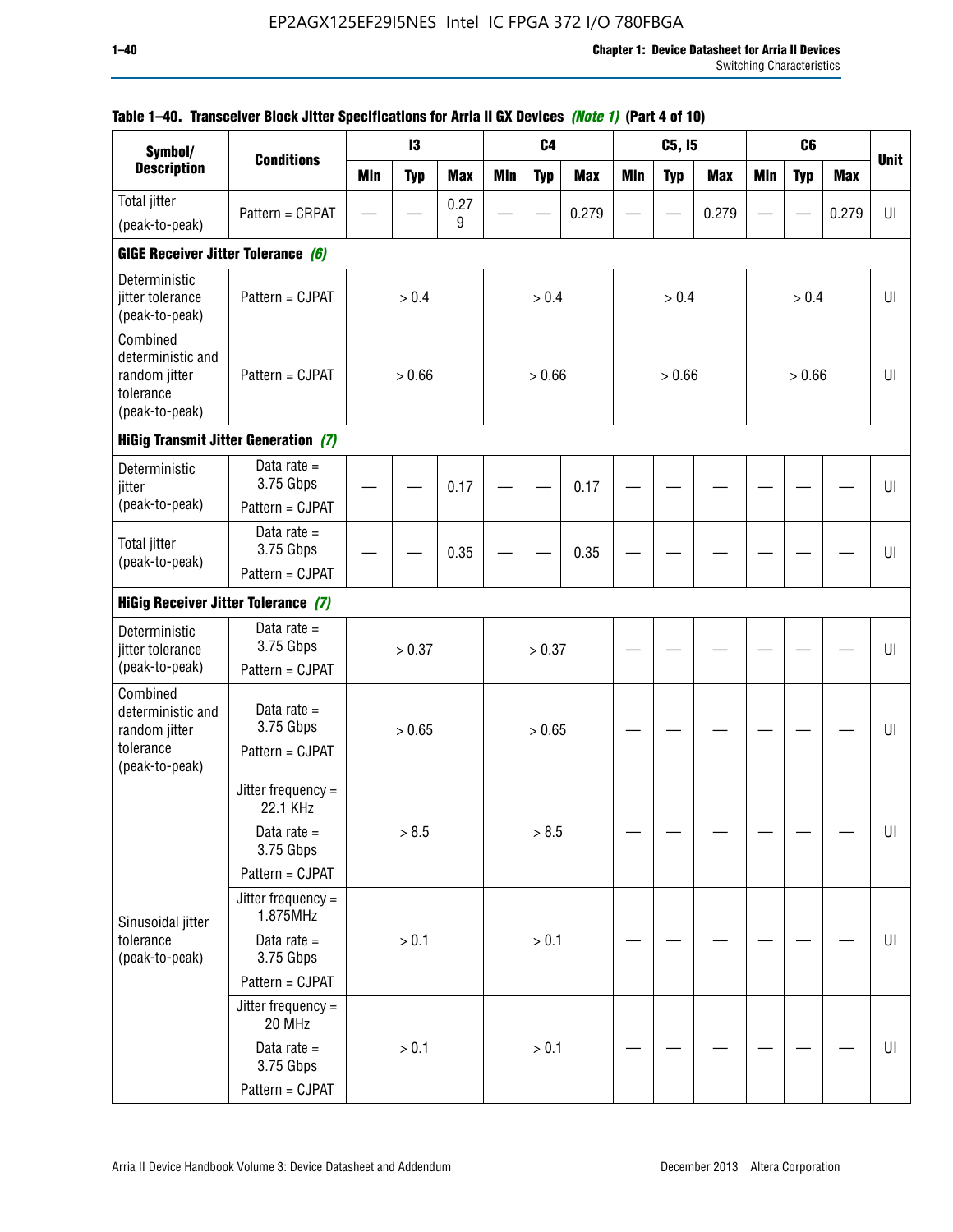**Table 1–40. Transceiver Block Jitter Specifications for Arria II GX Devices *(Note 1)* (Part 4 of 10)**

| Symbol/ Description | Conditions | I3 | | | C4 | | | C5, I5 | | | C6 | | | Unit |
|---|---|---|---|---|---|---|---|---|---|---|---|---|---|---|
| | | Min | Typ | Max | Min | Typ | Max | Min | Typ | Max | Min | Typ | Max | |
| Total jitter (peak-to-peak) | Pattern = CRPAT | — | — | 0.279 | — | — | 0.279 | — | — | 0.279 | — | — | 0.279 | UI |
| **GIGE Receiver Jitter Tolerance *(6)*** | | | | | | | | | | | | | | |
| Deterministic jitter tolerance (peak-to-peak) | Pattern = CJPAT | > 0.4 | | | > 0.4 | | | > 0.4 | | | > 0.4 | | | UI |
| Combined deterministic and random jitter tolerance (peak-to-peak) | Pattern = CJPAT | > 0.66 | | | > 0.66 | | | > 0.66 | | | > 0.66 | | | UI |
| **HiGig Transmit Jitter Generation *(7)*** | | | | | | | | | | | | | | |
| Deterministic jitter (peak-to-peak) | Data rate = 3.75 Gbps Pattern = CJPAT | — | — | 0.17 | — | — | 0.17 | — | — | — | — | — | — | UI |
| Total jitter (peak-to-peak) | Data rate = 3.75 Gbps Pattern = CJPAT | — | — | 0.35 | — | — | 0.35 | — | — | — | — | — | — | UI |
| **HiGig Receiver Jitter Tolerance *(7)*** | | | | | | | | | | | | | | |
| Deterministic jitter tolerance (peak-to-peak) | Data rate = 3.75 Gbps Pattern = CJPAT | > 0.37 | | | > 0.37 | | | — | — | — | — | — | — | UI |
| Combined deterministic and random jitter tolerance (peak-to-peak) | Data rate = 3.75 Gbps Pattern = CJPAT | > 0.65 | | | > 0.65 | | | — | — | — | — | — | — | UI |
| Sinusoidal jitter tolerance (peak-to-peak) | Jitter frequency = 22.1 KHz Data rate = 3.75 Gbps Pattern = CJPAT | > 8.5 | | | > 8.5 | | | — | — | — | — | — | — | UI |
| | Jitter frequency = 1.875MHz Data rate = 3.75 Gbps Pattern = CJPAT | > 0.1 | | | > 0.1 | | | — | — | — | — | — | — | UI |
| | Jitter frequency = 20 MHz Data rate = 3.75 Gbps Pattern = CJPAT | > 0.1 | | | > 0.1 | | | — | — | — | — | — | — | UI |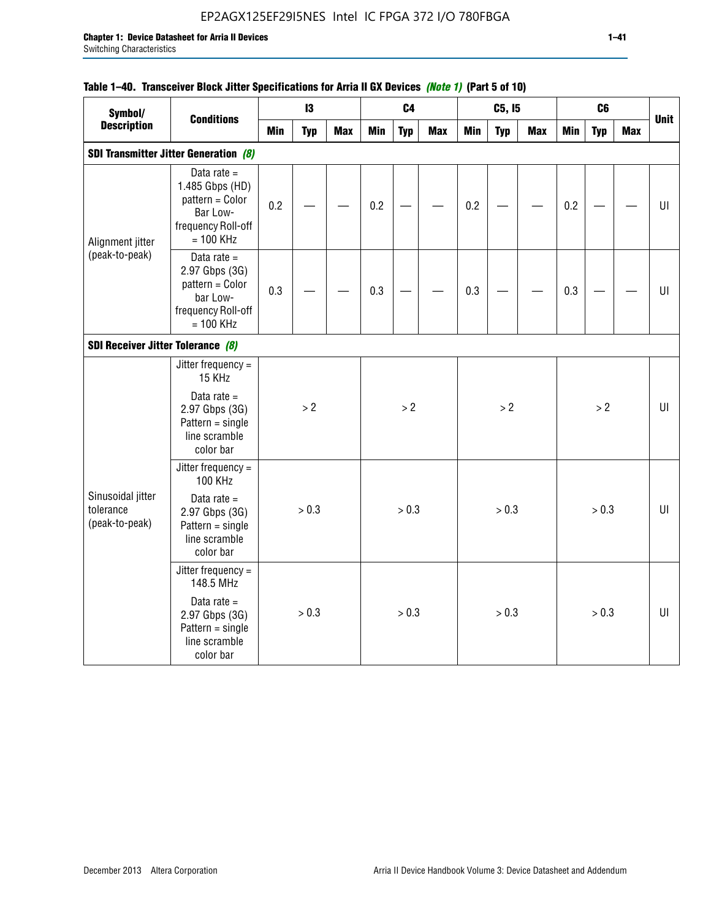#### Table 1–40. Transceiver Block Jitter Specifications for Arria II GX Devices *(Note 1)* (Part 5 of 10)

| Symbol/ Description | Conditions | I3 | | | C4 | | | C5, I5 | | | C6 | | | Unit |
|---|---|---|---|---|---|---|---|---|---|---|---|---|---|---|
| | | Min | Typ | Max | Min | Typ | Max | Min | Typ | Max | Min | Typ | Max | |
| **SDI Transmitter Jitter Generation** *(8)* | | | | | | | | | | | | | | |
| Alignment jitter (peak-to-peak) | Data rate = 1.485 Gbps (HD) pattern = Color Bar Low-frequency Roll-off = 100 KHz | 0.2 | — | — | 0.2 | — | — | 0.2 | — | — | 0.2 | — | — | UI |
| | Data rate = 2.97 Gbps (3G) pattern = Color bar Low-frequency Roll-off = 100 KHz | 0.3 | — | — | 0.3 | — | — | 0.3 | — | — | 0.3 | — | — | UI |
| **SDI Receiver Jitter Tolerance** *(8)* | | | | | | | | | | | | | | |
| Sinusoidal jitter tolerance (peak-to-peak) | Jitter frequency = 15 KHz<br>Data rate = 2.97 Gbps (3G) Pattern = single line scramble color bar | > 2 | | | > 2 | | | > 2 | | | > 2 | | | UI |
| | Jitter frequency = 100 KHz<br>Data rate = 2.97 Gbps (3G) Pattern = single line scramble color bar | > 0.3 | | | > 0.3 | | | > 0.3 | | | > 0.3 | | | UI |
| | Jitter frequency = 148.5 MHz<br>Data rate = 2.97 Gbps (3G) Pattern = single line scramble color bar | > 0.3 | | | > 0.3 | | | > 0.3 | | | > 0.3 | | | UI |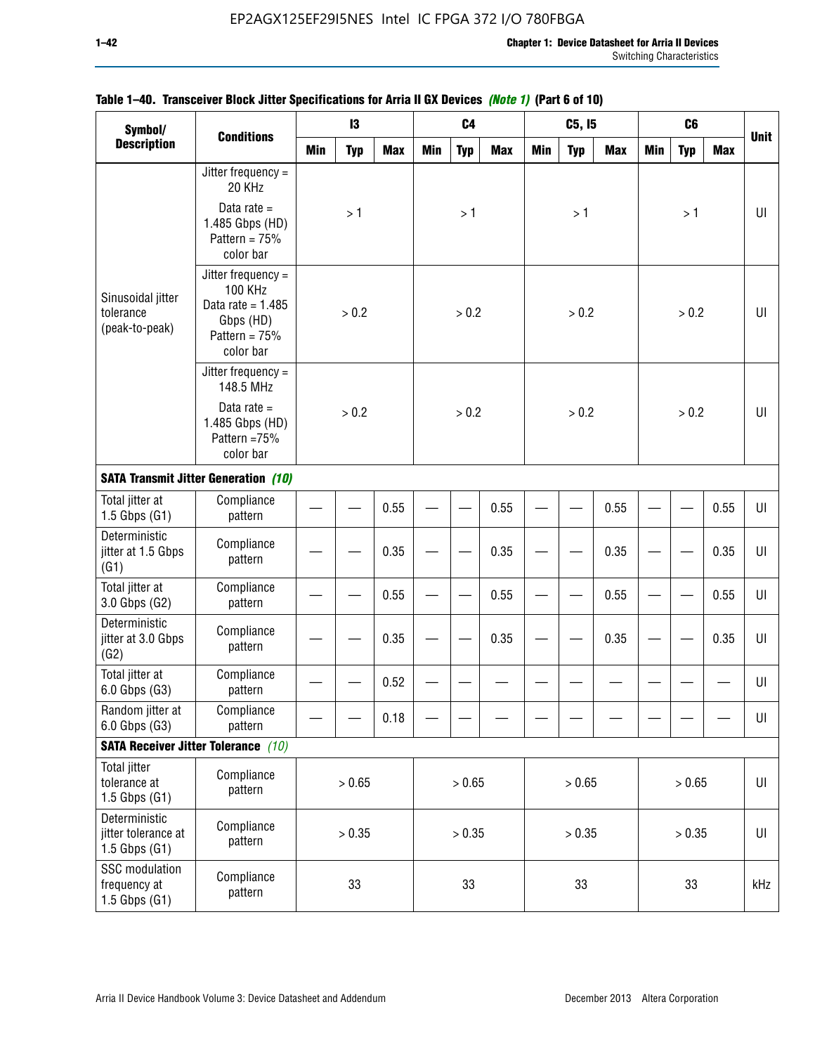**Table 1–40. Transceiver Block Jitter Specifications for Arria II GX Devices *(Note 1)* (Part 6 of 10)**

| Symbol/ Description | Conditions | I3 | | | C4 | | | C5, I5 | | | C6 | | | Unit |
|---|---|---|---|---|---|---|---|---|---|---|---|---|---|---|
| | | Min | Typ | Max | Min | Typ | Max | Min | Typ | Max | Min | Typ | Max | |
| Sinusoidal jitter tolerance (peak-to-peak) | Jitter frequency = 20 KHz Data rate = 1.485 Gbps (HD) Pattern = 75% color bar | | > 1 | | | > 1 | | | > 1 | | | > 1 | | UI |
| | Jitter frequency = 100 KHz Data rate = 1.485 Gbps (HD) Pattern = 75% color bar | | > 0.2 | | | > 0.2 | | | > 0.2 | | | > 0.2 | | UI |
| | Jitter frequency = 148.5 MHz Data rate = 1.485 Gbps (HD) Pattern =75% color bar | | > 0.2 | | | > 0.2 | | | > 0.2 | | | > 0.2 | | UI |
| **SATA Transmit Jitter Generation *(10)*** | | | | | | | | | | | | | | |
| Total jitter at 1.5 Gbps (G1) | Compliance pattern | — | — | 0.55 | — | — | 0.55 | — | — | 0.55 | — | — | 0.55 | UI |
| Deterministic jitter at 1.5 Gbps (G1) | Compliance pattern | — | — | 0.35 | — | — | 0.35 | — | — | 0.35 | — | — | 0.35 | UI |
| Total jitter at 3.0 Gbps (G2) | Compliance pattern | — | — | 0.55 | — | — | 0.55 | — | — | 0.55 | — | — | 0.55 | UI |
| Deterministic jitter at 3.0 Gbps (G2) | Compliance pattern | — | — | 0.35 | — | — | 0.35 | — | — | 0.35 | — | — | 0.35 | UI |
| Total jitter at 6.0 Gbps (G3) | Compliance pattern | — | — | 0.52 | — | — | — | — | — | — | — | — | — | UI |
| Random jitter at 6.0 Gbps (G3) | Compliance pattern | — | — | 0.18 | — | — | — | — | — | — | — | — | — | UI |
| **SATA Receiver Jitter Tolerance *(10)*** | | | | | | | | | | | | | | |
| Total jitter tolerance at 1.5 Gbps (G1) | Compliance pattern | | > 0.65 | | | > 0.65 | | | > 0.65 | | | > 0.65 | | UI |
| Deterministic jitter tolerance at 1.5 Gbps (G1) | Compliance pattern | | > 0.35 | | | > 0.35 | | | > 0.35 | | | > 0.35 | | UI |
| SSC modulation frequency at 1.5 Gbps (G1) | Compliance pattern | | 33 | | | 33 | | | 33 | | | 33 | | kHz |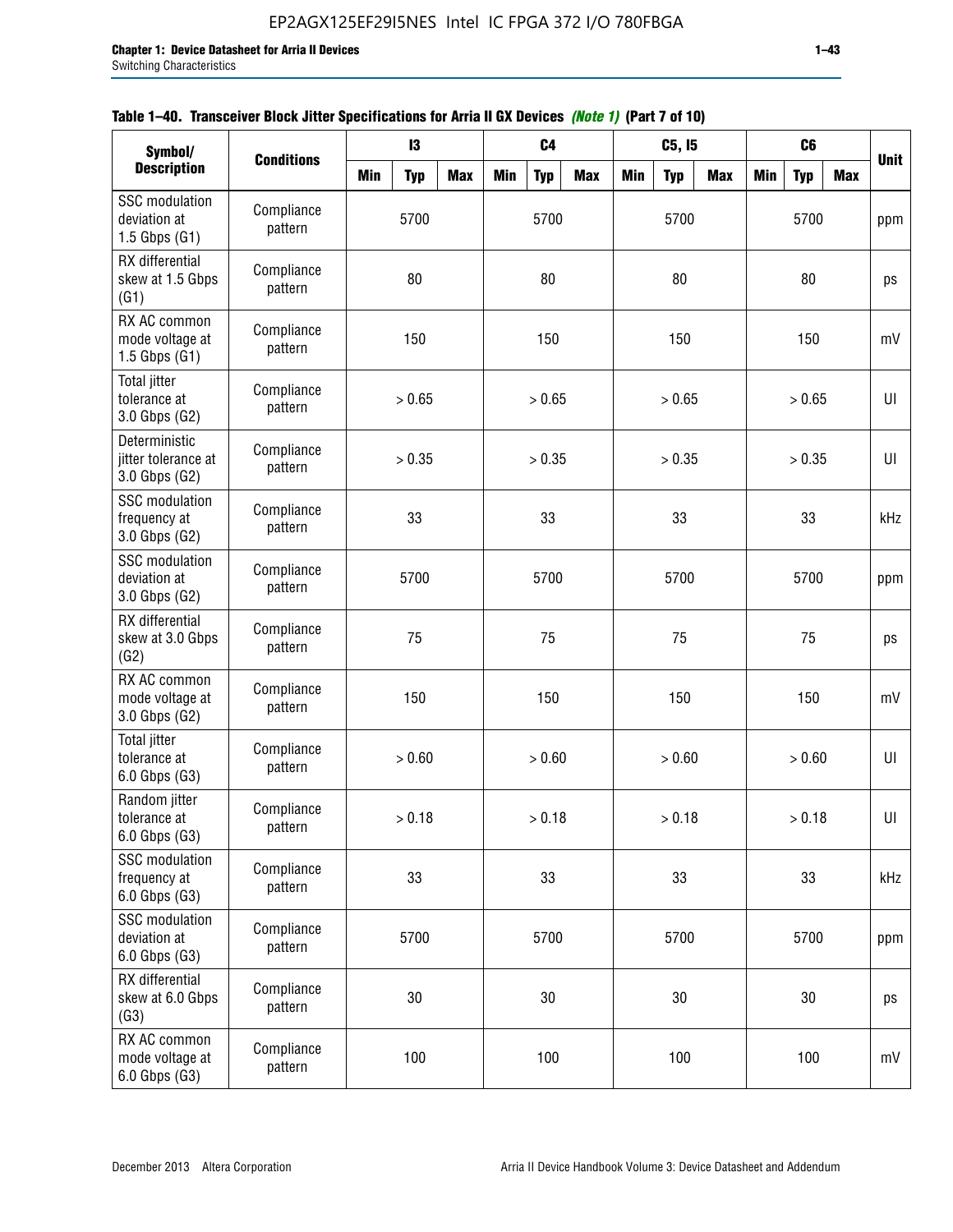**Table 1–40. Transceiver Block Jitter Specifications for Arria II GX Devices *(Note 1)* (Part 7 of 10)**

| Symbol/ Description | Conditions | I3 | | | C4 | | | C5, I5 | | | C6 | | | Unit |
|---|---|---|---|---|---|---|---|---|---|---|---|---|---|---|
| | | Min | Typ | Max | Min | Typ | Max | Min | Typ | Max | Min | Typ | Max | |
| SSC modulation deviation at 1.5 Gbps (G1) | Compliance pattern | | 5700 | | | 5700 | | | 5700 | | | 5700 | | ppm |
| RX differential skew at 1.5 Gbps (G1) | Compliance pattern | | 80 | | | 80 | | | 80 | | | 80 | | ps |
| RX AC common mode voltage at 1.5 Gbps (G1) | Compliance pattern | | 150 | | | 150 | | | 150 | | | 150 | | mV |
| Total jitter tolerance at 3.0 Gbps (G2) | Compliance pattern | | > 0.65 | | | > 0.65 | | | > 0.65 | | | > 0.65 | | UI |
| Deterministic jitter tolerance at 3.0 Gbps (G2) | Compliance pattern | | > 0.35 | | | > 0.35 | | | > 0.35 | | | > 0.35 | | UI |
| SSC modulation frequency at 3.0 Gbps (G2) | Compliance pattern | | 33 | | | 33 | | | 33 | | | 33 | | kHz |
| SSC modulation deviation at 3.0 Gbps (G2) | Compliance pattern | | 5700 | | | 5700 | | | 5700 | | | 5700 | | ppm |
| RX differential skew at 3.0 Gbps (G2) | Compliance pattern | | 75 | | | 75 | | | 75 | | | 75 | | ps |
| RX AC common mode voltage at 3.0 Gbps (G2) | Compliance pattern | | 150 | | | 150 | | | 150 | | | 150 | | mV |
| Total jitter tolerance at 6.0 Gbps (G3) | Compliance pattern | | > 0.60 | | | > 0.60 | | | > 0.60 | | | > 0.60 | | UI |
| Random jitter tolerance at 6.0 Gbps (G3) | Compliance pattern | | > 0.18 | | | > 0.18 | | | > 0.18 | | | > 0.18 | | UI |
| SSC modulation frequency at 6.0 Gbps (G3) | Compliance pattern | | 33 | | | 33 | | | 33 | | | 33 | | kHz |
| SSC modulation deviation at 6.0 Gbps (G3) | Compliance pattern | | 5700 | | | 5700 | | | 5700 | | | 5700 | | ppm |
| RX differential skew at 6.0 Gbps (G3) | Compliance pattern | | 30 | | | 30 | | | 30 | | | 30 | | ps |
| RX AC common mode voltage at 6.0 Gbps (G3) | Compliance pattern | | 100 | | | 100 | | | 100 | | | 100 | | mV |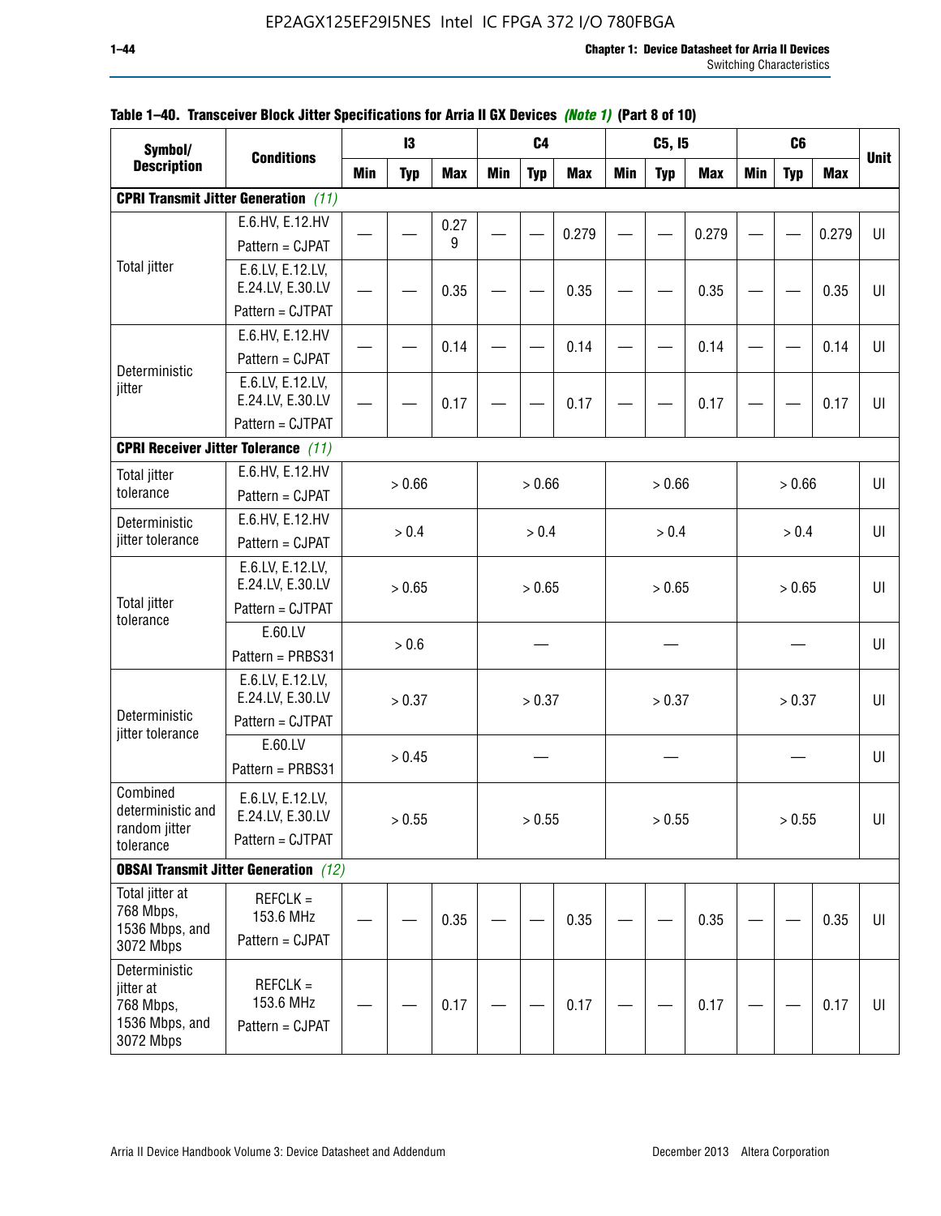**Table 1–40. Transceiver Block Jitter Specifications for Arria II GX Devices *(Note 1)* (Part 8 of 10)**

| Symbol/ Description | Conditions | I3 | | | C4 | | | C5, I5 | | | C6 | | | Unit |
|---|---|---|---|---|---|---|---|---|---|---|---|---|---|---|
| | | Min | Typ | Max | Min | Typ | Max | Min | Typ | Max | Min | Typ | Max | |
| **CPRI Transmit Jitter Generation** *(11)* | | | | | | | | | | | | | | |
| Total jitter | E.6.HV, E.12.HV Pattern = CJPAT | — | — | 0.279 | — | — | 0.279 | — | — | 0.279 | — | — | 0.279 | UI |
| | E.6.LV, E.12.LV, E.24.LV, E.30.LV Pattern = CJTPAT | — | — | 0.35 | — | — | 0.35 | — | — | 0.35 | — | — | 0.35 | UI |
| Deterministic jitter | E.6.HV, E.12.HV Pattern = CJPAT | — | — | 0.14 | — | — | 0.14 | — | — | 0.14 | — | — | 0.14 | UI |
| | E.6.LV, E.12.LV, E.24.LV, E.30.LV Pattern = CJTPAT | — | — | 0.17 | — | — | 0.17 | — | — | 0.17 | — | — | 0.17 | UI |
| **CPRI Receiver Jitter Tolerance** *(11)* | | | | | | | | | | | | | | |
| Total jitter tolerance | E.6.HV, E.12.HV Pattern = CJPAT | > 0.66 | | | > 0.66 | | | > 0.66 | | | > 0.66 | | | UI |
| Deterministic jitter tolerance | E.6.HV, E.12.HV Pattern = CJPAT | > 0.4 | | | > 0.4 | | | > 0.4 | | | > 0.4 | | | UI |
| Total jitter tolerance | E.6.LV, E.12.LV, E.24.LV, E.30.LV Pattern = CJTPAT | > 0.65 | | | > 0.65 | | | > 0.65 | | | > 0.65 | | | UI |
| | E.60.LV Pattern = PRBS31 | > 0.6 | | | — | | | — | | | — | | | UI |
| Deterministic jitter tolerance | E.6.LV, E.12.LV, E.24.LV, E.30.LV Pattern = CJTPAT | > 0.37 | | | > 0.37 | | | > 0.37 | | | > 0.37 | | | UI |
| | E.60.LV Pattern = PRBS31 | > 0.45 | | | — | | | — | | | — | | | UI |
| Combined deterministic and random jitter tolerance | E.6.LV, E.12.LV, E.24.LV, E.30.LV Pattern = CJTPAT | > 0.55 | | | > 0.55 | | | > 0.55 | | | > 0.55 | | | UI |
| **OBSAI Transmit Jitter Generation** *(12)* | | | | | | | | | | | | | | |
| Total jitter at 768 Mbps, 1536 Mbps, and 3072 Mbps | REFCLK = 153.6 MHz Pattern = CJPAT | — | — | 0.35 | — | — | 0.35 | — | — | 0.35 | — | — | 0.35 | UI |
| Deterministic jitter at 768 Mbps, 1536 Mbps, and 3072 Mbps | REFCLK = 153.6 MHz Pattern = CJPAT | — | — | 0.17 | — | — | 0.17 | — | — | 0.17 | — | — | 0.17 | UI |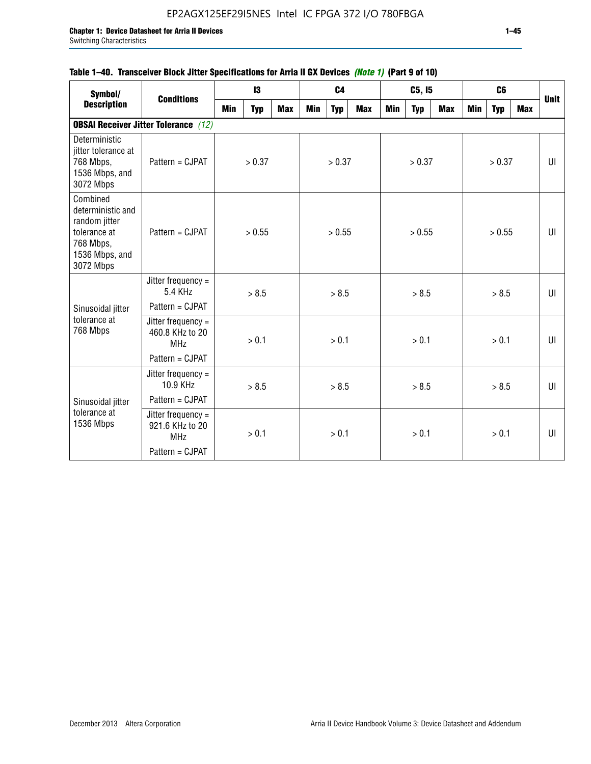**Table 1–40. Transceiver Block Jitter Specifications for Arria II GX Devices *(Note 1)* (Part 9 of 10)**

| Symbol/ Description | Conditions | I3 | | | C4 | | | C5, I5 | | | C6 | | | Unit |
|---|---|---|---|---|---|---|---|---|---|---|---|---|---|---|
| | | Min | Typ | Max | Min | Typ | Max | Min | Typ | Max | Min | Typ | Max | |
| **OBSAI Receiver Jitter Tolerance** *(12)* | | | | | | | | | | | | | | |
| Deterministic jitter tolerance at 768 Mbps, 1536 Mbps, and 3072 Mbps | Pattern = CJPAT | | > 0.37 | | | > 0.37 | | | > 0.37 | | | > 0.37 | | UI |
| Combined deterministic and random jitter tolerance at 768 Mbps, 1536 Mbps, and 3072 Mbps | Pattern = CJPAT | | > 0.55 | | | > 0.55 | | | > 0.55 | | | > 0.55 | | UI |
| Sinusoidal jitter tolerance at 768 Mbps | Jitter frequency = 5.4 KHz Pattern = CJPAT | | > 8.5 | | | > 8.5 | | | > 8.5 | | | > 8.5 | | UI |
| | Jitter frequency = 460.8 KHz to 20 MHz Pattern = CJPAT | | > 0.1 | | | > 0.1 | | | > 0.1 | | | > 0.1 | | UI |
| Sinusoidal jitter tolerance at 1536 Mbps | Jitter frequency = 10.9 KHz Pattern = CJPAT | | > 8.5 | | | > 8.5 | | | > 8.5 | | | > 8.5 | | UI |
| | Jitter frequency = 921.6 KHz to 20 MHz Pattern = CJPAT | | > 0.1 | | | > 0.1 | | | > 0.1 | | | > 0.1 | | UI |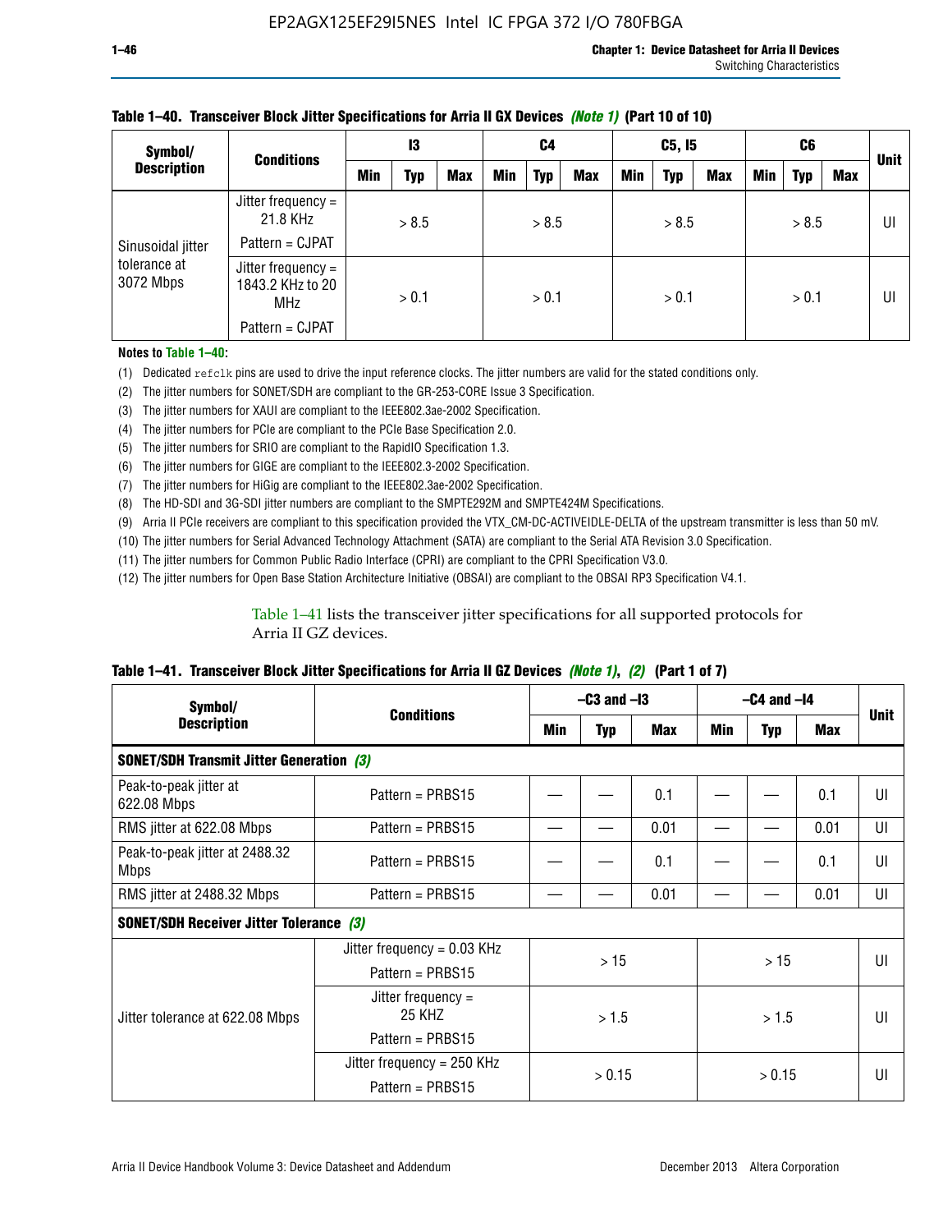**Table 1–40. Transceiver Block Jitter Specifications for Arria II GX Devices *(Note 1)* (Part 10 of 10)**

| Symbol/ Description | Conditions | I3 | | | C4 | | | C5, I5 | | | C6 | | | Unit |
|---|---|---|---|---|---|---|---|---|---|---|---|---|---|---|
| | | Min | Typ | Max | Min | Typ | Max | Min | Typ | Max | Min | Typ | Max | |
| Sinusoidal jitter tolerance at 3072 Mbps | Jitter frequency = 21.8 KHz<br>Pattern = CJPAT | > 8.5 | | | > 8.5 | | | > 8.5 | | | > 8.5 | | | UI |
| | Jitter frequency = 1843.2 KHz to 20 MHz<br>Pattern = CJPAT | > 0.1 | | | > 0.1 | | | > 0.1 | | | > 0.1 | | | UI |

**Notes to Table 1–40:**

(1) Dedicated `refclk` pins are used to drive the input reference clocks. The jitter numbers are valid for the stated conditions only.
(2) The jitter numbers for SONET/SDH are compliant to the GR-253-CORE Issue 3 Specification.
(3) The jitter numbers for XAUI are compliant to the IEEE802.3ae-2002 Specification.
(4) The jitter numbers for PCIe are compliant to the PCIe Base Specification 2.0.
(5) The jitter numbers for SRIO are compliant to the RapidIO Specification 1.3.
(6) The jitter numbers for GIGE are compliant to the IEEE802.3-2002 Specification.
(7) The jitter numbers for HiGig are compliant to the IEEE802.3ae-2002 Specification.
(8) The HD-SDI and 3G-SDI jitter numbers are compliant to the SMPTE292M and SMPTE424M Specifications.
(9) Arria II PCIe receivers are compliant to this specification provided the VTX_CM-DC-ACTIVEIDLE-DELTA of the upstream transmitter is less than 50 mV.
(10) The jitter numbers for Serial Advanced Technology Attachment (SATA) are compliant to the Serial ATA Revision 3.0 Specification.
(11) The jitter numbers for Common Public Radio Interface (CPRI) are compliant to the CPRI Specification V3.0.
(12) The jitter numbers for Open Base Station Architecture Initiative (OBSAI) are compliant to the OBSAI RP3 Specification V4.1.

Table 1–41 lists the transceiver jitter specifications for all supported protocols for Arria II GZ devices.

**Table 1–41. Transceiver Block Jitter Specifications for Arria II GZ Devices *(Note 1)*, *(2)* (Part 1 of 7)**

| Symbol/ Description | Conditions | –C3 and –I3 | | | –C4 and –I4 | | | Unit |
|---|---|---|---|---|---|---|---|---|
| | | Min | Typ | Max | Min | Typ | Max | |
| **SONET/SDH Transmit Jitter Generation *(3)*** | | | | | | | | |
| Peak-to-peak jitter at 622.08 Mbps | Pattern = PRBS15 | — | — | 0.1 | — | — | 0.1 | UI |
| RMS jitter at 622.08 Mbps | Pattern = PRBS15 | — | — | 0.01 | — | — | 0.01 | UI |
| Peak-to-peak jitter at 2488.32 Mbps | Pattern = PRBS15 | — | — | 0.1 | — | — | 0.1 | UI |
| RMS jitter at 2488.32 Mbps | Pattern = PRBS15 | — | — | 0.01 | — | — | 0.01 | UI |
| **SONET/SDH Receiver Jitter Tolerance *(3)*** | | | | | | | | |
| Jitter tolerance at 622.08 Mbps | Jitter frequency = 0.03 KHz<br>Pattern = PRBS15 | > 15 | | | > 15 | | | UI |
| | Jitter frequency = 25 KHZ<br>Pattern = PRBS15 | > 1.5 | | | > 1.5 | | | UI |
| | Jitter frequency = 250 KHz<br>Pattern = PRBS15 | > 0.15 | | | > 0.15 | | | UI |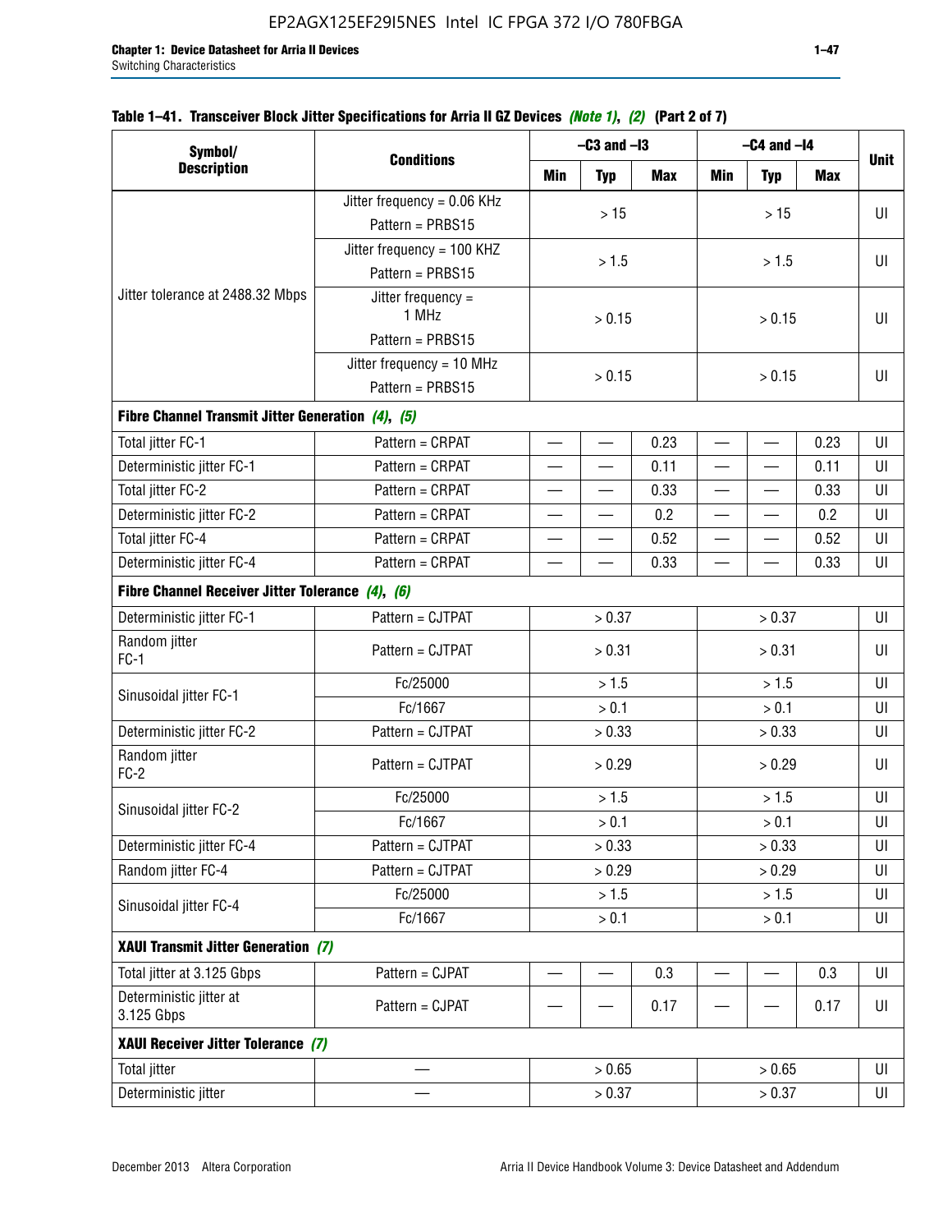### Table 1–41. Transceiver Block Jitter Specifications for Arria II GZ Devices *(Note 1)*, *(2)* (Part 2 of 7)

| Symbol/ Description | Conditions | –C3 and –I3 | | | –C4 and –I4 | | | Unit |
|---|---|---|---|---|---|---|---|---|
| | | Min | Typ | Max | Min | Typ | Max | |
| Jitter tolerance at 2488.32 Mbps | Jitter frequency = 0.06 KHz Pattern = PRBS15 | > 15 | | | > 15 | | | UI |
| | Jitter frequency = 100 KHZ Pattern = PRBS15 | > 1.5 | | | > 1.5 | | | UI |
| | Jitter frequency = 1 MHz Pattern = PRBS15 | > 0.15 | | | > 0.15 | | | UI |
| | Jitter frequency = 10 MHz Pattern = PRBS15 | > 0.15 | | | > 0.15 | | | UI |
| **Fibre Channel Transmit Jitter Generation** *(4)*, *(5)* | | | | | | | | |
| Total jitter FC-1 | Pattern = CRPAT | — | — | 0.23 | — | — | 0.23 | UI |
| Deterministic jitter FC-1 | Pattern = CRPAT | — | — | 0.11 | — | — | 0.11 | UI |
| Total jitter FC-2 | Pattern = CRPAT | — | — | 0.33 | — | — | 0.33 | UI |
| Deterministic jitter FC-2 | Pattern = CRPAT | — | — | 0.2 | — | — | 0.2 | UI |
| Total jitter FC-4 | Pattern = CRPAT | — | — | 0.52 | — | — | 0.52 | UI |
| Deterministic jitter FC-4 | Pattern = CRPAT | — | — | 0.33 | — | — | 0.33 | UI |
| **Fibre Channel Receiver Jitter Tolerance** *(4)*, *(6)* | | | | | | | | |
| Deterministic jitter FC-1 | Pattern = CJTPAT | > 0.37 | | | > 0.37 | | | UI |
| Random jitter FC-1 | Pattern = CJTPAT | > 0.31 | | | > 0.31 | | | UI |
| Sinusoidal jitter FC-1 | Fc/25000 | > 1.5 | | | > 1.5 | | | UI |
| | Fc/1667 | > 0.1 | | | > 0.1 | | | UI |
| Deterministic jitter FC-2 | Pattern = CJTPAT | > 0.33 | | | > 0.33 | | | UI |
| Random jitter FC-2 | Pattern = CJTPAT | > 0.29 | | | > 0.29 | | | UI |
| Sinusoidal jitter FC-2 | Fc/25000 | > 1.5 | | | > 1.5 | | | UI |
| | Fc/1667 | > 0.1 | | | > 0.1 | | | UI |
| Deterministic jitter FC-4 | Pattern = CJTPAT | > 0.33 | | | > 0.33 | | | UI |
| Random jitter FC-4 | Pattern = CJTPAT | > 0.29 | | | > 0.29 | | | UI |
| Sinusoidal jitter FC-4 | Fc/25000 | > 1.5 | | | > 1.5 | | | UI |
| | Fc/1667 | > 0.1 | | | > 0.1 | | | UI |
| **XAUI Transmit Jitter Generation** *(7)* | | | | | | | | |
| Total jitter at 3.125 Gbps | Pattern = CJPAT | — | — | 0.3 | — | — | 0.3 | UI |
| Deterministic jitter at 3.125 Gbps | Pattern = CJPAT | — | — | 0.17 | — | — | 0.17 | UI |
| **XAUI Receiver Jitter Tolerance** *(7)* | | | | | | | | |
| Total jitter | — | > 0.65 | | | > 0.65 | | | UI |
| Deterministic jitter | — | > 0.37 | | | > 0.37 | | | UI |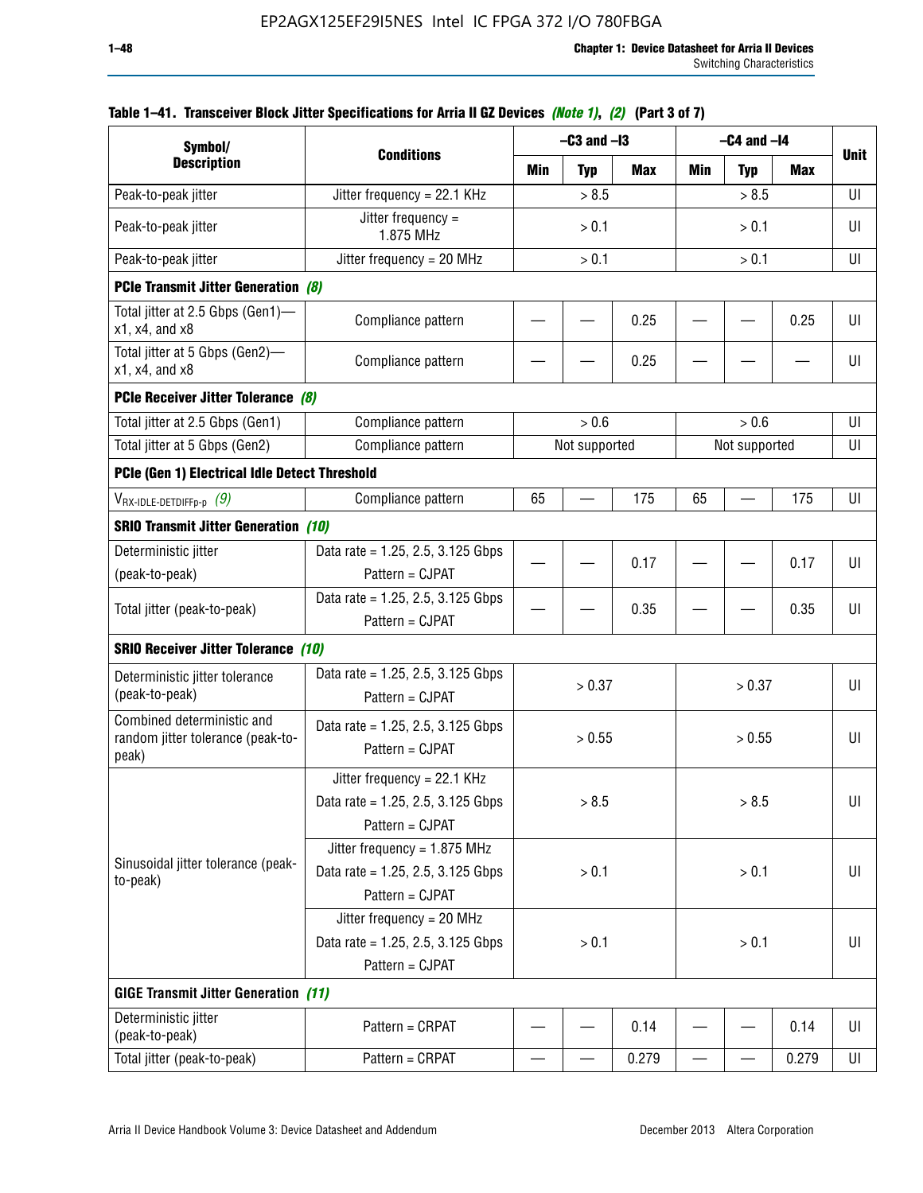**Table 1–41. Transceiver Block Jitter Specifications for Arria II GZ Devices *(Note 1)*, *(2)* (Part 3 of 7)**

| Symbol/ Description | Conditions | –C3 and –I3 | | | –C4 and –I4 | | | Unit |
|---|---|---|---|---|---|---|---|---|
| | | Min | Typ | Max | Min | Typ | Max | |
| Peak-to-peak jitter | Jitter frequency = 22.1 KHz | > 8.5 | | | > 8.5 | | | UI |
| Peak-to-peak jitter | Jitter frequency = 1.875 MHz | > 0.1 | | | > 0.1 | | | UI |
| Peak-to-peak jitter | Jitter frequency = 20 MHz | > 0.1 | | | > 0.1 | | | UI |
| **PCIe Transmit Jitter Generation** *(8)* | | | | | | | | |
| Total jitter at 2.5 Gbps (Gen1)—x1, x4, and x8 | Compliance pattern | — | — | 0.25 | — | — | 0.25 | UI |
| Total jitter at 5 Gbps (Gen2)—x1, x4, and x8 | Compliance pattern | — | — | 0.25 | — | — | — | UI |
| **PCIe Receiver Jitter Tolerance** *(8)* | | | | | | | | |
| Total jitter at 2.5 Gbps (Gen1) | Compliance pattern | > 0.6 | | | > 0.6 | | | UI |
| Total jitter at 5 Gbps (Gen2) | Compliance pattern | Not supported | | | Not supported | | | UI |
| **PCIe (Gen 1) Electrical Idle Detect Threshold** | | | | | | | | |
| $V_{RX\text{-}IDLE\text{-}DETDIFFp\text{-}p}$ *(9)* | Compliance pattern | 65 | — | 175 | 65 | — | 175 | UI |
| **SRIO Transmit Jitter Generation** *(10)* | | | | | | | | |
| Deterministic jitter (peak-to-peak) | Data rate = 1.25, 2.5, 3.125 Gbps Pattern = CJPAT | — | — | 0.17 | — | — | 0.17 | UI |
| Total jitter (peak-to-peak) | Data rate = 1.25, 2.5, 3.125 Gbps Pattern = CJPAT | — | — | 0.35 | — | — | 0.35 | UI |
| **SRIO Receiver Jitter Tolerance** *(10)* | | | | | | | | |
| Deterministic jitter tolerance (peak-to-peak) | Data rate = 1.25, 2.5, 3.125 Gbps Pattern = CJPAT | > 0.37 | | | > 0.37 | | | UI |
| Combined deterministic and random jitter tolerance (peak-to-peak) | Data rate = 1.25, 2.5, 3.125 Gbps Pattern = CJPAT | > 0.55 | | | > 0.55 | | | UI |
| Sinusoidal jitter tolerance (peak-to-peak) | Jitter frequency = 22.1 KHz Data rate = 1.25, 2.5, 3.125 Gbps Pattern = CJPAT | > 8.5 | | | > 8.5 | | | UI |
| | Jitter frequency = 1.875 MHz Data rate = 1.25, 2.5, 3.125 Gbps Pattern = CJPAT | > 0.1 | | | > 0.1 | | | UI |
| | Jitter frequency = 20 MHz Data rate = 1.25, 2.5, 3.125 Gbps Pattern = CJPAT | > 0.1 | | | > 0.1 | | | UI |
| **GIGE Transmit Jitter Generation** *(11)* | | | | | | | | |
| Deterministic jitter (peak-to-peak) | Pattern = CRPAT | — | — | 0.14 | — | — | 0.14 | UI |
| Total jitter (peak-to-peak) | Pattern = CRPAT | — | — | 0.279 | — | — | 0.279 | UI |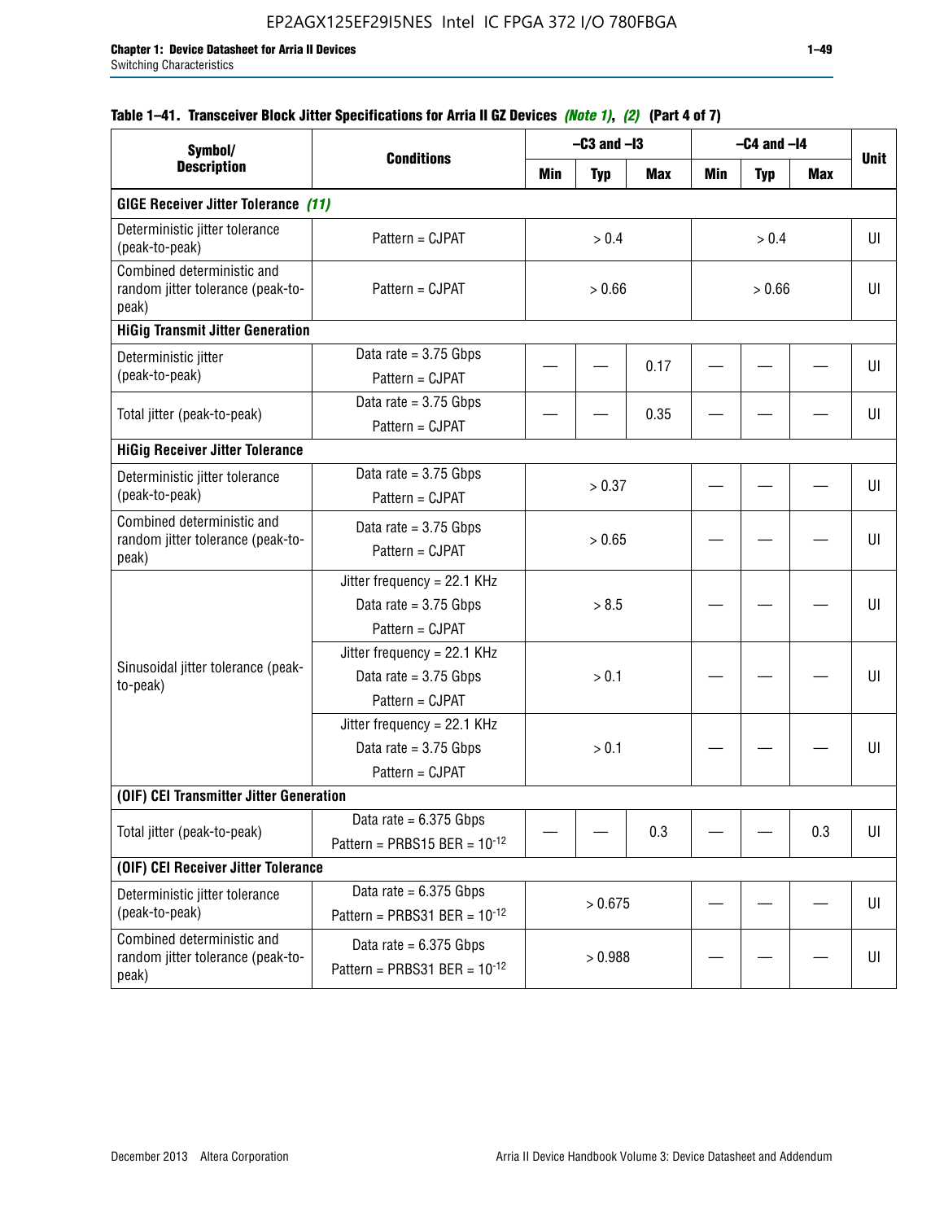**Table 1–41. Transceiver Block Jitter Specifications for Arria II GZ Devices *(Note 1)*, *(2)* (Part 4 of 7)**

| Symbol/ Description | Conditions | –C3 and –I3 | | | –C4 and –I4 | | | Unit |
|---|---|---|---|---|---|---|---|---|
| | | Min | Typ | Max | Min | Typ | Max | |
| **GIGE Receiver Jitter Tolerance *(11)*** | | | | | | | | |
| Deterministic jitter tolerance (peak-to-peak) | Pattern = CJPAT | > 0.4 | | | > 0.4 | | | UI |
| Combined deterministic and random jitter tolerance (peak-to-peak) | Pattern = CJPAT | > 0.66 | | | > 0.66 | | | UI |
| **HiGig Transmit Jitter Generation** | | | | | | | | |
| Deterministic jitter (peak-to-peak) | Data rate = 3.75 Gbps<br>Pattern = CJPAT | — | — | 0.17 | — | — | — | UI |
| Total jitter (peak-to-peak) | Data rate = 3.75 Gbps<br>Pattern = CJPAT | — | — | 0.35 | — | — | — | UI |
| **HiGig Receiver Jitter Tolerance** | | | | | | | | |
| Deterministic jitter tolerance (peak-to-peak) | Data rate = 3.75 Gbps<br>Pattern = CJPAT | > 0.37 | | | — | — | — | UI |
| Combined deterministic and random jitter tolerance (peak-to-peak) | Data rate = 3.75 Gbps<br>Pattern = CJPAT | > 0.65 | | | — | — | — | UI |
| Sinusoidal jitter tolerance (peak-to-peak) | Jitter frequency = 22.1 KHz<br>Data rate = 3.75 Gbps<br>Pattern = CJPAT | > 8.5 | | | — | — | — | UI |
| | Jitter frequency = 22.1 KHz<br>Data rate = 3.75 Gbps<br>Pattern = CJPAT | > 0.1 | | | — | — | — | UI |
| | Jitter frequency = 22.1 KHz<br>Data rate = 3.75 Gbps<br>Pattern = CJPAT | > 0.1 | | | — | — | — | UI |
| **(OIF) CEI Transmitter Jitter Generation** | | | | | | | | |
| Total jitter (peak-to-peak) | Data rate = 6.375 Gbps<br>Pattern = PRBS15 BER = $10^{-12}$ | — | — | 0.3 | — | — | 0.3 | UI |
| **(OIF) CEI Receiver Jitter Tolerance** | | | | | | | | |
| Deterministic jitter tolerance (peak-to-peak) | Data rate = 6.375 Gbps<br>Pattern = PRBS31 BER = $10^{-12}$ | > 0.675 | | | — | — | — | UI |
| Combined deterministic and random jitter tolerance (peak-to-peak) | Data rate = 6.375 Gbps<br>Pattern = PRBS31 BER = $10^{-12}$ | > 0.988 | | | — | — | — | UI |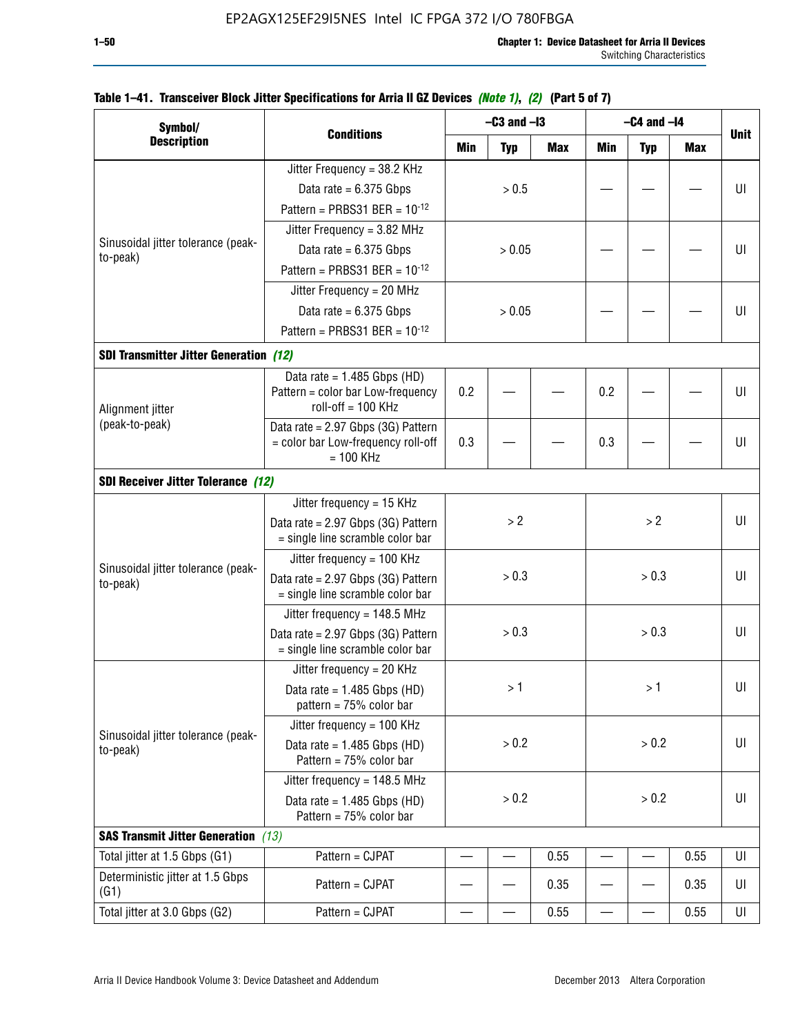**Table 1–41. Transceiver Block Jitter Specifications for Arria II GZ Devices** *(Note 1)*, *(2)* **(Part 5 of 7)**

| Symbol/ Description | Conditions | –C3 and –I3 | | | –C4 and –I4 | | | Unit |
|---|---|---|---|---|---|---|---|---|
| | | Min | Typ | Max | Min | Typ | Max | |
| Sinusoidal jitter tolerance (peak-to-peak) | Jitter Frequency = 38.2 KHz<br>Data rate = 6.375 Gbps<br>Pattern = PRBS31 BER = $10^{-12}$ | | > 0.5 | | — | — | — | UI |
| | Jitter Frequency = 3.82 MHz<br>Data rate = 6.375 Gbps<br>Pattern = PRBS31 BER = $10^{-12}$ | | > 0.05 | | — | — | — | UI |
| | Jitter Frequency = 20 MHz<br>Data rate = 6.375 Gbps<br>Pattern = PRBS31 BER = $10^{-12}$ | | > 0.05 | | — | — | — | UI |
| **SDI Transmitter Jitter Generation** *(12)* | | | | | | | | |
| Alignment jitter (peak-to-peak) | Data rate = 1.485 Gbps (HD) Pattern = color bar Low-frequency roll-off = 100 KHz | 0.2 | — | — | 0.2 | — | — | UI |
| | Data rate = 2.97 Gbps (3G) Pattern = color bar Low-frequency roll-off = 100 KHz | 0.3 | — | — | 0.3 | — | — | UI |
| **SDI Receiver Jitter Tolerance** *(12)* | | | | | | | | |
| Sinusoidal jitter tolerance (peak-to-peak) | Jitter frequency = 15 KHz<br>Data rate = 2.97 Gbps (3G) Pattern = single line scramble color bar | | > 2 | | | > 2 | | UI |
| | Jitter frequency = 100 KHz<br>Data rate = 2.97 Gbps (3G) Pattern = single line scramble color bar | | > 0.3 | | | > 0.3 | | UI |
| | Jitter frequency = 148.5 MHz<br>Data rate = 2.97 Gbps (3G) Pattern = single line scramble color bar | | > 0.3 | | | > 0.3 | | UI |
| Sinusoidal jitter tolerance (peak-to-peak) | Jitter frequency = 20 KHz<br>Data rate = 1.485 Gbps (HD) pattern = 75% color bar | | > 1 | | | > 1 | | UI |
| | Jitter frequency = 100 KHz<br>Data rate = 1.485 Gbps (HD) Pattern = 75% color bar | | > 0.2 | | | > 0.2 | | UI |
| | Jitter frequency = 148.5 MHz<br>Data rate = 1.485 Gbps (HD) Pattern = 75% color bar | | > 0.2 | | | > 0.2 | | UI |
| **SAS Transmit Jitter Generation** *(13)* | | | | | | | | |
| Total jitter at 1.5 Gbps (G1) | Pattern = CJPAT | — | — | 0.55 | — | — | 0.55 | UI |
| Deterministic jitter at 1.5 Gbps (G1) | Pattern = CJPAT | — | — | 0.35 | — | — | 0.35 | UI |
| Total jitter at 3.0 Gbps (G2) | Pattern = CJPAT | — | — | 0.55 | — | — | 0.55 | UI |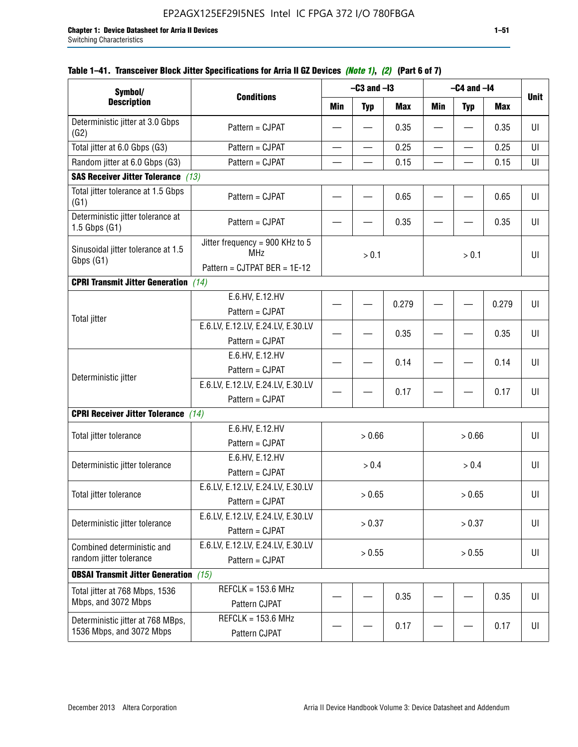**Table 1–41. Transceiver Block Jitter Specifications for Arria II GZ Devices *(Note 1)*, *(2)* (Part 6 of 7)**

| Symbol/ Description | Conditions | –C3 and –I3 | | | –C4 and –I4 | | | Unit |
|---|---|---|---|---|---|---|---|---|
| | | Min | Typ | Max | Min | Typ | Max | |
| Deterministic jitter at 3.0 Gbps (G2) | Pattern = CJPAT | — | — | 0.35 | — | — | 0.35 | UI |
| Total jitter at 6.0 Gbps (G3) | Pattern = CJPAT | — | — | 0.25 | — | — | 0.25 | UI |
| Random jitter at 6.0 Gbps (G3) | Pattern = CJPAT | — | — | 0.15 | — | — | 0.15 | UI |
| **SAS Receiver Jitter Tolerance** *(13)* | | | | | | | | |
| Total jitter tolerance at 1.5 Gbps (G1) | Pattern = CJPAT | — | — | 0.65 | — | — | 0.65 | UI |
| Deterministic jitter tolerance at 1.5 Gbps (G1) | Pattern = CJPAT | — | — | 0.35 | — | — | 0.35 | UI |
| Sinusoidal jitter tolerance at 1.5 Gbps (G1) | Jitter frequency = 900 KHz to 5 MHz<br>Pattern = CJTPAT BER = 1E-12 | > 0.1 | | | > 0.1 | | | UI |
| **CPRI Transmit Jitter Generation** *(14)* | | | | | | | | |
| Total jitter | E.6.HV, E.12.HV<br>Pattern = CJPAT | — | — | 0.279 | — | — | 0.279 | UI |
| | E.6.LV, E.12.LV, E.24.LV, E.30.LV<br>Pattern = CJPAT | — | — | 0.35 | — | — | 0.35 | UI |
| Deterministic jitter | E.6.HV, E.12.HV<br>Pattern = CJPAT | — | — | 0.14 | — | — | 0.14 | UI |
| | E.6.LV, E.12.LV, E.24.LV, E.30.LV<br>Pattern = CJPAT | — | — | 0.17 | — | — | 0.17 | UI |
| **CPRI Receiver Jitter Tolerance** *(14)* | | | | | | | | |
| Total jitter tolerance | E.6.HV, E.12.HV<br>Pattern = CJPAT | > 0.66 | | | > 0.66 | | | UI |
| Deterministic jitter tolerance | E.6.HV, E.12.HV<br>Pattern = CJPAT | > 0.4 | | | > 0.4 | | | UI |
| Total jitter tolerance | E.6.LV, E.12.LV, E.24.LV, E.30.LV<br>Pattern = CJPAT | > 0.65 | | | > 0.65 | | | UI |
| Deterministic jitter tolerance | E.6.LV, E.12.LV, E.24.LV, E.30.LV<br>Pattern = CJPAT | > 0.37 | | | > 0.37 | | | UI |
| Combined deterministic and random jitter tolerance | E.6.LV, E.12.LV, E.24.LV, E.30.LV<br>Pattern = CJPAT | > 0.55 | | | > 0.55 | | | UI |
| **OBSAI Transmit Jitter Generation** *(15)* | | | | | | | | |
| Total jitter at 768 Mbps, 1536 Mbps, and 3072 Mbps | REFCLK = 153.6 MHz<br>Pattern CJPAT | — | — | 0.35 | — | — | 0.35 | UI |
| Deterministic jitter at 768 MBps, 1536 Mbps, and 3072 Mbps | REFCLK = 153.6 MHz<br>Pattern CJPAT | — | — | 0.17 | — | — | 0.17 | UI |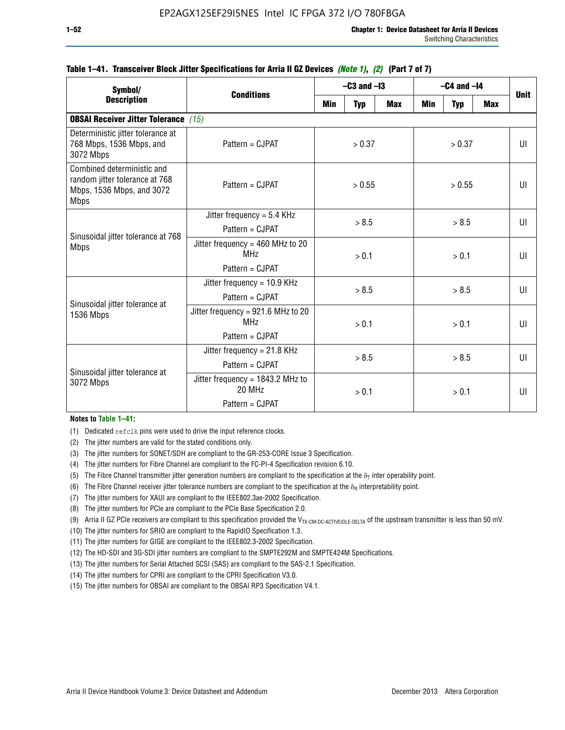**Table 1–41. Transceiver Block Jitter Specifications for Aria II GZ Devices *(Note 1)*, *(2)* (Part 7 of 7)**

| Symbol/ Description | Conditions | –C3 and –I3 | | | –C4 and –I4 | | | Unit |
|---|---|---|---|---|---|---|---|---|
| | | Min | Typ | Max | Min | Typ | Max | |
| **OBSAI Receiver Jitter Tolerance** *(15)* | | | | | | | | |
| Deterministic jitter tolerance at 768 Mbps, 1536 Mbps, and 3072 Mbps | Pattern = CJPAT | > 0.37 | | | > 0.37 | | | UI |
| Combined deterministic and random jitter tolerance at 768 Mbps, 1536 Mbps, and 3072 Mbps | Pattern = CJPAT | > 0.55 | | | > 0.55 | | | UI |
| Sinusoidal jitter tolerance at 768 Mbps | Jitter frequency = 5.4 KHz<br>Pattern = CJPAT | > 8.5 | | | > 8.5 | | | UI |
| | Jitter frequency = 460 MHz to 20 MHz<br>Pattern = CJPAT | > 0.1 | | | > 0.1 | | | UI |
| Sinusoidal jitter tolerance at 1536 Mbps | Jitter frequency = 10.9 KHz<br>Pattern = CJPAT | > 8.5 | | | > 8.5 | | | UI |
| | Jitter frequency = 921.6 MHz to 20 MHz<br>Pattern = CJPAT | > 0.1 | | | > 0.1 | | | UI |
| Sinusoidal jitter tolerance at 3072 Mbps | Jitter frequency = 21.8 KHz<br>Pattern = CJPAT | > 8.5 | | | > 8.5 | | | UI |
| | Jitter frequency = 1843.2 MHz to 20 MHz<br>Pattern = CJPAT | > 0.1 | | | > 0.1 | | | UI |

**Notes to Table 1–41:**

(1) Dedicated `refclk` pins were used to drive the input reference clocks.

(2) The jitter numbers are valid for the stated conditions only.

(3) The jitter numbers for SONET/SDH are compliant to the GR-253-CORE Issue 3 Specification.

(4) The jitter numbers for Fibre Channel are compliant to the FC-PI-4 Specification revision 6.10.

(5) The Fibre Channel transmitter jitter generation numbers are compliant to the specification at the $\delta_T$ inter operability point.

(6) The Fibre Channel receiver jitter tolerance numbers are compliant to the specification at the $\delta_R$ interpretability point.

(7) The jitter numbers for XAUI are compliant to the IEEE802.3ae-2002 Specification.

(8) The jitter numbers for PCIe are compliant to the PCIe Base Specification 2.0.

(9) Arria II GZ PCIe receivers are compliant to this specification provided the $V_{TX\text{-}CM\text{-}DC\text{-}ACTIVEIDLE\text{-}DELTA}$ of the upstream transmitter is less than 50 mV.

(10) The jitter numbers for SRIO are compliant to the RapidIO Specification 1.3.

(11) The jitter numbers for GIGE are compliant to the IEEE802.3-2002 Specification.

(12) The HD-SDI and 3G-SDI jitter numbers are compliant to the SMPTE292M and SMPTE424M Specifications.

(13) The jitter numbers for Serial Attached SCSI (SAS) are compliant to the SAS-2.1 Specification.

(14) The jitter numbers for CPRI are compliant to the CPRI Specification V3.0.

(15) The jitter numbers for OBSAI are compliant to the OBSAI RP3 Specification V4.1.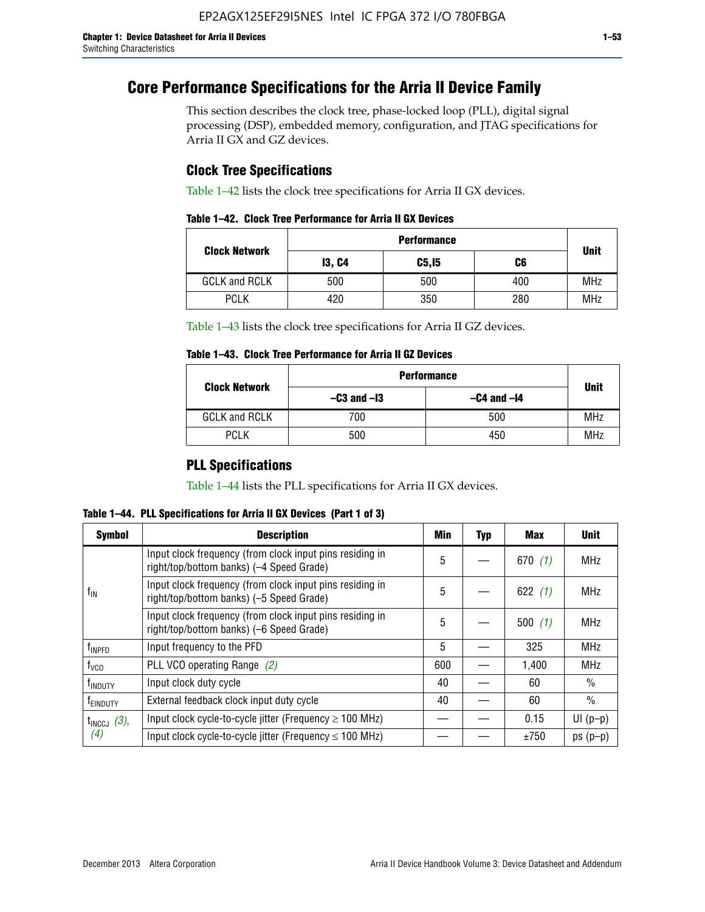# Core Performance Specifications for the Arria II Device Family

This section describes the clock tree, phase-locked loop (PLL), digital signal processing (DSP), embedded memory, configuration, and JTAG specifications for Arria II GX and GZ devices.

## Clock Tree Specifications

Table 1–42 lists the clock tree specifications for Arria II GX devices.

**Table 1–42. Clock Tree Performance for Arria II GX Devices**

| Clock Network | Performance | | | Unit |
|---|---|---|---|---|
| | I3, C4 | C5,I5 | C6 | |
| GCLK and RCLK | 500 | 500 | 400 | MHz |
| PCLK | 420 | 350 | 280 | MHz |

Table 1–43 lists the clock tree specifications for Arria II GZ devices.

**Table 1–43. Clock Tree Performance for Arria II GZ Devices**

| Clock Network | Performance | | Unit |
|---|---|---|---|
| | –C3 and –I3 | –C4 and –I4 | |
| GCLK and RCLK | 700 | 500 | MHz |
| PCLK | 500 | 450 | MHz |

## PLL Specifications

Table 1–44 lists the PLL specifications for Arria II GX devices.

**Table 1–44. PLL Specifications for Arria II GX Devices (Part 1 of 3)**

| Symbol | Description | Min | Typ | Max | Unit |
|---|---|---|---|---|---|
| $f_{IN}$ | Input clock frequency (from clock input pins residing in right/top/bottom banks) (–4 Speed Grade) | 5 | — | 670 *(1)* | MHz |
| | Input clock frequency (from clock input pins residing in right/top/bottom banks) (–5 Speed Grade) | 5 | — | 622 *(1)* | MHz |
| | Input clock frequency (from clock input pins residing in right/top/bottom banks) (–6 Speed Grade) | 5 | — | 500 *(1)* | MHz |
| $f_{INPFD}$ | Input frequency to the PFD | 5 | — | 325 | MHz |
| $f_{VCO}$ | PLL VCO operating Range *(2)* | 600 | — | 1,400 | MHz |
| $f_{INDUTY}$ | Input clock duty cycle | 40 | — | 60 | % |
| $f_{EINDUTY}$ | External feedback clock input duty cycle | 40 | — | 60 | % |
| $t_{INCCJ}$ *(3)*, *(4)* | Input clock cycle-to-cycle jitter (Frequency ≥ 100 MHz) | — | — | 0.15 | UI (p–p) |
| | Input clock cycle-to-cycle jitter (Frequency ≤ 100 MHz) | — | — | ±750 | ps (p–p) |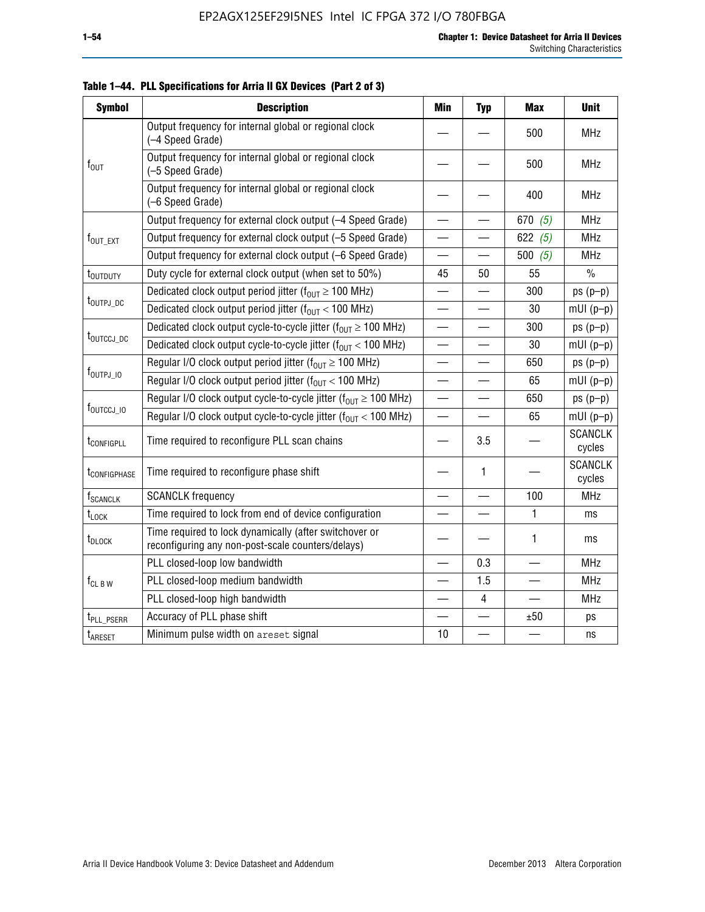**Table 1–44. PLL Specifications for Arria II GX Devices (Part 2 of 3)**

| Symbol | Description | Min | Typ | Max | Unit |
|---|---|---|---|---|---|
| $f_{OUT}$ | Output frequency for internal global or regional clock (–4 Speed Grade) | — | — | 500 | MHz |
| | Output frequency for internal global or regional clock (–5 Speed Grade) | — | — | 500 | MHz |
| | Output frequency for internal global or regional clock (–6 Speed Grade) | — | — | 400 | MHz |
| $f_{OUT\_EXT}$ | Output frequency for external clock output (–4 Speed Grade) | — | — | 670 *(5)* | MHz |
| | Output frequency for external clock output (–5 Speed Grade) | — | — | 622 *(5)* | MHz |
| | Output frequency for external clock output (–6 Speed Grade) | — | — | 500 *(5)* | MHz |
| $t_{OUTDUTY}$ | Duty cycle for external clock output (when set to 50%) | 45 | 50 | 55 | % |
| $t_{OUTPJ\_DC}$ | Dedicated clock output period jitter ($f_{OUT} \geq 100$ MHz) | — | — | 300 | ps (p–p) |
| | Dedicated clock output period jitter ($f_{OUT} < 100$ MHz) | — | — | 30 | mUI (p–p) |
| $t_{OUTCCJ\_DC}$ | Dedicated clock output cycle-to-cycle jitter ($f_{OUT} \geq 100$ MHz) | — | — | 300 | ps (p–p) |
| | Dedicated clock output cycle-to-cycle jitter ($f_{OUT} < 100$ MHz) | — | — | 30 | mUI (p–p) |
| $f_{OUTPJ\_IO}$ | Regular I/O clock output period jitter ($f_{OUT} \geq 100$ MHz) | — | — | 650 | ps (p–p) |
| | Regular I/O clock output period jitter ($f_{OUT} < 100$ MHz) | — | — | 65 | mUI (p–p) |
| $f_{OUTCCJ\_IO}$ | Regular I/O clock output cycle-to-cycle jitter ($f_{OUT} \geq 100$ MHz) | — | — | 650 | ps (p–p) |
| | Regular I/O clock output cycle-to-cycle jitter ($f_{OUT} < 100$ MHz) | — | — | 65 | mUI (p–p) |
| $t_{CONFIGPLL}$ | Time required to reconfigure PLL scan chains | — | 3.5 | — | SCANCLK cycles |
| $t_{CONFIGPHASE}$ | Time required to reconfigure phase shift | — | 1 | — | SCANCLK cycles |
| $f_{SCANCLK}$ | SCANCLK frequency | — | — | 100 | MHz |
| $t_{LOCK}$ | Time required to lock from end of device configuration | — | — | 1 | ms |
| $t_{DLOCK}$ | Time required to lock dynamically (after switchover or reconfiguring any non-post-scale counters/delays) | — | — | 1 | ms |
| $f_{CL\ B\ W}$ | PLL closed-loop low bandwidth | — | 0.3 | — | MHz |
| | PLL closed-loop medium bandwidth | — | 1.5 | — | MHz |
| | PLL closed-loop high bandwidth | — | 4 | — | MHz |
| $t_{PLL\_PSERR}$ | Accuracy of PLL phase shift | — | — | ±50 | ps |
| $t_{ARESET}$ | Minimum pulse width on `areset` signal | 10 | — | — | ns |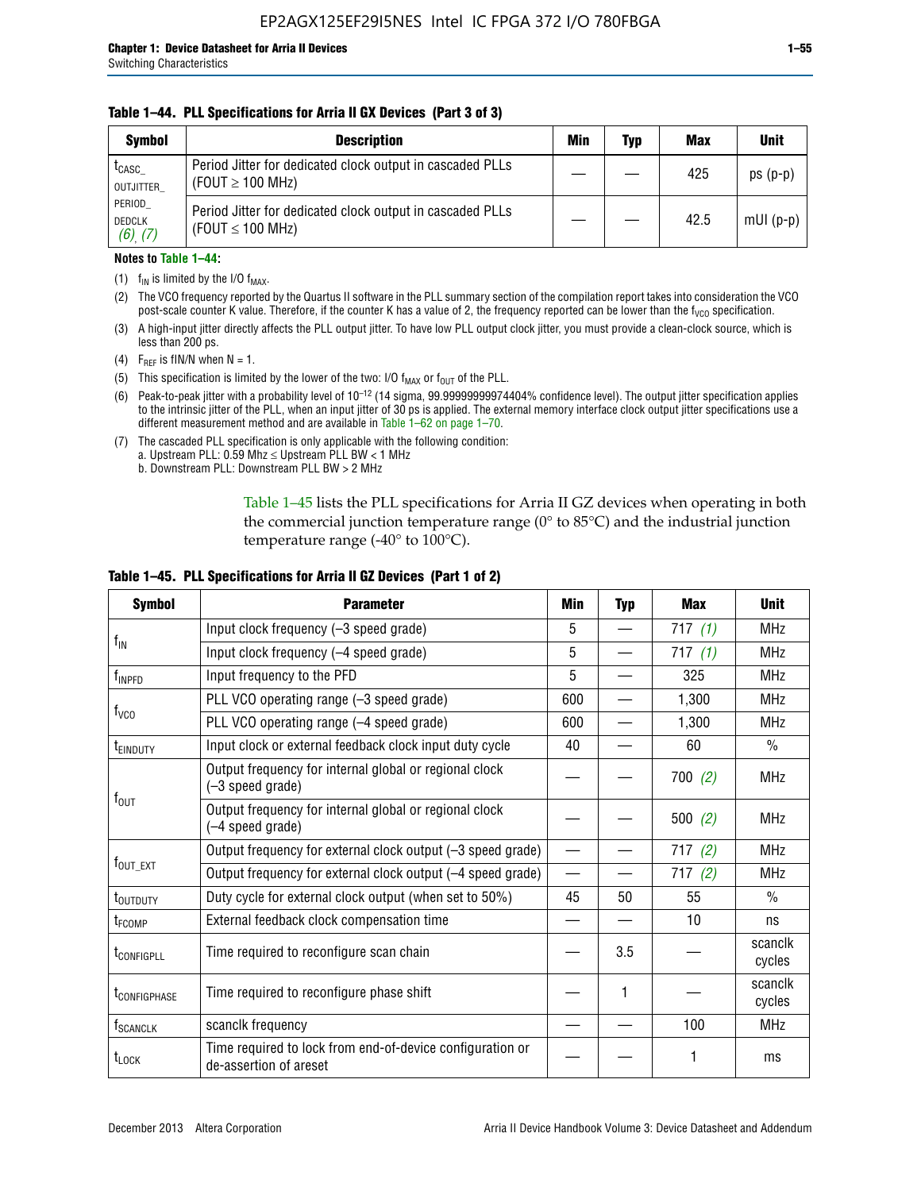**Table 1–44. PLL Specifications for Arria II GX Devices (Part 3 of 3)**

| Symbol | Description | Min | Typ | Max | Unit |
|---|---|---|---|---|---|
| $t_{CASC\_OUTJITTER\_PERIOD\_DEDCLK}$ (6), (7) | Period Jitter for dedicated clock output in cascaded PLLs ($F_{OUT} \geq 100$ MHz) | — | — | 425 | ps (p-p) |
| | Period Jitter for dedicated clock output in cascaded PLLs ($F_{OUT} \leq 100$ MHz) | — | — | 42.5 | mUI (p-p) |

**Notes to Table 1–44:**

(1) $f_{IN}$ is limited by the I/O $f_{MAX}$.

(2) The VCO frequency reported by the Quartus II software in the PLL summary section of the compilation report takes into consideration the VCO post-scale counter K value. Therefore, if the counter K has a value of 2, the frequency reported can be lower than the $f_{VCO}$ specification.

(3) A high-input jitter directly affects the PLL output jitter. To have low PLL output clock jitter, you must provide a clean-clock source, which is less than 200 ps.

(4) $F_{REF}$ is fIN/N when N = 1.

(5) This specification is limited by the lower of the two: I/O $f_{MAX}$ or $f_{OUT}$ of the PLL.

(6) Peak-to-peak jitter with a probability level of $10^{-12}$ (14 sigma, 99.99999999974404% confidence level). The output jitter specification applies to the intrinsic jitter of the PLL, when an input jitter of 30 ps is applied. The external memory interface clock output jitter specifications use a different measurement method and are available in Table 1–62 on page 1–70.

(7) The cascaded PLL specification is only applicable with the following condition:
a. Upstream PLL: 0.59 Mhz ≤ Upstream PLL BW < 1 MHz
b. Downstream PLL: Downstream PLL BW > 2 MHz

Table 1–45 lists the PLL specifications for Arria II GZ devices when operating in both the commercial junction temperature range (0° to 85°C) and the industrial junction temperature range (-40° to 100°C).

**Table 1–45. PLL Specifications for Arria II GZ Devices (Part 1 of 2)**

| Symbol | Parameter | Min | Typ | Max | Unit |
|---|---|---|---|---|---|
| $f_{IN}$ | Input clock frequency (–3 speed grade) | 5 | — | 717 (1) | MHz |
| | Input clock frequency (–4 speed grade) | 5 | — | 717 (1) | MHz |
| $f_{INPFD}$ | Input frequency to the PFD | 5 | — | 325 | MHz |
| $f_{VCO}$ | PLL VCO operating range (–3 speed grade) | 600 | — | 1,300 | MHz |
| | PLL VCO operating range (–4 speed grade) | 600 | — | 1,300 | MHz |
| $t_{EINDUTY}$ | Input clock or external feedback clock input duty cycle | 40 | — | 60 | % |
| $f_{OUT}$ | Output frequency for internal global or regional clock (–3 speed grade) | — | — | 700 (2) | MHz |
| | Output frequency for internal global or regional clock (–4 speed grade) | — | — | 500 (2) | MHz |
| $f_{OUT\_EXT}$ | Output frequency for external clock output (–3 speed grade) | — | — | 717 (2) | MHz |
| | Output frequency for external clock output (–4 speed grade) | — | — | 717 (2) | MHz |
| $t_{OUTDUTY}$ | Duty cycle for external clock output (when set to 50%) | 45 | 50 | 55 | % |
| $t_{FCOMP}$ | External feedback clock compensation time | — | — | 10 | ns |
| $t_{CONFIGPLL}$ | Time required to reconfigure scan chain | — | 3.5 | — | scanclk cycles |
| $t_{CONFIGPHASE}$ | Time required to reconfigure phase shift | — | 1 | — | scanclk cycles |
| $f_{SCANCLK}$ | scanclk frequency | — | — | 100 | MHz |
| $t_{LOCK}$ | Time required to lock from end-of-device configuration or de-assertion of areset | — | — | 1 | ms |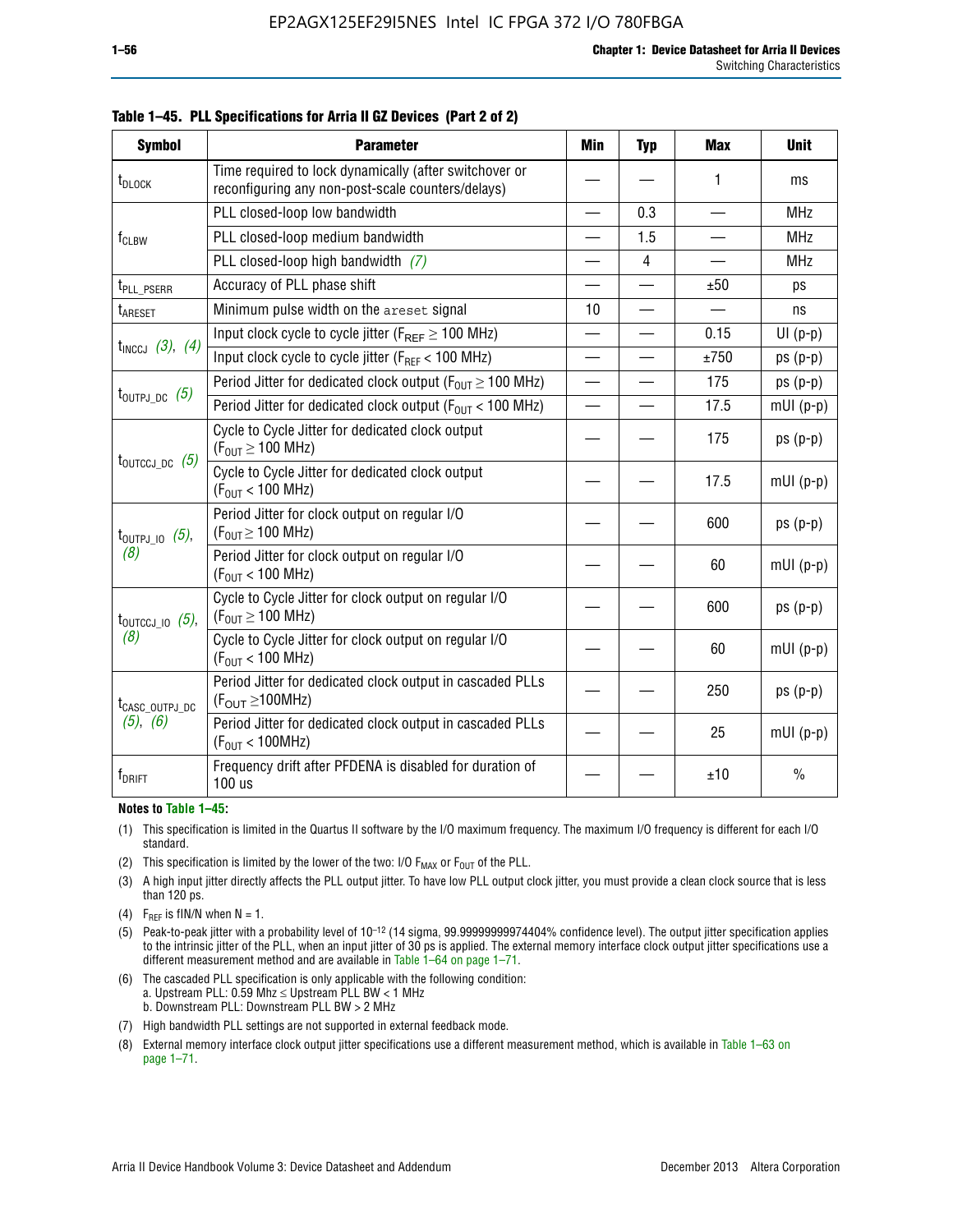**Table 1–45. PLL Specifications for Arria II GZ Devices (Part 2 of 2)**

| Symbol | Parameter | Min | Typ | Max | Unit |
|---|---|---|---|---|---|
| $t_{DLOCK}$ | Time required to lock dynamically (after switchover or reconfiguring any non-post-scale counters/delays) | — | — | 1 | ms |
| $f_{CLBW}$ | PLL closed-loop low bandwidth | — | 0.3 | — | MHz |
| | PLL closed-loop medium bandwidth | — | 1.5 | — | MHz |
| | PLL closed-loop high bandwidth *(7)* | — | 4 | — | MHz |
| $t_{PLL\_PSERR}$ | Accuracy of PLL phase shift | — | — | ±50 | ps |
| $t_{ARESET}$ | Minimum pulse width on the `areset` signal | 10 | — | — | ns |
| $t_{INCCJ}$ *(3)*, *(4)* | Input clock cycle to cycle jitter ($F_{REF} \geq 100$ MHz) | — | — | 0.15 | UI (p-p) |
| | Input clock cycle to cycle jitter ($F_{REF} < 100$ MHz) | — | — | ±750 | ps (p-p) |
| $t_{OUTPJ\_DC}$ *(5)* | Period Jitter for dedicated clock output ($F_{OUT} \geq 100$ MHz) | — | — | 175 | ps (p-p) |
| | Period Jitter for dedicated clock output ($F_{OUT} < 100$ MHz) | — | — | 17.5 | mUI (p-p) |
| $t_{OUTCCJ\_DC}$ *(5)* | Cycle to Cycle Jitter for dedicated clock output ($F_{OUT} \geq 100$ MHz) | — | — | 175 | ps (p-p) |
| | Cycle to Cycle Jitter for dedicated clock output ($F_{OUT} < 100$ MHz) | — | — | 17.5 | mUI (p-p) |
| $t_{OUTPJ\_IO}$ *(5)*, *(8)* | Period Jitter for clock output on regular I/O ($F_{OUT} \geq 100$ MHz) | — | — | 600 | ps (p-p) |
| | Period Jitter for clock output on regular I/O ($F_{OUT} < 100$ MHz) | — | — | 60 | mUI (p-p) |
| $t_{OUTCCJ\_IO}$ *(5)*, *(8)* | Cycle to Cycle Jitter for clock output on regular I/O ($F_{OUT} \geq 100$ MHz) | — | — | 600 | ps (p-p) |
| | Cycle to Cycle Jitter for clock output on regular I/O ($F_{OUT} < 100$ MHz) | — | — | 60 | mUI (p-p) |
| $t_{CASC\_OUTPJ\_DC}$ *(5)*, *(6)* | Period Jitter for dedicated clock output in cascaded PLLs ($F_{OUT} \geq 100$MHz) | — | — | 250 | ps (p-p) |
| | Period Jitter for dedicated clock output in cascaded PLLs ($F_{OUT} < 100$MHz) | — | — | 25 | mUI (p-p) |
| $f_{DRIFT}$ | Frequency drift after PFDENA is disabled for duration of 100 us | — | — | ±10 | % |

**Notes to Table 1–45:**

(1) This specification is limited in the Quartus II software by the I/O maximum frequency. The maximum I/O frequency is different for each I/O standard.

(2) This specification is limited by the lower of the two: I/O $F_{MAX}$ or $F_{OUT}$ of the PLL.

(3) A high input jitter directly affects the PLL output jitter. To have low PLL output clock jitter, you must provide a clean clock source that is less than 120 ps.

(4) $F_{REF}$ is fIN/N when N = 1.

(5) Peak-to-peak jitter with a probability level of $10^{-12}$ (14 sigma, 99.99999999974404% confidence level). The output jitter specification applies to the intrinsic jitter of the PLL, when an input jitter of 30 ps is applied. The external memory interface clock output jitter specifications use a different measurement method and are available in Table 1–64 on page 1–71.

(6) The cascaded PLL specification is only applicable with the following condition:
a. Upstream PLL: 0.59 Mhz ≤ Upstream PLL BW < 1 MHz
b. Downstream PLL: Downstream PLL BW > 2 MHz

(7) High bandwidth PLL settings are not supported in external feedback mode.

(8) External memory interface clock output jitter specifications use a different measurement method, which is available in Table 1–63 on page 1–71.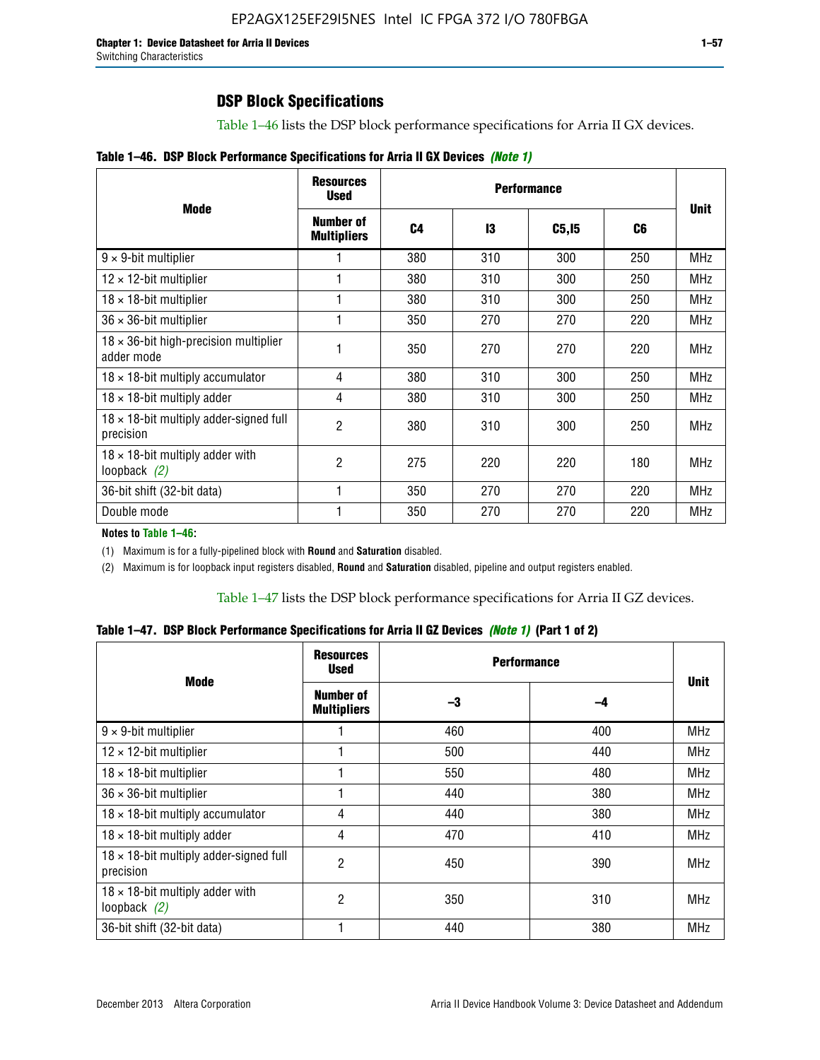## DSP Block Specifications

Table 1–46 lists the DSP block performance specifications for Arria II GX devices.

**Table 1–46. DSP Block Performance Specifications for Arria II GX Devices *(Note 1)***

| Mode | Resources Used | Performance | | | | Unit |
|---|---|---|---|---|---|---|
| | Number of Multipliers | C4 | I3 | C5,I5 | C6 | |
| 9 × 9-bit multiplier | 1 | 380 | 310 | 300 | 250 | MHz |
| 12 × 12-bit multiplier | 1 | 380 | 310 | 300 | 250 | MHz |
| 18 × 18-bit multiplier | 1 | 380 | 310 | 300 | 250 | MHz |
| 36 × 36-bit multiplier | 1 | 350 | 270 | 270 | 220 | MHz |
| 18 × 36-bit high-precision multiplier adder mode | 1 | 350 | 270 | 270 | 220 | MHz |
| 18 × 18-bit multiply accumulator | 4 | 380 | 310 | 300 | 250 | MHz |
| 18 × 18-bit multiply adder | 4 | 380 | 310 | 300 | 250 | MHz |
| 18 × 18-bit multiply adder-signed full precision | 2 | 380 | 310 | 300 | 250 | MHz |
| 18 × 18-bit multiply adder with loopback *(2)* | 2 | 275 | 220 | 220 | 180 | MHz |
| 36-bit shift (32-bit data) | 1 | 350 | 270 | 270 | 220 | MHz |
| Double mode | 1 | 350 | 270 | 270 | 220 | MHz |

**Notes to Table 1–46:**

(1) Maximum is for a fully-pipelined block with **Round** and **Saturation** disabled.

(2) Maximum is for loopback input registers disabled, **Round** and **Saturation** disabled, pipeline and output registers enabled.

Table 1–47 lists the DSP block performance specifications for Arria II GZ devices.

**Table 1–47. DSP Block Performance Specifications for Arria II GZ Devices *(Note 1)* (Part 1 of 2)**

| Mode | Resources Used | Performance | | Unit |
|---|---|---|---|---|
| | Number of Multipliers | –3 | –4 | |
| 9 × 9-bit multiplier | 1 | 460 | 400 | MHz |
| 12 × 12-bit multiplier | 1 | 500 | 440 | MHz |
| 18 × 18-bit multiplier | 1 | 550 | 480 | MHz |
| 36 × 36-bit multiplier | 1 | 440 | 380 | MHz |
| 18 × 18-bit multiply accumulator | 4 | 440 | 380 | MHz |
| 18 × 18-bit multiply adder | 4 | 470 | 410 | MHz |
| 18 × 18-bit multiply adder-signed full precision | 2 | 450 | 390 | MHz |
| 18 × 18-bit multiply adder with loopback *(2)* | 2 | 350 | 310 | MHz |
| 36-bit shift (32-bit data) | 1 | 440 | 380 | MHz |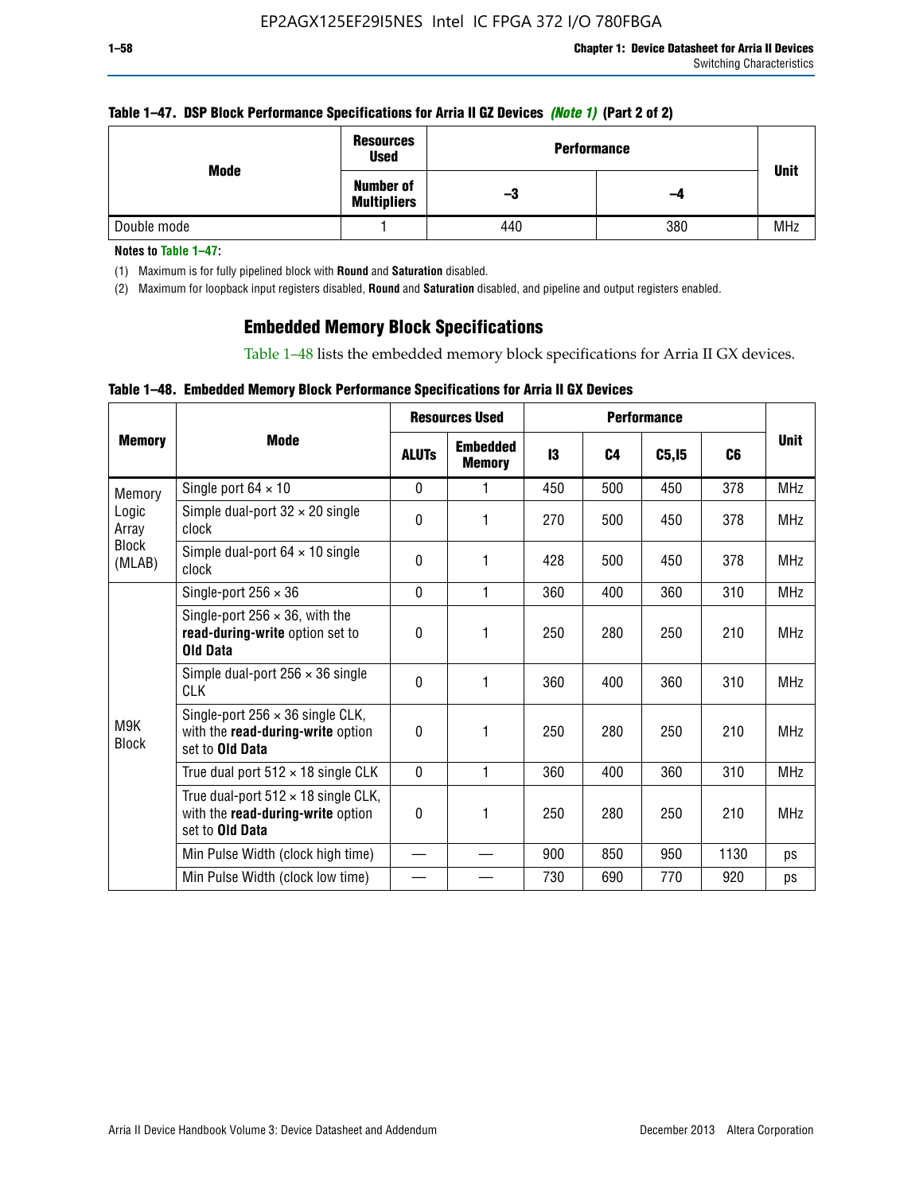**Table 1–47. DSP Block Performance Specifications for Arria II GZ Devices *(Note 1)* (Part 2 of 2)**

| Mode | Resources Used | Performance | | Unit |
|---|---|---|---|---|
| | Number of Multipliers | –3 | –4 | |
| Double mode | 1 | 440 | 380 | MHz |

**Notes to Table 1–47:**

(1) Maximum is for fully pipelined block with **Round** and **Saturation** disabled.

(2) Maximum for loopback input registers disabled, **Round** and **Saturation** disabled, and pipeline and output registers enabled.

## Embedded Memory Block Specifications

Table 1–48 lists the embedded memory block specifications for Arria II GX devices.

**Table 1–48. Embedded Memory Block Performance Specifications for Arria II GX Devices**

| Memory | Mode | Resources Used | | Performance | | | | Unit |
|---|---|---|---|---|---|---|---|---|
| | | ALUTs | Embedded Memory | I3 | C4 | C5,I5 | C6 | |
| Memory Logic Array Block (MLAB) | Single port 64 × 10 | 0 | 1 | 450 | 500 | 450 | 378 | MHz |
| | Simple dual-port 32 × 20 single clock | 0 | 1 | 270 | 500 | 450 | 378 | MHz |
| | Simple dual-port 64 × 10 single clock | 0 | 1 | 428 | 500 | 450 | 378 | MHz |
| M9K Block | Single-port 256 × 36 | 0 | 1 | 360 | 400 | 360 | 310 | MHz |
| | Single-port 256 × 36, with the **read-during-write** option set to **Old Data** | 0 | 1 | 250 | 280 | 250 | 210 | MHz |
| | Simple dual-port 256 × 36 single CLK | 0 | 1 | 360 | 400 | 360 | 310 | MHz |
| | Single-port 256 × 36 single CLK, with the **read-during-write** option set to **Old Data** | 0 | 1 | 250 | 280 | 250 | 210 | MHz |
| | True dual port 512 × 18 single CLK | 0 | 1 | 360 | 400 | 360 | 310 | MHz |
| | True dual-port 512 × 18 single CLK, with the **read-during-write** option set to **Old Data** | 0 | 1 | 250 | 280 | 250 | 210 | MHz |
| | Min Pulse Width (clock high time) | — | — | 900 | 850 | 950 | 1130 | ps |
| | Min Pulse Width (clock low time) | — | — | 730 | 690 | 770 | 920 | ps |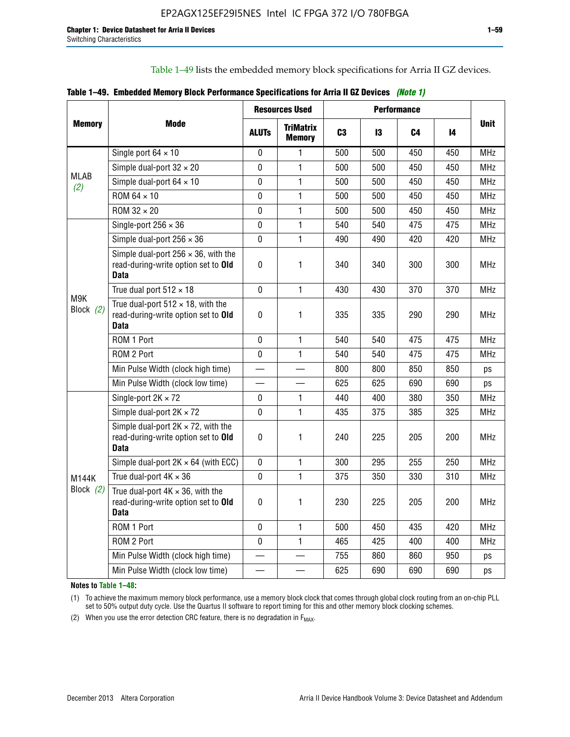Table 1–49 lists the embedded memory block specifications for Arria II GZ devices.

**Table 1–49. Embedded Memory Block Performance Specifications for Arria II GZ Devices** *(Note 1)*

| Memory | Mode | Resources Used | | Performance | | | | Unit |
|---|---|---|---|---|---|---|---|---|
| | | ALUTs | TriMatrix Memory | C3 | I3 | C4 | I4 | |
| MLAB *(2)* | Single port 64 × 10 | 0 | 1 | 500 | 500 | 450 | 450 | MHz |
| | Simple dual-port 32 × 20 | 0 | 1 | 500 | 500 | 450 | 450 | MHz |
| | Simple dual-port 64 × 10 | 0 | 1 | 500 | 500 | 450 | 450 | MHz |
| | ROM 64 × 10 | 0 | 1 | 500 | 500 | 450 | 450 | MHz |
| | ROM 32 × 20 | 0 | 1 | 500 | 500 | 450 | 450 | MHz |
| M9K Block *(2)* | Single-port 256 × 36 | 0 | 1 | 540 | 540 | 475 | 475 | MHz |
| | Simple dual-port 256 × 36 | 0 | 1 | 490 | 490 | 420 | 420 | MHz |
| | Simple dual-port 256 × 36, with the read-during-write option set to **Old Data** | 0 | 1 | 340 | 340 | 300 | 300 | MHz |
| | True dual port 512 × 18 | 0 | 1 | 430 | 430 | 370 | 370 | MHz |
| | True dual-port 512 × 18, with the read-during-write option set to **Old Data** | 0 | 1 | 335 | 335 | 290 | 290 | MHz |
| | ROM 1 Port | 0 | 1 | 540 | 540 | 475 | 475 | MHz |
| | ROM 2 Port | 0 | 1 | 540 | 540 | 475 | 475 | MHz |
| | Min Pulse Width (clock high time) | — | — | 800 | 800 | 850 | 850 | ps |
| | Min Pulse Width (clock low time) | — | — | 625 | 625 | 690 | 690 | ps |
| M144K Block *(2)* | Single-port 2K × 72 | 0 | 1 | 440 | 400 | 380 | 350 | MHz |
| | Simple dual-port 2K × 72 | 0 | 1 | 435 | 375 | 385 | 325 | MHz |
| | Simple dual-port 2K × 72, with the read-during-write option set to **Old Data** | 0 | 1 | 240 | 225 | 205 | 200 | MHz |
| | Simple dual-port 2K × 64 (with ECC) | 0 | 1 | 300 | 295 | 255 | 250 | MHz |
| | True dual-port 4K × 36 | 0 | 1 | 375 | 350 | 330 | 310 | MHz |
| | True dual-port 4K × 36, with the read-during-write option set to **Old Data** | 0 | 1 | 230 | 225 | 205 | 200 | MHz |
| | ROM 1 Port | 0 | 1 | 500 | 450 | 435 | 420 | MHz |
| | ROM 2 Port | 0 | 1 | 465 | 425 | 400 | 400 | MHz |
| | Min Pulse Width (clock high time) | — | — | 755 | 860 | 860 | 950 | ps |
| | Min Pulse Width (clock low time) | — | — | 625 | 690 | 690 | 690 | ps |

**Notes to Table 1–48:**

(1) To achieve the maximum memory block performance, use a memory block clock that comes through global clock routing from an on-chip PLL set to 50% output duty cycle. Use the Quartus II software to report timing for this and other memory block clocking schemes.

(2) When you use the error detection CRC feature, there is no degradation in $F_{MAX}$.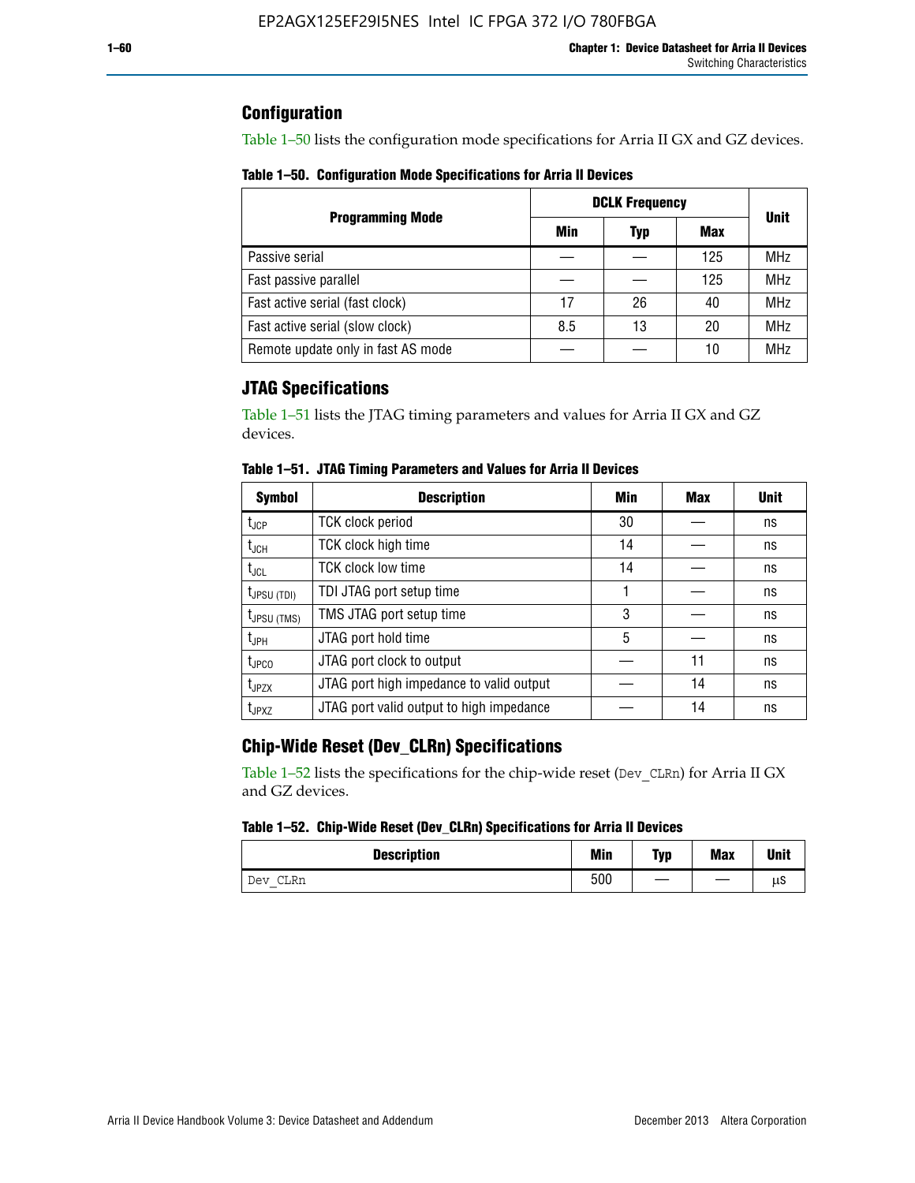## Configuration

Table 1–50 lists the configuration mode specifications for Arria II GX and GZ devices.

**Table 1–50. Configuration Mode Specifications for Arria II Devices**

| Programming Mode | DCLK Frequency | | | Unit |
|---|---|---|---|---|
| | Min | Typ | Max | |
| Passive serial | — | — | 125 | MHz |
| Fast passive parallel | — | — | 125 | MHz |
| Fast active serial (fast clock) | 17 | 26 | 40 | MHz |
| Fast active serial (slow clock) | 8.5 | 13 | 20 | MHz |
| Remote update only in fast AS mode | — | — | 10 | MHz |

## JTAG Specifications

Table 1–51 lists the JTAG timing parameters and values for Arria II GX and GZ devices.

**Table 1–51. JTAG Timing Parameters and Values for Arria II Devices**

| Symbol | Description | Min | Max | Unit |
|---|---|---|---|---|
| $t_{JCP}$ | TCK clock period | 30 | — | ns |
| $t_{JCH}$ | TCK clock high time | 14 | — | ns |
| $t_{JCL}$ | TCK clock low time | 14 | — | ns |
| $t_{JPSU\ (TDI)}$ | TDI JTAG port setup time | 1 | — | ns |
| $t_{JPSU\ (TMS)}$ | TMS JTAG port setup time | 3 | — | ns |
| $t_{JPH}$ | JTAG port hold time | 5 | — | ns |
| $t_{JPCO}$ | JTAG port clock to output | — | 11 | ns |
| $t_{JPZX}$ | JTAG port high impedance to valid output | — | 14 | ns |
| $t_{JPXZ}$ | JTAG port valid output to high impedance | — | 14 | ns |

## Chip-Wide Reset (Dev_CLRn) Specifications

Table 1–52 lists the specifications for the chip-wide reset (`Dev_CLRn`) for Arria II GX and GZ devices.

**Table 1–52. Chip-Wide Reset (Dev_CLRn) Specifications for Arria II Devices**

| Description | Min | Typ | Max | Unit |
|---|---|---|---|---|
| `Dev_CLRn` | 500 | — | — | μs |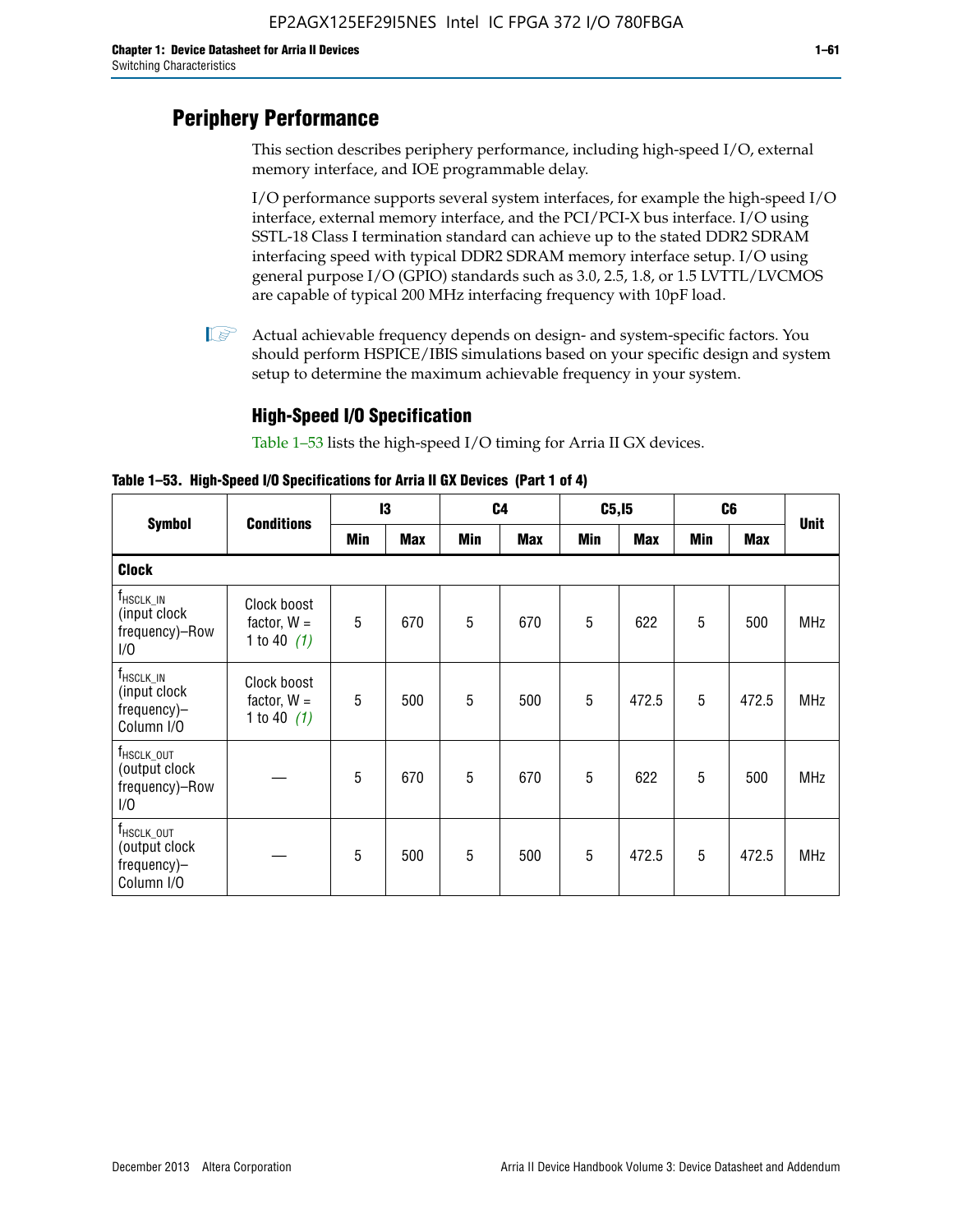# Periphery Performance

This section describes periphery performance, including high-speed I/O, external memory interface, and IOE programmable delay.

I/O performance supports several system interfaces, for example the high-speed I/O interface, external memory interface, and the PCI/PCI-X bus interface. I/O using SSTL-18 Class I termination standard can achieve up to the stated DDR2 SDRAM interfacing speed with typical DDR2 SDRAM memory interface setup. I/O using general purpose I/O (GPIO) standards such as 3.0, 2.5, 1.8, or 1.5 LVTTL/LVCMOS are capable of typical 200 MHz interfacing frequency with 10pF load.

Actual achievable frequency depends on design- and system-specific factors. You should perform HSPICE/IBIS simulations based on your specific design and system setup to determine the maximum achievable frequency in your system.

## High-Speed I/O Specification

Table 1–53 lists the high-speed I/O timing for Arria II GX devices.

**Table 1–53. High-Speed I/O Specifications for Arria II GX Devices (Part 1 of 4)**

| Symbol | Conditions | I3 | | C4 | | C5,I5 | | C6 | | Unit |
|---|---|---|---|---|---|---|---|---|---|---|
| | | Min | Max | Min | Max | Min | Max | Min | Max | |
| **Clock** | | | | | | | | | | |
| $f_{HSCLK\_IN}$ (input clock frequency)–Row I/O | Clock boost factor, W = 1 to 40 *(1)* | 5 | 670 | 5 | 670 | 5 | 622 | 5 | 500 | MHz |
| $f_{HSCLK\_IN}$ (input clock frequency)–Column I/O | Clock boost factor, W = 1 to 40 *(1)* | 5 | 500 | 5 | 500 | 5 | 472.5 | 5 | 472.5 | MHz |
| $f_{HSCLK\_OUT}$ (output clock frequency)–Row I/O | — | 5 | 670 | 5 | 670 | 5 | 622 | 5 | 500 | MHz |
| $f_{HSCLK\_OUT}$ (output clock frequency)–Column I/O | — | 5 | 500 | 5 | 500 | 5 | 472.5 | 5 | 472.5 | MHz |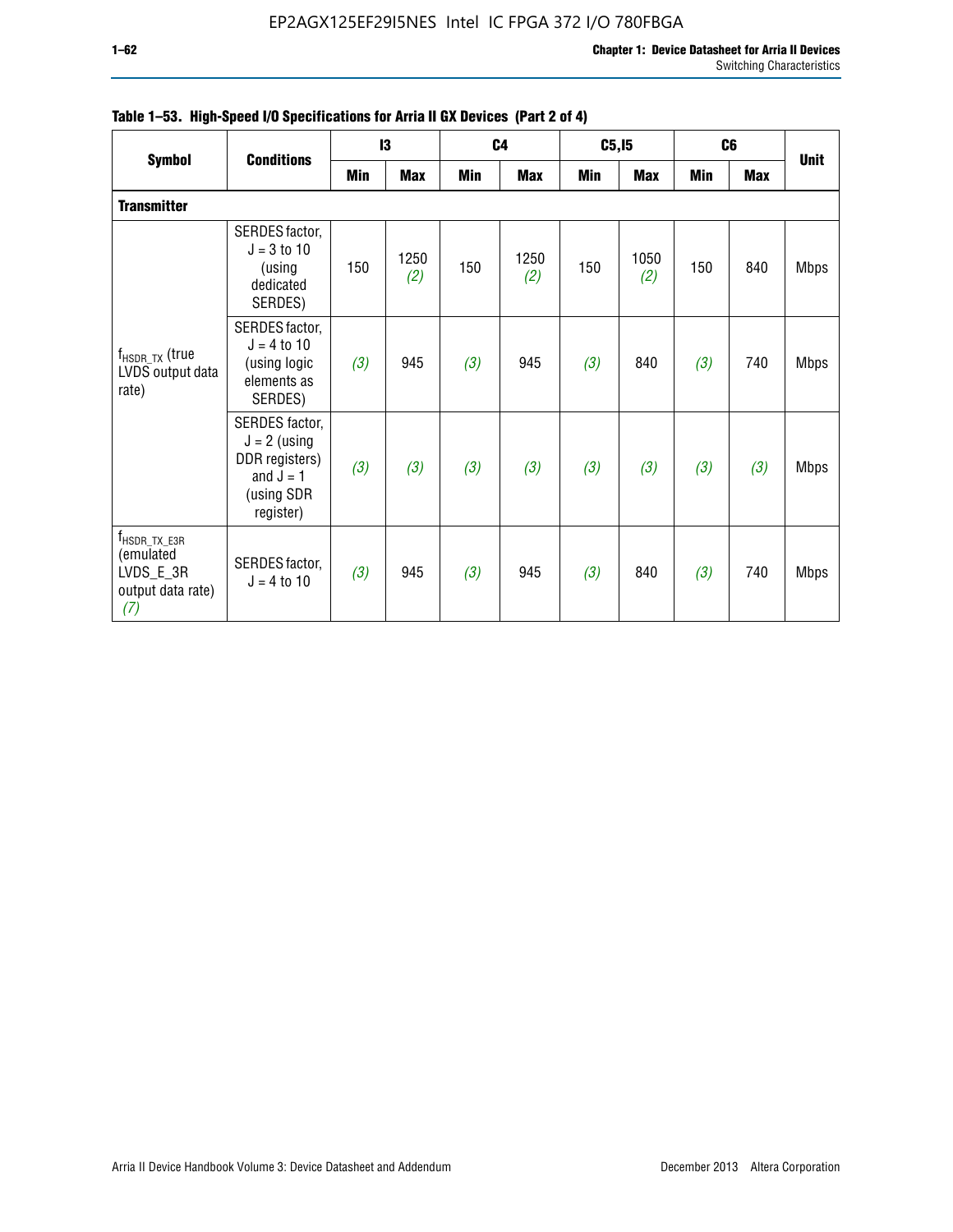**Table 1–53. High-Speed I/O Specifications for Arria II GX Devices (Part 2 of 4)**

| Symbol | Conditions | I3 | | C4 | | C5,I5 | | C6 | | Unit |
|---|---|---|---|---|---|---|---|---|---|---|
| | | Min | Max | Min | Max | Min | Max | Min | Max | |
| **Transmitter** | | | | | | | | | | |
| $f_{HSDR\_TX}$ (true LVDS output data rate) | SERDES factor, J = 3 to 10 (using dedicated SERDES) | 150 | 1250 *(2)* | 150 | 1250 *(2)* | 150 | 1050 *(2)* | 150 | 840 | Mbps |
| | SERDES factor, J = 4 to 10 (using logic elements as SERDES) | *(3)* | 945 | *(3)* | 945 | *(3)* | 840 | *(3)* | 740 | Mbps |
| | SERDES factor, J = 2 (using DDR registers) and J = 1 (using SDR register) | *(3)* | *(3)* | *(3)* | *(3)* | *(3)* | *(3)* | *(3)* | *(3)* | Mbps |
| $f_{HSDR\_TX\_E3R}$ (emulated LVDS_E_3R output data rate) *(7)* | SERDES factor, J = 4 to 10 | *(3)* | 945 | *(3)* | 945 | *(3)* | 840 | *(3)* | 740 | Mbps |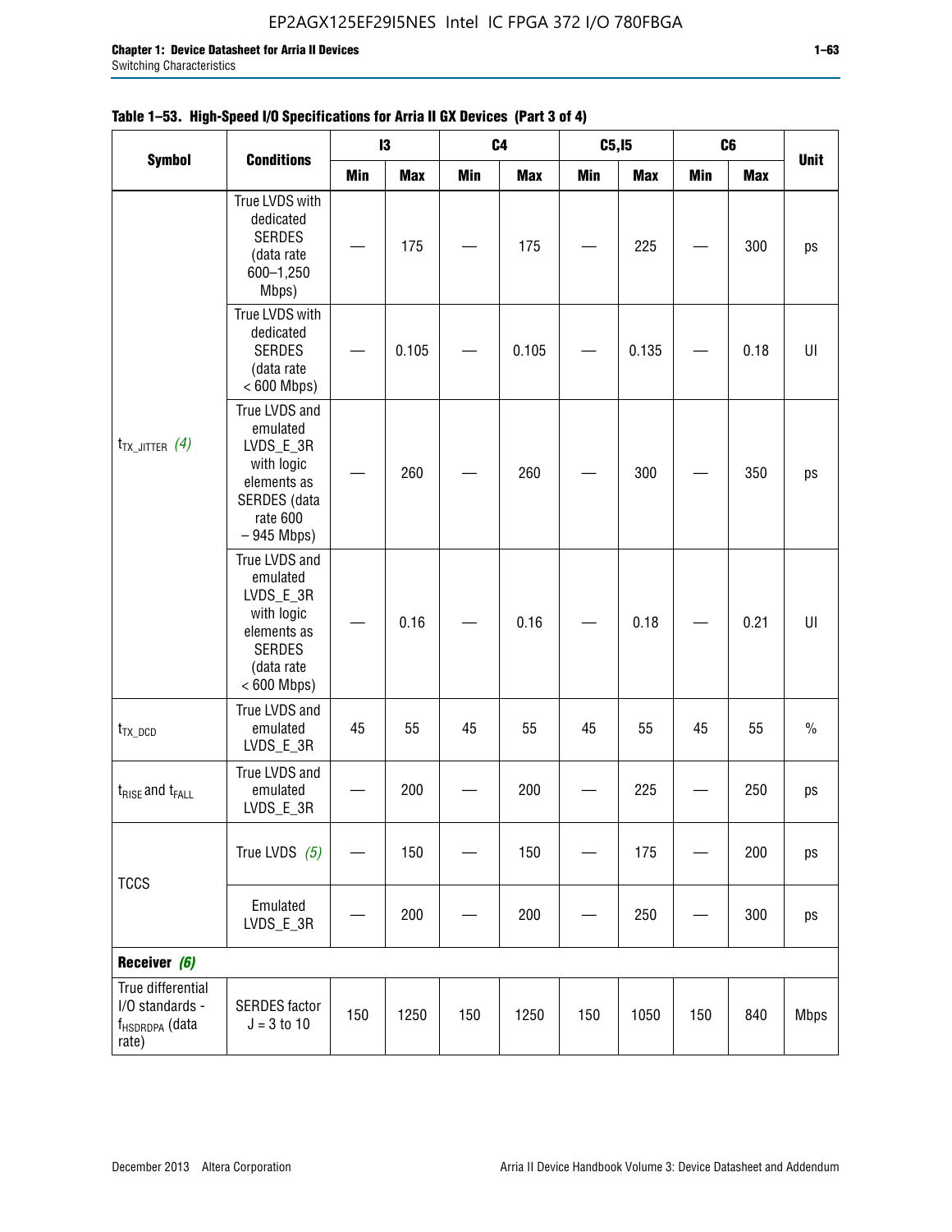**Table 1–53. High-Speed I/O Specifications for Arria II GX Devices (Part 3 of 4)**

| Symbol | Conditions | I3 | | C4 | | C5,I5 | | C6 | | Unit |
|---|---|---|---|---|---|---|---|---|---|---|
| | | Min | Max | Min | Max | Min | Max | Min | Max | |
| $t_{TX\_JITTER}$ *(4)* | True LVDS with dedicated SERDES (data rate 600–1,250 Mbps) | — | 175 | — | 175 | — | 225 | — | 300 | ps |
| | True LVDS with dedicated SERDES (data rate < 600 Mbps) | — | 0.105 | — | 0.105 | — | 0.135 | — | 0.18 | UI |
| | True LVDS and emulated LVDS_E_3R with logic elements as SERDES (data rate 600 – 945 Mbps) | — | 260 | — | 260 | — | 300 | — | 350 | ps |
| | True LVDS and emulated LVDS_E_3R with logic elements as SERDES (data rate < 600 Mbps) | — | 0.16 | — | 0.16 | — | 0.18 | — | 0.21 | UI |
| $t_{TX\_DCD}$ | True LVDS and emulated LVDS_E_3R | 45 | 55 | 45 | 55 | 45 | 55 | 45 | 55 | % |
| $t_{RISE}$ and $t_{FALL}$ | True LVDS and emulated LVDS_E_3R | — | 200 | — | 200 | — | 225 | — | 250 | ps |
| TCCS | True LVDS *(5)* | — | 150 | — | 150 | — | 175 | — | 200 | ps |
| | Emulated LVDS_E_3R | — | 200 | — | 200 | — | 250 | — | 300 | ps |
| **Receiver** *(6)* | | | | | | | | | | |
| True differential I/O standards - $f_{HSDRDPA}$ (data rate) | SERDES factor J = 3 to 10 | 150 | 1250 | 150 | 1250 | 150 | 1050 | 150 | 840 | Mbps |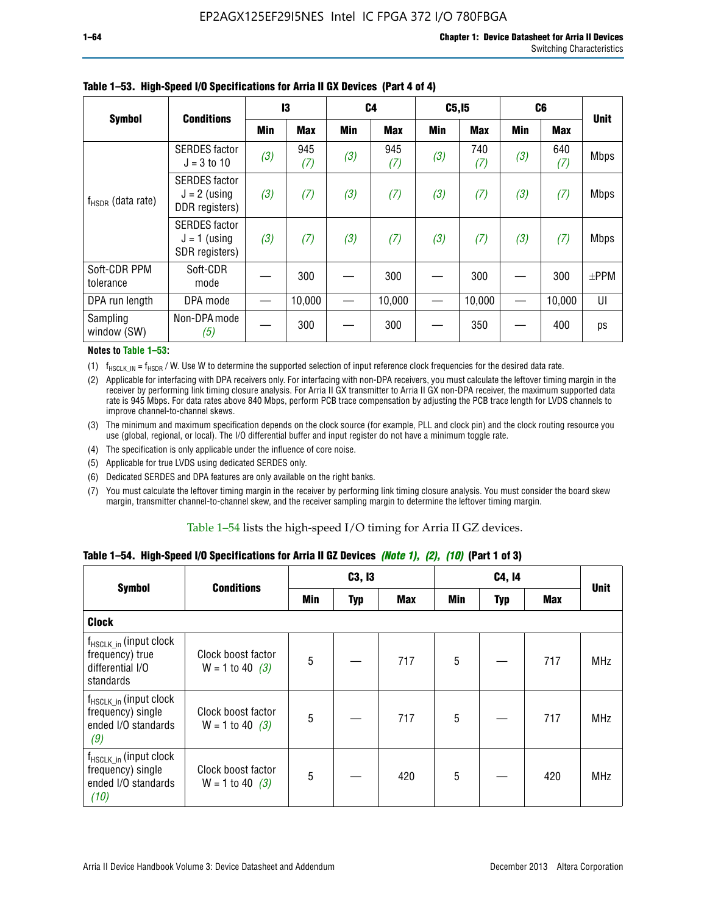**Table 1–53. High-Speed I/O Specifications for Arria II GX Devices (Part 4 of 4)**

| Symbol | Conditions | I3 | | C4 | | C5,I5 | | C6 | | Unit |
|---|---|---|---|---|---|---|---|---|---|---|
| | | Min | Max | Min | Max | Min | Max | Min | Max | |
| $f_{HSDR}$ (data rate) | SERDES factor J = 3 to 10 | (3) | 945 (7) | (3) | 945 (7) | (3) | 740 (7) | (3) | 640 (7) | Mbps |
| | SERDES factor J = 2 (using DDR registers) | (3) | (7) | (3) | (7) | (3) | (7) | (3) | (7) | Mbps |
| | SERDES factor J = 1 (using SDR registers) | (3) | (7) | (3) | (7) | (3) | (7) | (3) | (7) | Mbps |
| Soft-CDR PPM tolerance | Soft-CDR mode | — | 300 | — | 300 | — | 300 | — | 300 | ±PPM |
| DPA run length | DPA mode | — | 10,000 | — | 10,000 | — | 10,000 | — | 10,000 | UI |
| Sampling window (SW) | Non-DPA mode (5) | — | 300 | — | 300 | — | 350 | — | 400 | ps |

**Notes to Table 1–53:**

(1) $f_{HSCLK\_IN} = f_{HSDR} / W$. Use W to determine the supported selection of input reference clock frequencies for the desired data rate.

(2) Applicable for interfacing with DPA receivers only. For interfacing with non-DPA receivers, you must calculate the leftover timing margin in the receiver by performing link timing closure analysis. For Arria II GX transmitter to Arria II GX non-DPA receiver, the maximum supported data rate is 945 Mbps. For data rates above 840 Mbps, perform PCB trace compensation by adjusting the PCB trace length for LVDS channels to improve channel-to-channel skews.

(3) The minimum and maximum specification depends on the clock source (for example, PLL and clock pin) and the clock routing resource you use (global, regional, or local). The I/O differential buffer and input register do not have a minimum toggle rate.

(4) The specification is only applicable under the influence of core noise.

(5) Applicable for true LVDS using dedicated SERDES only.

(6) Dedicated SERDES and DPA features are only available on the right banks.

(7) You must calculate the leftover timing margin in the receiver by performing link timing closure analysis. You must consider the board skew margin, transmitter channel-to-channel skew, and the receiver sampling margin to determine the leftover timing margin.

Table 1–54 lists the high-speed I/O timing for Arria II GZ devices.

**Table 1–54. High-Speed I/O Specifications for Arria II GZ Devices *(Note 1), (2), (10)* (Part 1 of 3)**

| Symbol | Conditions | C3, I3 | | | C4, I4 | | | Unit |
|---|---|---|---|---|---|---|---|---|
| | | Min | Typ | Max | Min | Typ | Max | |
| **Clock** | | | | | | | | |
| $f_{HSCLK\_in}$ (input clock frequency) true differential I/O standards | Clock boost factor W = 1 to 40 (3) | 5 | — | 717 | 5 | — | 717 | MHz |
| $f_{HSCLK\_in}$ (input clock frequency) single ended I/O standards (9) | Clock boost factor W = 1 to 40 (3) | 5 | — | 717 | 5 | — | 717 | MHz |
| $f_{HSCLK\_in}$ (input clock frequency) single ended I/O standards (10) | Clock boost factor W = 1 to 40 (3) | 5 | — | 420 | 5 | — | 420 | MHz |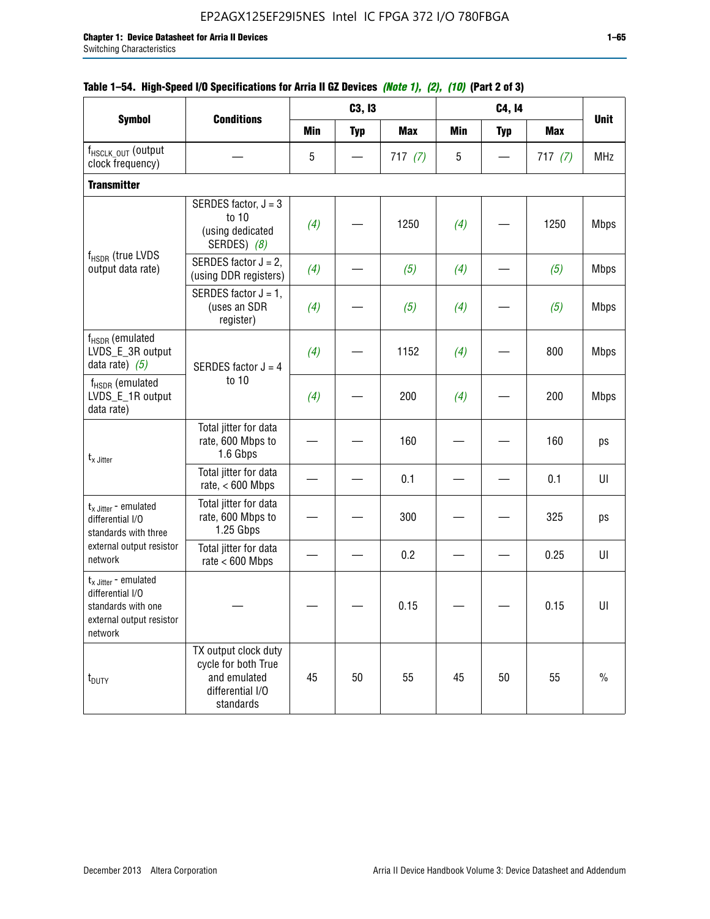**Table 1–54. High-Speed I/O Specifications for Arria II GZ Devices** *(Note 1), (2), (10)* **(Part 2 of 3)**

| Symbol | Conditions | C3, I3 | | | C4, I4 | | | Unit |
|---|---|---|---|---|---|---|---|---|
| | | Min | Typ | Max | Min | Typ | Max | |
| $f_{HSCLK\_OUT}$ (output clock frequency) | — | 5 | — | 717 *(7)* | 5 | — | 717 *(7)* | MHz |
| **Transmitter** | | | | | | | | |
| $f_{HSDR}$ (true LVDS output data rate) | SERDES factor, J = 3 to 10 (using dedicated SERDES) *(8)* | *(4)* | — | 1250 | *(4)* | — | 1250 | Mbps |
| | SERDES factor J = 2, (using DDR registers) | *(4)* | — | *(5)* | *(4)* | — | *(5)* | Mbps |
| | SERDES factor J = 1, (uses an SDR register) | *(4)* | — | *(5)* | *(4)* | — | *(5)* | Mbps |
| $f_{HSDR}$ (emulated LVDS_E_3R output data rate) *(5)* | SERDES factor J = 4 to 10 | *(4)* | — | 1152 | *(4)* | — | 800 | Mbps |
| $f_{HSDR}$ (emulated LVDS_E_1R output data rate) | | *(4)* | — | 200 | *(4)* | — | 200 | Mbps |
| $t_{x\ Jitter}$ | Total jitter for data rate, 600 Mbps to 1.6 Gbps | — | — | 160 | — | — | 160 | ps |
| | Total jitter for data rate, < 600 Mbps | — | — | 0.1 | — | — | 0.1 | UI |
| $t_{x\ Jitter}$ - emulated differential I/O standards with three external output resistor network | Total jitter for data rate, 600 Mbps to 1.25 Gbps | — | — | 300 | — | — | 325 | ps |
| | Total jitter for data rate < 600 Mbps | — | — | 0.2 | — | — | 0.25 | UI |
| $t_{x\ Jitter}$ - emulated differential I/O standards with one external output resistor network | — | — | — | 0.15 | — | — | 0.15 | UI |
| $t_{DUTY}$ | TX output clock duty cycle for both True and emulated differential I/O standards | 45 | 50 | 55 | 45 | 50 | 55 | % |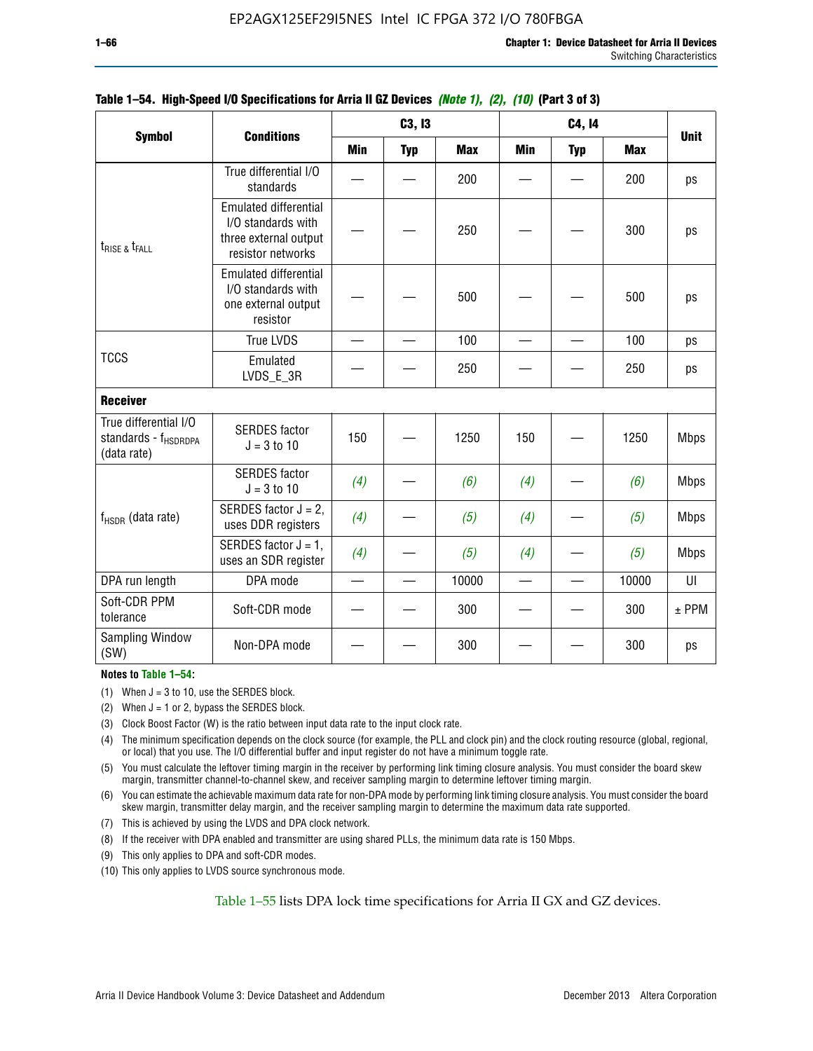**Table 1–54. High-Speed I/O Specifications for Arria II GZ Devices** *(Note 1), (2), (10)* **(Part 3 of 3)**

| Symbol | Conditions | C3, I3 | | | C4, I4 | | | Unit |
|---|---|---|---|---|---|---|---|---|
| | | Min | Typ | Max | Min | Typ | Max | |
| $t_{RISE}$ & $t_{FALL}$ | True differential I/O standards | — | — | 200 | — | — | 200 | ps |
| | Emulated differential I/O standards with three external output resistor networks | — | — | 250 | — | — | 300 | ps |
| | Emulated differential I/O standards with one external output resistor | — | — | 500 | — | — | 500 | ps |
| TCCS | True LVDS | — | — | 100 | — | — | 100 | ps |
| | Emulated LVDS_E_3R | — | — | 250 | — | — | 250 | ps |
| **Receiver** | | | | | | | | |
| True differential I/O standards - $f_{HSDRDPA}$ (data rate) | SERDES factor J = 3 to 10 | 150 | — | 1250 | 150 | — | 1250 | Mbps |
| $f_{HSDR}$ (data rate) | SERDES factor J = 3 to 10 | *(4)* | — | *(6)* | *(4)* | — | *(6)* | Mbps |
| | SERDES factor J = 2, uses DDR registers | *(4)* | — | *(5)* | *(4)* | — | *(5)* | Mbps |
| | SERDES factor J = 1, uses an SDR register | *(4)* | — | *(5)* | *(4)* | — | *(5)* | Mbps |
| DPA run length | DPA mode | — | — | 10000 | — | — | 10000 | UI |
| Soft-CDR PPM tolerance | Soft-CDR mode | — | — | 300 | — | — | 300 | ± PPM |
| Sampling Window (SW) | Non-DPA mode | — | — | 300 | — | — | 300 | ps |

**Notes to Table 1–54:**

(1) When J = 3 to 10, use the SERDES block.

(2) When J = 1 or 2, bypass the SERDES block.

(3) Clock Boost Factor (W) is the ratio between input data rate to the input clock rate.

(4) The minimum specification depends on the clock source (for example, the PLL and clock pin) and the clock routing resource (global, regional, or local) that you use. The I/O differential buffer and input register do not have a minimum toggle rate.

(5) You must calculate the leftover timing margin in the receiver by performing link timing closure analysis. You must consider the board skew margin, transmitter channel-to-channel skew, and receiver sampling margin to determine leftover timing margin.

(6) You can estimate the achievable maximum data rate for non-DPA mode by performing link timing closure analysis. You must consider the board skew margin, transmitter delay margin, and the receiver sampling margin to determine the maximum data rate supported.

(7) This is achieved by using the LVDS and DPA clock network.

(8) If the receiver with DPA enabled and transmitter are using shared PLLs, the minimum data rate is 150 Mbps.

(9) This only applies to DPA and soft-CDR modes.

(10) This only applies to LVDS source synchronous mode.

Table 1–55 lists DPA lock time specifications for Arria II GX and GZ devices.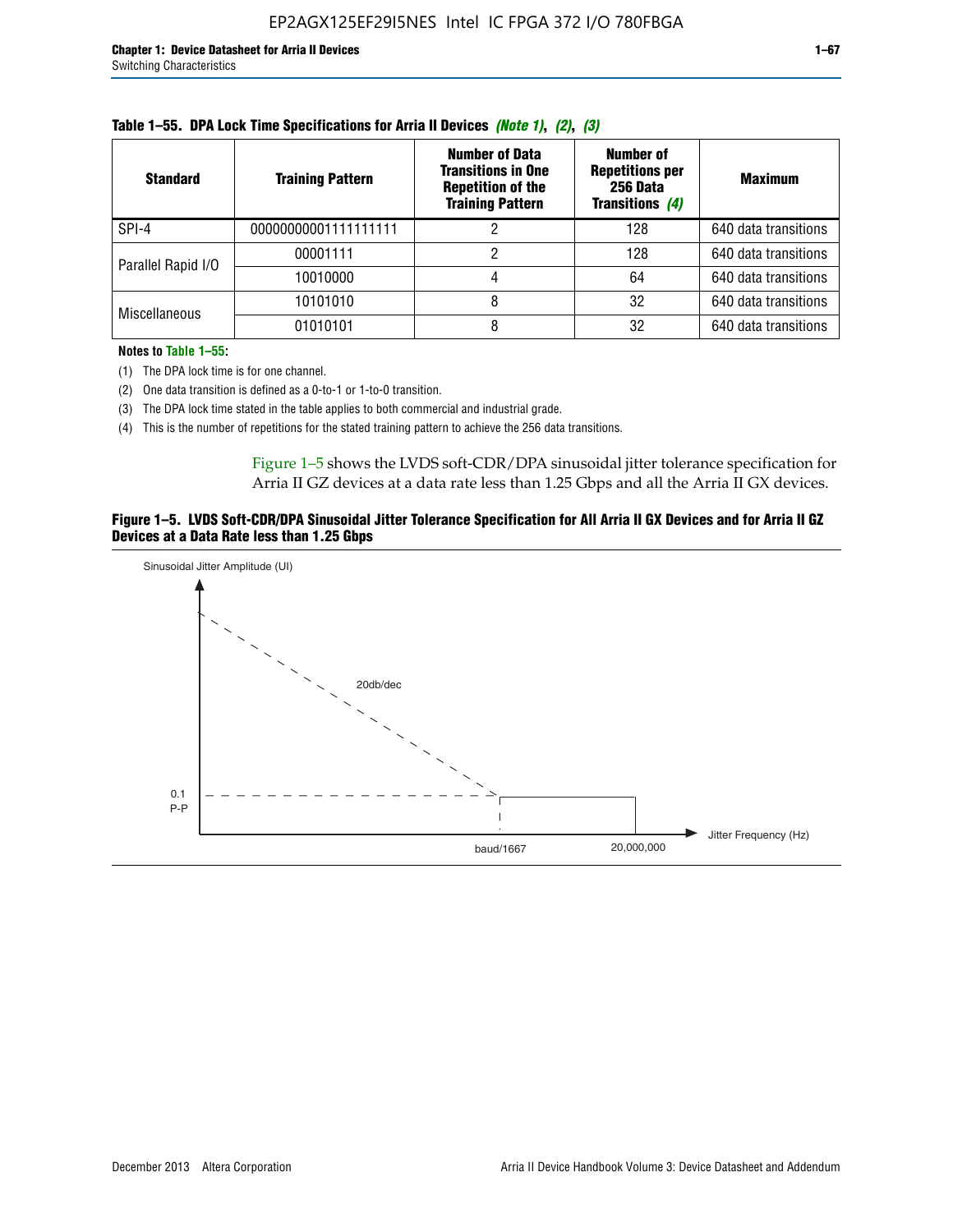**Table 1–55. DPA Lock Time Specifications for Arria II Devices *(Note 1)*, *(2)*, *(3)***

| Standard | Training Pattern | Number of Data Transitions in One Repetition of the Training Pattern | Number of Repetitions per 256 Data Transitions *(4)* | Maximum |
|---|---|---|---|---|
| SPI-4 | 00000000001111111111 | 2 | 128 | 640 data transitions |
| Parallel Rapid I/O | 00001111 | 2 | 128 | 640 data transitions |
| | 10010000 | 4 | 64 | 640 data transitions |
| Miscellaneous | 10101010 | 8 | 32 | 640 data transitions |
| | 01010101 | 8 | 32 | 640 data transitions |

**Notes to Table 1–55:**

(1) The DPA lock time is for one channel.

(2) One data transition is defined as a 0-to-1 or 1-to-0 transition.

(3) The DPA lock time stated in the table applies to both commercial and industrial grade.

(4) This is the number of repetitions for the stated training pattern to achieve the 256 data transitions.

Figure 1–5 shows the LVDS soft-CDR/DPA sinusoidal jitter tolerance specification for Arria II GZ devices at a data rate less than 1.25 Gbps and all the Arria II GX devices.

**Figure 1–5. LVDS Soft-CDR/DPA Sinusoidal Jitter Tolerance Specification for All Arria II GX Devices and for Arria II GZ Devices at a Data Rate less than 1.25 Gbps**

Sinusoidal Jitter Amplitude (UI)

20db/dec

0.1 P-P

baud/1667

20,000,000

Jitter Frequency (Hz)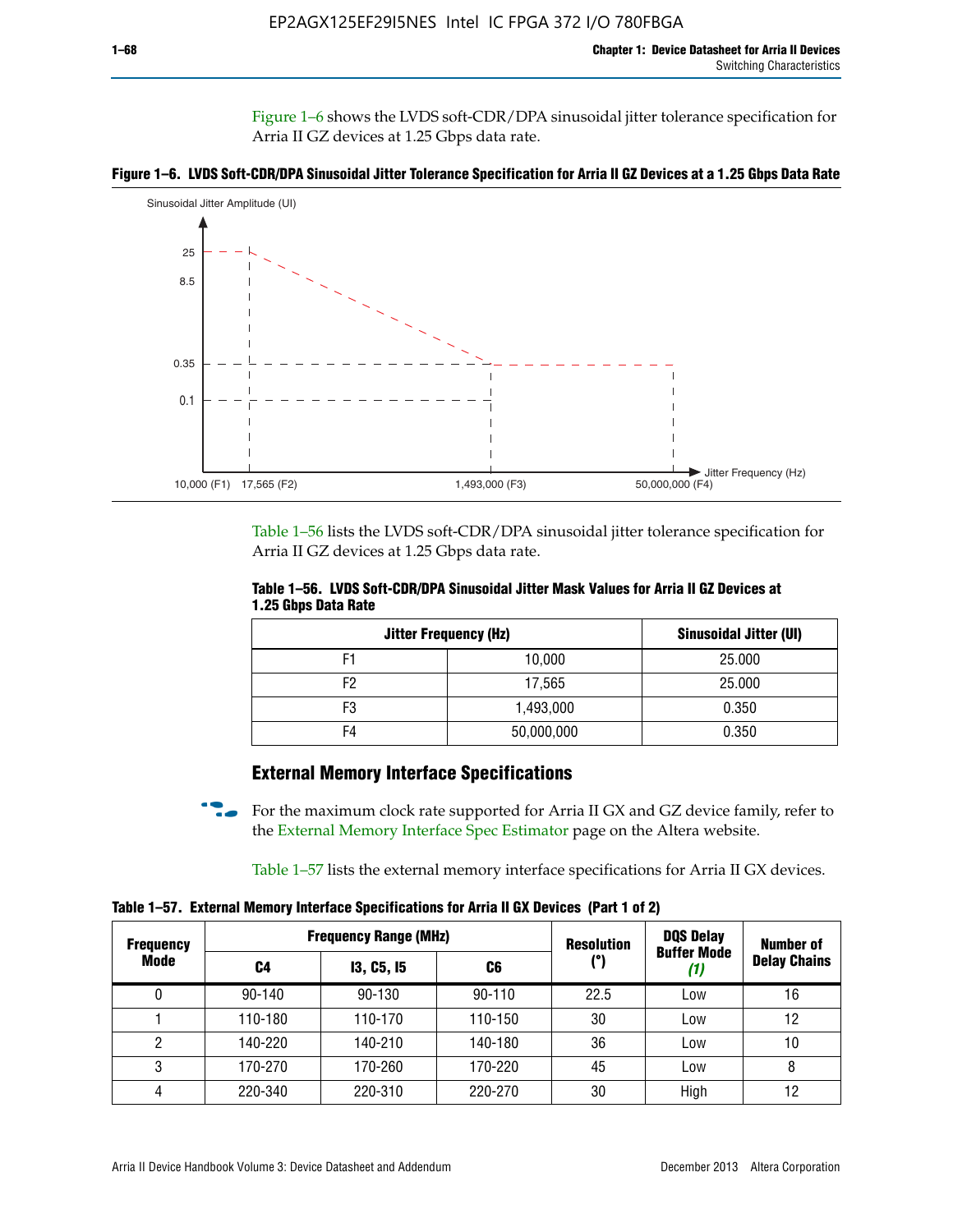Figure 1–6 shows the LVDS soft-CDR/DPA sinusoidal jitter tolerance specification for Arria II GZ devices at 1.25 Gbps data rate.

**Figure 1–6. LVDS Soft-CDR/DPA Sinusoidal Jitter Tolerance Specification for Arria II GZ Devices at a 1.25 Gbps Data Rate**

Sinusoidal Jitter Amplitude (UI)

25
8.5
0.35
0.1

10,000 (F1) 17,565 (F2) 1,493,000 (F3) 50,000,000 (F4) Jitter Frequency (Hz)

Table 1–56 lists the LVDS soft-CDR/DPA sinusoidal jitter tolerance specification for Arria II GZ devices at 1.25 Gbps data rate.

**Table 1–56. LVDS Soft-CDR/DPA Sinusoidal Jitter Mask Values for Arria II GZ Devices at 1.25 Gbps Data Rate**

| Jitter Frequency (Hz) | | Sinusoidal Jitter (UI) |
|---|---|---|
| F1 | 10,000 | 25.000 |
| F2 | 17,565 | 25.000 |
| F3 | 1,493,000 | 0.350 |
| F4 | 50,000,000 | 0.350 |

## External Memory Interface Specifications

For the maximum clock rate supported for Arria II GX and GZ device family, refer to the External Memory Interface Spec Estimator page on the Altera website.

Table 1–57 lists the external memory interface specifications for Arria II GX devices.

**Table 1–57. External Memory Interface Specifications for Arria II GX Devices (Part 1 of 2)**

| Frequency Mode | Frequency Range (MHz) | | | Resolution (°) | DQS Delay Buffer Mode *(1)* | Number of Delay Chains |
|---|---|---|---|---|---|---|
| | C4 | I3, C5, I5 | C6 | | | |
| 0 | 90-140 | 90-130 | 90-110 | 22.5 | Low | 16 |
| 1 | 110-180 | 110-170 | 110-150 | 30 | Low | 12 |
| 2 | 140-220 | 140-210 | 140-180 | 36 | Low | 10 |
| 3 | 170-270 | 170-260 | 170-220 | 45 | Low | 8 |
| 4 | 220-340 | 220-310 | 220-270 | 30 | High | 12 |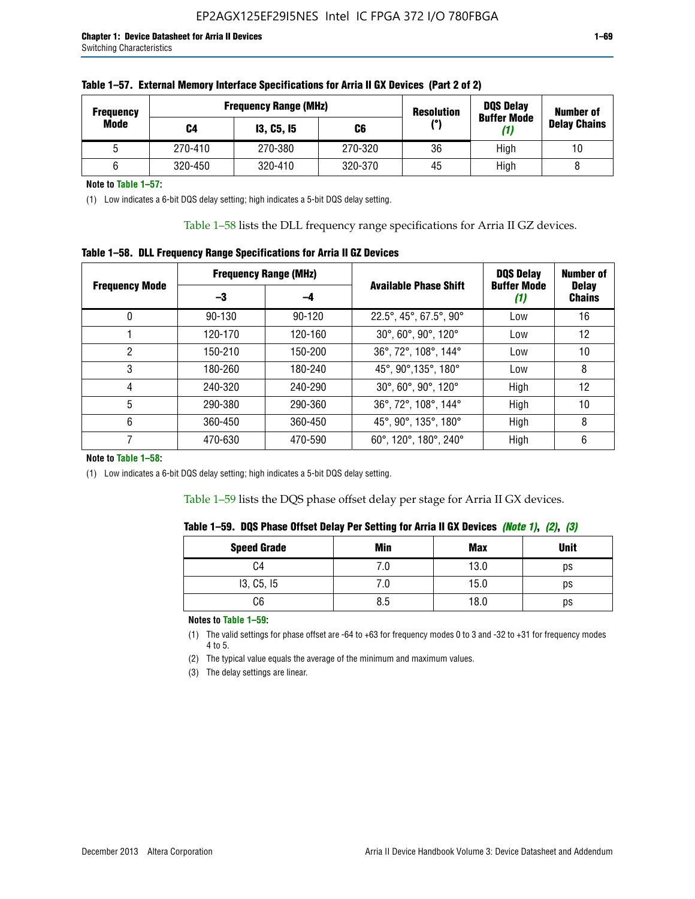**Table 1–57. External Memory Interface Specifications for Arria II GX Devices (Part 2 of 2)**

| Frequency Mode | Frequency Range (MHz) | | | Resolution (°) | DQS Delay Buffer Mode (1) | Number of Delay Chains |
|---|---|---|---|---|---|---|
| | C4 | I3, C5, I5 | C6 | | | |
| 5 | 270-410 | 270-380 | 270-320 | 36 | High | 10 |
| 6 | 320-450 | 320-410 | 320-370 | 45 | High | 8 |

**Note to Table 1–57:**

(1) Low indicates a 6-bit DQS delay setting; high indicates a 5-bit DQS delay setting.

Table 1–58 lists the DLL frequency range specifications for Arria II GZ devices.

**Table 1–58. DLL Frequency Range Specifications for Arria II GZ Devices**

| Frequency Mode | Frequency Range (MHz) | | Available Phase Shift | DQS Delay Buffer Mode (1) | Number of Delay Chains |
|---|---|---|---|---|---|
| | –3 | –4 | | | |
| 0 | 90-130 | 90-120 | 22.5°, 45°, 67.5°, 90° | Low | 16 |
| 1 | 120-170 | 120-160 | 30°, 60°, 90°, 120° | Low | 12 |
| 2 | 150-210 | 150-200 | 36°, 72°, 108°, 144° | Low | 10 |
| 3 | 180-260 | 180-240 | 45°, 90°,135°, 180° | Low | 8 |
| 4 | 240-320 | 240-290 | 30°, 60°, 90°, 120° | High | 12 |
| 5 | 290-380 | 290-360 | 36°, 72°, 108°, 144° | High | 10 |
| 6 | 360-450 | 360-450 | 45°, 90°, 135°, 180° | High | 8 |
| 7 | 470-630 | 470-590 | 60°, 120°, 180°, 240° | High | 6 |

**Note to Table 1–58:**

(1) Low indicates a 6-bit DQS delay setting; high indicates a 5-bit DQS delay setting.

Table 1–59 lists the DQS phase offset delay per stage for Arria II GX devices.

**Table 1–59. DQS Phase Offset Delay Per Setting for Arria II GX Devices** *(Note 1)*, *(2)*, *(3)*

| Speed Grade | Min | Max | Unit |
|---|---|---|---|
| C4 | 7.0 | 13.0 | ps |
| I3, C5, I5 | 7.0 | 15.0 | ps |
| C6 | 8.5 | 18.0 | ps |

**Notes to Table 1–59:**

(1) The valid settings for phase offset are -64 to +63 for frequency modes 0 to 3 and -32 to +31 for frequency modes 4 to 5.

(2) The typical value equals the average of the minimum and maximum values.

(3) The delay settings are linear.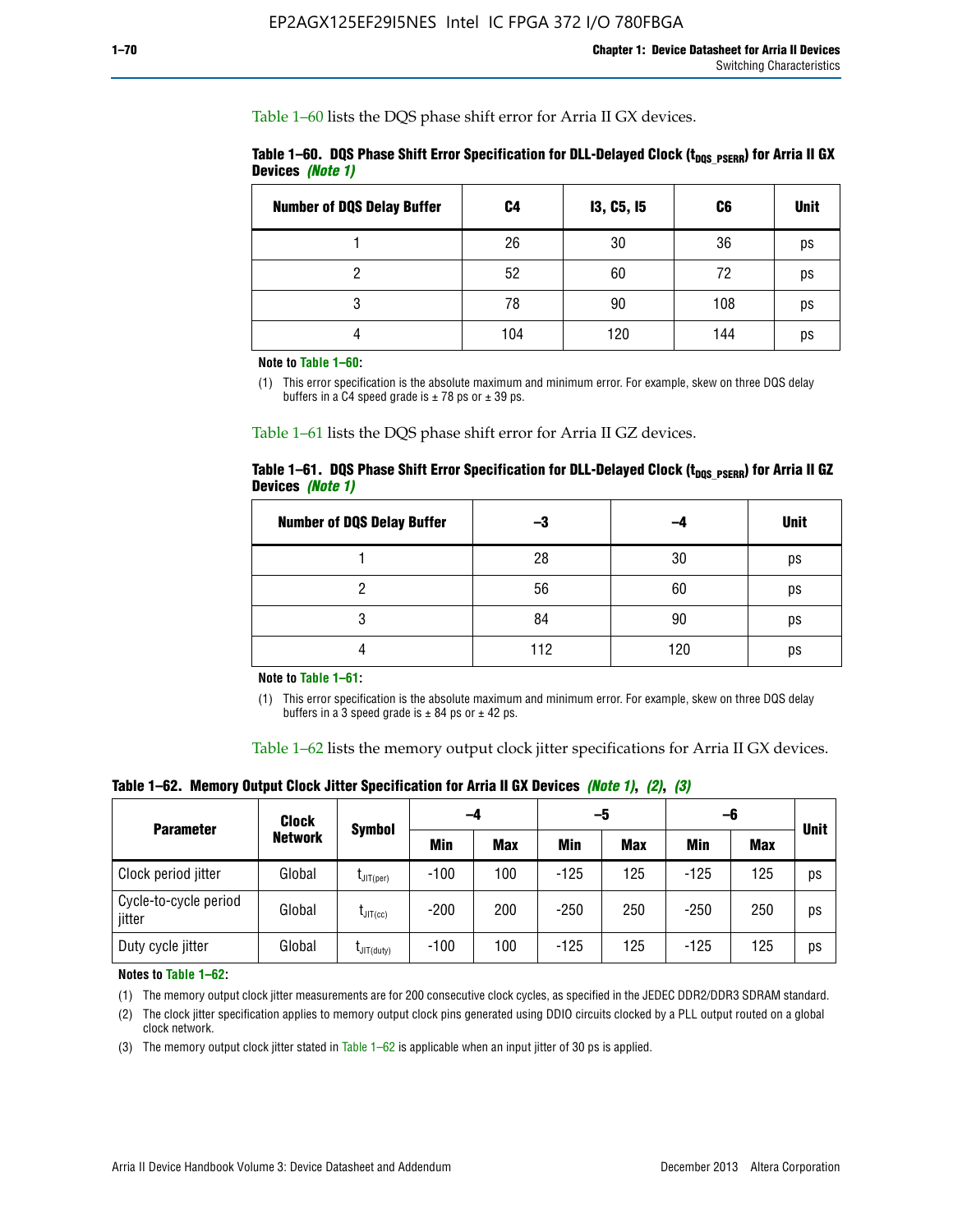Table 1–60 lists the DQS phase shift error for Arria II GX devices.

**Table 1–60. DQS Phase Shift Error Specification for DLL-Delayed Clock ($t_{DQS\_PSERR}$) for Arria II GX Devices** ***(Note 1)***

| Number of DQS Delay Buffer | C4 | I3, C5, I5 | C6 | Unit |
|---|---|---|---|---|
| 1 | 26 | 30 | 36 | ps |
| 2 | 52 | 60 | 72 | ps |
| 3 | 78 | 90 | 108 | ps |
| 4 | 104 | 120 | 144 | ps |

**Note to Table 1–60:**

(1) This error specification is the absolute maximum and minimum error. For example, skew on three DQS delay buffers in a C4 speed grade is ± 78 ps or ± 39 ps.

Table 1–61 lists the DQS phase shift error for Arria II GZ devices.

**Table 1–61. DQS Phase Shift Error Specification for DLL-Delayed Clock ($t_{DQS\_PSERR}$) for Arria II GZ Devices** ***(Note 1)***

| Number of DQS Delay Buffer | –3 | –4 | Unit |
|---|---|---|---|
| 1 | 28 | 30 | ps |
| 2 | 56 | 60 | ps |
| 3 | 84 | 90 | ps |
| 4 | 112 | 120 | ps |

**Note to Table 1–61:**

(1) This error specification is the absolute maximum and minimum error. For example, skew on three DQS delay buffers in a 3 speed grade is ± 84 ps or ± 42 ps.

Table 1–62 lists the memory output clock jitter specifications for Arria II GX devices.

**Table 1–62. Memory Output Clock Jitter Specification for Arria II GX Devices** ***(Note 1), (2), (3)***

| Parameter | Clock Network | Symbol | –4 | | –5 | | –6 | | Unit |
|---|---|---|---|---|---|---|---|---|---|
| | | | Min | Max | Min | Max | Min | Max | |
| Clock period jitter | Global | $t_{JIT(per)}$ | -100 | 100 | -125 | 125 | -125 | 125 | ps |
| Cycle-to-cycle period jitter | Global | $t_{JIT(cc)}$ | -200 | 200 | -250 | 250 | -250 | 250 | ps |
| Duty cycle jitter | Global | $t_{JIT(duty)}$ | -100 | 100 | -125 | 125 | -125 | 125 | ps |

**Notes to Table 1–62:**

(1) The memory output clock jitter measurements are for 200 consecutive clock cycles, as specified in the JEDEC DDR2/DDR3 SDRAM standard.

(2) The clock jitter specification applies to memory output clock pins generated using DDIO circuits clocked by a PLL output routed on a global clock network.

(3) The memory output clock jitter stated in Table 1–62 is applicable when an input jitter of 30 ps is applied.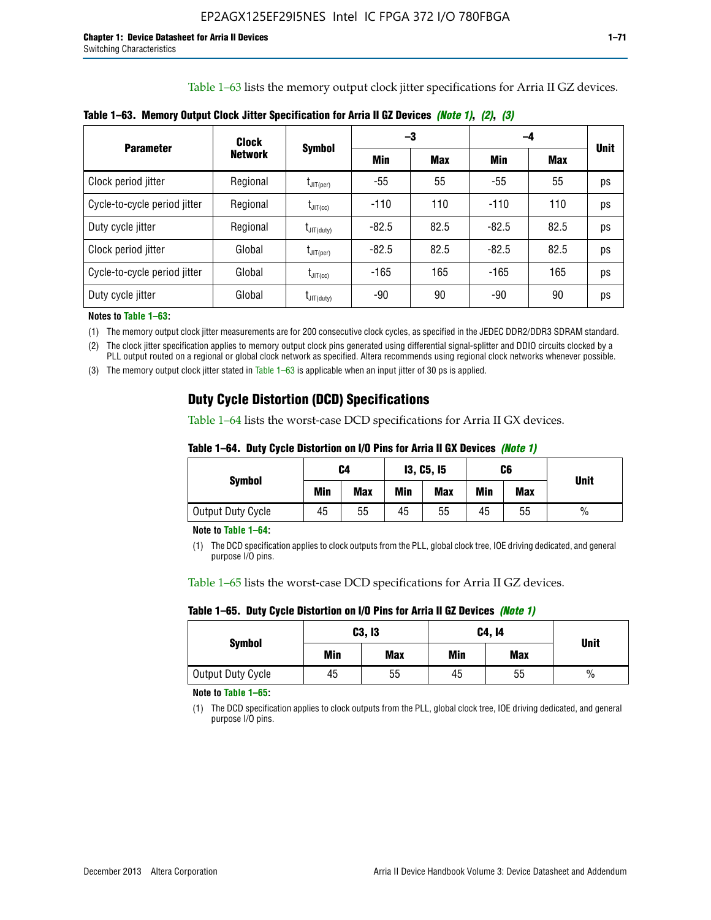Table 1–63 lists the memory output clock jitter specifications for Arria II GZ devices.

**Table 1–63. Memory Output Clock Jitter Specification for Arria II GZ Devices *(Note 1)*, *(2)*, *(3)***

| Parameter | Clock Network | Symbol | –3 | | –4 | | Unit |
|---|---|---|---|---|---|---|---|
| | | | Min | Max | Min | Max | |
| Clock period jitter | Regional | $t_{JIT(per)}$ | -55 | 55 | -55 | 55 | ps |
| Cycle-to-cycle period jitter | Regional | $t_{JIT(cc)}$ | -110 | 110 | -110 | 110 | ps |
| Duty cycle jitter | Regional | $t_{JIT(duty)}$ | -82.5 | 82.5 | -82.5 | 82.5 | ps |
| Clock period jitter | Global | $t_{JIT(per)}$ | -82.5 | 82.5 | -82.5 | 82.5 | ps |
| Cycle-to-cycle period jitter | Global | $t_{JIT(cc)}$ | -165 | 165 | -165 | 165 | ps |
| Duty cycle jitter | Global | $t_{JIT(duty)}$ | -90 | 90 | -90 | 90 | ps |

**Notes to Table 1–63:**

(1) The memory output clock jitter measurements are for 200 consecutive clock cycles, as specified in the JEDEC DDR2/DDR3 SDRAM standard.

(2) The clock jitter specification applies to memory output clock pins generated using differential signal-splitter and DDIO circuits clocked by a PLL output routed on a regional or global clock network as specified. Altera recommends using regional clock networks whenever possible.

(3) The memory output clock jitter stated in Table 1–63 is applicable when an input jitter of 30 ps is applied.

## Duty Cycle Distortion (DCD) Specifications

Table 1–64 lists the worst-case DCD specifications for Arria II GX devices.

**Table 1–64. Duty Cycle Distortion on I/O Pins for Arria II GX Devices *(Note 1)***

| Symbol | C4 | | I3, C5, I5 | | C6 | | Unit |
|---|---|---|---|---|---|---|---|
| | Min | Max | Min | Max | Min | Max | |
| Output Duty Cycle | 45 | 55 | 45 | 55 | 45 | 55 | % |

**Note to Table 1–64:**

(1) The DCD specification applies to clock outputs from the PLL, global clock tree, IOE driving dedicated, and general purpose I/O pins.

Table 1–65 lists the worst-case DCD specifications for Arria II GZ devices.

**Table 1–65. Duty Cycle Distortion on I/O Pins for Arria II GZ Devices *(Note 1)***

| Symbol | C3, I3 | | C4, I4 | | Unit |
|---|---|---|---|---|---|
| | Min | Max | Min | Max | |
| Output Duty Cycle | 45 | 55 | 45 | 55 | % |

**Note to Table 1–65:**

(1) The DCD specification applies to clock outputs from the PLL, global clock tree, IOE driving dedicated, and general purpose I/O pins.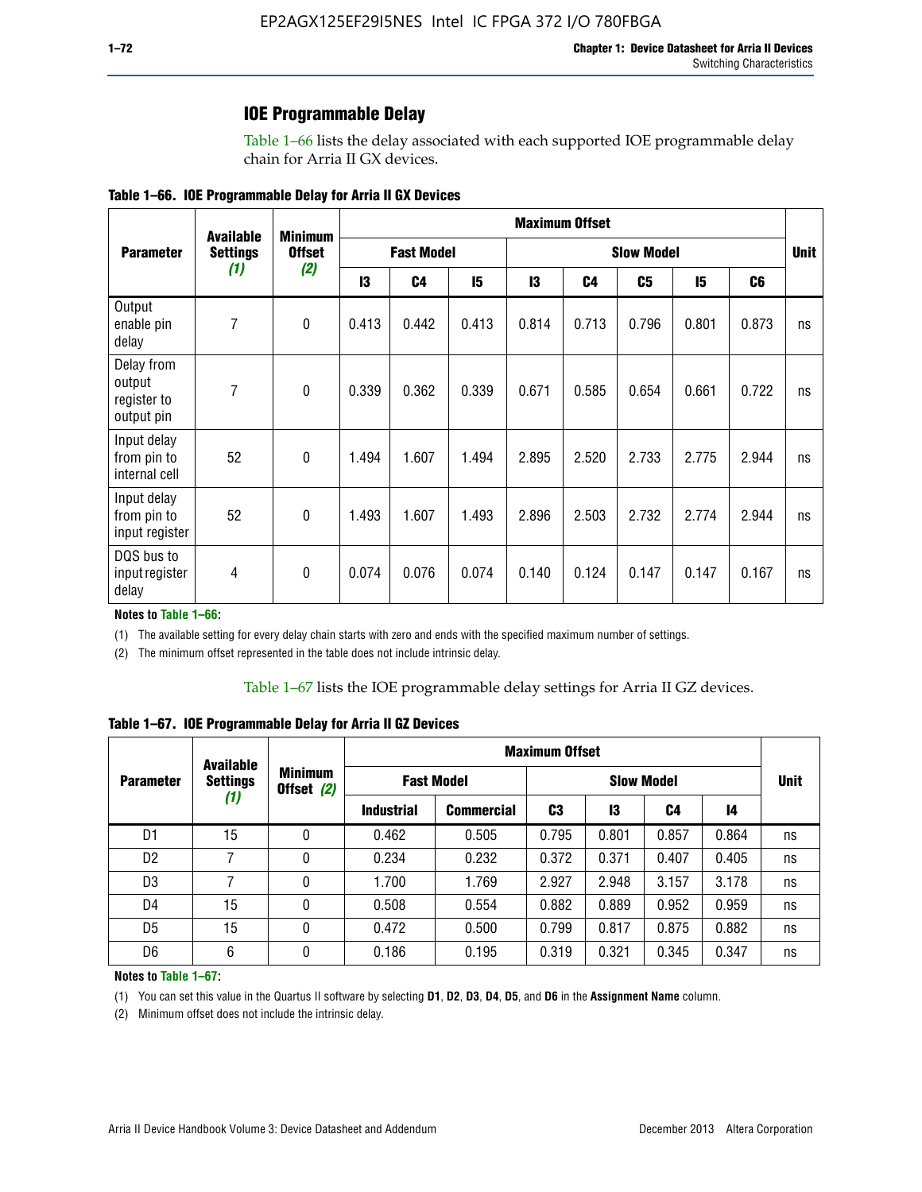## IOE Programmable Delay

Table 1–66 lists the delay associated with each supported IOE programmable delay chain for Arria II GX devices.

**Table 1–66. IOE Programmable Delay for Arria II GX Devices**

| Parameter | Available Settings *(1)* | Minimum Offset *(2)* | Maximum Offset | | | | | | | | Unit |
|---|---|---|---|---|---|---|---|---|---|---|---|
| | | | Fast Model | | | Slow Model | | | | | |
| | | | I3 | C4 | I5 | I3 | C4 | C5 | I5 | C6 | |
| Output enable pin delay | 7 | 0 | 0.413 | 0.442 | 0.413 | 0.814 | 0.713 | 0.796 | 0.801 | 0.873 | ns |
| Delay from output register to output pin | 7 | 0 | 0.339 | 0.362 | 0.339 | 0.671 | 0.585 | 0.654 | 0.661 | 0.722 | ns |
| Input delay from pin to internal cell | 52 | 0 | 1.494 | 1.607 | 1.494 | 2.895 | 2.520 | 2.733 | 2.775 | 2.944 | ns |
| Input delay from pin to input register | 52 | 0 | 1.493 | 1.607 | 1.493 | 2.896 | 2.503 | 2.732 | 2.774 | 2.944 | ns |
| DQS bus to input register delay | 4 | 0 | 0.074 | 0.076 | 0.074 | 0.140 | 0.124 | 0.147 | 0.147 | 0.167 | ns |

**Notes to Table 1–66:**

(1) The available setting for every delay chain starts with zero and ends with the specified maximum number of settings.

(2) The minimum offset represented in the table does not include intrinsic delay.

Table 1–67 lists the IOE programmable delay settings for Arria II GZ devices.

**Table 1–67. IOE Programmable Delay for Arria II GZ Devices**

| Parameter | Available Settings *(1)* | Minimum Offset *(2)* | Maximum Offset | | | | | | Unit |
|---|---|---|---|---|---|---|---|---|---|
| | | | Fast Model | | Slow Model | | | | |
| | | | Industrial | Commercial | C3 | I3 | C4 | I4 | |
| D1 | 15 | 0 | 0.462 | 0.505 | 0.795 | 0.801 | 0.857 | 0.864 | ns |
| D2 | 7 | 0 | 0.234 | 0.232 | 0.372 | 0.371 | 0.407 | 0.405 | ns |
| D3 | 7 | 0 | 1.700 | 1.769 | 2.927 | 2.948 | 3.157 | 3.178 | ns |
| D4 | 15 | 0 | 0.508 | 0.554 | 0.882 | 0.889 | 0.952 | 0.959 | ns |
| D5 | 15 | 0 | 0.472 | 0.500 | 0.799 | 0.817 | 0.875 | 0.882 | ns |
| D6 | 6 | 0 | 0.186 | 0.195 | 0.319 | 0.321 | 0.345 | 0.347 | ns |

**Notes to Table 1–67:**

(1) You can set this value in the Quartus II software by selecting **D1**, **D2**, **D3**, **D4**, **D5**, and **D6** in the **Assignment Name** column.

(2) Minimum offset does not include the intrinsic delay.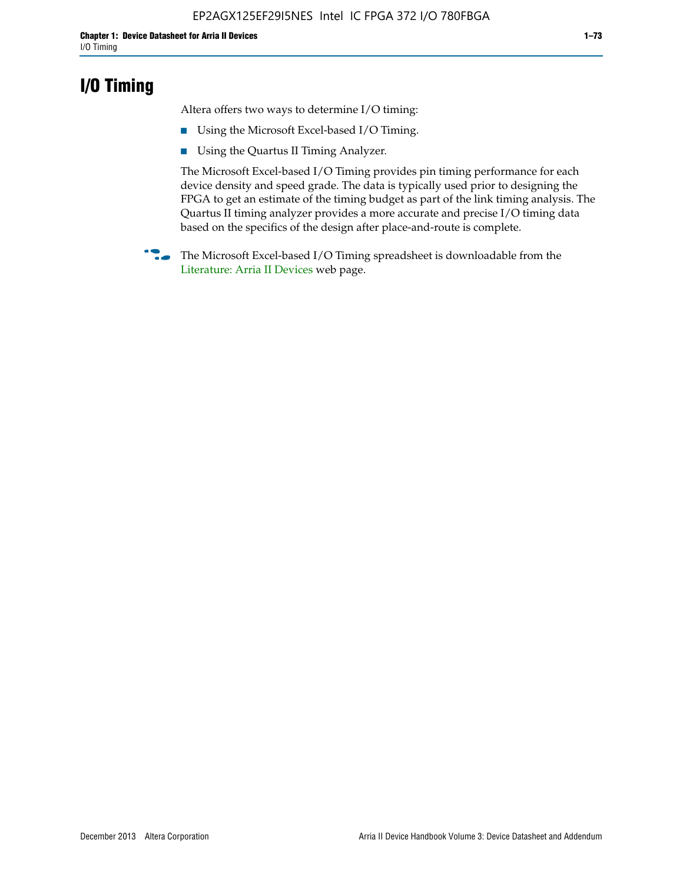# I/O Timing

Altera offers two ways to determine I/O timing:

- Using the Microsoft Excel-based I/O Timing.
- Using the Quartus II Timing Analyzer.

The Microsoft Excel-based I/O Timing provides pin timing performance for each device density and speed grade. The data is typically used prior to designing the FPGA to get an estimate of the timing budget as part of the link timing analysis. The Quartus II timing analyzer provides a more accurate and precise I/O timing data based on the specifics of the design after place-and-route is complete.

The Microsoft Excel-based I/O Timing spreadsheet is downloadable from the Literature: Arria II Devices web page.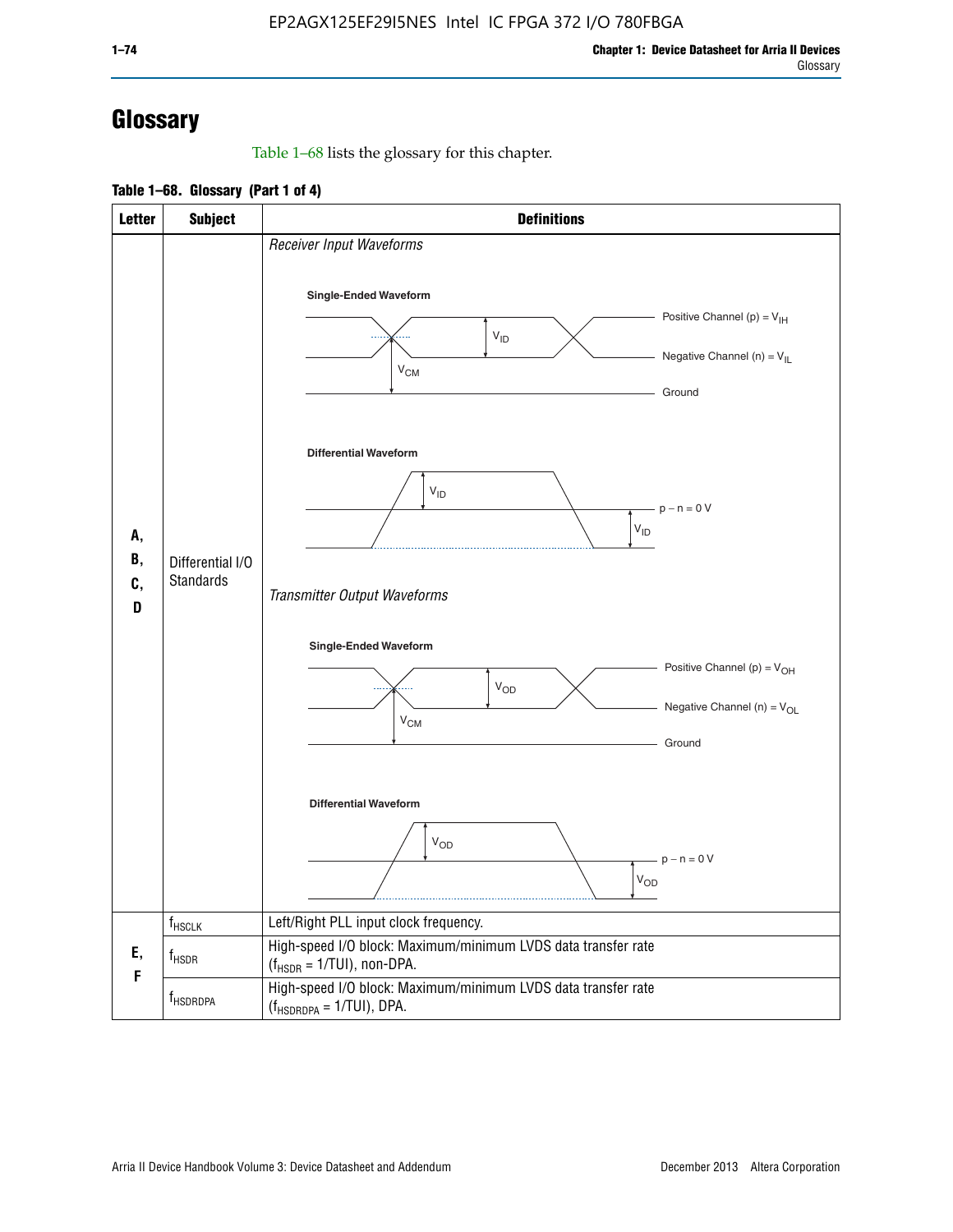# Glossary

Table 1–68 lists the glossary for this chapter.

**Table 1–68. Glossary (Part 1 of 4)**

| Letter | Subject | Definitions |
|---|---|---|
| A, B, C, D | Differential I/O Standards | *Receiver Input Waveforms*<br>**Single-Ended Waveform**: Positive Channel (p) = $V_{IH}$; Negative Channel (n) = $V_{IL}$; $V_{ID}$; $V_{CM}$; Ground<br>**Differential Waveform**: $V_{ID}$; p − n = 0 V; $V_{ID}$<br>*Transmitter Output Waveforms*<br>**Single-Ended Waveform**: Positive Channel (p) = $V_{OH}$; Negative Channel (n) = $V_{OL}$; $V_{OD}$; $V_{CM}$; Ground<br>**Differential Waveform**: $V_{OD}$; p − n = 0 V; $V_{OD}$ |
| E, F | $f_{HSCLK}$ | Left/Right PLL input clock frequency. |
| | $f_{HSDR}$ | High-speed I/O block: Maximum/minimum LVDS data transfer rate ($f_{HSDR}$ = 1/TUI), non-DPA. |
| | $f_{HSDRDPA}$ | High-speed I/O block: Maximum/minimum LVDS data transfer rate ($f_{HSDRDPA}$ = 1/TUI), DPA. |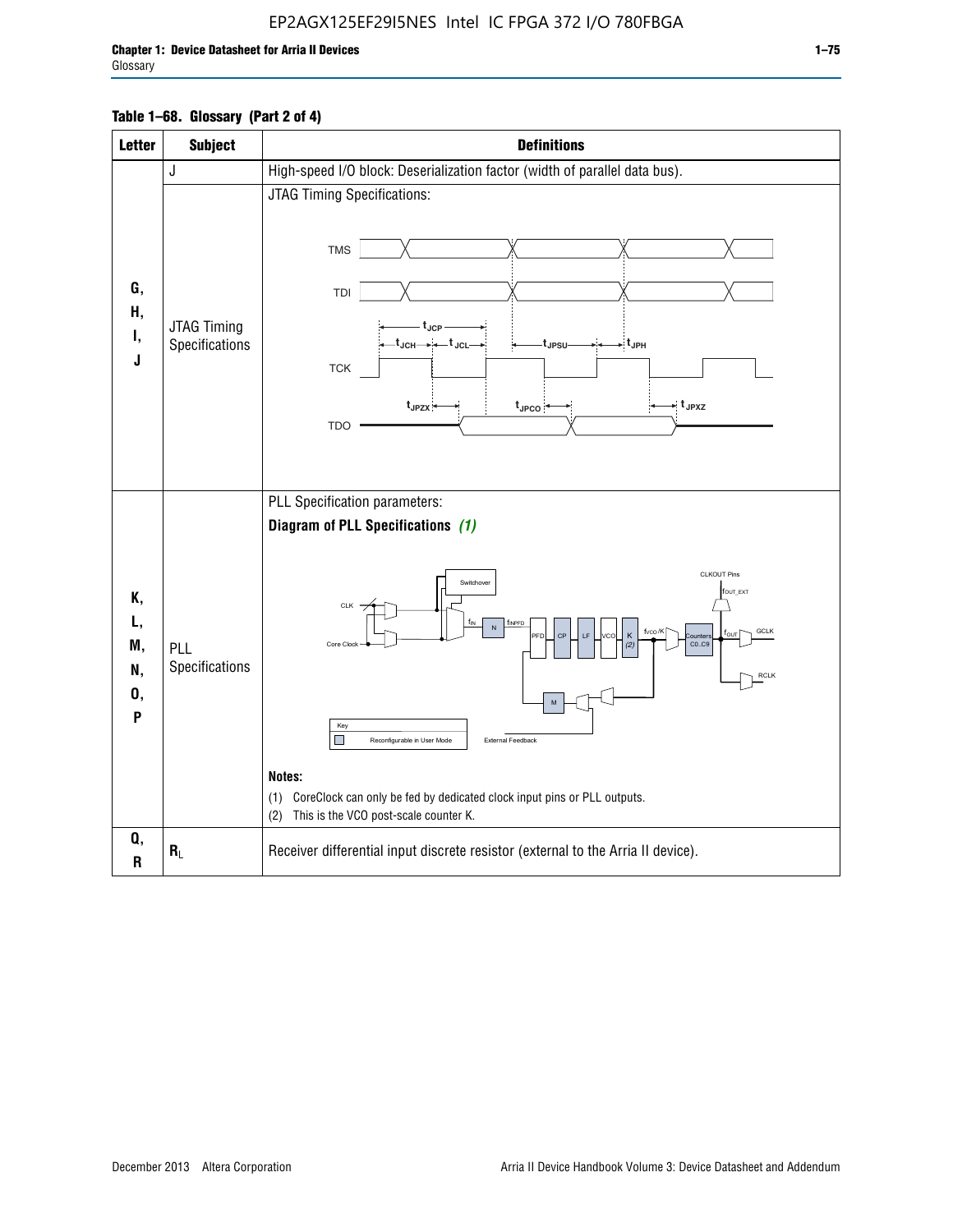**Table 1–68. Glossary (Part 2 of 4)**

| Letter | Subject | Definitions |
|---|---|---|
| G, H, I, J | J | High-speed I/O block: Deserialization factor (width of parallel data bus). |
| | JTAG Timing Specifications | JTAG Timing Specifications: TMS, TDI, TCK, TDO; $t_{JCP}$, $t_{JCH}$, $t_{JCL}$, $t_{JPSU}$, $t_{JPH}$, $t_{JPZX}$, $t_{JPCO}$, $t_{JPXZ}$ |
| K, L, M, N, O, P | PLL Specifications | PLL Specification parameters:<br>**Diagram of PLL Specifications** *(1)*<br>Switchover, CLK, Core Clock, $f_{IN}$, N, $f_{INPFD}$, PFD, CP, LF, VCO, K (2), $f_{VCO}/K$, Counters C0..C9, $f_{OUT}$, CLKOUT Pins $f_{OUT\_EXT}$, GCLK, RCLK, M, External Feedback. Key: Reconfigurable in User Mode<br>**Notes:**<br>(1) CoreClock can only be fed by dedicated clock input pins or PLL outputs.<br>(2) This is the VCO post-scale counter K. |
| Q, R | $R_L$ | Receiver differential input discrete resistor (external to the Arria II device). |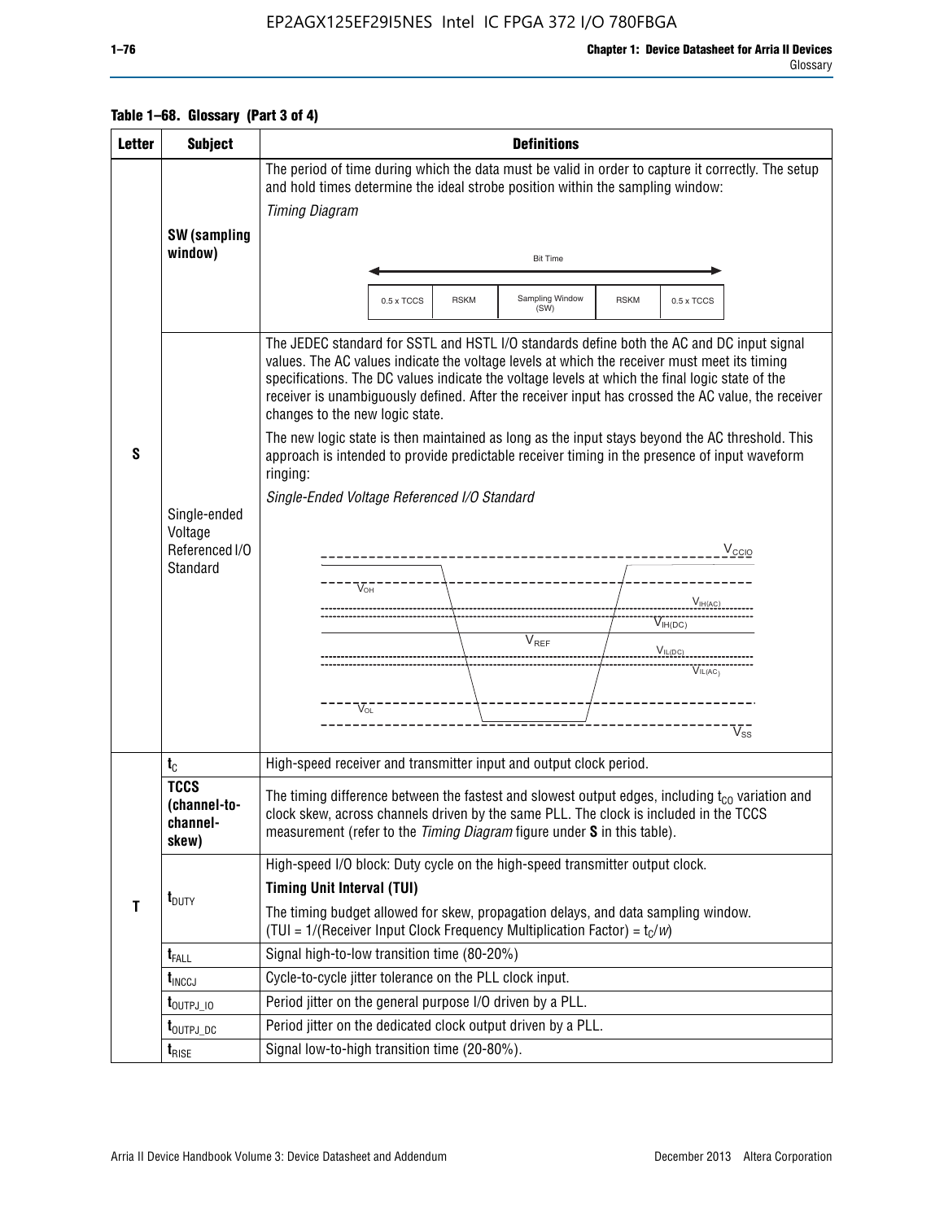**Table 1–68. Glossary (Part 3 of 4)**

| Letter | Subject | Definitions |
|---|---|---|
| S | **SW (sampling window)** | The period of time during which the data must be valid in order to capture it correctly. The setup and hold times determine the ideal strobe position within the sampling window: *Timing Diagram* Bit Time: 0.5 x TCCS, RSKM, Sampling Window (SW), RSKM, 0.5 x TCCS |
| | Single-ended Voltage Referenced I/O Standard | The JEDEC standard for SSTL and HSTL I/O standards define both the AC and DC input signal values. The AC values indicate the voltage levels at which the receiver must meet its timing specifications. The DC values indicate the voltage levels at which the final logic state of the receiver is unambiguously defined. After the receiver input has crossed the AC value, the receiver changes to the new logic state. The new logic state is then maintained as long as the input stays beyond the AC threshold. This approach is intended to provide predictable receiver timing in the presence of input waveform ringing: *Single-Ended Voltage Referenced I/O Standard* ($V_{CCIO}$, $V_{OH}$, $V_{IH(AC)}$, $V_{IH(DC)}$, $V_{REF}$, $V_{IL(DC)}$, $V_{IL(AC)}$, $V_{OL}$, $V_{SS}$) |
| T | $t_C$ | High-speed receiver and transmitter input and output clock period. |
| | **TCCS (channel-to-channel-skew)** | The timing difference between the fastest and slowest output edges, including $t_{CO}$ variation and clock skew, across channels driven by the same PLL. The clock is included in the TCCS measurement (refer to the *Timing Diagram* figure under **S** in this table). |
| | $t_{DUTY}$ | High-speed I/O block: Duty cycle on the high-speed transmitter output clock. **Timing Unit Interval (TUI)** The timing budget allowed for skew, propagation delays, and data sampling window. (TUI = 1/(Receiver Input Clock Frequency Multiplication Factor) = $t_C/w$) |
| | $t_{FALL}$ | Signal high-to-low transition time (80-20%) |
| | $t_{INCCJ}$ | Cycle-to-cycle jitter tolerance on the PLL clock input. |
| | $t_{OUTPJ\_IO}$ | Period jitter on the general purpose I/O driven by a PLL. |
| | $t_{OUTPJ\_DC}$ | Period jitter on the dedicated clock output driven by a PLL. |
| | $t_{RISE}$ | Signal low-to-high transition time (20-80%). |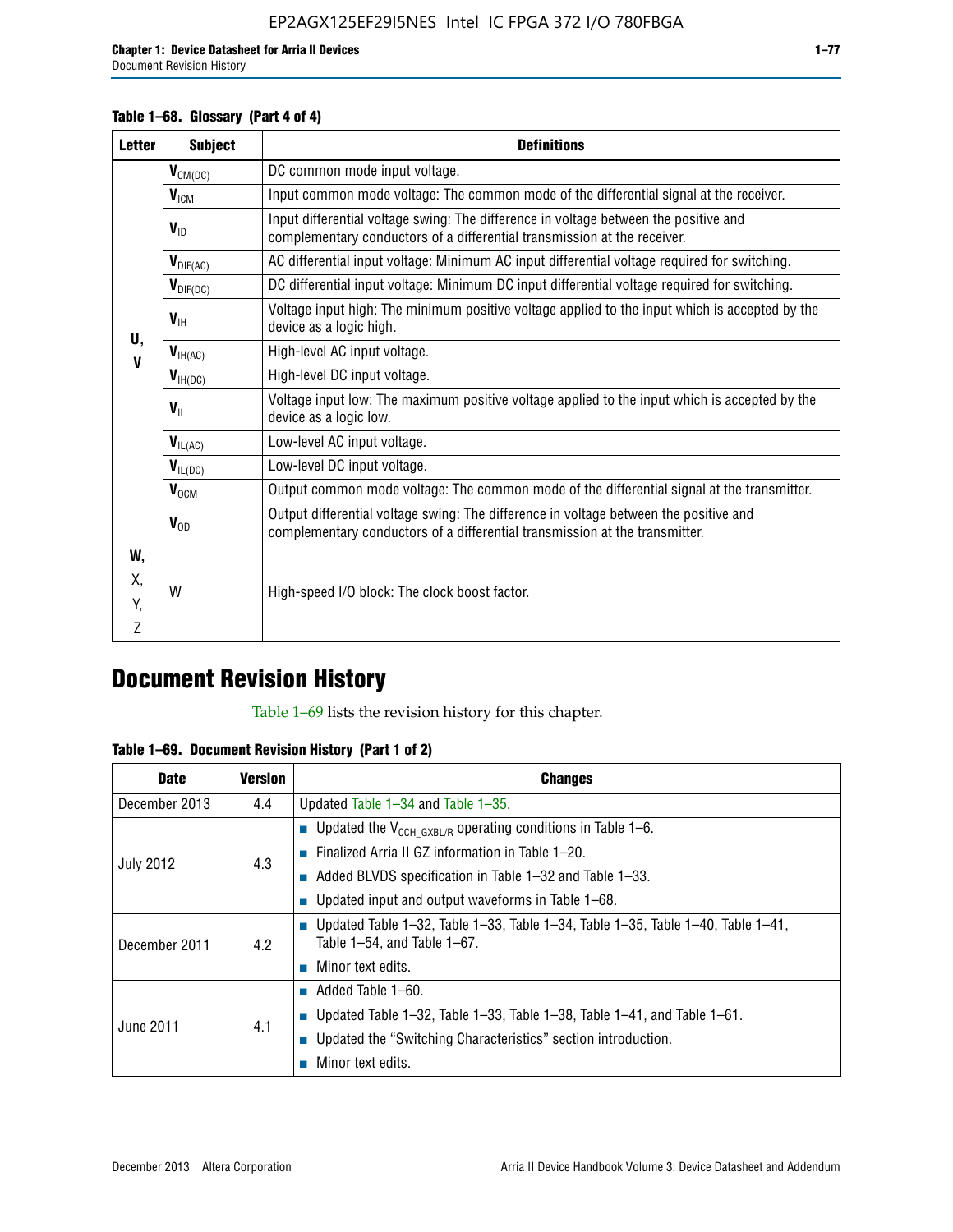**Table 1–68. Glossary (Part 4 of 4)**

| Letter | Subject | Definitions |
|---|---|---|
| U, V | $V_{CM(DC)}$ | DC common mode input voltage. |
| | $V_{ICM}$ | Input common mode voltage: The common mode of the differential signal at the receiver. |
| | $V_{ID}$ | Input differential voltage swing: The difference in voltage between the positive and complementary conductors of a differential transmission at the receiver. |
| | $V_{DIF(AC)}$ | AC differential input voltage: Minimum AC input differential voltage required for switching. |
| | $V_{DIF(DC)}$ | DC differential input voltage: Minimum DC input differential voltage required for switching. |
| | $V_{IH}$ | Voltage input high: The minimum positive voltage applied to the input which is accepted by the device as a logic high. |
| | $V_{IH(AC)}$ | High-level AC input voltage. |
| | $V_{IH(DC)}$ | High-level DC input voltage. |
| | $V_{IL}$ | Voltage input low: The maximum positive voltage applied to the input which is accepted by the device as a logic low. |
| | $V_{IL(AC)}$ | Low-level AC input voltage. |
| | $V_{IL(DC)}$ | Low-level DC input voltage. |
| | $V_{OCM}$ | Output common mode voltage: The common mode of the differential signal at the transmitter. |
| | $V_{OD}$ | Output differential voltage swing: The difference in voltage between the positive and complementary conductors of a differential transmission at the transmitter. |
| W, X, Y, Z | W | High-speed I/O block: The clock boost factor. |

# Document Revision History

Table 1–69 lists the revision history for this chapter.

**Table 1–69. Document Revision History (Part 1 of 2)**

| Date | Version | Changes |
|---|---|---|
| December 2013 | 4.4 | Updated Table 1–34 and Table 1–35. |
| July 2012 | 4.3 | ■ Updated the $V_{CCH\_GXBL/R}$ operating conditions in Table 1–6.<br>■ Finalized Arria II GZ information in Table 1–20.<br>■ Added BLVDS specification in Table 1–32 and Table 1–33.<br>■ Updated input and output waveforms in Table 1–68. |
| December 2011 | 4.2 | ■ Updated Table 1–32, Table 1–33, Table 1–34, Table 1–35, Table 1–40, Table 1–41, Table 1–54, and Table 1–67.<br>■ Minor text edits. |
| June 2011 | 4.1 | ■ Added Table 1–60.<br>■ Updated Table 1–32, Table 1–33, Table 1–38, Table 1–41, and Table 1–61.<br>■ Updated the “Switching Characteristics” section introduction.<br>■ Minor text edits. |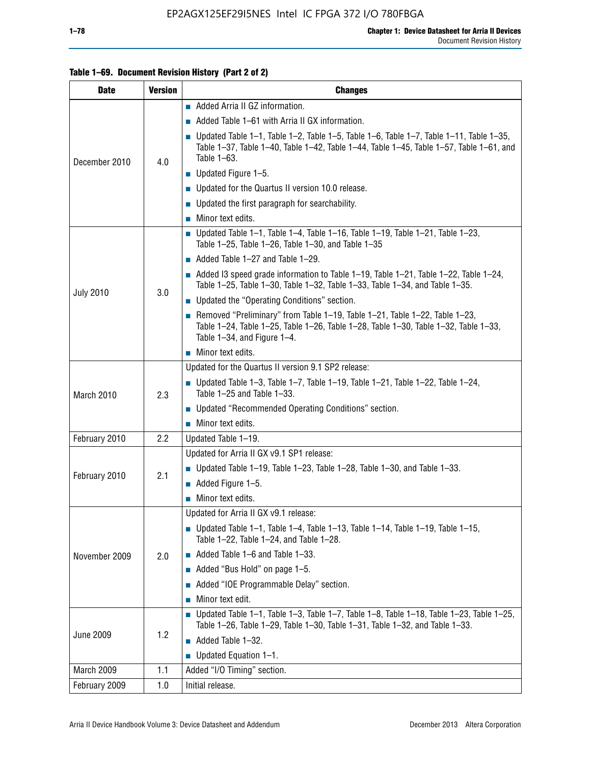**Table 1–69. Document Revision History (Part 2 of 2)**

| Date | Version | Changes |
|---|---|---|
| December 2010 | 4.0 | ■ Added Arria II GZ information.<br>■ Added Table 1–61 with Arria II GX information.<br>■ Updated Table 1–1, Table 1–2, Table 1–5, Table 1–6, Table 1–7, Table 1–11, Table 1–35, Table 1–37, Table 1–40, Table 1–42, Table 1–44, Table 1–45, Table 1–57, Table 1–61, and Table 1–63.<br>■ Updated Figure 1–5.<br>■ Updated for the Quartus II version 10.0 release.<br>■ Updated the first paragraph for searchability.<br>■ Minor text edits. |
| July 2010 | 3.0 | ■ Updated Table 1–1, Table 1–4, Table 1–16, Table 1–19, Table 1–21, Table 1–23, Table 1–25, Table 1–26, Table 1–30, and Table 1–35<br>■ Added Table 1–27 and Table 1–29.<br>■ Added I3 speed grade information to Table 1–19, Table 1–21, Table 1–22, Table 1–24, Table 1–25, Table 1–30, Table 1–32, Table 1–33, Table 1–34, and Table 1–35.<br>■ Updated the "Operating Conditions" section.<br>■ Removed "Preliminary" from Table 1–19, Table 1–21, Table 1–22, Table 1–23, Table 1–24, Table 1–25, Table 1–26, Table 1–28, Table 1–30, Table 1–32, Table 1–33, Table 1–34, and Figure 1–4.<br>■ Minor text edits. |
| March 2010 | 2.3 | Updated for the Quartus II version 9.1 SP2 release:<br>■ Updated Table 1–3, Table 1–7, Table 1–19, Table 1–21, Table 1–22, Table 1–24, Table 1–25 and Table 1–33.<br>■ Updated "Recommended Operating Conditions" section.<br>■ Minor text edits. |
| February 2010 | 2.2 | Updated Table 1–19. |
| February 2010 | 2.1 | Updated for Arria II GX v9.1 SP1 release:<br>■ Updated Table 1–19, Table 1–23, Table 1–28, Table 1–30, and Table 1–33.<br>■ Added Figure 1–5.<br>■ Minor text edits. |
| November 2009 | 2.0 | Updated for Arria II GX v9.1 release:<br>■ Updated Table 1–1, Table 1–4, Table 1–13, Table 1–14, Table 1–19, Table 1–15, Table 1–22, Table 1–24, and Table 1–28.<br>■ Added Table 1–6 and Table 1–33.<br>■ Added "Bus Hold" on page 1–5.<br>■ Added "IOE Programmable Delay" section.<br>■ Minor text edit. |
| June 2009 | 1.2 | ■ Updated Table 1–1, Table 1–3, Table 1–7, Table 1–8, Table 1–18, Table 1–23, Table 1–25, Table 1–26, Table 1–29, Table 1–30, Table 1–31, Table 1–32, and Table 1–33.<br>■ Added Table 1–32.<br>■ Updated Equation 1–1. |
| March 2009 | 1.1 | Added "I/O Timing" section. |
| February 2009 | 1.0 | Initial release. |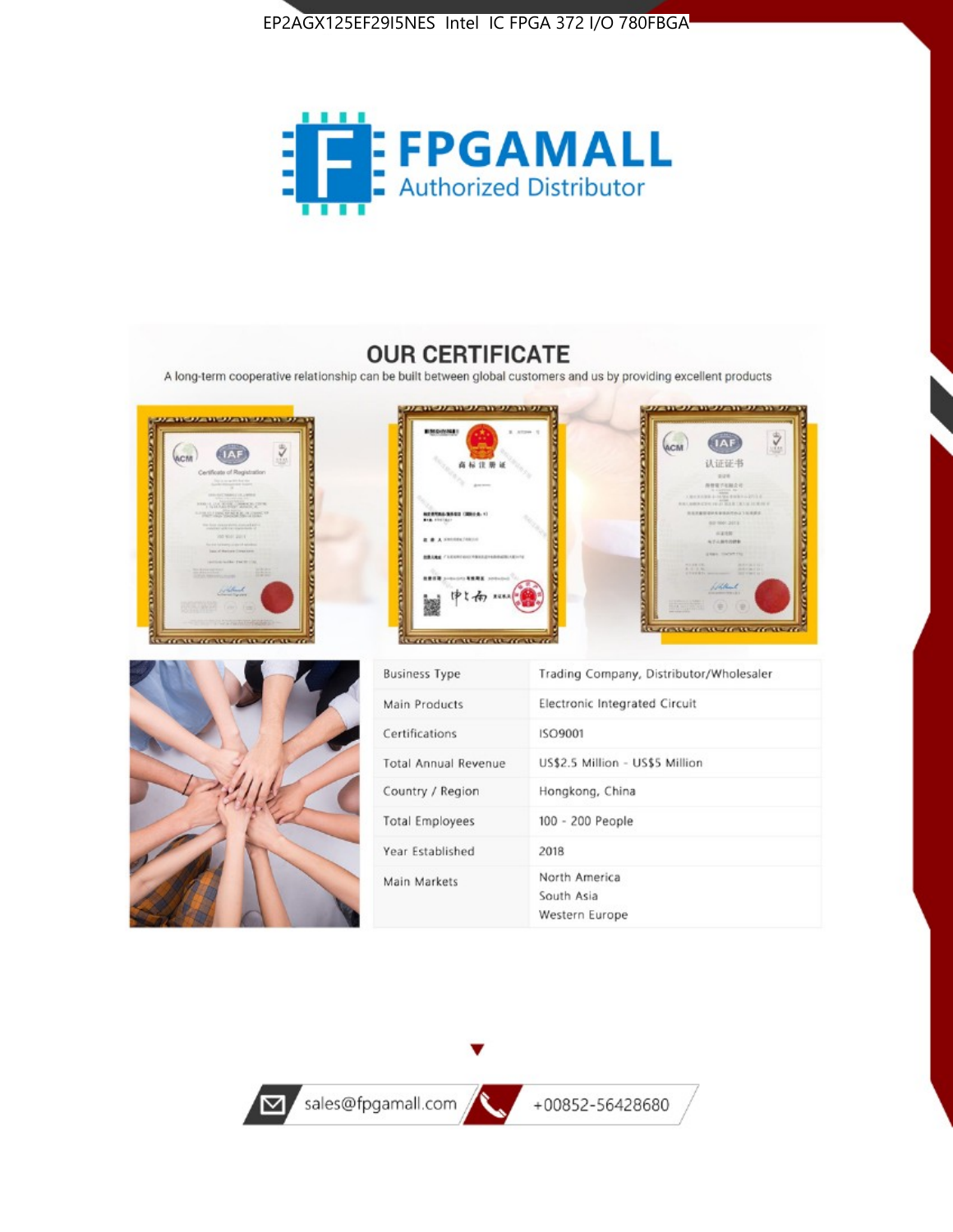FPGAMALL
Authorized Distributor

## OUR CERTIFICATE

A long-term cooperative relationship can be built between global customers and us by providing excellent products

| | |
|---|---|
| Business Type | Trading Company, Distributor/Wholesaler |
| Main Products | Electronic Integrated Circuit |
| Certifications | ISO9001 |
| Total Annual Revenue | US$2.5 Million - US$5 Million |
| Country / Region | Hongkong, China |
| Total Employees | 100 - 200 People |
| Year Established | 2018 |
| Main Markets | North America<br>South Asia<br>Western Europe |

sales@fpgamall.com

+00852-56428680